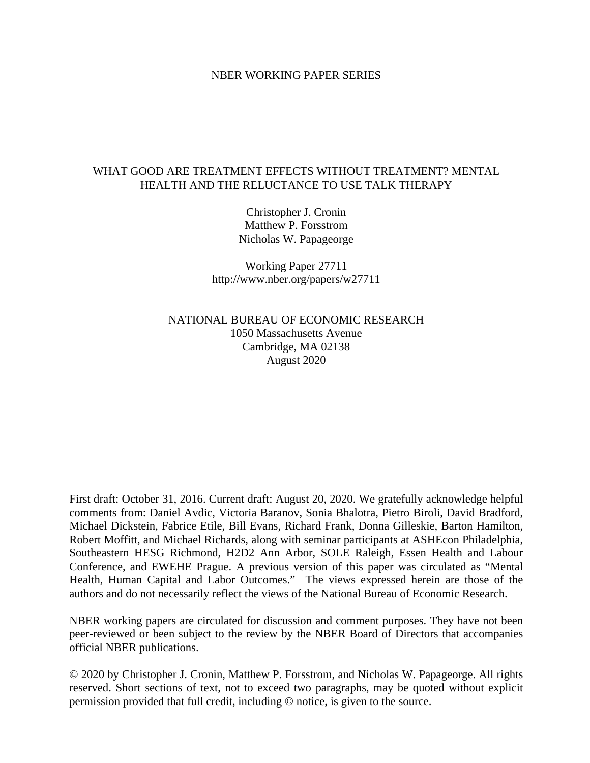NBER WORKING PAPER SERIES

# WHAT GOOD ARE TREATMENT EFFECTS WITHOUT TREATMENT? MENTAL HEALTH AND THE RELUCTANCE TO USE TALK THERAPY

Christopher J. Cronin
Matthew P. Forsstrom
Nicholas W. Papageorge

Working Paper 27711
http://www.nber.org/papers/w27711

NATIONAL BUREAU OF ECONOMIC RESEARCH
1050 Massachusetts Avenue
Cambridge, MA 02138
August 2020

First draft: October 31, 2016. Current draft: August 20, 2020. We gratefully acknowledge helpful comments from: Daniel Avdic, Victoria Baranov, Sonia Bhalotra, Pietro Biroli, David Bradford, Michael Dickstein, Fabrice Etile, Bill Evans, Richard Frank, Donna Gilleskie, Barton Hamilton, Robert Moffitt, and Michael Richards, along with seminar participants at ASHEcon Philadelphia, Southeastern HESG Richmond, H2D2 Ann Arbor, SOLE Raleigh, Essen Health and Labour Conference, and EWEHE Prague. A previous version of this paper was circulated as "Mental Health, Human Capital and Labor Outcomes." The views expressed herein are those of the authors and do not necessarily reflect the views of the National Bureau of Economic Research.

NBER working papers are circulated for discussion and comment purposes. They have not been peer-reviewed or been subject to the review by the NBER Board of Directors that accompanies official NBER publications.

© 2020 by Christopher J. Cronin, Matthew P. Forsstrom, and Nicholas W. Papageorge. All rights reserved. Short sections of text, not to exceed two paragraphs, may be quoted without explicit permission provided that full credit, including © notice, is given to the source.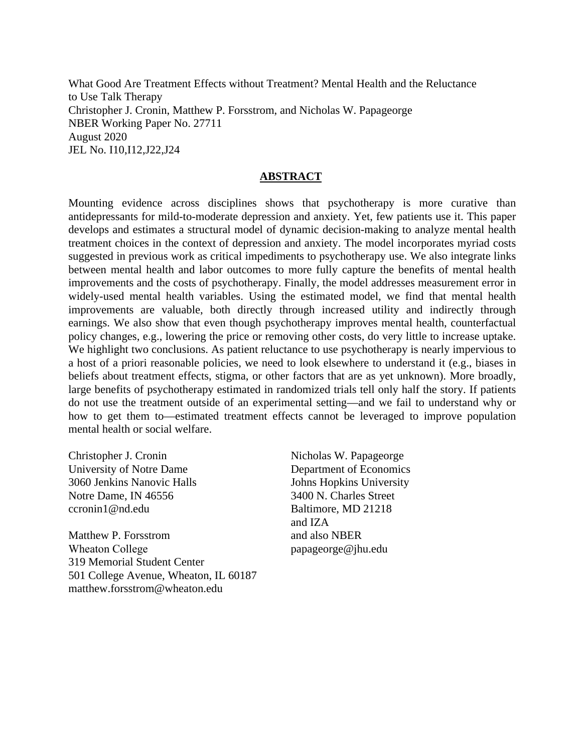What Good Are Treatment Effects without Treatment? Mental Health and the Reluctance to Use Talk Therapy
Christopher J. Cronin, Matthew P. Forsstrom, and Nicholas W. Papageorge
NBER Working Paper No. 27711
August 2020
JEL No. I10,I12,J22,J24

## ABSTRACT

Mounting evidence across disciplines shows that psychotherapy is more curative than antidepressants for mild-to-moderate depression and anxiety. Yet, few patients use it. This paper develops and estimates a structural model of dynamic decision-making to analyze mental health treatment choices in the context of depression and anxiety. The model incorporates myriad costs suggested in previous work as critical impediments to psychotherapy use. We also integrate links between mental health and labor outcomes to more fully capture the benefits of mental health improvements and the costs of psychotherapy. Finally, the model addresses measurement error in widely-used mental health variables. Using the estimated model, we find that mental health improvements are valuable, both directly through increased utility and indirectly through earnings. We also show that even though psychotherapy improves mental health, counterfactual policy changes, e.g., lowering the price or removing other costs, do very little to increase uptake. We highlight two conclusions. As patient reluctance to use psychotherapy is nearly impervious to a host of a priori reasonable policies, we need to look elsewhere to understand it (e.g., biases in beliefs about treatment effects, stigma, or other factors that are as yet unknown). More broadly, large benefits of psychotherapy estimated in randomized trials tell only half the story. If patients do not use the treatment outside of an experimental setting—and we fail to understand why or how to get them to—estimated treatment effects cannot be leveraged to improve population mental health or social welfare.

Christopher J. Cronin
University of Notre Dame
3060 Jenkins Nanovic Halls
Notre Dame, IN 46556
ccronin1@nd.edu

Matthew P. Forsstrom
Wheaton College
319 Memorial Student Center
501 College Avenue, Wheaton, IL 60187
matthew.forsstrom@wheaton.edu

Nicholas W. Papageorge
Department of Economics
Johns Hopkins University
3400 N. Charles Street
Baltimore, MD 21218
and IZA
and also NBER
papageorge@jhu.edu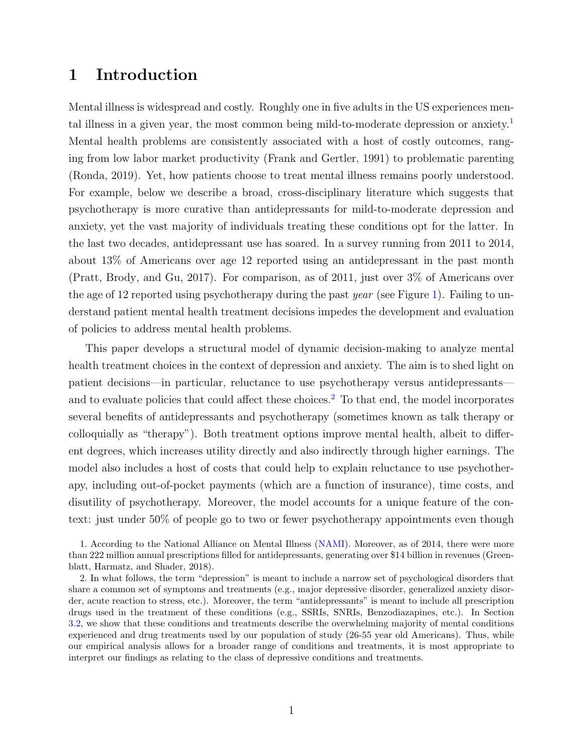# 1 Introduction

Mental illness is widespread and costly. Roughly one in five adults in the US experiences mental illness in a given year, the most common being mild-to-moderate depression or anxiety.[1] Mental health problems are consistently associated with a host of costly outcomes, ranging from low labor market productivity (Frank and Gertler, 1991) to problematic parenting (Ronda, 2019). Yet, how patients choose to treat mental illness remains poorly understood. For example, below we describe a broad, cross-disciplinary literature which suggests that psychotherapy is more curative than antidepressants for mild-to-moderate depression and anxiety, yet the vast majority of individuals treating these conditions opt for the latter. In the last two decades, antidepressant use has soared. In a survey running from 2011 to 2014, about 13% of Americans over age 12 reported using an antidepressant in the past month (Pratt, Brody, and Gu, 2017). For comparison, as of 2011, just over 3% of Americans over the age of 12 reported using psychotherapy during the past *year* (see Figure 1). Failing to understand patient mental health treatment decisions impedes the development and evaluation of policies to address mental health problems.

This paper develops a structural model of dynamic decision-making to analyze mental health treatment choices in the context of depression and anxiety. The aim is to shed light on patient decisions—in particular, reluctance to use psychotherapy versus antidepressants—and to evaluate policies that could affect these choices.[2] To that end, the model incorporates several benefits of antidepressants and psychotherapy (sometimes known as talk therapy or colloquially as "therapy"). Both treatment options improve mental health, albeit to different degrees, which increases utility directly and also indirectly through higher earnings. The model also includes a host of costs that could help to explain reluctance to use psychotherapy, including out-of-pocket payments (which are a function of insurance), time costs, and disutility of psychotherapy. Moreover, the model accounts for a unique feature of the context: just under 50% of people go to two or fewer psychotherapy appointments even though

1. According to the National Alliance on Mental Illness (NAMI). Moreover, as of 2014, there were more than 222 million annual prescriptions filled for antidepressants, generating over $14 billion in revenues (Greenblatt, Harmatz, and Shader, 2018).

2. In what follows, the term "depression" is meant to include a narrow set of psychological disorders that share a common set of symptoms and treatments (e.g., major depressive disorder, generalized anxiety disorder, acute reaction to stress, etc.). Moreover, the term "antidepressants" is meant to include all prescription drugs used in the treatment of these conditions (e.g., SSRIs, SNRIs, Benzodiazapines, etc.). In Section 3.2, we show that these conditions and treatments describe the overwhelming majority of mental conditions experienced and drug treatments used by our population of study (26-55 year old Americans). Thus, while our empirical analysis allows for a broader range of conditions and treatments, it is most appropriate to interpret our findings as relating to the class of depressive conditions and treatments.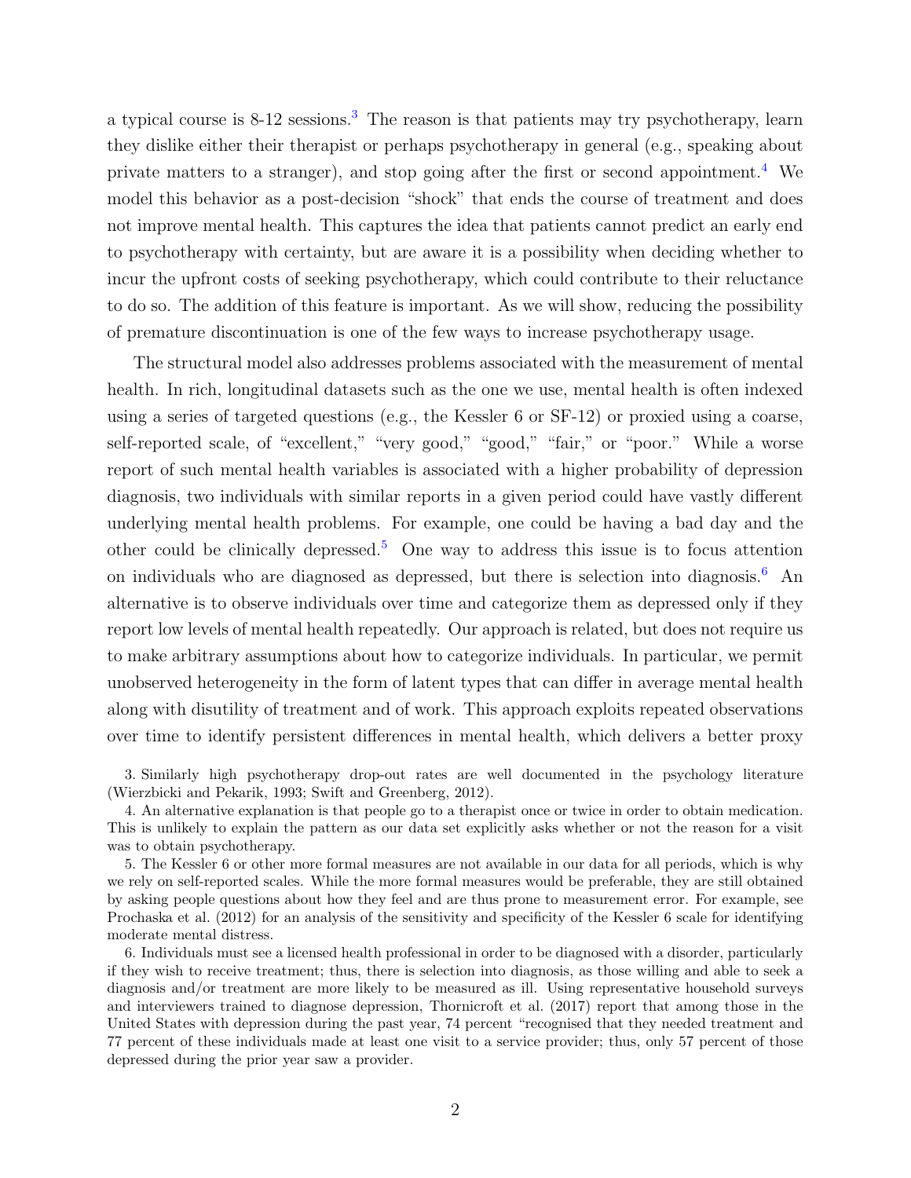a typical course is 8-12 sessions.[3] The reason is that patients may try psychotherapy, learn they dislike either their therapist or perhaps psychotherapy in general (e.g., speaking about private matters to a stranger), and stop going after the first or second appointment.[4] We model this behavior as a post-decision "shock" that ends the course of treatment and does not improve mental health. This captures the idea that patients cannot predict an early end to psychotherapy with certainty, but are aware it is a possibility when deciding whether to incur the upfront costs of seeking psychotherapy, which could contribute to their reluctance to do so. The addition of this feature is important. As we will show, reducing the possibility of premature discontinuation is one of the few ways to increase psychotherapy usage.

The structural model also addresses problems associated with the measurement of mental health. In rich, longitudinal datasets such as the one we use, mental health is often indexed using a series of targeted questions (e.g., the Kessler 6 or SF-12) or proxied using a coarse, self-reported scale, of "excellent," "very good," "good," "fair," or "poor." While a worse report of such mental health variables is associated with a higher probability of depression diagnosis, two individuals with similar reports in a given period could have vastly different underlying mental health problems. For example, one could be having a bad day and the other could be clinically depressed.[5] One way to address this issue is to focus attention on individuals who are diagnosed as depressed, but there is selection into diagnosis.[6] An alternative is to observe individuals over time and categorize them as depressed only if they report low levels of mental health repeatedly. Our approach is related, but does not require us to make arbitrary assumptions about how to categorize individuals. In particular, we permit unobserved heterogeneity in the form of latent types that can differ in average mental health along with disutility of treatment and of work. This approach exploits repeated observations over time to identify persistent differences in mental health, which delivers a better proxy

3. Similarly high psychotherapy drop-out rates are well documented in the psychology literature (Wierzbicki and Pekarik, 1993; Swift and Greenberg, 2012).

4. An alternative explanation is that people go to a therapist once or twice in order to obtain medication. This is unlikely to explain the pattern as our data set explicitly asks whether or not the reason for a visit was to obtain psychotherapy.

5. The Kessler 6 or other more formal measures are not available in our data for all periods, which is why we rely on self-reported scales. While the more formal measures would be preferable, they are still obtained by asking people questions about how they feel and are thus prone to measurement error. For example, see Prochaska et al. (2012) for an analysis of the sensitivity and specificity of the Kessler 6 scale for identifying moderate mental distress.

6. Individuals must see a licensed health professional in order to be diagnosed with a disorder, particularly if they wish to receive treatment; thus, there is selection into diagnosis, as those willing and able to seek a diagnosis and/or treatment are more likely to be measured as ill. Using representative household surveys and interviewers trained to diagnose depression, Thornicroft et al. (2017) report that among those in the United States with depression during the past year, 74 percent "recognised that they needed treatment and 77 percent of these individuals made at least one visit to a service provider; thus, only 57 percent of those depressed during the prior year saw a provider.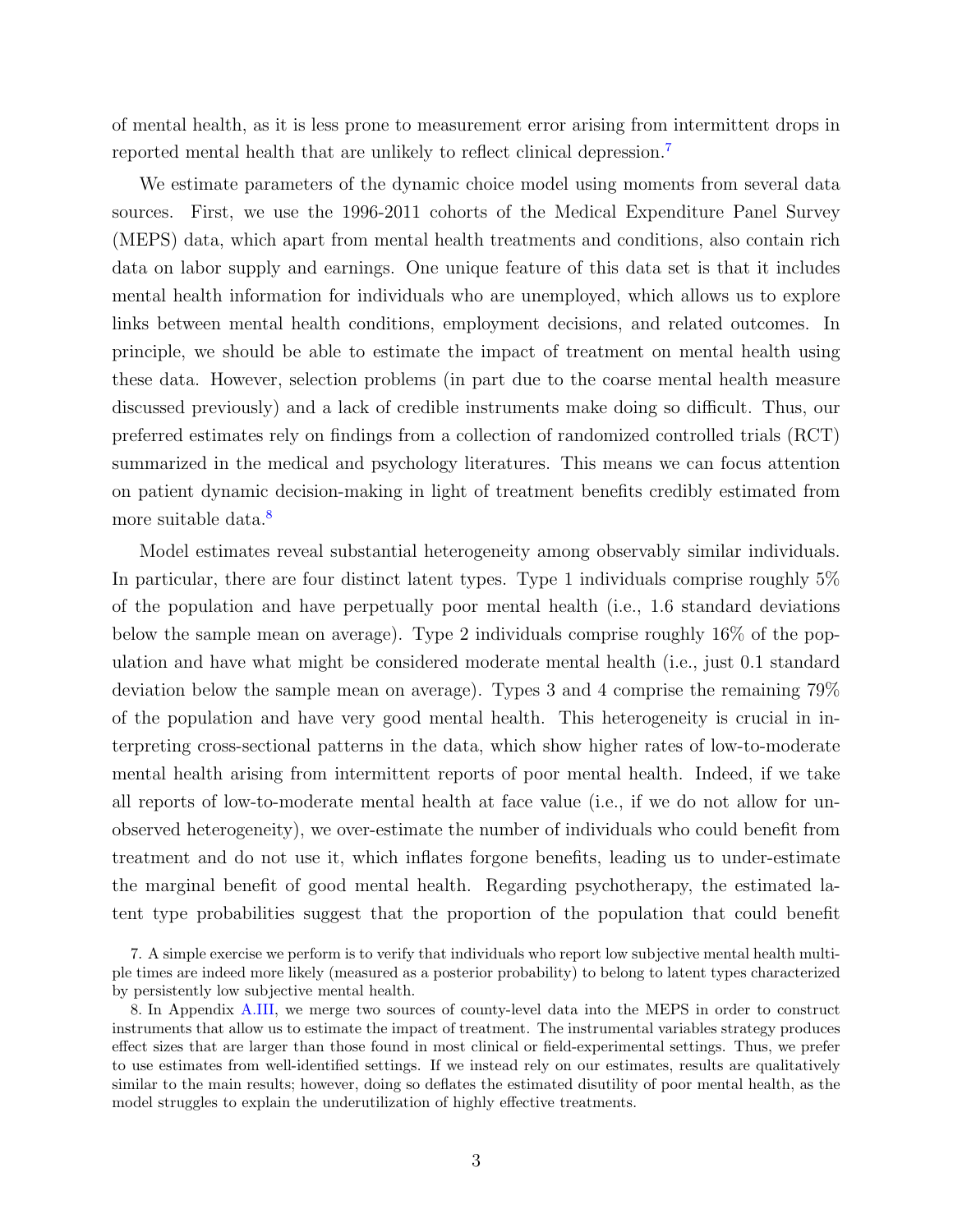of mental health, as it is less prone to measurement error arising from intermittent drops in reported mental health that are unlikely to reflect clinical depression.[7]

We estimate parameters of the dynamic choice model using moments from several data sources. First, we use the 1996-2011 cohorts of the Medical Expenditure Panel Survey (MEPS) data, which apart from mental health treatments and conditions, also contain rich data on labor supply and earnings. One unique feature of this data set is that it includes mental health information for individuals who are unemployed, which allows us to explore links between mental health conditions, employment decisions, and related outcomes. In principle, we should be able to estimate the impact of treatment on mental health using these data. However, selection problems (in part due to the coarse mental health measure discussed previously) and a lack of credible instruments make doing so difficult. Thus, our preferred estimates rely on findings from a collection of randomized controlled trials (RCT) summarized in the medical and psychology literatures. This means we can focus attention on patient dynamic decision-making in light of treatment benefits credibly estimated from more suitable data.[8]

Model estimates reveal substantial heterogeneity among observably similar individuals. In particular, there are four distinct latent types. Type 1 individuals comprise roughly 5% of the population and have perpetually poor mental health (i.e., 1.6 standard deviations below the sample mean on average). Type 2 individuals comprise roughly 16% of the population and have what might be considered moderate mental health (i.e., just 0.1 standard deviation below the sample mean on average). Types 3 and 4 comprise the remaining 79% of the population and have very good mental health. This heterogeneity is crucial in interpreting cross-sectional patterns in the data, which show higher rates of low-to-moderate mental health arising from intermittent reports of poor mental health. Indeed, if we take all reports of low-to-moderate mental health at face value (i.e., if we do not allow for unobserved heterogeneity), we over-estimate the number of individuals who could benefit from treatment and do not use it, which inflates forgone benefits, leading us to under-estimate the marginal benefit of good mental health. Regarding psychotherapy, the estimated latent type probabilities suggest that the proportion of the population that could benefit

7. A simple exercise we perform is to verify that individuals who report low subjective mental health multiple times are indeed more likely (measured as a posterior probability) to belong to latent types characterized by persistently low subjective mental health.

8. In Appendix A.III, we merge two sources of county-level data into the MEPS in order to construct instruments that allow us to estimate the impact of treatment. The instrumental variables strategy produces effect sizes that are larger than those found in most clinical or field-experimental settings. Thus, we prefer to use estimates from well-identified settings. If we instead rely on our estimates, results are qualitatively similar to the main results; however, doing so deflates the estimated disutility of poor mental health, as the model struggles to explain the underutilization of highly effective treatments.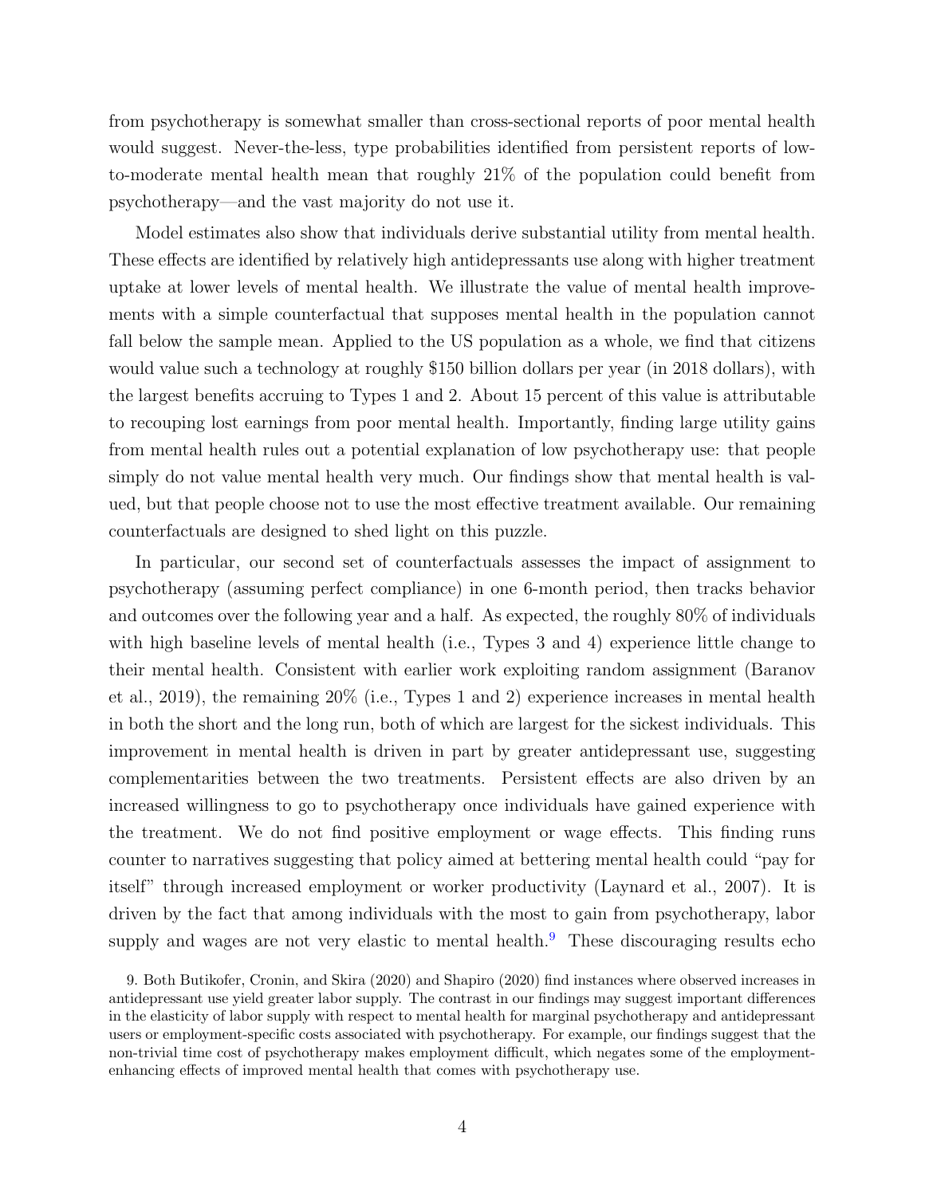from psychotherapy is somewhat smaller than cross-sectional reports of poor mental health would suggest. Never-the-less, type probabilities identified from persistent reports of low-to-moderate mental health mean that roughly 21% of the population could benefit from psychotherapy—and the vast majority do not use it.

Model estimates also show that individuals derive substantial utility from mental health. These effects are identified by relatively high antidepressants use along with higher treatment uptake at lower levels of mental health. We illustrate the value of mental health improvements with a simple counterfactual that supposes mental health in the population cannot fall below the sample mean. Applied to the US population as a whole, we find that citizens would value such a technology at roughly \$150 billion dollars per year (in 2018 dollars), with the largest benefits accruing to Types 1 and 2. About 15 percent of this value is attributable to recouping lost earnings from poor mental health. Importantly, finding large utility gains from mental health rules out a potential explanation of low psychotherapy use: that people simply do not value mental health very much. Our findings show that mental health is valued, but that people choose not to use the most effective treatment available. Our remaining counterfactuals are designed to shed light on this puzzle.

In particular, our second set of counterfactuals assesses the impact of assignment to psychotherapy (assuming perfect compliance) in one 6-month period, then tracks behavior and outcomes over the following year and a half. As expected, the roughly 80% of individuals with high baseline levels of mental health (i.e., Types 3 and 4) experience little change to their mental health. Consistent with earlier work exploiting random assignment (Baranov et al., 2019), the remaining 20% (i.e., Types 1 and 2) experience increases in mental health in both the short and the long run, both of which are largest for the sickest individuals. This improvement in mental health is driven in part by greater antidepressant use, suggesting complementarities between the two treatments. Persistent effects are also driven by an increased willingness to go to psychotherapy once individuals have gained experience with the treatment. We do not find positive employment or wage effects. This finding runs counter to narratives suggesting that policy aimed at bettering mental health could "pay for itself" through increased employment or worker productivity (Laynard et al., 2007). It is driven by the fact that among individuals with the most to gain from psychotherapy, labor supply and wages are not very elastic to mental health.[9] These discouraging results echo

9. Both Butikofer, Cronin, and Skira (2020) and Shapiro (2020) find instances where observed increases in antidepressant use yield greater labor supply. The contrast in our findings may suggest important differences in the elasticity of labor supply with respect to mental health for marginal psychotherapy and antidepressant users or employment-specific costs associated with psychotherapy. For example, our findings suggest that the non-trivial time cost of psychotherapy makes employment difficult, which negates some of the employment-enhancing effects of improved mental health that comes with psychotherapy use.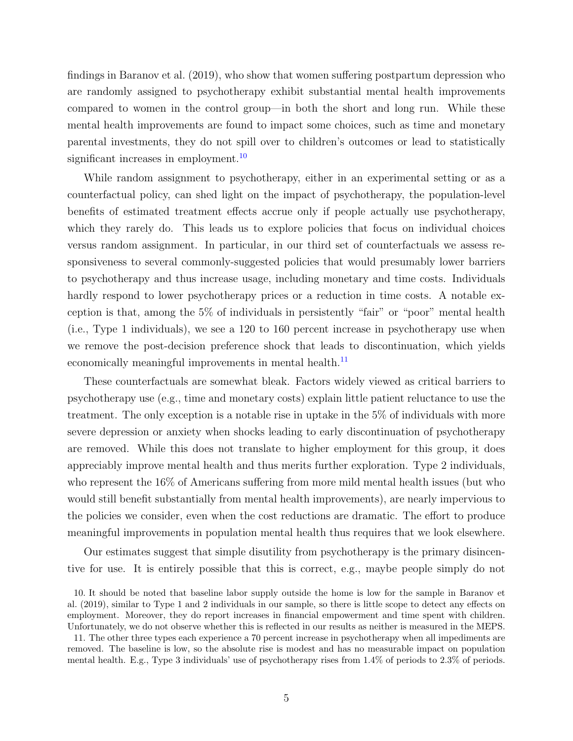findings in Baranov et al. (2019), who show that women suffering postpartum depression who are randomly assigned to psychotherapy exhibit substantial mental health improvements compared to women in the control group—in both the short and long run. While these mental health improvements are found to impact some choices, such as time and monetary parental investments, they do not spill over to children's outcomes or lead to statistically significant increases in employment.[10]

While random assignment to psychotherapy, either in an experimental setting or as a counterfactual policy, can shed light on the impact of psychotherapy, the population-level benefits of estimated treatment effects accrue only if people actually use psychotherapy, which they rarely do. This leads us to explore policies that focus on individual choices versus random assignment. In particular, in our third set of counterfactuals we assess responsiveness to several commonly-suggested policies that would presumably lower barriers to psychotherapy and thus increase usage, including monetary and time costs. Individuals hardly respond to lower psychotherapy prices or a reduction in time costs. A notable exception is that, among the 5% of individuals in persistently "fair" or "poor" mental health (i.e., Type 1 individuals), we see a 120 to 160 percent increase in psychotherapy use when we remove the post-decision preference shock that leads to discontinuation, which yields economically meaningful improvements in mental health.[11]

These counterfactuals are somewhat bleak. Factors widely viewed as critical barriers to psychotherapy use (e.g., time and monetary costs) explain little patient reluctance to use the treatment. The only exception is a notable rise in uptake in the 5% of individuals with more severe depression or anxiety when shocks leading to early discontinuation of psychotherapy are removed. While this does not translate to higher employment for this group, it does appreciably improve mental health and thus merits further exploration. Type 2 individuals, who represent the 16% of Americans suffering from more mild mental health issues (but who would still benefit substantially from mental health improvements), are nearly impervious to the policies we consider, even when the cost reductions are dramatic. The effort to produce meaningful improvements in population mental health thus requires that we look elsewhere.

Our estimates suggest that simple disutility from psychotherapy is the primary disincentive for use. It is entirely possible that this is correct, e.g., maybe people simply do not

10. It should be noted that baseline labor supply outside the home is low for the sample in Baranov et al. (2019), similar to Type 1 and 2 individuals in our sample, so there is little scope to detect any effects on employment. Moreover, they do report increases in financial empowerment and time spent with children. Unfortunately, we do not observe whether this is reflected in our results as neither is measured in the MEPS.

11. The other three types each experience a 70 percent increase in psychotherapy when all impediments are removed. The baseline is low, so the absolute rise is modest and has no measurable impact on population mental health. E.g., Type 3 individuals' use of psychotherapy rises from 1.4% of periods to 2.3% of periods.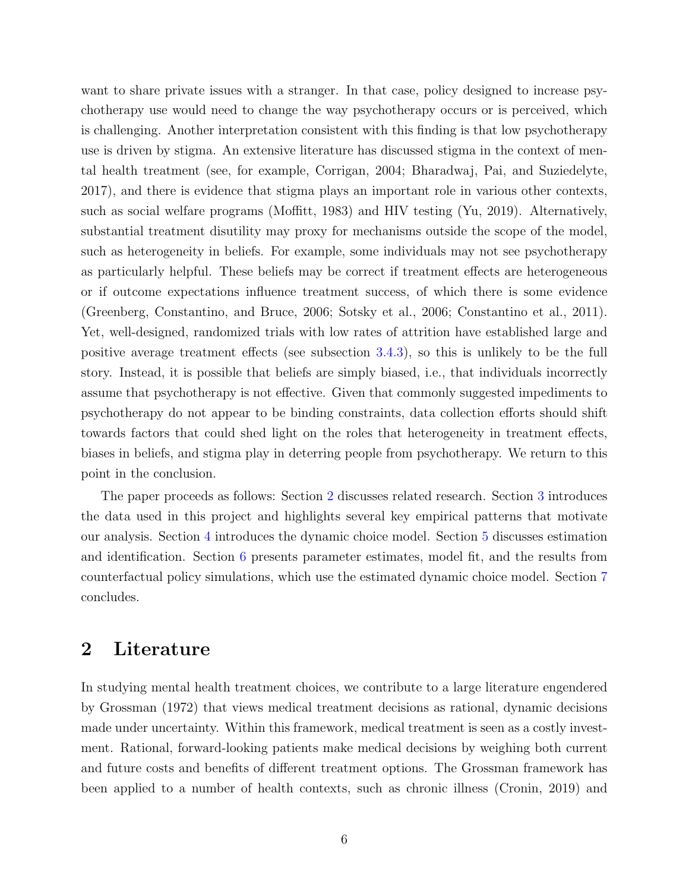want to share private issues with a stranger. In that case, policy designed to increase psychotherapy use would need to change the way psychotherapy occurs or is perceived, which is challenging. Another interpretation consistent with this finding is that low psychotherapy use is driven by stigma. An extensive literature has discussed stigma in the context of mental health treatment (see, for example, Corrigan, 2004; Bharadwaj, Pai, and Suziedelyte, 2017), and there is evidence that stigma plays an important role in various other contexts, such as social welfare programs (Moffitt, 1983) and HIV testing (Yu, 2019). Alternatively, substantial treatment disutility may proxy for mechanisms outside the scope of the model, such as heterogeneity in beliefs. For example, some individuals may not see psychotherapy as particularly helpful. These beliefs may be correct if treatment effects are heterogeneous or if outcome expectations influence treatment success, of which there is some evidence (Greenberg, Constantino, and Bruce, 2006; Sotsky et al., 2006; Constantino et al., 2011). Yet, well-designed, randomized trials with low rates of attrition have established large and positive average treatment effects (see subsection 3.4.3), so this is unlikely to be the full story. Instead, it is possible that beliefs are simply biased, i.e., that individuals incorrectly assume that psychotherapy is not effective. Given that commonly suggested impediments to psychotherapy do not appear to be binding constraints, data collection efforts should shift towards factors that could shed light on the roles that heterogeneity in treatment effects, biases in beliefs, and stigma play in deterring people from psychotherapy. We return to this point in the conclusion.

The paper proceeds as follows: Section 2 discusses related research. Section 3 introduces the data used in this project and highlights several key empirical patterns that motivate our analysis. Section 4 introduces the dynamic choice model. Section 5 discusses estimation and identification. Section 6 presents parameter estimates, model fit, and the results from counterfactual policy simulations, which use the estimated dynamic choice model. Section 7 concludes.

## 2 Literature

In studying mental health treatment choices, we contribute to a large literature engendered by Grossman (1972) that views medical treatment decisions as rational, dynamic decisions made under uncertainty. Within this framework, medical treatment is seen as a costly investment. Rational, forward-looking patients make medical decisions by weighing both current and future costs and benefits of different treatment options. The Grossman framework has been applied to a number of health contexts, such as chronic illness (Cronin, 2019) and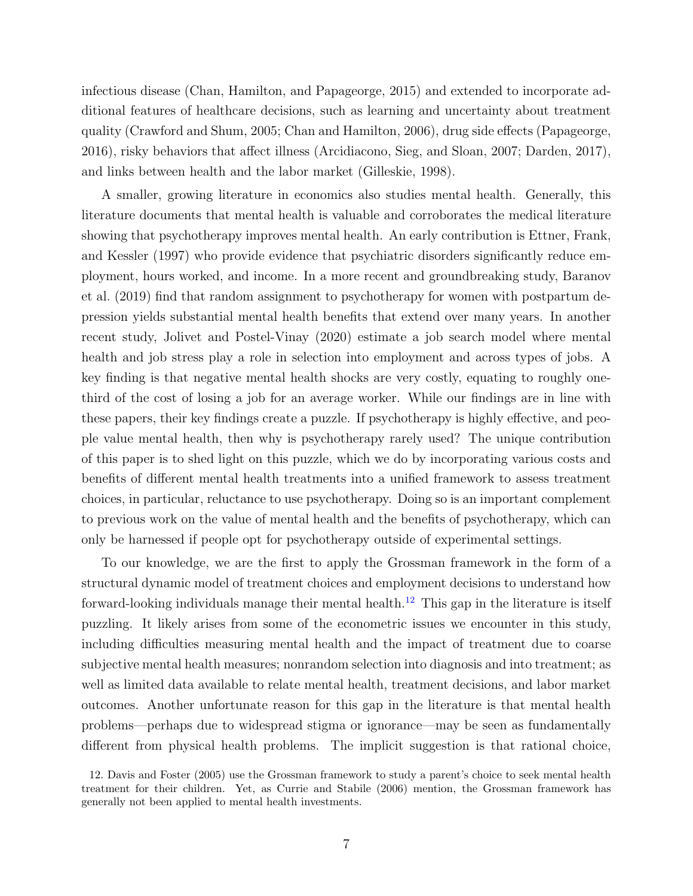infectious disease (Chan, Hamilton, and Papageorge, 2015) and extended to incorporate additional features of healthcare decisions, such as learning and uncertainty about treatment quality (Crawford and Shum, 2005; Chan and Hamilton, 2006), drug side effects (Papageorge, 2016), risky behaviors that affect illness (Arcidiacono, Sieg, and Sloan, 2007; Darden, 2017), and links between health and the labor market (Gilleskie, 1998).

A smaller, growing literature in economics also studies mental health. Generally, this literature documents that mental health is valuable and corroborates the medical literature showing that psychotherapy improves mental health. An early contribution is Ettner, Frank, and Kessler (1997) who provide evidence that psychiatric disorders significantly reduce employment, hours worked, and income. In a more recent and groundbreaking study, Baranov et al. (2019) find that random assignment to psychotherapy for women with postpartum depression yields substantial mental health benefits that extend over many years. In another recent study, Jolivet and Postel-Vinay (2020) estimate a job search model where mental health and job stress play a role in selection into employment and across types of jobs. A key finding is that negative mental health shocks are very costly, equating to roughly one-third of the cost of losing a job for an average worker. While our findings are in line with these papers, their key findings create a puzzle. If psychotherapy is highly effective, and people value mental health, then why is psychotherapy rarely used? The unique contribution of this paper is to shed light on this puzzle, which we do by incorporating various costs and benefits of different mental health treatments into a unified framework to assess treatment choices, in particular, reluctance to use psychotherapy. Doing so is an important complement to previous work on the value of mental health and the benefits of psychotherapy, which can only be harnessed if people opt for psychotherapy outside of experimental settings.

To our knowledge, we are the first to apply the Grossman framework in the form of a structural dynamic model of treatment choices and employment decisions to understand how forward-looking individuals manage their mental health.[12] This gap in the literature is itself puzzling. It likely arises from some of the econometric issues we encounter in this study, including difficulties measuring mental health and the impact of treatment due to coarse subjective mental health measures; nonrandom selection into diagnosis and into treatment; as well as limited data available to relate mental health, treatment decisions, and labor market outcomes. Another unfortunate reason for this gap in the literature is that mental health problems—perhaps due to widespread stigma or ignorance—may be seen as fundamentally different from physical health problems. The implicit suggestion is that rational choice,

12. Davis and Foster (2005) use the Grossman framework to study a parent's choice to seek mental health treatment for their children. Yet, as Currie and Stabile (2006) mention, the Grossman framework has generally not been applied to mental health investments.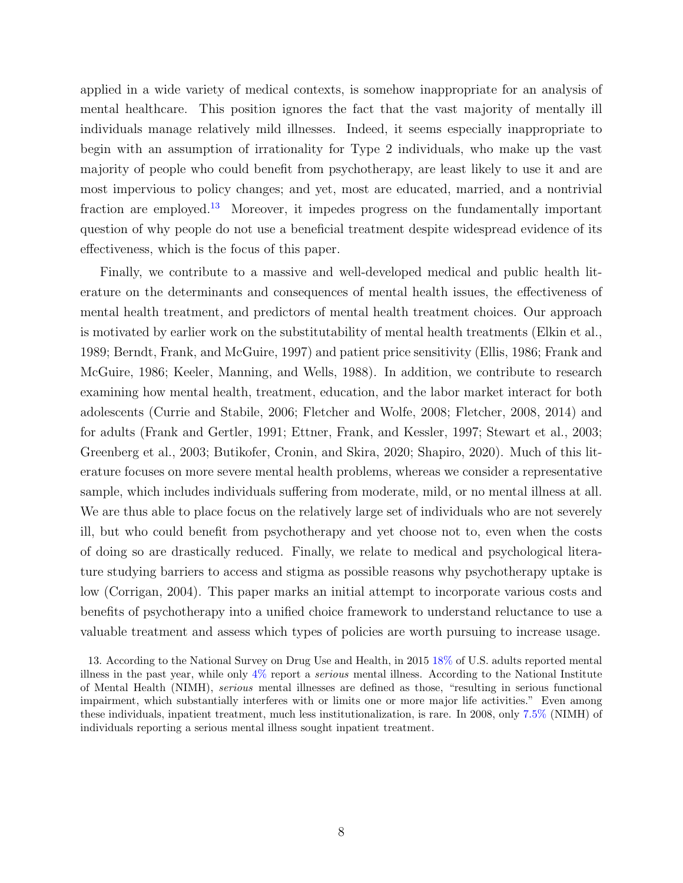applied in a wide variety of medical contexts, is somehow inappropriate for an analysis of mental healthcare. This position ignores the fact that the vast majority of mentally ill individuals manage relatively mild illnesses. Indeed, it seems especially inappropriate to begin with an assumption of irrationality for Type 2 individuals, who make up the vast majority of people who could benefit from psychotherapy, are least likely to use it and are most impervious to policy changes; and yet, most are educated, married, and a nontrivial fraction are employed.[13] Moreover, it impedes progress on the fundamentally important question of why people do not use a beneficial treatment despite widespread evidence of its effectiveness, which is the focus of this paper.

Finally, we contribute to a massive and well-developed medical and public health literature on the determinants and consequences of mental health issues, the effectiveness of mental health treatment, and predictors of mental health treatment choices. Our approach is motivated by earlier work on the substitutability of mental health treatments (Elkin et al., 1989; Berndt, Frank, and McGuire, 1997) and patient price sensitivity (Ellis, 1986; Frank and McGuire, 1986; Keeler, Manning, and Wells, 1988). In addition, we contribute to research examining how mental health, treatment, education, and the labor market interact for both adolescents (Currie and Stabile, 2006; Fletcher and Wolfe, 2008; Fletcher, 2008, 2014) and for adults (Frank and Gertler, 1991; Ettner, Frank, and Kessler, 1997; Stewart et al., 2003; Greenberg et al., 2003; Butikofer, Cronin, and Skira, 2020; Shapiro, 2020). Much of this literature focuses on more severe mental health problems, whereas we consider a representative sample, which includes individuals suffering from moderate, mild, or no mental illness at all. We are thus able to place focus on the relatively large set of individuals who are not severely ill, but who could benefit from psychotherapy and yet choose not to, even when the costs of doing so are drastically reduced. Finally, we relate to medical and psychological literature studying barriers to access and stigma as possible reasons why psychotherapy uptake is low (Corrigan, 2004). This paper marks an initial attempt to incorporate various costs and benefits of psychotherapy into a unified choice framework to understand reluctance to use a valuable treatment and assess which types of policies are worth pursuing to increase usage.

13. According to the National Survey on Drug Use and Health, in 2015 18% of U.S. adults reported mental illness in the past year, while only 4% report a *serious* mental illness. According to the National Institute of Mental Health (NIMH), *serious* mental illnesses are defined as those, "resulting in serious functional impairment, which substantially interferes with or limits one or more major life activities." Even among these individuals, inpatient treatment, much less institutionalization, is rare. In 2008, only 7.5% (NIMH) of individuals reporting a serious mental illness sought inpatient treatment.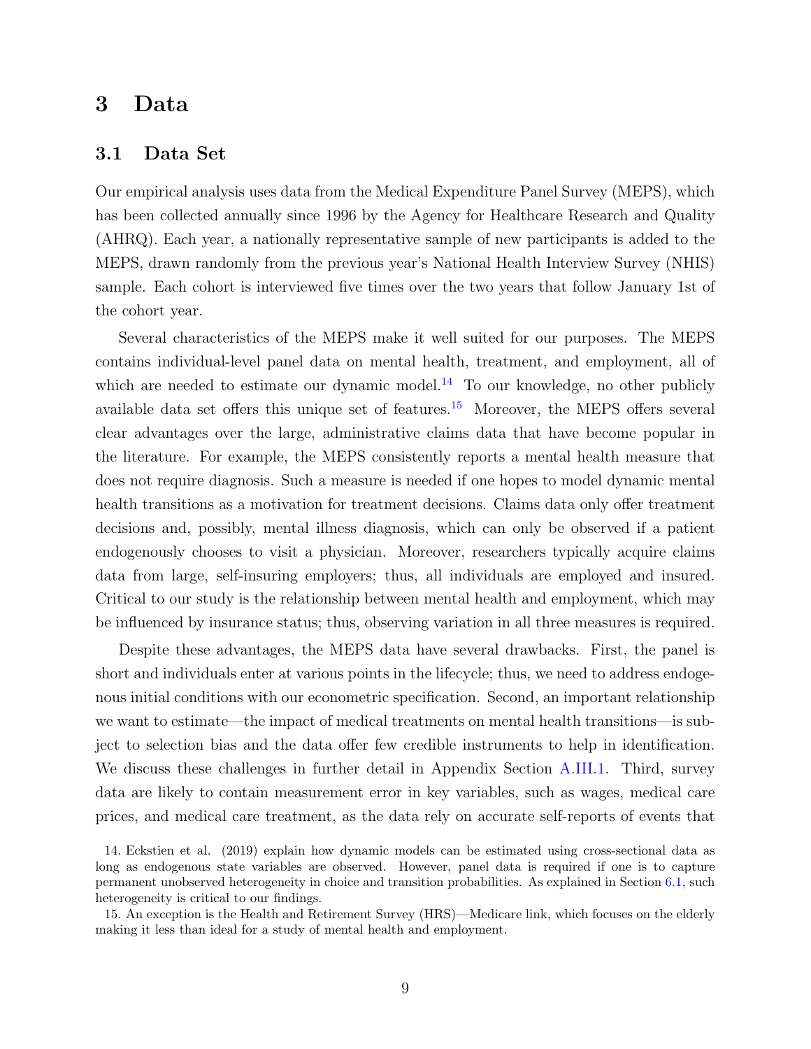# 3 Data

## 3.1 Data Set

Our empirical analysis uses data from the Medical Expenditure Panel Survey (MEPS), which has been collected annually since 1996 by the Agency for Healthcare Research and Quality (AHRQ). Each year, a nationally representative sample of new participants is added to the MEPS, drawn randomly from the previous year's National Health Interview Survey (NHIS) sample. Each cohort is interviewed five times over the two years that follow January 1st of the cohort year.

Several characteristics of the MEPS make it well suited for our purposes. The MEPS contains individual-level panel data on mental health, treatment, and employment, all of which are needed to estimate our dynamic model.[14] To our knowledge, no other publicly available data set offers this unique set of features.[15] Moreover, the MEPS offers several clear advantages over the large, administrative claims data that have become popular in the literature. For example, the MEPS consistently reports a mental health measure that does not require diagnosis. Such a measure is needed if one hopes to model dynamic mental health transitions as a motivation for treatment decisions. Claims data only offer treatment decisions and, possibly, mental illness diagnosis, which can only be observed if a patient endogenously chooses to visit a physician. Moreover, researchers typically acquire claims data from large, self-insuring employers; thus, all individuals are employed and insured. Critical to our study is the relationship between mental health and employment, which may be influenced by insurance status; thus, observing variation in all three measures is required.

Despite these advantages, the MEPS data have several drawbacks. First, the panel is short and individuals enter at various points in the lifecycle; thus, we need to address endogenous initial conditions with our econometric specification. Second, an important relationship we want to estimate—the impact of medical treatments on mental health transitions—is subject to selection bias and the data offer few credible instruments to help in identification. We discuss these challenges in further detail in Appendix Section A.III.1. Third, survey data are likely to contain measurement error in key variables, such as wages, medical care prices, and medical care treatment, as the data rely on accurate self-reports of events that

14. Eckstien et al. (2019) explain how dynamic models can be estimated using cross-sectional data as long as endogenous state variables are observed. However, panel data is required if one is to capture permanent unobserved heterogeneity in choice and transition probabilities. As explained in Section 6.1, such heterogeneity is critical to our findings.

15. An exception is the Health and Retirement Survey (HRS)—Medicare link, which focuses on the elderly making it less than ideal for a study of mental health and employment.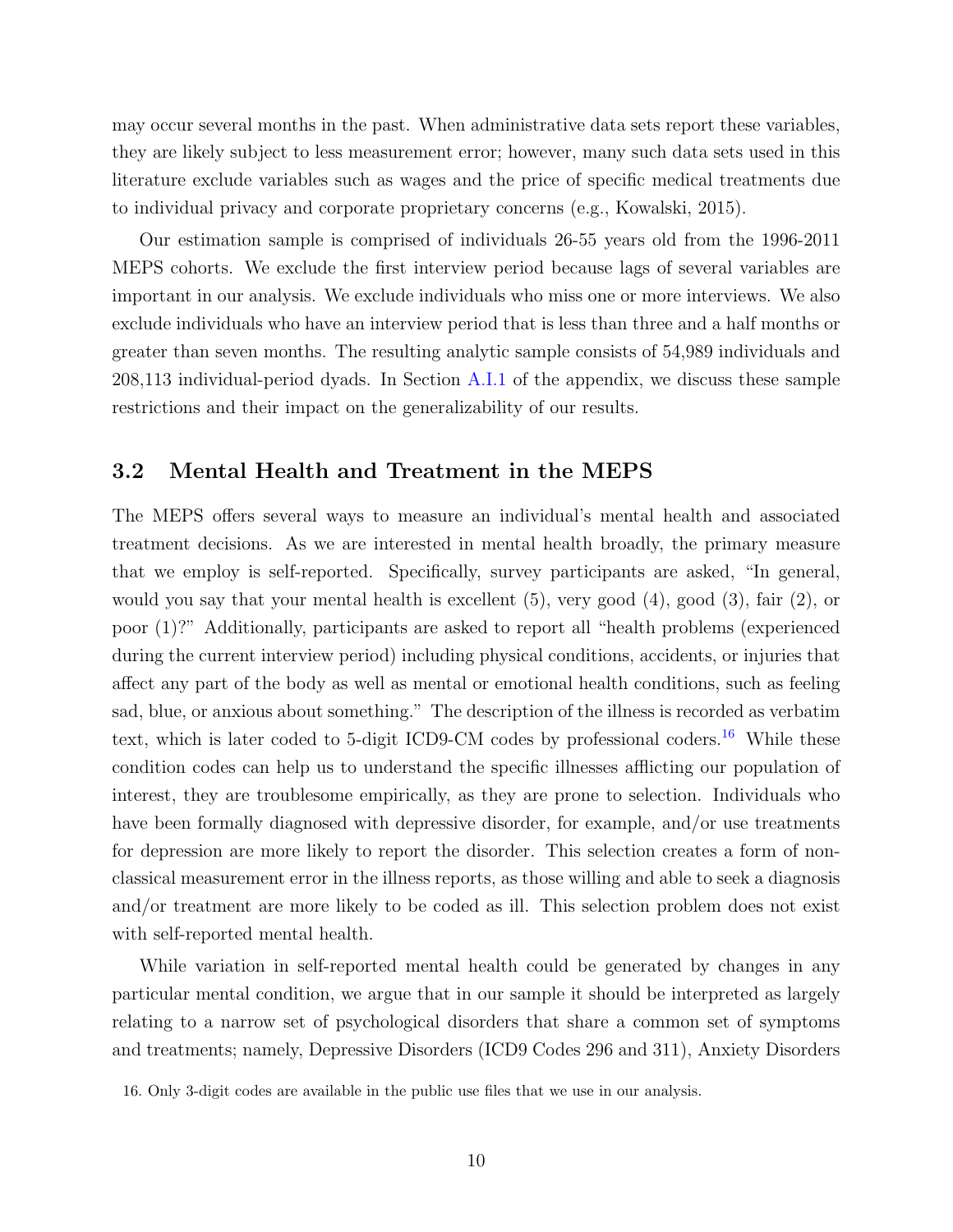may occur several months in the past. When administrative data sets report these variables, they are likely subject to less measurement error; however, many such data sets used in this literature exclude variables such as wages and the price of specific medical treatments due to individual privacy and corporate proprietary concerns (e.g., Kowalski, 2015).

Our estimation sample is comprised of individuals 26-55 years old from the 1996-2011 MEPS cohorts. We exclude the first interview period because lags of several variables are important in our analysis. We exclude individuals who miss one or more interviews. We also exclude individuals who have an interview period that is less than three and a half months or greater than seven months. The resulting analytic sample consists of 54,989 individuals and 208,113 individual-period dyads. In Section A.I.1 of the appendix, we discuss these sample restrictions and their impact on the generalizability of our results.

## 3.2 Mental Health and Treatment in the MEPS

The MEPS offers several ways to measure an individual's mental health and associated treatment decisions. As we are interested in mental health broadly, the primary measure that we employ is self-reported. Specifically, survey participants are asked, "In general, would you say that your mental health is excellent (5), very good (4), good (3), fair (2), or poor (1)?" Additionally, participants are asked to report all "health problems (experienced during the current interview period) including physical conditions, accidents, or injuries that affect any part of the body as well as mental or emotional health conditions, such as feeling sad, blue, or anxious about something." The description of the illness is recorded as verbatim text, which is later coded to 5-digit ICD9-CM codes by professional coders.[16] While these condition codes can help us to understand the specific illnesses afflicting our population of interest, they are troublesome empirically, as they are prone to selection. Individuals who have been formally diagnosed with depressive disorder, for example, and/or use treatments for depression are more likely to report the disorder. This selection creates a form of non-classical measurement error in the illness reports, as those willing and able to seek a diagnosis and/or treatment are more likely to be coded as ill. This selection problem does not exist with self-reported mental health.

While variation in self-reported mental health could be generated by changes in any particular mental condition, we argue that in our sample it should be interpreted as largely relating to a narrow set of psychological disorders that share a common set of symptoms and treatments; namely, Depressive Disorders (ICD9 Codes 296 and 311), Anxiety Disorders

16. Only 3-digit codes are available in the public use files that we use in our analysis.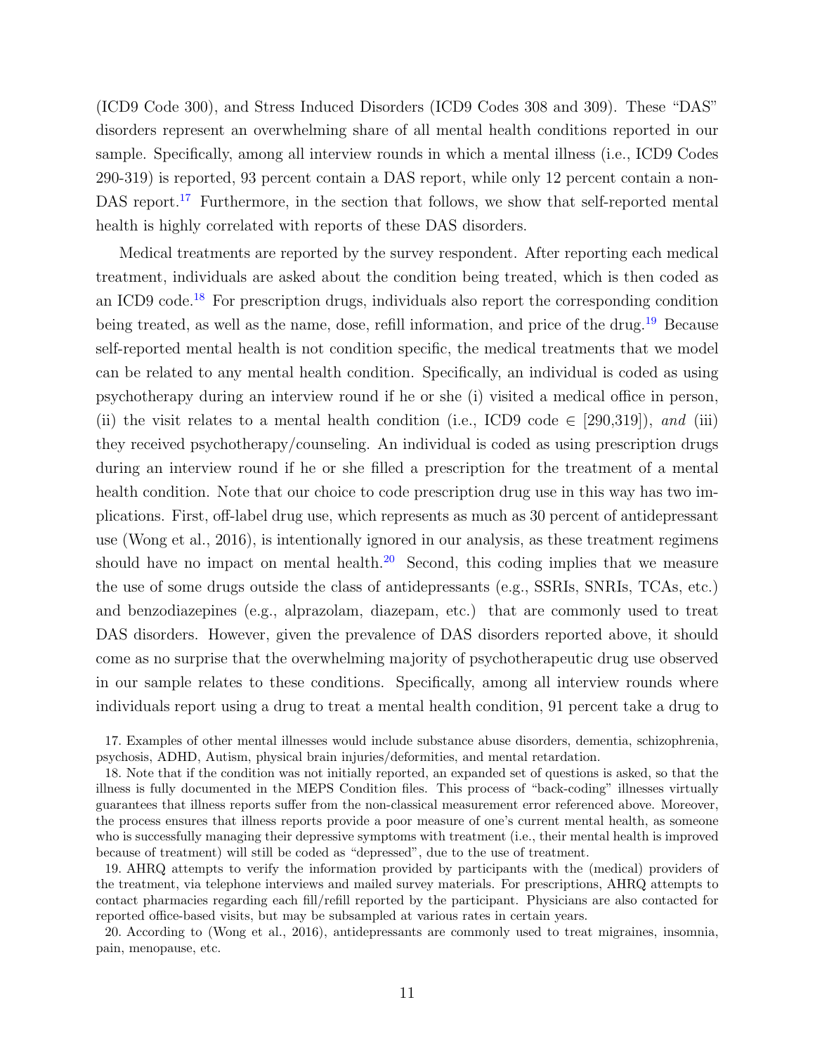(ICD9 Code 300), and Stress Induced Disorders (ICD9 Codes 308 and 309). These "DAS" disorders represent an overwhelming share of all mental health conditions reported in our sample. Specifically, among all interview rounds in which a mental illness (i.e., ICD9 Codes 290-319) is reported, 93 percent contain a DAS report, while only 12 percent contain a non-DAS report.[17] Furthermore, in the section that follows, we show that self-reported mental health is highly correlated with reports of these DAS disorders.

Medical treatments are reported by the survey respondent. After reporting each medical treatment, individuals are asked about the condition being treated, which is then coded as an ICD9 code.[18] For prescription drugs, individuals also report the corresponding condition being treated, as well as the name, dose, refill information, and price of the drug.[19] Because self-reported mental health is not condition specific, the medical treatments that we model can be related to any mental health condition. Specifically, an individual is coded as using psychotherapy during an interview round if he or she (i) visited a medical office in person, (ii) the visit relates to a mental health condition (i.e., ICD9 code $\in$ [290,319]), *and* (iii) they received psychotherapy/counseling. An individual is coded as using prescription drugs during an interview round if he or she filled a prescription for the treatment of a mental health condition. Note that our choice to code prescription drug use in this way has two implications. First, off-label drug use, which represents as much as 30 percent of antidepressant use (Wong et al., 2016), is intentionally ignored in our analysis, as these treatment regimens should have no impact on mental health.[20] Second, this coding implies that we measure the use of some drugs outside the class of antidepressants (e.g., SSRIs, SNRIs, TCAs, etc.) and benzodiazepines (e.g., alprazolam, diazepam, etc.) that are commonly used to treat DAS disorders. However, given the prevalence of DAS disorders reported above, it should come as no surprise that the overwhelming majority of psychotherapeutic drug use observed in our sample relates to these conditions. Specifically, among all interview rounds where individuals report using a drug to treat a mental health condition, 91 percent take a drug to

17. Examples of other mental illnesses would include substance abuse disorders, dementia, schizophrenia, psychosis, ADHD, Autism, physical brain injuries/deformities, and mental retardation.

18. Note that if the condition was not initially reported, an expanded set of questions is asked, so that the illness is fully documented in the MEPS Condition files. This process of "back-coding" illnesses virtually guarantees that illness reports suffer from the non-classical measurement error referenced above. Moreover, the process ensures that illness reports provide a poor measure of one's current mental health, as someone who is successfully managing their depressive symptoms with treatment (i.e., their mental health is improved because of treatment) will still be coded as "depressed", due to the use of treatment.

19. AHRQ attempts to verify the information provided by participants with the (medical) providers of the treatment, via telephone interviews and mailed survey materials. For prescriptions, AHRQ attempts to contact pharmacies regarding each fill/refill reported by the participant. Physicians are also contacted for reported office-based visits, but may be subsampled at various rates in certain years.

20. According to (Wong et al., 2016), antidepressants are commonly used to treat migraines, insomnia, pain, menopause, etc.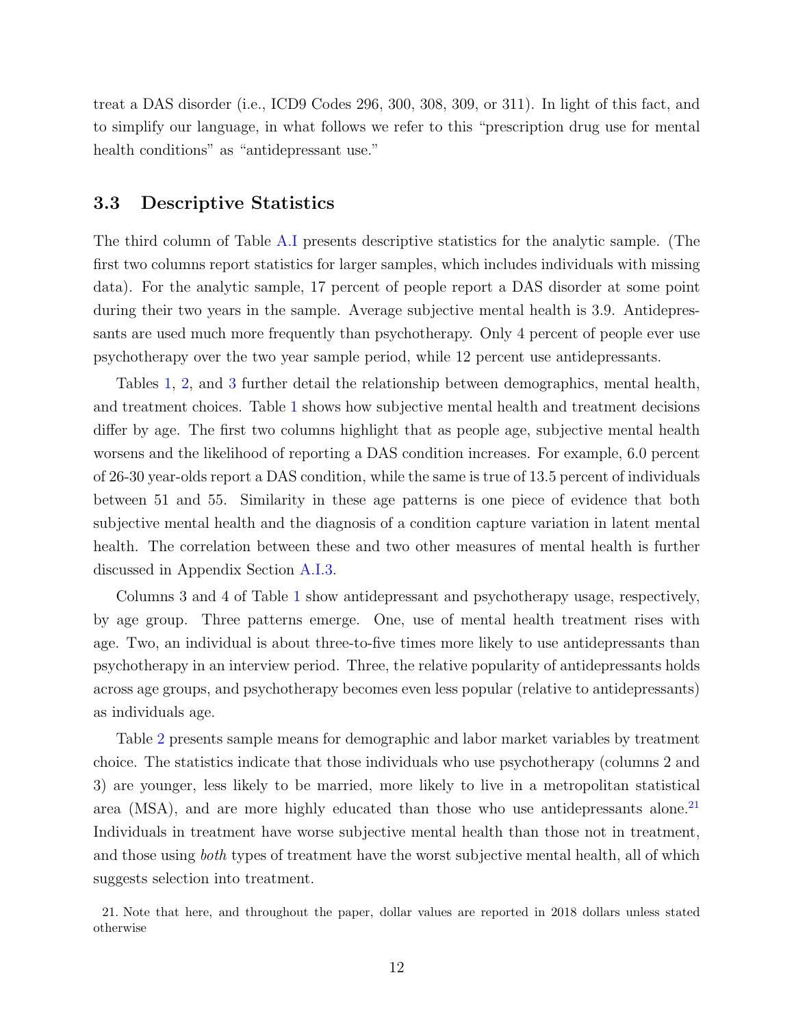treat a DAS disorder (i.e., ICD9 Codes 296, 300, 308, 309, or 311). In light of this fact, and to simplify our language, in what follows we refer to this "prescription drug use for mental health conditions" as "antidepressant use."

### 3.3 Descriptive Statistics

The third column of Table A.I presents descriptive statistics for the analytic sample. (The first two columns report statistics for larger samples, which includes individuals with missing data). For the analytic sample, 17 percent of people report a DAS disorder at some point during their two years in the sample. Average subjective mental health is 3.9. Antidepressants are used much more frequently than psychotherapy. Only 4 percent of people ever use psychotherapy over the two year sample period, while 12 percent use antidepressants.

Tables 1, 2, and 3 further detail the relationship between demographics, mental health, and treatment choices. Table 1 shows how subjective mental health and treatment decisions differ by age. The first two columns highlight that as people age, subjective mental health worsens and the likelihood of reporting a DAS condition increases. For example, 6.0 percent of 26-30 year-olds report a DAS condition, while the same is true of 13.5 percent of individuals between 51 and 55. Similarity in these age patterns is one piece of evidence that both subjective mental health and the diagnosis of a condition capture variation in latent mental health. The correlation between these and two other measures of mental health is further discussed in Appendix Section A.I.3.

Columns 3 and 4 of Table 1 show antidepressant and psychotherapy usage, respectively, by age group. Three patterns emerge. One, use of mental health treatment rises with age. Two, an individual is about three-to-five times more likely to use antidepressants than psychotherapy in an interview period. Three, the relative popularity of antidepressants holds across age groups, and psychotherapy becomes even less popular (relative to antidepressants) as individuals age.

Table 2 presents sample means for demographic and labor market variables by treatment choice. The statistics indicate that those individuals who use psychotherapy (columns 2 and 3) are younger, less likely to be married, more likely to live in a metropolitan statistical area (MSA), and are more highly educated than those who use antidepressants alone.[21] Individuals in treatment have worse subjective mental health than those not in treatment, and those using *both* types of treatment have the worst subjective mental health, all of which suggests selection into treatment.

21. Note that here, and throughout the paper, dollar values are reported in 2018 dollars unless stated otherwise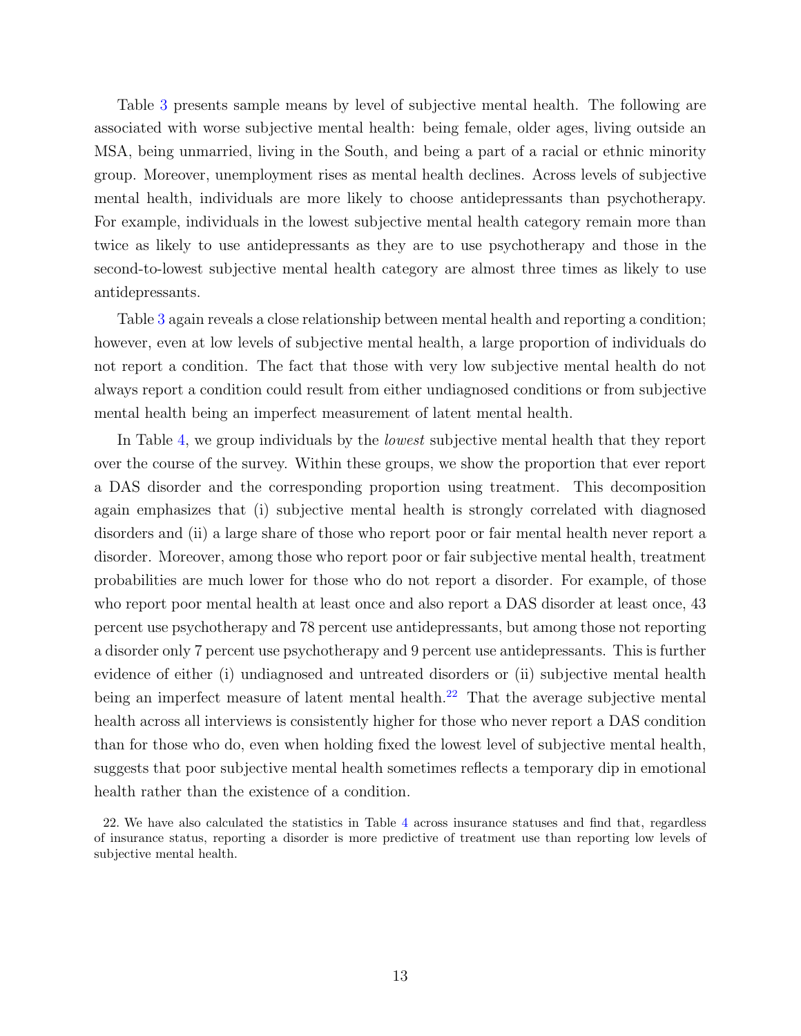Table 3 presents sample means by level of subjective mental health. The following are associated with worse subjective mental health: being female, older ages, living outside an MSA, being unmarried, living in the South, and being a part of a racial or ethnic minority group. Moreover, unemployment rises as mental health declines. Across levels of subjective mental health, individuals are more likely to choose antidepressants than psychotherapy. For example, individuals in the lowest subjective mental health category remain more than twice as likely to use antidepressants as they are to use psychotherapy and those in the second-to-lowest subjective mental health category are almost three times as likely to use antidepressants.

Table 3 again reveals a close relationship between mental health and reporting a condition; however, even at low levels of subjective mental health, a large proportion of individuals do not report a condition. The fact that those with very low subjective mental health do not always report a condition could result from either undiagnosed conditions or from subjective mental health being an imperfect measurement of latent mental health.

In Table 4, we group individuals by the *lowest* subjective mental health that they report over the course of the survey. Within these groups, we show the proportion that ever report a DAS disorder and the corresponding proportion using treatment. This decomposition again emphasizes that (i) subjective mental health is strongly correlated with diagnosed disorders and (ii) a large share of those who report poor or fair mental health never report a disorder. Moreover, among those who report poor or fair subjective mental health, treatment probabilities are much lower for those who do not report a disorder. For example, of those who report poor mental health at least once and also report a DAS disorder at least once, 43 percent use psychotherapy and 78 percent use antidepressants, but among those not reporting a disorder only 7 percent use psychotherapy and 9 percent use antidepressants. This is further evidence of either (i) undiagnosed and untreated disorders or (ii) subjective mental health being an imperfect measure of latent mental health.[22] That the average subjective mental health across all interviews is consistently higher for those who never report a DAS condition than for those who do, even when holding fixed the lowest level of subjective mental health, suggests that poor subjective mental health sometimes reflects a temporary dip in emotional health rather than the existence of a condition.

22. We have also calculated the statistics in Table 4 across insurance statuses and find that, regardless of insurance status, reporting a disorder is more predictive of treatment use than reporting low levels of subjective mental health.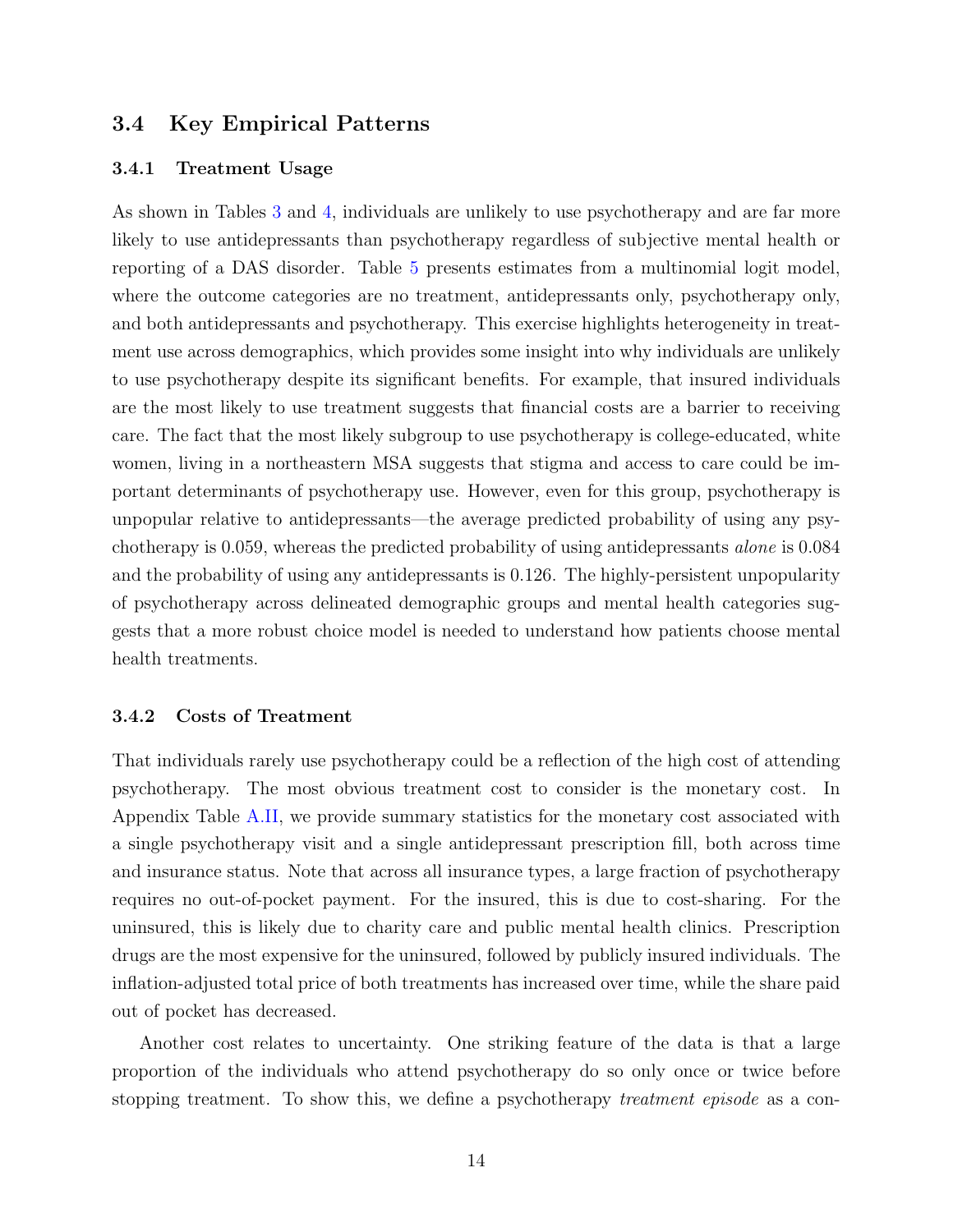## 3.4 Key Empirical Patterns

### 3.4.1 Treatment Usage

As shown in Tables 3 and 4, individuals are unlikely to use psychotherapy and are far more likely to use antidepressants than psychotherapy regardless of subjective mental health or reporting of a DAS disorder. Table 5 presents estimates from a multinomial logit model, where the outcome categories are no treatment, antidepressants only, psychotherapy only, and both antidepressants and psychotherapy. This exercise highlights heterogeneity in treatment use across demographics, which provides some insight into why individuals are unlikely to use psychotherapy despite its significant benefits. For example, that insured individuals are the most likely to use treatment suggests that financial costs are a barrier to receiving care. The fact that the most likely subgroup to use psychotherapy is college-educated, white women, living in a northeastern MSA suggests that stigma and access to care could be important determinants of psychotherapy use. However, even for this group, psychotherapy is unpopular relative to antidepressants—the average predicted probability of using any psychotherapy is 0.059, whereas the predicted probability of using antidepressants *alone* is 0.084 and the probability of using any antidepressants is 0.126. The highly-persistent unpopularity of psychotherapy across delineated demographic groups and mental health categories suggests that a more robust choice model is needed to understand how patients choose mental health treatments.

### 3.4.2 Costs of Treatment

That individuals rarely use psychotherapy could be a reflection of the high cost of attending psychotherapy. The most obvious treatment cost to consider is the monetary cost. In Appendix Table A.II, we provide summary statistics for the monetary cost associated with a single psychotherapy visit and a single antidepressant prescription fill, both across time and insurance status. Note that across all insurance types, a large fraction of psychotherapy requires no out-of-pocket payment. For the insured, this is due to cost-sharing. For the uninsured, this is likely due to charity care and public mental health clinics. Prescription drugs are the most expensive for the uninsured, followed by publicly insured individuals. The inflation-adjusted total price of both treatments has increased over time, while the share paid out of pocket has decreased.

Another cost relates to uncertainty. One striking feature of the data is that a large proportion of the individuals who attend psychotherapy do so only once or twice before stopping treatment. To show this, we define a psychotherapy *treatment episode* as a con-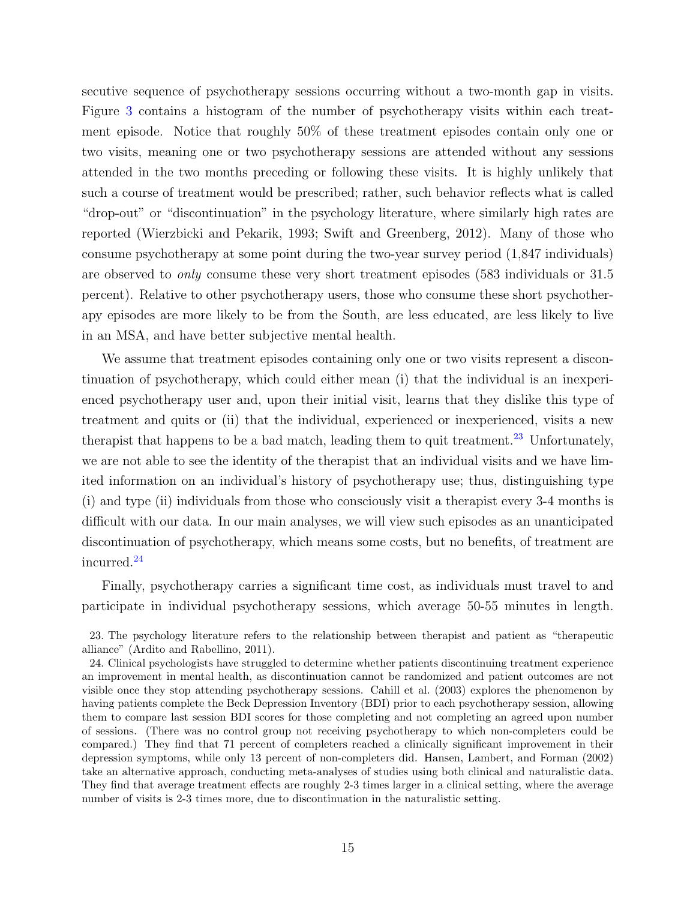secutive sequence of psychotherapy sessions occurring without a two-month gap in visits. Figure 3 contains a histogram of the number of psychotherapy visits within each treatment episode. Notice that roughly 50% of these treatment episodes contain only one or two visits, meaning one or two psychotherapy sessions are attended without any sessions attended in the two months preceding or following these visits. It is highly unlikely that such a course of treatment would be prescribed; rather, such behavior reflects what is called "drop-out" or "discontinuation" in the psychology literature, where similarly high rates are reported (Wierzbicki and Pekarik, 1993; Swift and Greenberg, 2012). Many of those who consume psychotherapy at some point during the two-year survey period (1,847 individuals) are observed to *only* consume these very short treatment episodes (583 individuals or 31.5 percent). Relative to other psychotherapy users, those who consume these short psychotherapy episodes are more likely to be from the South, are less educated, are less likely to live in an MSA, and have better subjective mental health.

We assume that treatment episodes containing only one or two visits represent a discontinuation of psychotherapy, which could either mean (i) that the individual is an inexperienced psychotherapy user and, upon their initial visit, learns that they dislike this type of treatment and quits or (ii) that the individual, experienced or inexperienced, visits a new therapist that happens to be a bad match, leading them to quit treatment.[23] Unfortunately, we are not able to see the identity of the therapist that an individual visits and we have limited information on an individual's history of psychotherapy use; thus, distinguishing type (i) and type (ii) individuals from those who consciously visit a therapist every 3-4 months is difficult with our data. In our main analyses, we will view such episodes as an unanticipated discontinuation of psychotherapy, which means some costs, but no benefits, of treatment are incurred.[24]

Finally, psychotherapy carries a significant time cost, as individuals must travel to and participate in individual psychotherapy sessions, which average 50-55 minutes in length.

23. The psychology literature refers to the relationship between therapist and patient as "therapeutic alliance" (Ardito and Rabellino, 2011).

24. Clinical psychologists have struggled to determine whether patients discontinuing treatment experience an improvement in mental health, as discontinuation cannot be randomized and patient outcomes are not visible once they stop attending psychotherapy sessions. Cahill et al. (2003) explores the phenomenon by having patients complete the Beck Depression Inventory (BDI) prior to each psychotherapy session, allowing them to compare last session BDI scores for those completing and not completing an agreed upon number of sessions. (There was no control group not receiving psychotherapy to which non-completers could be compared.) They find that 71 percent of completers reached a clinically significant improvement in their depression symptoms, while only 13 percent of non-completers did. Hansen, Lambert, and Forman (2002) take an alternative approach, conducting meta-analyses of studies using both clinical and naturalistic data. They find that average treatment effects are roughly 2-3 times larger in a clinical setting, where the average number of visits is 2-3 times more, due to discontinuation in the naturalistic setting.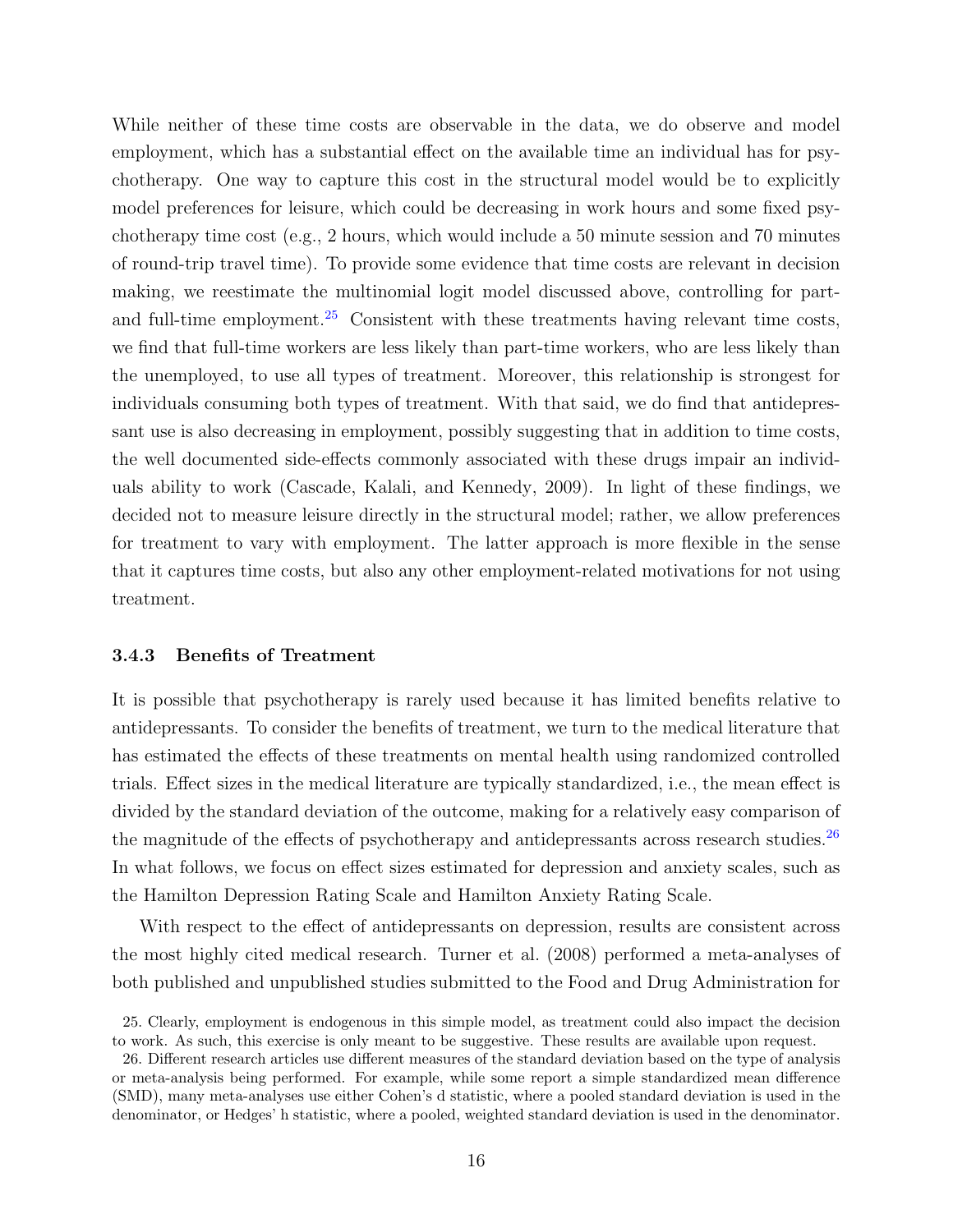While neither of these time costs are observable in the data, we do observe and model employment, which has a substantial effect on the available time an individual has for psychotherapy. One way to capture this cost in the structural model would be to explicitly model preferences for leisure, which could be decreasing in work hours and some fixed psychotherapy time cost (e.g., 2 hours, which would include a 50 minute session and 70 minutes of round-trip travel time). To provide some evidence that time costs are relevant in decision making, we reestimate the multinomial logit model discussed above, controlling for part- and full-time employment.[25] Consistent with these treatments having relevant time costs, we find that full-time workers are less likely than part-time workers, who are less likely than the unemployed, to use all types of treatment. Moreover, this relationship is strongest for individuals consuming both types of treatment. With that said, we do find that antidepressant use is also decreasing in employment, possibly suggesting that in addition to time costs, the well documented side-effects commonly associated with these drugs impair an individuals ability to work (Cascade, Kalali, and Kennedy, 2009). In light of these findings, we decided not to measure leisure directly in the structural model; rather, we allow preferences for treatment to vary with employment. The latter approach is more flexible in the sense that it captures time costs, but also any other employment-related motivations for not using treatment.

### 3.4.3 Benefits of Treatment

It is possible that psychotherapy is rarely used because it has limited benefits relative to antidepressants. To consider the benefits of treatment, we turn to the medical literature that has estimated the effects of these treatments on mental health using randomized controlled trials. Effect sizes in the medical literature are typically standardized, i.e., the mean effect is divided by the standard deviation of the outcome, making for a relatively easy comparison of the magnitude of the effects of psychotherapy and antidepressants across research studies.[26] In what follows, we focus on effect sizes estimated for depression and anxiety scales, such as the Hamilton Depression Rating Scale and Hamilton Anxiety Rating Scale.

With respect to the effect of antidepressants on depression, results are consistent across the most highly cited medical research. Turner et al. (2008) performed a meta-analyses of both published and unpublished studies submitted to the Food and Drug Administration for

25. Clearly, employment is endogenous in this simple model, as treatment could also impact the decision to work. As such, this exercise is only meant to be suggestive. These results are available upon request.

26. Different research articles use different measures of the standard deviation based on the type of analysis or meta-analysis being performed. For example, while some report a simple standardized mean difference (SMD), many meta-analyses use either Cohen's d statistic, where a pooled standard deviation is used in the denominator, or Hedges' h statistic, where a pooled, weighted standard deviation is used in the denominator.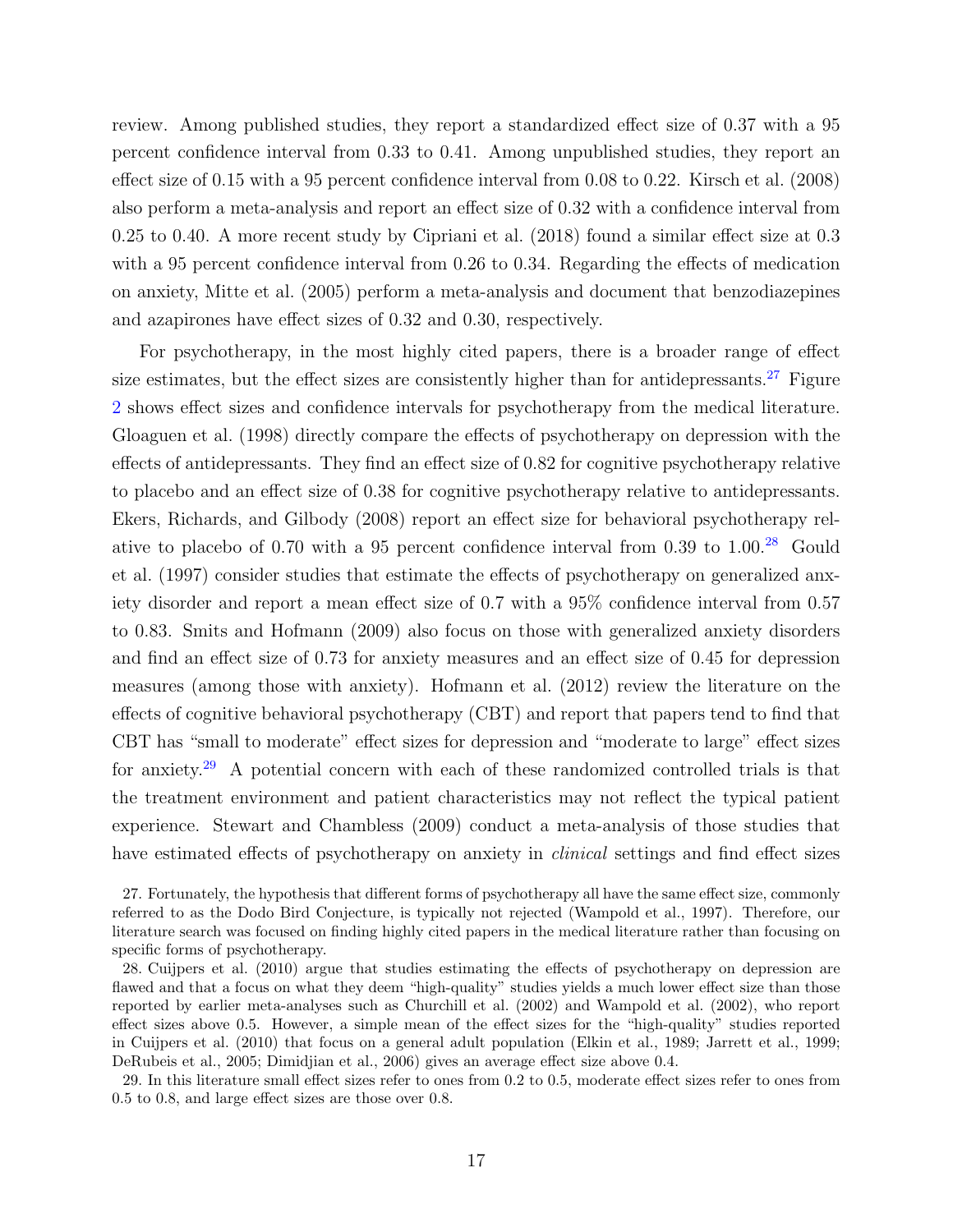review. Among published studies, they report a standardized effect size of 0.37 with a 95 percent confidence interval from 0.33 to 0.41. Among unpublished studies, they report an effect size of 0.15 with a 95 percent confidence interval from 0.08 to 0.22. Kirsch et al. (2008) also perform a meta-analysis and report an effect size of 0.32 with a confidence interval from 0.25 to 0.40. A more recent study by Cipriani et al. (2018) found a similar effect size at 0.3 with a 95 percent confidence interval from 0.26 to 0.34. Regarding the effects of medication on anxiety, Mitte et al. (2005) perform a meta-analysis and document that benzodiazepines and azapirones have effect sizes of 0.32 and 0.30, respectively.

For psychotherapy, in the most highly cited papers, there is a broader range of effect size estimates, but the effect sizes are consistently higher than for antidepressants.[27] Figure 2 shows effect sizes and confidence intervals for psychotherapy from the medical literature. Gloaguen et al. (1998) directly compare the effects of psychotherapy on depression with the effects of antidepressants. They find an effect size of 0.82 for cognitive psychotherapy relative to placebo and an effect size of 0.38 for cognitive psychotherapy relative to antidepressants. Ekers, Richards, and Gilbody (2008) report an effect size for behavioral psychotherapy relative to placebo of 0.70 with a 95 percent confidence interval from 0.39 to 1.00.[28] Gould et al. (1997) consider studies that estimate the effects of psychotherapy on generalized anxiety disorder and report a mean effect size of 0.7 with a 95% confidence interval from 0.57 to 0.83. Smits and Hofmann (2009) also focus on those with generalized anxiety disorders and find an effect size of 0.73 for anxiety measures and an effect size of 0.45 for depression measures (among those with anxiety). Hofmann et al. (2012) review the literature on the effects of cognitive behavioral psychotherapy (CBT) and report that papers tend to find that CBT has "small to moderate" effect sizes for depression and "moderate to large" effect sizes for anxiety.[29] A potential concern with each of these randomized controlled trials is that the treatment environment and patient characteristics may not reflect the typical patient experience. Stewart and Chambless (2009) conduct a meta-analysis of those studies that have estimated effects of psychotherapy on anxiety in *clinical* settings and find effect sizes

27. Fortunately, the hypothesis that different forms of psychotherapy all have the same effect size, commonly referred to as the Dodo Bird Conjecture, is typically not rejected (Wampold et al., 1997). Therefore, our literature search was focused on finding highly cited papers in the medical literature rather than focusing on specific forms of psychotherapy.

28. Cuijpers et al. (2010) argue that studies estimating the effects of psychotherapy on depression are flawed and that a focus on what they deem "high-quality" studies yields a much lower effect size than those reported by earlier meta-analyses such as Churchill et al. (2002) and Wampold et al. (2002), who report effect sizes above 0.5. However, a simple mean of the effect sizes for the "high-quality" studies reported in Cuijpers et al. (2010) that focus on a general adult population (Elkin et al., 1989; Jarrett et al., 1999; DeRubeis et al., 2005; Dimidjian et al., 2006) gives an average effect size above 0.4.

29. In this literature small effect sizes refer to ones from 0.2 to 0.5, moderate effect sizes refer to ones from 0.5 to 0.8, and large effect sizes are those over 0.8.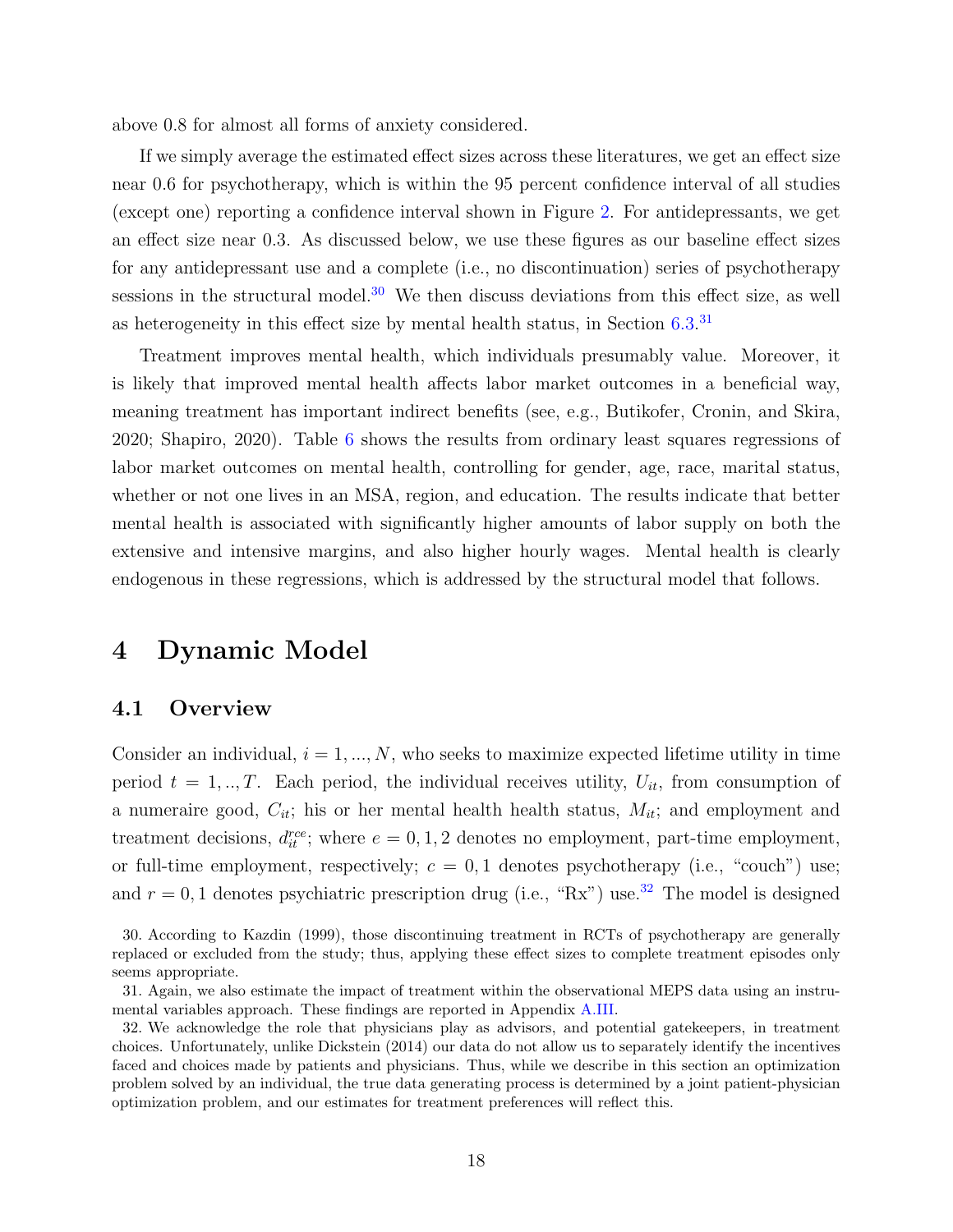above 0.8 for almost all forms of anxiety considered.

If we simply average the estimated effect sizes across these literatures, we get an effect size near 0.6 for psychotherapy, which is within the 95 percent confidence interval of all studies (except one) reporting a confidence interval shown in Figure 2. For antidepressants, we get an effect size near 0.3. As discussed below, we use these figures as our baseline effect sizes for any antidepressant use and a complete (i.e., no discontinuation) series of psychotherapy sessions in the structural model.[30] We then discuss deviations from this effect size, as well as heterogeneity in this effect size by mental health status, in Section 6.3.[31]

Treatment improves mental health, which individuals presumably value. Moreover, it is likely that improved mental health affects labor market outcomes in a beneficial way, meaning treatment has important indirect benefits (see, e.g., Butikofer, Cronin, and Skira, 2020; Shapiro, 2020). Table 6 shows the results from ordinary least squares regressions of labor market outcomes on mental health, controlling for gender, age, race, marital status, whether or not one lives in an MSA, region, and education. The results indicate that better mental health is associated with significantly higher amounts of labor supply on both the extensive and intensive margins, and also higher hourly wages. Mental health is clearly endogenous in these regressions, which is addressed by the structural model that follows.

# 4 Dynamic Model

## 4.1 Overview

Consider an individual, $i = 1, ..., N$, who seeks to maximize expected lifetime utility in time period $t = 1, .., T$. Each period, the individual receives utility, $U_{it}$, from consumption of a numeraire good, $C_{it}$; his or her mental health health status, $M_{it}$; and employment and treatment decisions, $d_{it}^{rce}$; where $e = 0, 1, 2$ denotes no employment, part-time employment, or full-time employment, respectively; $c = 0, 1$ denotes psychotherapy (i.e., "couch") use; and $r = 0, 1$ denotes psychiatric prescription drug (i.e., "Rx") use.[32] The model is designed

30. According to Kazdin (1999), those discontinuing treatment in RCTs of psychotherapy are generally replaced or excluded from the study; thus, applying these effect sizes to complete treatment episodes only seems appropriate.

31. Again, we also estimate the impact of treatment within the observational MEPS data using an instrumental variables approach. These findings are reported in Appendix A.III.

32. We acknowledge the role that physicians play as advisors, and potential gatekeepers, in treatment choices. Unfortunately, unlike Dickstein (2014) our data do not allow us to separately identify the incentives faced and choices made by patients and physicians. Thus, while we describe in this section an optimization problem solved by an individual, the true data generating process is determined by a joint patient-physician optimization problem, and our estimates for treatment preferences will reflect this.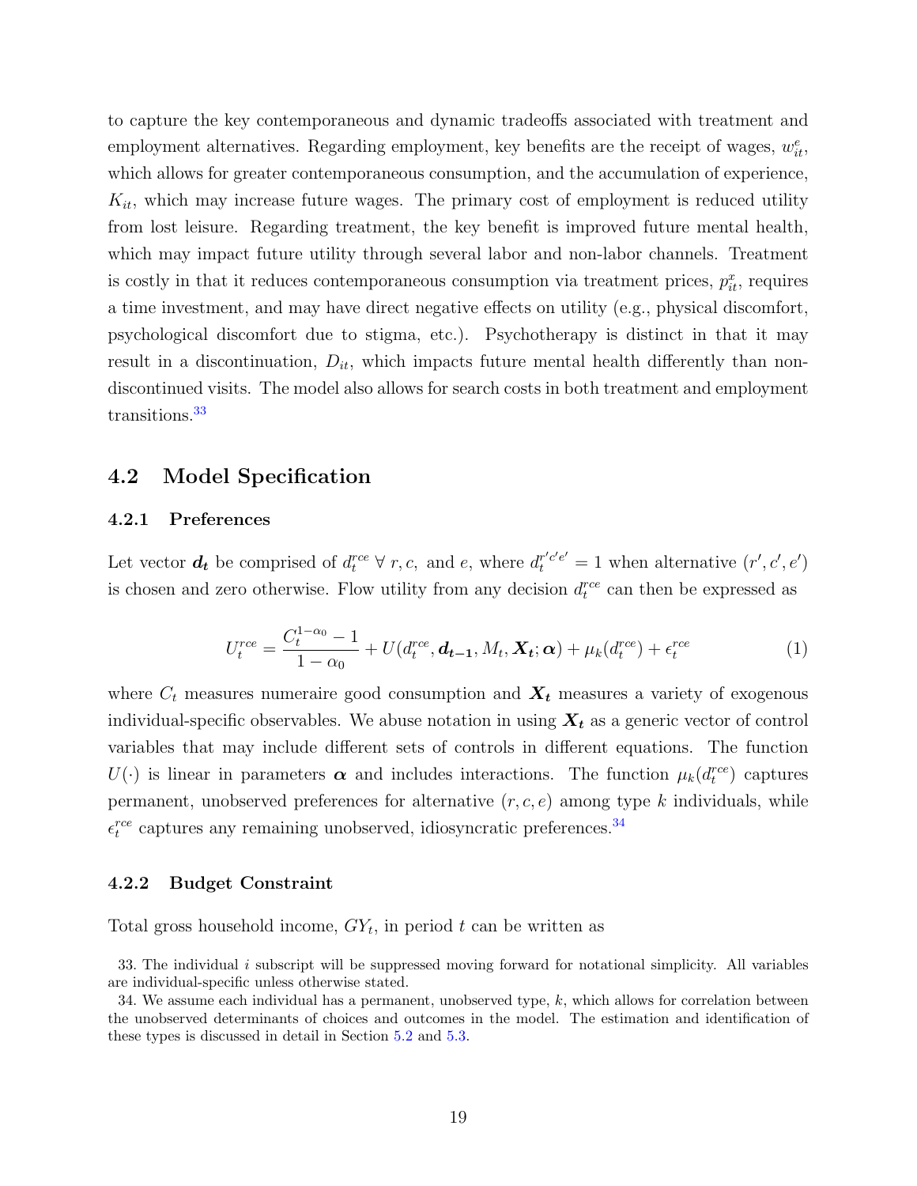to capture the key contemporaneous and dynamic tradeoffs associated with treatment and employment alternatives. Regarding employment, key benefits are the receipt of wages, $w^e_{it}$, which allows for greater contemporaneous consumption, and the accumulation of experience, $K_{it}$, which may increase future wages. The primary cost of employment is reduced utility from lost leisure. Regarding treatment, the key benefit is improved future mental health, which may impact future utility through several labor and non-labor channels. Treatment is costly in that it reduces contemporaneous consumption via treatment prices, $p^x_{it}$, requires a time investment, and may have direct negative effects on utility (e.g., physical discomfort, psychological discomfort due to stigma, etc.). Psychotherapy is distinct in that it may result in a discontinuation, $D_{it}$, which impacts future mental health differently than non-discontinued visits. The model also allows for search costs in both treatment and employment transitions.[33]

## 4.2 Model Specification

### 4.2.1 Preferences

Let vector $\boldsymbol{d_t}$ be comprised of $d^{rce}_t \ \forall \ r, c,$ and $e$, where $d^{r'c'e'}_t = 1$ when alternative $(r', c', e')$ is chosen and zero otherwise. Flow utility from any decision $d^{rce}_t$ can then be expressed as

$$U^{rce}_t = \frac{C^{1-\alpha_0}_t - 1}{1 - \alpha_0} + U(d^{rce}_t, \boldsymbol{d_{t-1}}, M_t, \boldsymbol{X_t}; \boldsymbol{\alpha}) + \mu_k(d^{rce}_t) + \epsilon^{rce}_t \tag{1}$$

where $C_t$ measures numeraire good consumption and $\boldsymbol{X_t}$ measures a variety of exogenous individual-specific observables. We abuse notation in using $\boldsymbol{X_t}$ as a generic vector of control variables that may include different sets of controls in different equations. The function $U(\cdot)$ is linear in parameters $\boldsymbol{\alpha}$ and includes interactions. The function $\mu_k(d^{rce}_t)$ captures permanent, unobserved preferences for alternative $(r, c, e)$ among type $k$ individuals, while $\epsilon^{rce}_t$ captures any remaining unobserved, idiosyncratic preferences.[34]

### 4.2.2 Budget Constraint

Total gross household income, $GY_t$, in period $t$ can be written as

33. The individual $i$ subscript will be suppressed moving forward for notational simplicity. All variables are individual-specific unless otherwise stated.

34. We assume each individual has a permanent, unobserved type, $k$, which allows for correlation between the unobserved determinants of choices and outcomes in the model. The estimation and identification of these types is discussed in detail in Section 5.2 and 5.3.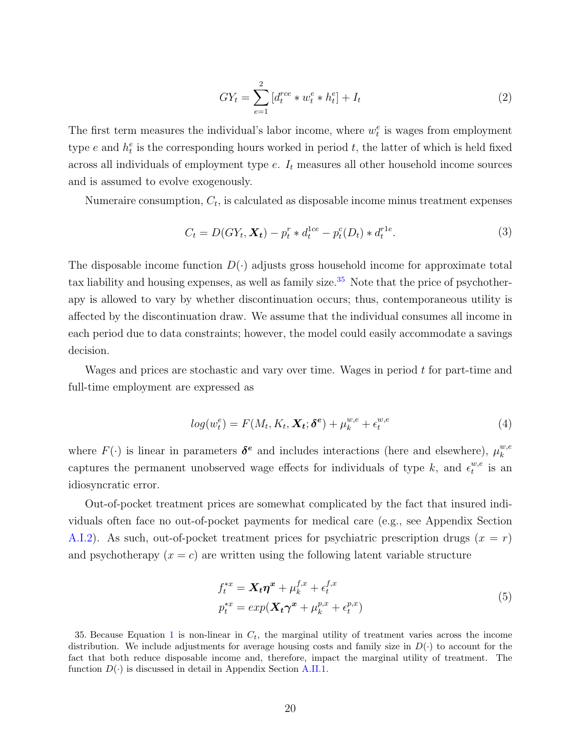$$GY_t = \sum_{e=1}^{2} [d_t^{rce} * w_t^e * h_t^e] + I_t \tag{2}$$

The first term measures the individual's labor income, where $w_t^e$ is wages from employment type $e$ and $h_t^e$ is the corresponding hours worked in period $t$, the latter of which is held fixed across all individuals of employment type $e$. $I_t$ measures all other household income sources and is assumed to evolve exogenously.

Numeraire consumption, $C_t$, is calculated as disposable income minus treatment expenses

$$C_t = D(GY_t, \boldsymbol{X_t}) - p_t^r * d_t^{1ce} - p_t^c(D_t) * d_t^{r1e}. \tag{3}$$

The disposable income function $D(\cdot)$ adjusts gross household income for approximate total tax liability and housing expenses, as well as family size.[35] Note that the price of psychotherapy is allowed to vary by whether discontinuation occurs; thus, contemporaneous utility is affected by the discontinuation draw. We assume that the individual consumes all income in each period due to data constraints; however, the model could easily accommodate a savings decision.

Wages and prices are stochastic and vary over time. Wages in period $t$ for part-time and full-time employment are expressed as

$$log(w_t^e) = F(M_t, K_t, \boldsymbol{X_t}; \boldsymbol{\delta^e}) + \mu_k^{w,e} + \epsilon_t^{w,e} \tag{4}$$

where $F(\cdot)$ is linear in parameters $\boldsymbol{\delta^e}$ and includes interactions (here and elsewhere), $\mu_k^{w,e}$ captures the permanent unobserved wage effects for individuals of type $k$, and $\epsilon_t^{w,e}$ is an idiosyncratic error.

Out-of-pocket treatment prices are somewhat complicated by the fact that insured individuals often face no out-of-pocket payments for medical care (e.g., see Appendix Section A.I.2). As such, out-of-pocket treatment prices for psychiatric prescription drugs ($x = r$) and psychotherapy ($x = c$) are written using the following latent variable structure

$$\begin{aligned} f_t^{*x} &= \boldsymbol{X_t \eta^x} + \mu_k^{f,x} + \epsilon_t^{f,x} \\ p_t^{*x} &= exp(\boldsymbol{X_t \gamma^x} + \mu_k^{p,x} + \epsilon_t^{p,x}) \end{aligned} \tag{5}$$

35. Because Equation 1 is non-linear in $C_t$, the marginal utility of treatment varies across the income distribution. We include adjustments for average housing costs and family size in $D(\cdot)$ to account for the fact that both reduce disposable income and, therefore, impact the marginal utility of treatment. The function $D(\cdot)$ is discussed in detail in Appendix Section A.II.1.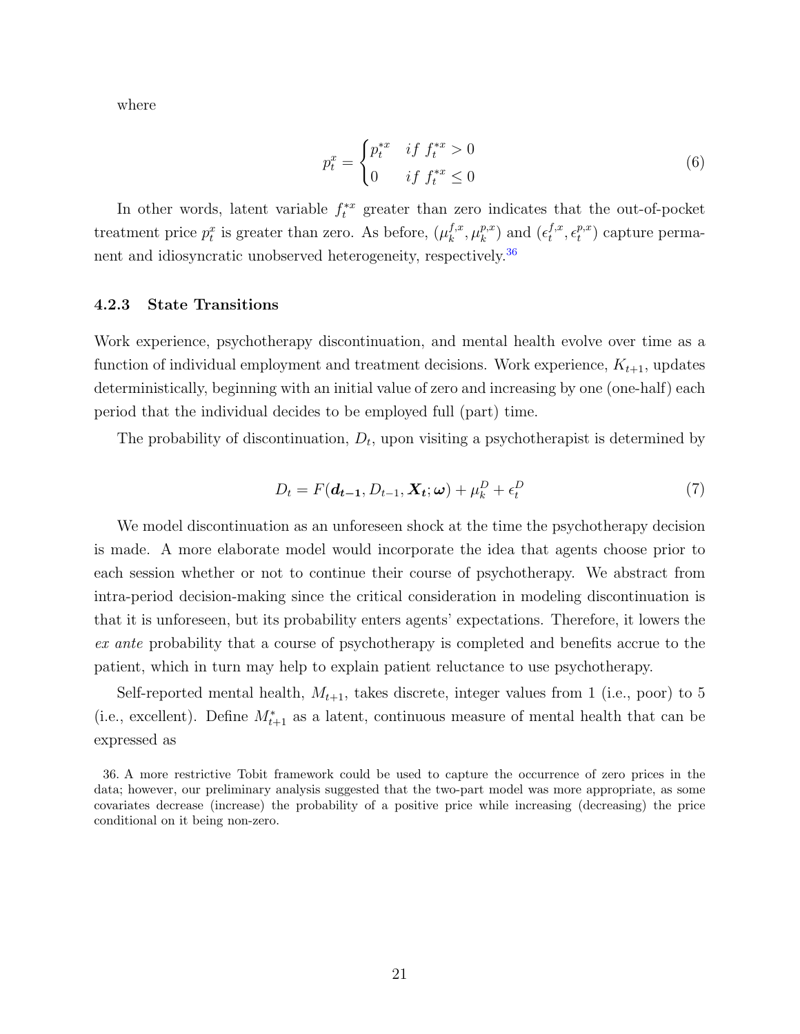where

$$p_t^x = \begin{cases} p_t^{*x} & if\ f_t^{*x} > 0 \\ 0 & if\ f_t^{*x} \leq 0 \end{cases} \tag{6}$$

In other words, latent variable $f_t^{*x}$ greater than zero indicates that the out-of-pocket treatment price $p_t^x$ is greater than zero. As before, $(\mu_k^{f,x}, \mu_k^{p,x})$ and $(\epsilon_t^{f,x}, \epsilon_t^{p,x})$ capture permanent and idiosyncratic unobserved heterogeneity, respectively.[36]

#### 4.2.3 State Transitions

Work experience, psychotherapy discontinuation, and mental health evolve over time as a function of individual employment and treatment decisions. Work experience, $K_{t+1}$, updates deterministically, beginning with an initial value of zero and increasing by one (one-half) each period that the individual decides to be employed full (part) time.

The probability of discontinuation, $D_t$, upon visiting a psychotherapist is determined by

$$D_t = F(\boldsymbol{d_{t-1}}, D_{t-1}, \boldsymbol{X_t}; \boldsymbol{\omega}) + \mu_k^D + \epsilon_t^D \tag{7}$$

We model discontinuation as an unforeseen shock at the time the psychotherapy decision is made. A more elaborate model would incorporate the idea that agents choose prior to each session whether or not to continue their course of psychotherapy. We abstract from intra-period decision-making since the critical consideration in modeling discontinuation is that it is unforeseen, but its probability enters agents' expectations. Therefore, it lowers the *ex ante* probability that a course of psychotherapy is completed and benefits accrue to the patient, which in turn may help to explain patient reluctance to use psychotherapy.

Self-reported mental health, $M_{t+1}$, takes discrete, integer values from 1 (i.e., poor) to 5 (i.e., excellent). Define $M_{t+1}^*$ as a latent, continuous measure of mental health that can be expressed as

36. A more restrictive Tobit framework could be used to capture the occurrence of zero prices in the data; however, our preliminary analysis suggested that the two-part model was more appropriate, as some covariates decrease (increase) the probability of a positive price while increasing (decreasing) the price conditional on it being non-zero.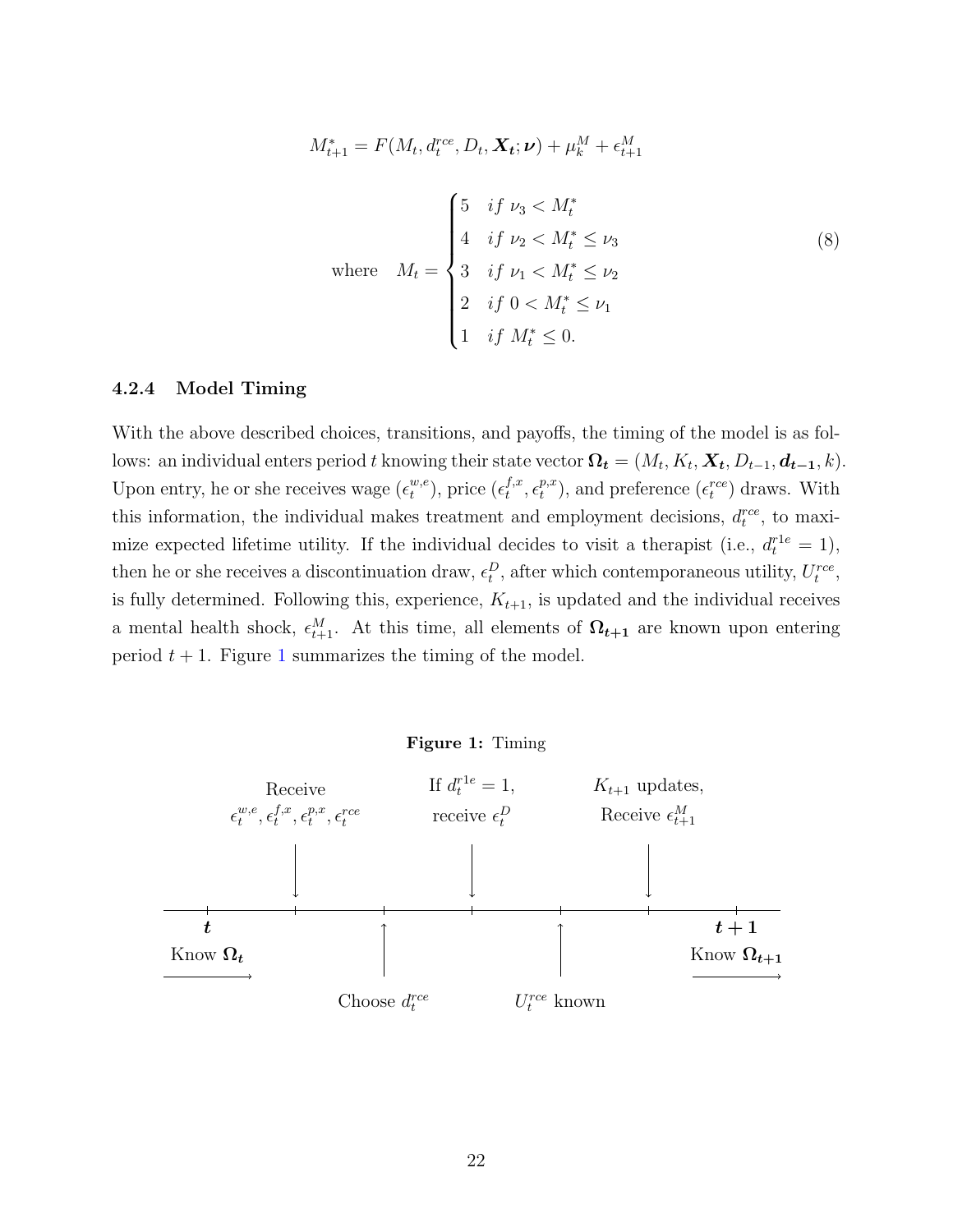$$M^*_{t+1} = F(M_t, d^{rce}_t, D_t, \boldsymbol{X_t}; \boldsymbol{\nu}) + \mu^M_k + \epsilon^M_{t+1}$$

$$\text{where} \quad M_t = \begin{cases} 5 & if \ \nu_3 < M^*_t \\ 4 & if \ \nu_2 < M^*_t \leq \nu_3 \\ 3 & if \ \nu_1 < M^*_t \leq \nu_2 \\ 2 & if \ 0 < M^*_t \leq \nu_1 \\ 1 & if \ M^*_t \leq 0. \end{cases} \tag{8}$$

#### 4.2.4 Model Timing

With the above described choices, transitions, and payoffs, the timing of the model is as follows: an individual enters period $t$ knowing their state vector $\boldsymbol{\Omega_t} = (M_t, K_t, \boldsymbol{X_t}, D_{t-1}, \boldsymbol{d_{t-1}}, k)$. Upon entry, he or she receives wage ($\epsilon^{w,e}_t$), price ($\epsilon^{f,x}_t$, $\epsilon^{p,x}_t$), and preference ($\epsilon^{rce}_t$) draws. With this information, the individual makes treatment and employment decisions, $d^{rce}_t$, to maximize expected lifetime utility. If the individual decides to visit a therapist (i.e., $d^{r1e}_t = 1$), then he or she receives a discontinuation draw, $\epsilon^D_t$, after which contemporaneous utility, $U^{rce}_t$, is fully determined. Following this, experience, $K_{t+1}$, is updated and the individual receives a mental health shock, $\epsilon^M_{t+1}$. At this time, all elements of $\boldsymbol{\Omega_{t+1}}$ are known upon entering period $t+1$. Figure 1 summarizes the timing of the model.

**Figure 1:** Timing

- $t$: Know $\boldsymbol{\Omega_t}$
- Receive $\epsilon^{w,e}_t, \epsilon^{f,x}_t, \epsilon^{p,x}_t, \epsilon^{rce}_t$
- Choose $d^{rce}_t$
- If $d^{r1e}_t = 1$, receive $\epsilon^D_t$
- $U^{rce}_t$ known
- $K_{t+1}$ updates, Receive $\epsilon^M_{t+1}$
- $t+1$: Know $\boldsymbol{\Omega_{t+1}}$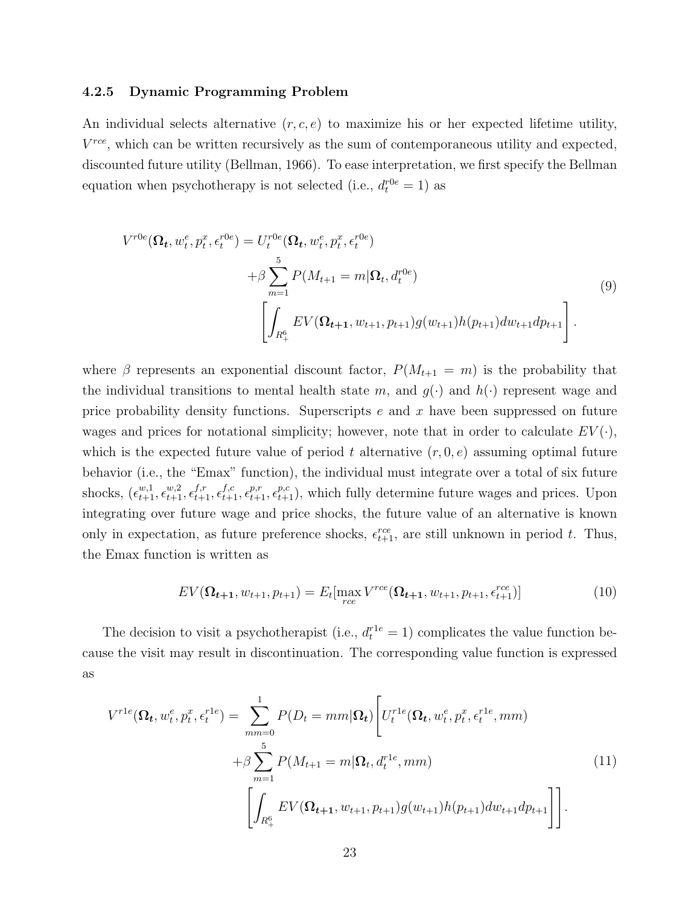### 4.2.5 Dynamic Programming Problem

An individual selects alternative $(r, c, e)$ to maximize his or her expected lifetime utility, $V^{rce}$, which can be written recursively as the sum of contemporaneous utility and expected, discounted future utility (Bellman, 1966). To ease interpretation, we first specify the Bellman equation when psychotherapy is not selected (i.e., $d_t^{r0e} = 1$) as

$$
\begin{aligned}
V^{r0e}(\boldsymbol{\Omega_t}, w_t^e, p_t^x, \epsilon_t^{r0e}) = U_t^{r0e}(\boldsymbol{\Omega_t}, w_t^e, p_t^x, \epsilon_t^{r0e}) \\
+\beta \sum_{m=1}^{5} P(M_{t+1} = m | \boldsymbol{\Omega}_t, d_t^{r0e}) \\
\left[ \int_{R_+^6} EV(\boldsymbol{\Omega_{t+1}}, w_{t+1}, p_{t+1}) g(w_{t+1}) h(p_{t+1}) dw_{t+1} dp_{t+1} \right].
\end{aligned}
\tag{9}
$$

where $\beta$ represents an exponential discount factor, $P(M_{t+1} = m)$ is the probability that the individual transitions to mental health state $m$, and $g(\cdot)$ and $h(\cdot)$ represent wage and price probability density functions. Superscripts $e$ and $x$ have been suppressed on future wages and prices for notational simplicity; however, note that in order to calculate $EV(\cdot)$, which is the expected future value of period $t$ alternative $(r, 0, e)$ assuming optimal future behavior (i.e., the "Emax" function), the individual must integrate over a total of six future shocks, $(\epsilon_{t+1}^{w,1}, \epsilon_{t+1}^{w,2}, \epsilon_{t+1}^{f,r}, \epsilon_{t+1}^{f,c}, \epsilon_{t+1}^{p,r}, \epsilon_{t+1}^{p,c})$, which fully determine future wages and prices. Upon integrating over future wage and price shocks, the future value of an alternative is known only in expectation, as future preference shocks, $\epsilon_{t+1}^{rce}$, are still unknown in period $t$. Thus, the Emax function is written as

$$
EV(\boldsymbol{\Omega_{t+1}}, w_{t+1}, p_{t+1}) = E_t[\max_{rce} V^{rce}(\boldsymbol{\Omega_{t+1}}, w_{t+1}, p_{t+1}, \epsilon_{t+1}^{rce})] \tag{10}
$$

The decision to visit a psychotherapist (i.e., $d_t^{r1e} = 1$) complicates the value function because the visit may result in discontinuation. The corresponding value function is expressed as

$$
\begin{aligned}
V^{r1e}(\boldsymbol{\Omega_t}, w_t^e, p_t^x, \epsilon_t^{r1e}) = \sum_{mm=0}^{1} P(D_t = mm | \boldsymbol{\Omega_t}) \Bigg[ U_t^{r1e}(\boldsymbol{\Omega_t}, w_t^e, p_t^x, \epsilon_t^{r1e}, mm) \\
+\beta \sum_{m=1}^{5} P(M_{t+1} = m | \boldsymbol{\Omega}_t, d_t^{r1e}, mm) \\
\left[ \int_{R_+^6} EV(\boldsymbol{\Omega_{t+1}}, w_{t+1}, p_{t+1}) g(w_{t+1}) h(p_{t+1}) dw_{t+1} dp_{t+1} \right] \Bigg].
\end{aligned}
\tag{11}
$$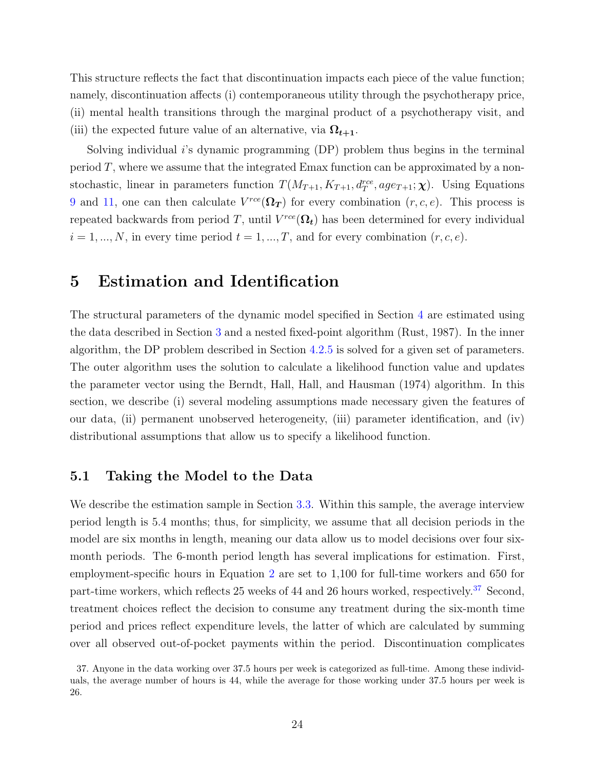This structure reflects the fact that discontinuation impacts each piece of the value function; namely, discontinuation affects (i) contemporaneous utility through the psychotherapy price, (ii) mental health transitions through the marginal product of a psychotherapy visit, and (iii) the expected future value of an alternative, via $\boldsymbol{\Omega_{t+1}}$.

Solving individual $i$'s dynamic programming (DP) problem thus begins in the terminal period $T$, where we assume that the integrated Emax function can be approximated by a non-stochastic, linear in parameters function $T(M_{T+1}, K_{T+1}, d_T^{rce}, age_{T+1}; \boldsymbol{\chi})$. Using Equations 9 and 11, one can then calculate $V^{rce}(\boldsymbol{\Omega_T})$ for every combination $(r, c, e)$. This process is repeated backwards from period $T$, until $V^{rce}(\boldsymbol{\Omega_t})$ has been determined for every individual $i = 1, ..., N$, in every time period $t = 1, ..., T$, and for every combination $(r, c, e)$.

# 5 Estimation and Identification

The structural parameters of the dynamic model specified in Section 4 are estimated using the data described in Section 3 and a nested fixed-point algorithm (Rust, 1987). In the inner algorithm, the DP problem described in Section 4.2.5 is solved for a given set of parameters. The outer algorithm uses the solution to calculate a likelihood function value and updates the parameter vector using the Berndt, Hall, Hall, and Hausman (1974) algorithm. In this section, we describe (i) several modeling assumptions made necessary given the features of our data, (ii) permanent unobserved heterogeneity, (iii) parameter identification, and (iv) distributional assumptions that allow us to specify a likelihood function.

## 5.1 Taking the Model to the Data

We describe the estimation sample in Section 3.3. Within this sample, the average interview period length is 5.4 months; thus, for simplicity, we assume that all decision periods in the model are six months in length, meaning our data allow us to model decisions over four six-month periods. The 6-month period length has several implications for estimation. First, employment-specific hours in Equation 2 are set to 1,100 for full-time workers and 650 for part-time workers, which reflects 25 weeks of 44 and 26 hours worked, respectively.[37] Second, treatment choices reflect the decision to consume any treatment during the six-month time period and prices reflect expenditure levels, the latter of which are calculated by summing over all observed out-of-pocket payments within the period. Discontinuation complicates

37. Anyone in the data working over 37.5 hours per week is categorized as full-time. Among these individuals, the average number of hours is 44, while the average for those working under 37.5 hours per week is 26.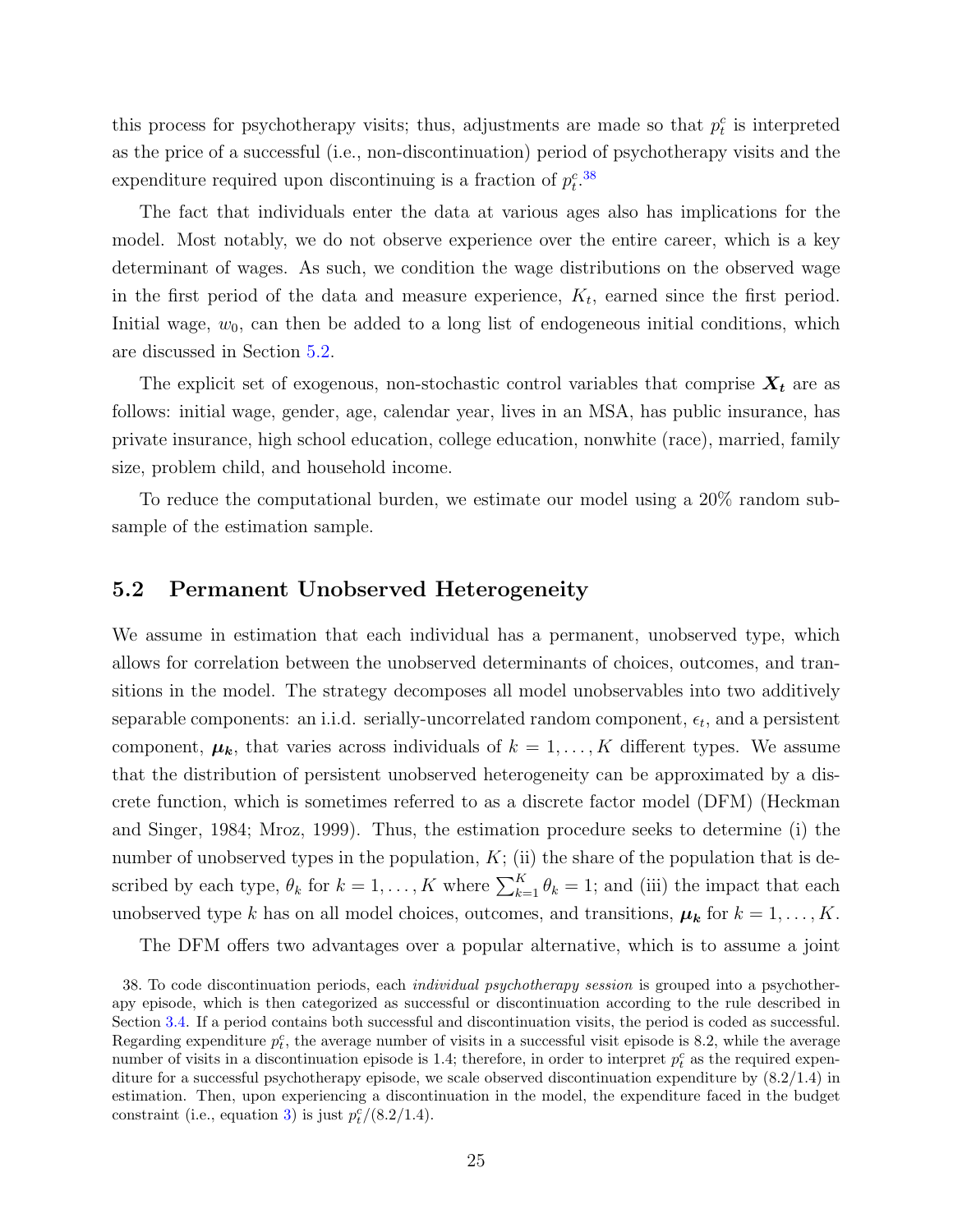this process for psychotherapy visits; thus, adjustments are made so that $p_t^c$ is interpreted as the price of a successful (i.e., non-discontinuation) period of psychotherapy visits and the expenditure required upon discontinuing is a fraction of $p_t^c$.[38]

The fact that individuals enter the data at various ages also has implications for the model. Most notably, we do not observe experience over the entire career, which is a key determinant of wages. As such, we condition the wage distributions on the observed wage in the first period of the data and measure experience, $K_t$, earned since the first period. Initial wage, $w_0$, can then be added to a long list of endogeneous initial conditions, which are discussed in Section 5.2.

The explicit set of exogenous, non-stochastic control variables that comprise $\boldsymbol{X_t}$ are as follows: initial wage, gender, age, calendar year, lives in an MSA, has public insurance, has private insurance, high school education, college education, nonwhite (race), married, family size, problem child, and household income.

To reduce the computational burden, we estimate our model using a 20% random subsample of the estimation sample.

## 5.2 Permanent Unobserved Heterogeneity

We assume in estimation that each individual has a permanent, unobserved type, which allows for correlation between the unobserved determinants of choices, outcomes, and transitions in the model. The strategy decomposes all model unobservables into two additively separable components: an i.i.d. serially-uncorrelated random component, $\epsilon_t$, and a persistent component, $\boldsymbol{\mu_k}$, that varies across individuals of $k = 1, \ldots, K$ different types. We assume that the distribution of persistent unobserved heterogeneity can be approximated by a discrete function, which is sometimes referred to as a discrete factor model (DFM) (Heckman and Singer, 1984; Mroz, 1999). Thus, the estimation procedure seeks to determine (i) the number of unobserved types in the population, $K$; (ii) the share of the population that is described by each type, $\theta_k$ for $k = 1, \ldots, K$ where $\sum_{k=1}^{K} \theta_k = 1$; and (iii) the impact that each unobserved type $k$ has on all model choices, outcomes, and transitions, $\boldsymbol{\mu_k}$ for $k = 1, \ldots, K$.

The DFM offers two advantages over a popular alternative, which is to assume a joint

38. To code discontinuation periods, each *individual psychotherapy session* is grouped into a psychotherapy episode, which is then categorized as successful or discontinuation according to the rule described in Section 3.4. If a period contains both successful and discontinuation visits, the period is coded as successful. Regarding expenditure $p_t^c$, the average number of visits in a successful visit episode is 8.2, while the average number of visits in a discontinuation episode is 1.4; therefore, in order to interpret $p_t^c$ as the required expenditure for a successful psychotherapy episode, we scale observed discontinuation expenditure by $(8.2/1.4)$ in estimation. Then, upon experiencing a discontinuation in the model, the expenditure faced in the budget constraint (i.e., equation 3) is just $p_t^c/(8.2/1.4)$.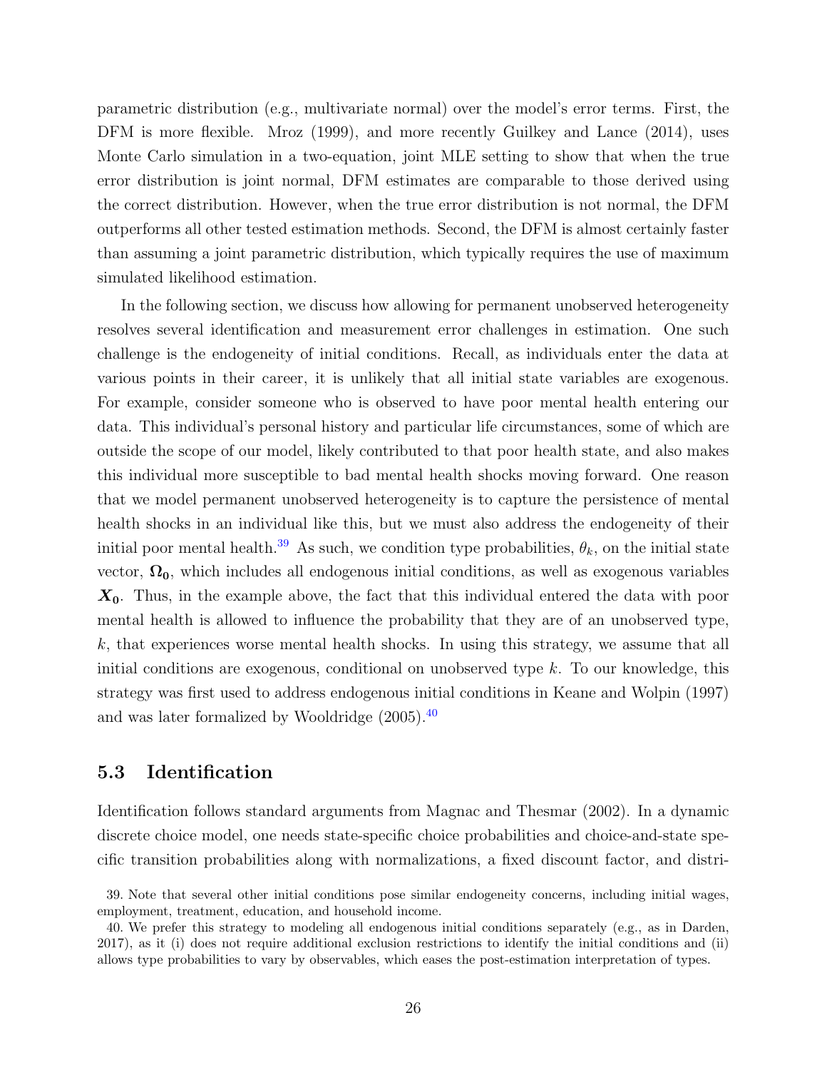parametric distribution (e.g., multivariate normal) over the model's error terms. First, the DFM is more flexible. Mroz (1999), and more recently Guilkey and Lance (2014), uses Monte Carlo simulation in a two-equation, joint MLE setting to show that when the true error distribution is joint normal, DFM estimates are comparable to those derived using the correct distribution. However, when the true error distribution is not normal, the DFM outperforms all other tested estimation methods. Second, the DFM is almost certainly faster than assuming a joint parametric distribution, which typically requires the use of maximum simulated likelihood estimation.

In the following section, we discuss how allowing for permanent unobserved heterogeneity resolves several identification and measurement error challenges in estimation. One such challenge is the endogeneity of initial conditions. Recall, as individuals enter the data at various points in their career, it is unlikely that all initial state variables are exogenous. For example, consider someone who is observed to have poor mental health entering our data. This individual's personal history and particular life circumstances, some of which are outside the scope of our model, likely contributed to that poor health state, and also makes this individual more susceptible to bad mental health shocks moving forward. One reason that we model permanent unobserved heterogeneity is to capture the persistence of mental health shocks in an individual like this, but we must also address the endogeneity of their initial poor mental health.[39] As such, we condition type probabilities, $\theta_k$, on the initial state vector, $\mathbf{\Omega_0}$, which includes all endogenous initial conditions, as well as exogenous variables $\boldsymbol{X_0}$. Thus, in the example above, the fact that this individual entered the data with poor mental health is allowed to influence the probability that they are of an unobserved type, $k$, that experiences worse mental health shocks. In using this strategy, we assume that all initial conditions are exogenous, conditional on unobserved type $k$. To our knowledge, this strategy was first used to address endogenous initial conditions in Keane and Wolpin (1997) and was later formalized by Wooldridge (2005).[40]

### 5.3 Identification

Identification follows standard arguments from Magnac and Thesmar (2002). In a dynamic discrete choice model, one needs state-specific choice probabilities and choice-and-state specific transition probabilities along with normalizations, a fixed discount factor, and distri-

39. Note that several other initial conditions pose similar endogeneity concerns, including initial wages, employment, treatment, education, and household income.

40. We prefer this strategy to modeling all endogenous initial conditions separately (e.g., as in Darden, 2017), as it (i) does not require additional exclusion restrictions to identify the initial conditions and (ii) allows type probabilities to vary by observables, which eases the post-estimation interpretation of types.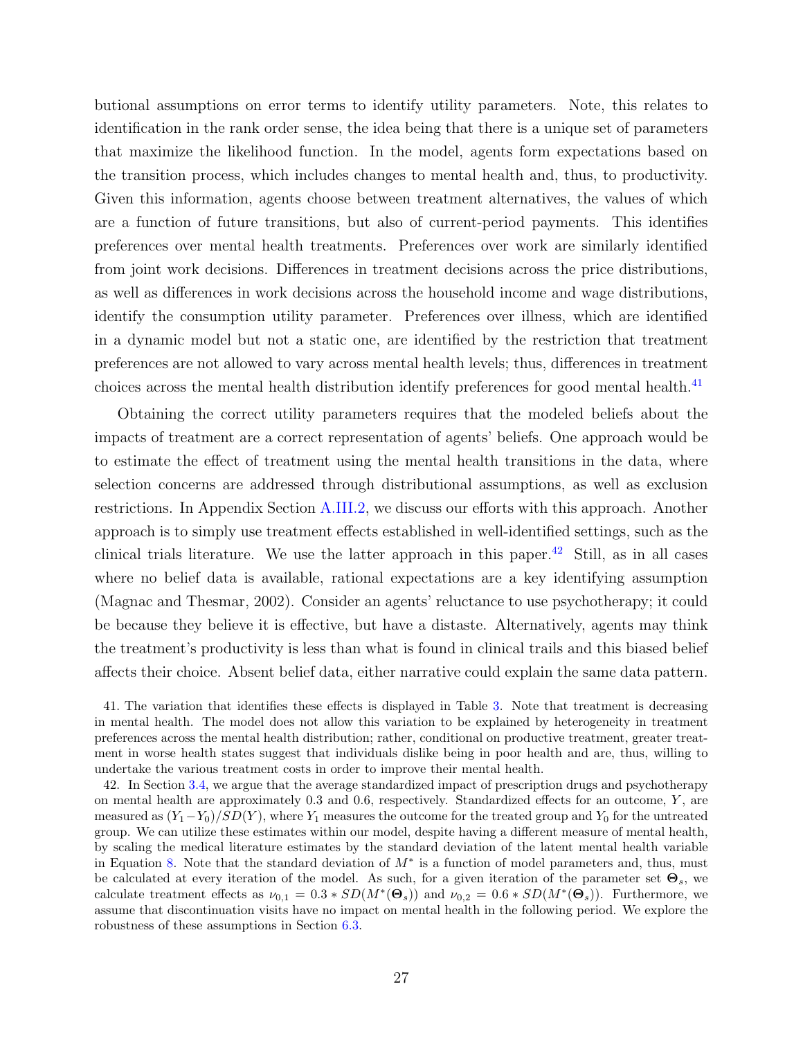butional assumptions on error terms to identify utility parameters. Note, this relates to identification in the rank order sense, the idea being that there is a unique set of parameters that maximize the likelihood function. In the model, agents form expectations based on the transition process, which includes changes to mental health and, thus, to productivity. Given this information, agents choose between treatment alternatives, the values of which are a function of future transitions, but also of current-period payments. This identifies preferences over mental health treatments. Preferences over work are similarly identified from joint work decisions. Differences in treatment decisions across the price distributions, as well as differences in work decisions across the household income and wage distributions, identify the consumption utility parameter. Preferences over illness, which are identified in a dynamic model but not a static one, are identified by the restriction that treatment preferences are not allowed to vary across mental health levels; thus, differences in treatment choices across the mental health distribution identify preferences for good mental health.[41]

Obtaining the correct utility parameters requires that the modeled beliefs about the impacts of treatment are a correct representation of agents' beliefs. One approach would be to estimate the effect of treatment using the mental health transitions in the data, where selection concerns are addressed through distributional assumptions, as well as exclusion restrictions. In Appendix Section A.III.2, we discuss our efforts with this approach. Another approach is to simply use treatment effects established in well-identified settings, such as the clinical trials literature. We use the latter approach in this paper.[42] Still, as in all cases where no belief data is available, rational expectations are a key identifying assumption (Magnac and Thesmar, 2002). Consider an agents' reluctance to use psychotherapy; it could be because they believe it is effective, but have a distaste. Alternatively, agents may think the treatment's productivity is less than what is found in clinical trails and this biased belief affects their choice. Absent belief data, either narrative could explain the same data pattern.

41. The variation that identifies these effects is displayed in Table 3. Note that treatment is decreasing in mental health. The model does not allow this variation to be explained by heterogeneity in treatment preferences across the mental health distribution; rather, conditional on productive treatment, greater treatment in worse health states suggest that individuals dislike being in poor health and are, thus, willing to undertake the various treatment costs in order to improve their mental health.

42. In Section 3.4, we argue that the average standardized impact of prescription drugs and psychotherapy on mental health are approximately 0.3 and 0.6, respectively. Standardized effects for an outcome, $Y$, are measured as $(Y_1 - Y_0)/SD(Y)$, where $Y_1$ measures the outcome for the treated group and $Y_0$ for the untreated group. We can utilize these estimates within our model, despite having a different measure of mental health, by scaling the medical literature estimates by the standard deviation of the latent mental health variable in Equation 8. Note that the standard deviation of $M^*$ is a function of model parameters and, thus, must be calculated at every iteration of the model. As such, for a given iteration of the parameter set $\mathbf{\Theta}_s$, we calculate treatment effects as $\nu_{0,1} = 0.3 * SD(M^*(\mathbf{\Theta}_s))$ and $\nu_{0,2} = 0.6 * SD(M^*(\mathbf{\Theta}_s))$. Furthermore, we assume that discontinuation visits have no impact on mental health in the following period. We explore the robustness of these assumptions in Section 6.3.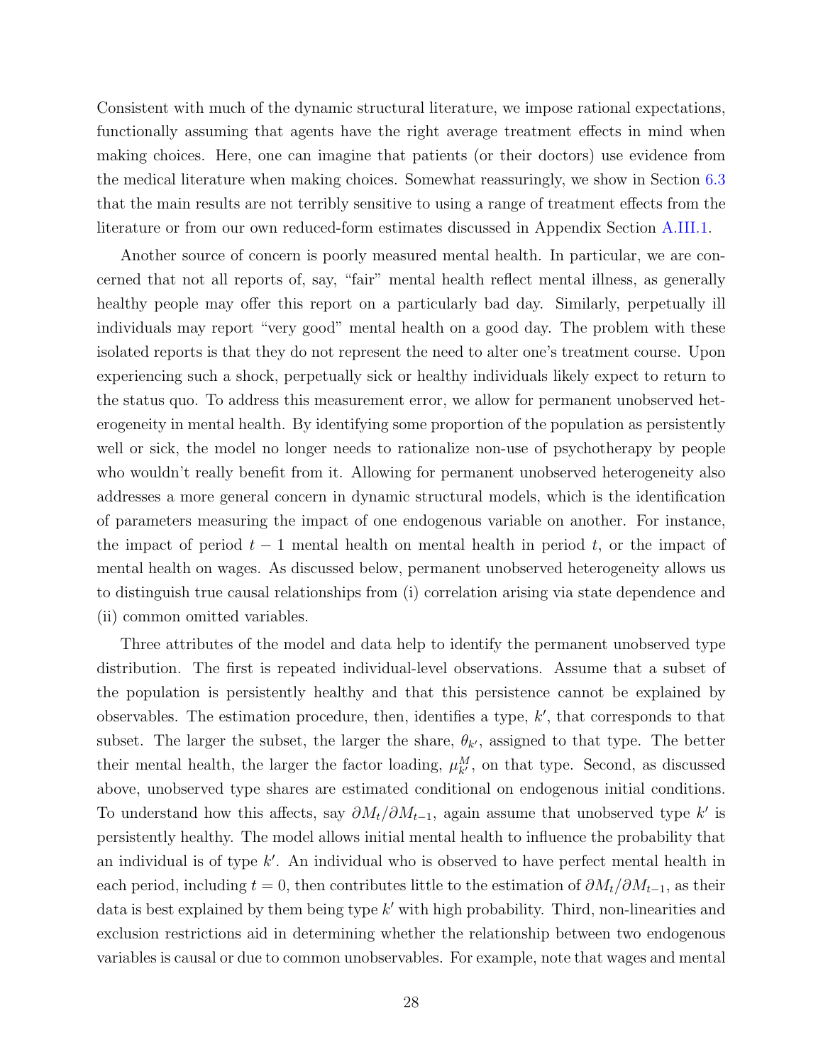Consistent with much of the dynamic structural literature, we impose rational expectations, functionally assuming that agents have the right average treatment effects in mind when making choices. Here, one can imagine that patients (or their doctors) use evidence from the medical literature when making choices. Somewhat reassuringly, we show in Section 6.3 that the main results are not terribly sensitive to using a range of treatment effects from the literature or from our own reduced-form estimates discussed in Appendix Section A.III.1.

Another source of concern is poorly measured mental health. In particular, we are concerned that not all reports of, say, "fair" mental health reflect mental illness, as generally healthy people may offer this report on a particularly bad day. Similarly, perpetually ill individuals may report "very good" mental health on a good day. The problem with these isolated reports is that they do not represent the need to alter one's treatment course. Upon experiencing such a shock, perpetually sick or healthy individuals likely expect to return to the status quo. To address this measurement error, we allow for permanent unobserved heterogeneity in mental health. By identifying some proportion of the population as persistently well or sick, the model no longer needs to rationalize non-use of psychotherapy by people who wouldn't really benefit from it. Allowing for permanent unobserved heterogeneity also addresses a more general concern in dynamic structural models, which is the identification of parameters measuring the impact of one endogenous variable on another. For instance, the impact of period $t-1$ mental health on mental health in period $t$, or the impact of mental health on wages. As discussed below, permanent unobserved heterogeneity allows us to distinguish true causal relationships from (i) correlation arising via state dependence and (ii) common omitted variables.

Three attributes of the model and data help to identify the permanent unobserved type distribution. The first is repeated individual-level observations. Assume that a subset of the population is persistently healthy and that this persistence cannot be explained by observables. The estimation procedure, then, identifies a type, $k'$, that corresponds to that subset. The larger the subset, the larger the share, $\theta_{k'}$, assigned to that type. The better their mental health, the larger the factor loading, $\mu^M_{k'}$, on that type. Second, as discussed above, unobserved type shares are estimated conditional on endogenous initial conditions. To understand how this affects, say $\partial M_t/\partial M_{t-1}$, again assume that unobserved type $k'$ is persistently healthy. The model allows initial mental health to influence the probability that an individual is of type $k'$. An individual who is observed to have perfect mental health in each period, including $t = 0$, then contributes little to the estimation of $\partial M_t/\partial M_{t-1}$, as their data is best explained by them being type $k'$ with high probability. Third, non-linearities and exclusion restrictions aid in determining whether the relationship between two endogenous variables is causal or due to common unobservables. For example, note that wages and mental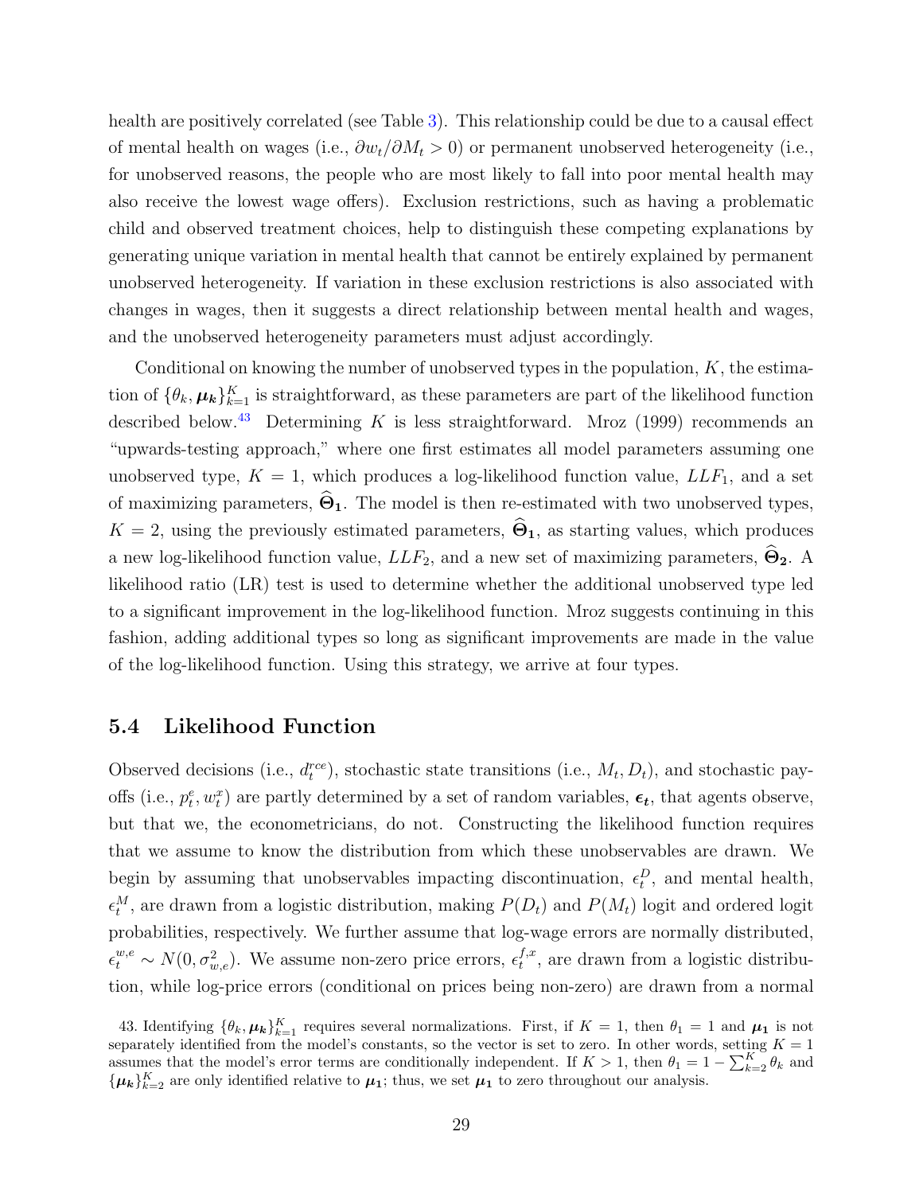health are positively correlated (see Table 3). This relationship could be due to a causal effect of mental health on wages (i.e., $\partial w_t/\partial M_t > 0$) or permanent unobserved heterogeneity (i.e., for unobserved reasons, the people who are most likely to fall into poor mental health may also receive the lowest wage offers). Exclusion restrictions, such as having a problematic child and observed treatment choices, help to distinguish these competing explanations by generating unique variation in mental health that cannot be entirely explained by permanent unobserved heterogeneity. If variation in these exclusion restrictions is also associated with changes in wages, then it suggests a direct relationship between mental health and wages, and the unobserved heterogeneity parameters must adjust accordingly.

Conditional on knowing the number of unobserved types in the population, $K$, the estimation of $\{\theta_k, \boldsymbol{\mu_k}\}_{k=1}^{K}$ is straightforward, as these parameters are part of the likelihood function described below.[43] Determining $K$ is less straightforward. Mroz (1999) recommends an "upwards-testing approach," where one first estimates all model parameters assuming one unobserved type, $K = 1$, which produces a log-likelihood function value, $LLF_1$, and a set of maximizing parameters, $\widehat{\boldsymbol{\Theta}}_{\mathbf{1}}$. The model is then re-estimated with two unobserved types, $K = 2$, using the previously estimated parameters, $\widehat{\boldsymbol{\Theta}}_{\mathbf{1}}$, as starting values, which produces a new log-likelihood function value, $LLF_2$, and a new set of maximizing parameters, $\widehat{\boldsymbol{\Theta}}_{\mathbf{2}}$. A likelihood ratio (LR) test is used to determine whether the additional unobserved type led to a significant improvement in the log-likelihood function. Mroz suggests continuing in this fashion, adding additional types so long as significant improvements are made in the value of the log-likelihood function. Using this strategy, we arrive at four types.

## 5.4 Likelihood Function

Observed decisions (i.e., $d_t^{rce}$), stochastic state transitions (i.e., $M_t, D_t$), and stochastic payoffs (i.e., $p_t^e, w_t^x$) are partly determined by a set of random variables, $\boldsymbol{\epsilon_t}$, that agents observe, but that we, the econometricians, do not. Constructing the likelihood function requires that we assume to know the distribution from which these unobservables are drawn. We begin by assuming that unobservables impacting discontinuation, $\epsilon_t^D$, and mental health, $\epsilon_t^M$, are drawn from a logistic distribution, making $P(D_t)$ and $P(M_t)$ logit and ordered logit probabilities, respectively. We further assume that log-wage errors are normally distributed, $\epsilon_t^{w,e} \sim N(0, \sigma_{w,e}^2)$. We assume non-zero price errors, $\epsilon_t^{f,x}$, are drawn from a logistic distribution, while log-price errors (conditional on prices being non-zero) are drawn from a normal

43. Identifying $\{\theta_k, \boldsymbol{\mu_k}\}_{k=1}^{K}$ requires several normalizations. First, if $K = 1$, then $\theta_1 = 1$ and $\boldsymbol{\mu_1}$ is not separately identified from the model's constants, so the vector is set to zero. In other words, setting $K = 1$ assumes that the model's error terms are conditionally independent. If $K > 1$, then $\theta_1 = 1 - \sum_{k=2}^{K} \theta_k$ and $\{\boldsymbol{\mu_k}\}_{k=2}^{K}$ are only identified relative to $\boldsymbol{\mu_1}$; thus, we set $\boldsymbol{\mu_1}$ to zero throughout our analysis.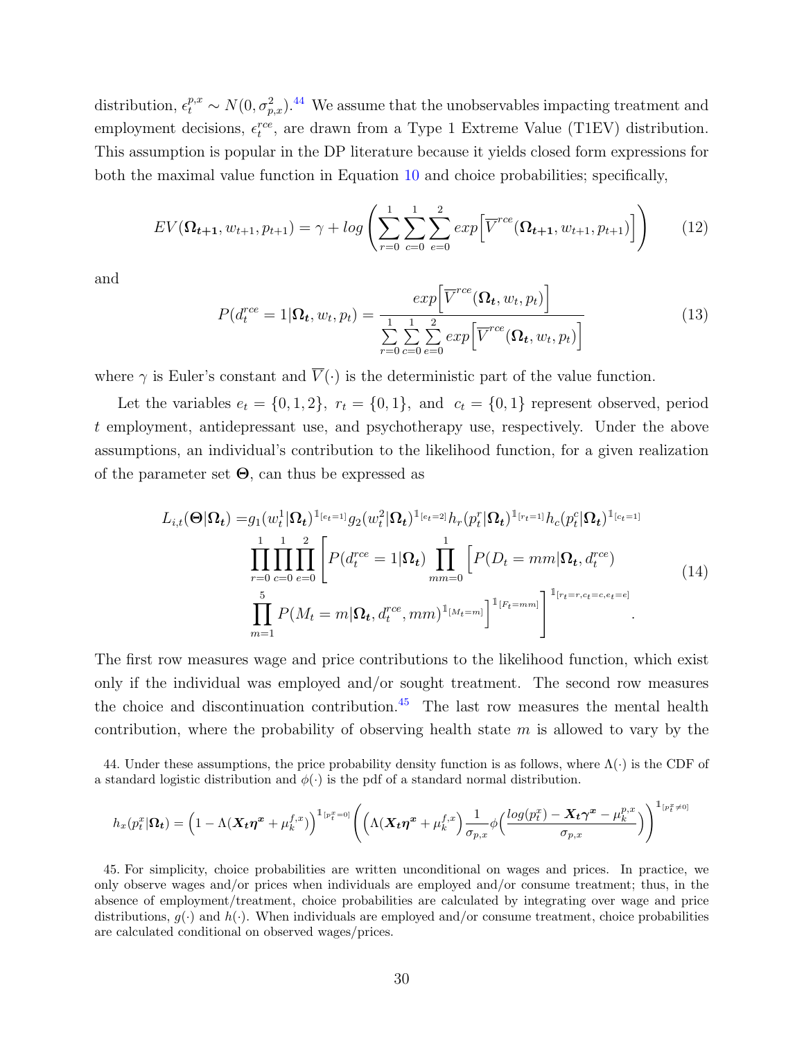distribution, $\epsilon_t^{p,x} \sim N(0, \sigma_{p,x}^2)$.[44] We assume that the unobservables impacting treatment and employment decisions, $\epsilon_t^{rce}$, are drawn from a Type 1 Extreme Value (T1EV) distribution. This assumption is popular in the DP literature because it yields closed form expressions for both the maximal value function in Equation 10 and choice probabilities; specifically,

$$EV(\boldsymbol{\Omega_{t+1}}, w_{t+1}, p_{t+1}) = \gamma + log\left(\sum_{r=0}^{1}\sum_{c=0}^{1}\sum_{e=0}^{2} exp\Big[\overline{V}^{rce}(\boldsymbol{\Omega_{t+1}}, w_{t+1}, p_{t+1})\Big]\right) \tag{12}$$

and

$$P(d_t^{rce} = 1|\boldsymbol{\Omega_t}, w_t, p_t) = \frac{exp\Big[\overline{V}^{rce}(\boldsymbol{\Omega_t}, w_t, p_t)\Big]}{\sum\limits_{r=0}^{1}\sum\limits_{c=0}^{1}\sum\limits_{e=0}^{2} exp\Big[\overline{V}^{rce}(\boldsymbol{\Omega_t}, w_t, p_t)\Big]} \tag{13}$$

where $\gamma$ is Euler's constant and $\overline{V}(\cdot)$ is the deterministic part of the value function.

Let the variables $e_t = \{0, 1, 2\}$, $r_t = \{0, 1\}$, and $c_t = \{0, 1\}$ represent observed, period $t$ employment, antidepressant use, and psychotherapy use, respectively. Under the above assumptions, an individual's contribution to the likelihood function, for a given realization of the parameter set $\boldsymbol{\Theta}$, can thus be expressed as

$$\begin{aligned} L_{i,t}(\boldsymbol{\Theta}|\boldsymbol{\Omega_t}) =& g_1(w_t^1|\boldsymbol{\Omega_t})^{\mathbb{1}_{[e_t=1]}} g_2(w_t^2|\boldsymbol{\Omega_t})^{\mathbb{1}_{[e_t=2]}} h_r(p_t^r|\boldsymbol{\Omega_t})^{\mathbb{1}_{[r_t=1]}} h_c(p_t^c|\boldsymbol{\Omega_t})^{\mathbb{1}_{[c_t=1]}} \\ & \prod_{r=0}^{1}\prod_{c=0}^{1}\prod_{e=0}^{2}\Bigg[P(d_t^{rce}=1|\boldsymbol{\Omega_t}) \prod_{mm=0}^{1}\Big[P(D_t = mm|\boldsymbol{\Omega_t}, d_t^{rce}) \\ & \prod_{m=1}^{5} P(M_t = m|\boldsymbol{\Omega_t}, d_t^{rce}, mm)^{\mathbb{1}_{[M_t=m]}}\Big]^{\mathbb{1}_{[F_t=mm]}}\Bigg]^{\mathbb{1}_{[r_t=r, c_t=c, e_t=e]}}. \end{aligned} \tag{14}$$

The first row measures wage and price contributions to the likelihood function, which exist only if the individual was employed and/or sought treatment. The second row measures the choice and discontinuation contribution.[45] The last row measures the mental health contribution, where the probability of observing health state $m$ is allowed to vary by the

44. Under these assumptions, the price probability density function is as follows, where $\Lambda(\cdot)$ is the CDF of a standard logistic distribution and $\phi(\cdot)$ is the pdf of a standard normal distribution.

$$h_x(p_t^x|\boldsymbol{\Omega_t}) = \Big(1 - \Lambda(\boldsymbol{X_t}\boldsymbol{\eta^x} + \mu_k^{f,x})\Big)^{\mathbb{1}_{[p_t^x=0]}}\left(\Big(\Lambda(\boldsymbol{X_t}\boldsymbol{\eta^x} + \mu_k^{f,x}\Big)\frac{1}{\sigma_{p,x}}\phi\Big(\frac{log(p_t^x) - \boldsymbol{X_t}\boldsymbol{\gamma^x} - \mu_k^{p,x}}{\sigma_{p,x}}\Big)\right)^{\mathbb{1}_{[p_t^x\neq 0]}}$$

45. For simplicity, choice probabilities are written unconditional on wages and prices. In practice, we only observe wages and/or prices when individuals are employed and/or consume treatment; thus, in the absence of employment/treatment, choice probabilities are calculated by integrating over wage and price distributions, $g(\cdot)$ and $h(\cdot)$. When individuals are employed and/or consume treatment, choice probabilities are calculated conditional on observed wages/prices.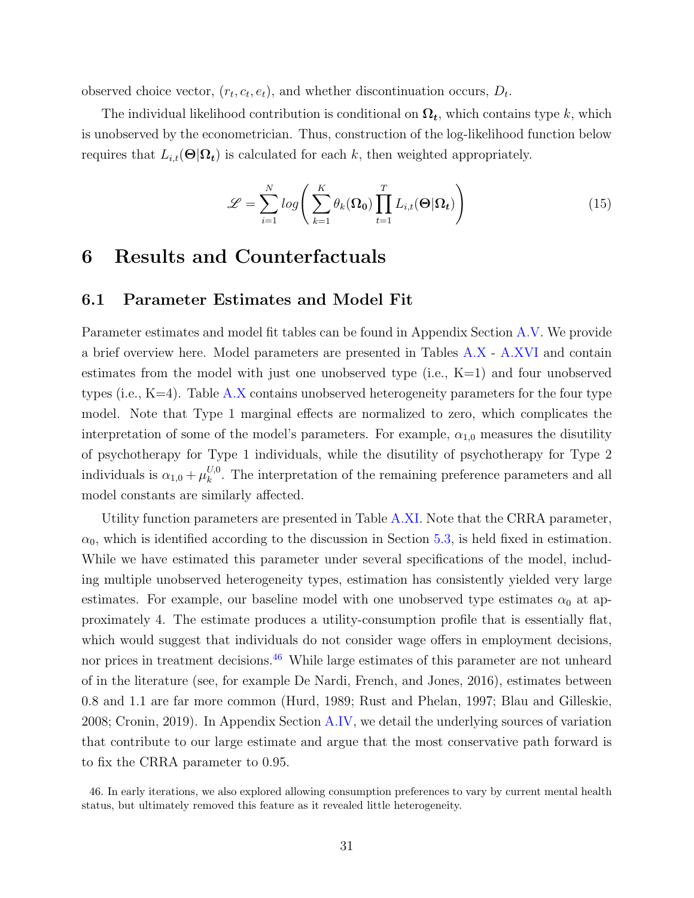observed choice vector, $(r_t, c_t, e_t)$, and whether discontinuation occurs, $D_t$.

The individual likelihood contribution is conditional on $\boldsymbol{\Omega_t}$, which contains type $k$, which is unobserved by the econometrician. Thus, construction of the log-likelihood function below requires that $L_{i,t}(\boldsymbol{\Theta}|\boldsymbol{\Omega_t})$ is calculated for each $k$, then weighted appropriately.

$$\mathscr{L} = \sum_{i=1}^{N} log\left(\sum_{k=1}^{K} \theta_k(\boldsymbol{\Omega_0}) \prod_{t=1}^{T} L_{i,t}(\boldsymbol{\Theta}|\boldsymbol{\Omega_t})\right) \tag{15}$$

# 6 Results and Counterfactuals

## 6.1 Parameter Estimates and Model Fit

Parameter estimates and model fit tables can be found in Appendix Section A.V. We provide a brief overview here. Model parameters are presented in Tables A.X - A.XVI and contain estimates from the model with just one unobserved type (i.e., K=1) and four unobserved types (i.e., K=4). Table A.X contains unobserved heterogeneity parameters for the four type model. Note that Type 1 marginal effects are normalized to zero, which complicates the interpretation of some of the model's parameters. For example, $\alpha_{1,0}$ measures the disutility of psychotherapy for Type 1 individuals, while the disutility of psychotherapy for Type 2 individuals is $\alpha_{1,0} + \mu_k^{U,0}$. The interpretation of the remaining preference parameters and all model constants are similarly affected.

Utility function parameters are presented in Table A.XI. Note that the CRRA parameter, $\alpha_0$, which is identified according to the discussion in Section 5.3, is held fixed in estimation. While we have estimated this parameter under several specifications of the model, including multiple unobserved heterogeneity types, estimation has consistently yielded very large estimates. For example, our baseline model with one unobserved type estimates $\alpha_0$ at approximately 4. The estimate produces a utility-consumption profile that is essentially flat, which would suggest that individuals do not consider wage offers in employment decisions, nor prices in treatment decisions.[46] While large estimates of this parameter are not unheard of in the literature (see, for example De Nardi, French, and Jones, 2016), estimates between 0.8 and 1.1 are far more common (Hurd, 1989; Rust and Phelan, 1997; Blau and Gilleskie, 2008; Cronin, 2019). In Appendix Section A.IV, we detail the underlying sources of variation that contribute to our large estimate and argue that the most conservative path forward is to fix the CRRA parameter to 0.95.

46. In early iterations, we also explored allowing consumption preferences to vary by current mental health status, but ultimately removed this feature as it revealed little heterogeneity.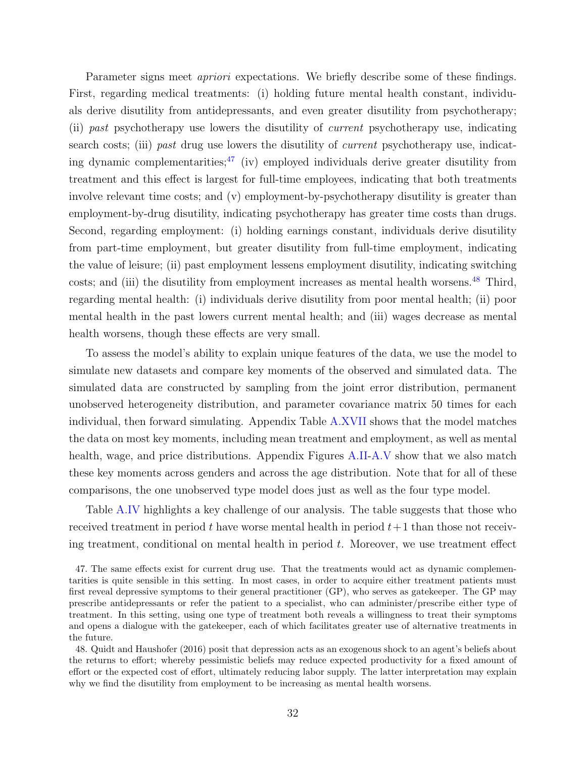Parameter signs meet *apriori* expectations. We briefly describe some of these findings. First, regarding medical treatments: (i) holding future mental health constant, individuals derive disutility from antidepressants, and even greater disutility from psychotherapy; (ii) *past* psychotherapy use lowers the disutility of *current* psychotherapy use, indicating search costs; (iii) *past* drug use lowers the disutility of *current* psychotherapy use, indicating dynamic complementarities;[47] (iv) employed individuals derive greater disutility from treatment and this effect is largest for full-time employees, indicating that both treatments involve relevant time costs; and (v) employment-by-psychotherapy disutility is greater than employment-by-drug disutility, indicating psychotherapy has greater time costs than drugs. Second, regarding employment: (i) holding earnings constant, individuals derive disutility from part-time employment, but greater disutility from full-time employment, indicating the value of leisure; (ii) past employment lessens employment disutility, indicating switching costs; and (iii) the disutility from employment increases as mental health worsens.[48] Third, regarding mental health: (i) individuals derive disutility from poor mental health; (ii) poor mental health in the past lowers current mental health; and (iii) wages decrease as mental health worsens, though these effects are very small.

To assess the model's ability to explain unique features of the data, we use the model to simulate new datasets and compare key moments of the observed and simulated data. The simulated data are constructed by sampling from the joint error distribution, permanent unobserved heterogeneity distribution, and parameter covariance matrix 50 times for each individual, then forward simulating. Appendix Table A.XVII shows that the model matches the data on most key moments, including mean treatment and employment, as well as mental health, wage, and price distributions. Appendix Figures A.II-A.V show that we also match these key moments across genders and across the age distribution. Note that for all of these comparisons, the one unobserved type model does just as well as the four type model.

Table A.IV highlights a key challenge of our analysis. The table suggests that those who received treatment in period $t$ have worse mental health in period $t+1$ than those not receiving treatment, conditional on mental health in period $t$. Moreover, we use treatment effect

47. The same effects exist for current drug use. That the treatments would act as dynamic complementarities is quite sensible in this setting. In most cases, in order to acquire either treatment patients must first reveal depressive symptoms to their general practitioner (GP), who serves as gatekeeper. The GP may prescribe antidepressants or refer the patient to a specialist, who can administer/prescribe either type of treatment. In this setting, using one type of treatment both reveals a willingness to treat their symptoms and opens a dialogue with the gatekeeper, each of which facilitates greater use of alternative treatments in the future.

48. Quidt and Haushofer (2016) posit that depression acts as an exogenous shock to an agent's beliefs about the returns to effort; whereby pessimistic beliefs may reduce expected productivity for a fixed amount of effort or the expected cost of effort, ultimately reducing labor supply. The latter interpretation may explain why we find the disutility from employment to be increasing as mental health worsens.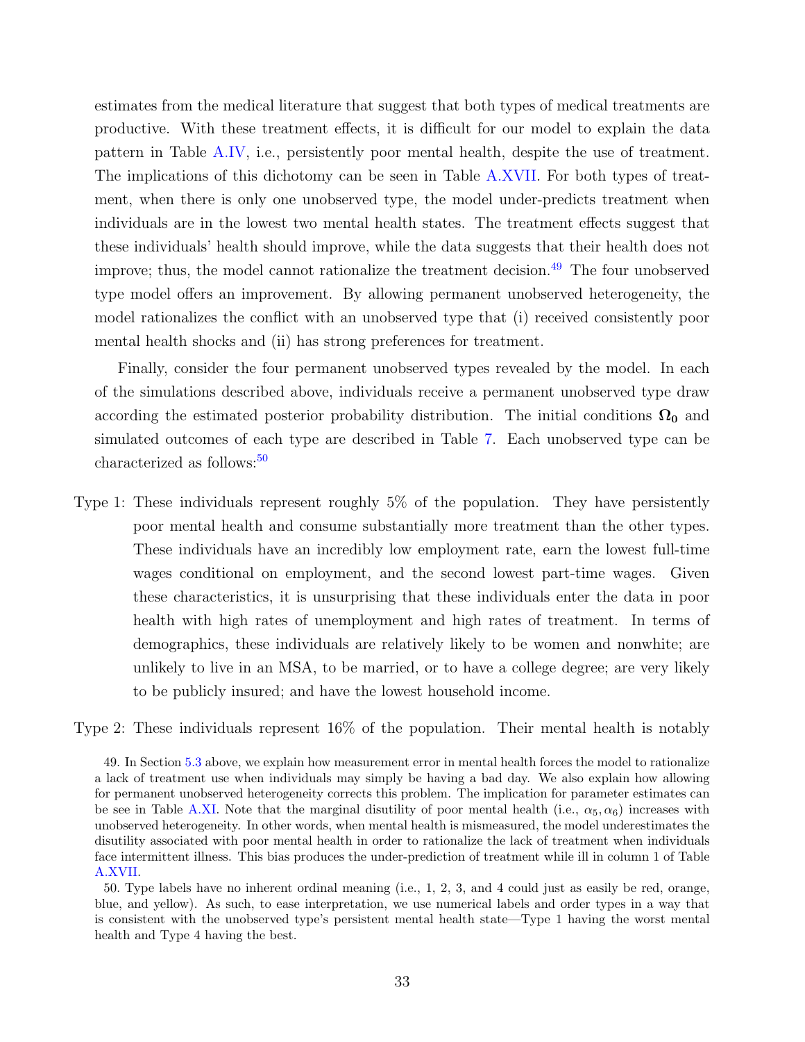estimates from the medical literature that suggest that both types of medical treatments are productive. With these treatment effects, it is difficult for our model to explain the data pattern in Table A.IV, i.e., persistently poor mental health, despite the use of treatment. The implications of this dichotomy can be seen in Table A.XVII. For both types of treatment, when there is only one unobserved type, the model under-predicts treatment when individuals are in the lowest two mental health states. The treatment effects suggest that these individuals' health should improve, while the data suggests that their health does not improve; thus, the model cannot rationalize the treatment decision.[49] The four unobserved type model offers an improvement. By allowing permanent unobserved heterogeneity, the model rationalizes the conflict with an unobserved type that (i) received consistently poor mental health shocks and (ii) has strong preferences for treatment.

Finally, consider the four permanent unobserved types revealed by the model. In each of the simulations described above, individuals receive a permanent unobserved type draw according the estimated posterior probability distribution. The initial conditions $\mathbf{\Omega_0}$ and simulated outcomes of each type are described in Table 7. Each unobserved type can be characterized as follows:[50]

Type 1: These individuals represent roughly 5% of the population. They have persistently poor mental health and consume substantially more treatment than the other types. These individuals have an incredibly low employment rate, earn the lowest full-time wages conditional on employment, and the second lowest part-time wages. Given these characteristics, it is unsurprising that these individuals enter the data in poor health with high rates of unemployment and high rates of treatment. In terms of demographics, these individuals are relatively likely to be women and nonwhite; are unlikely to live in an MSA, to be married, or to have a college degree; are very likely to be publicly insured; and have the lowest household income.

Type 2: These individuals represent 16% of the population. Their mental health is notably

49. In Section 5.3 above, we explain how measurement error in mental health forces the model to rationalize a lack of treatment use when individuals may simply be having a bad day. We also explain how allowing for permanent unobserved heterogeneity corrects this problem. The implication for parameter estimates can be see in Table A.XI. Note that the marginal disutility of poor mental health (i.e., $\alpha_5, \alpha_6$) increases with unobserved heterogeneity. In other words, when mental health is mismeasured, the model underestimates the disutility associated with poor mental health in order to rationalize the lack of treatment when individuals face intermittent illness. This bias produces the under-prediction of treatment while ill in column 1 of Table A.XVII.

50. Type labels have no inherent ordinal meaning (i.e., 1, 2, 3, and 4 could just as easily be red, orange, blue, and yellow). As such, to ease interpretation, we use numerical labels and order types in a way that is consistent with the unobserved type's persistent mental health state—Type 1 having the worst mental health and Type 4 having the best.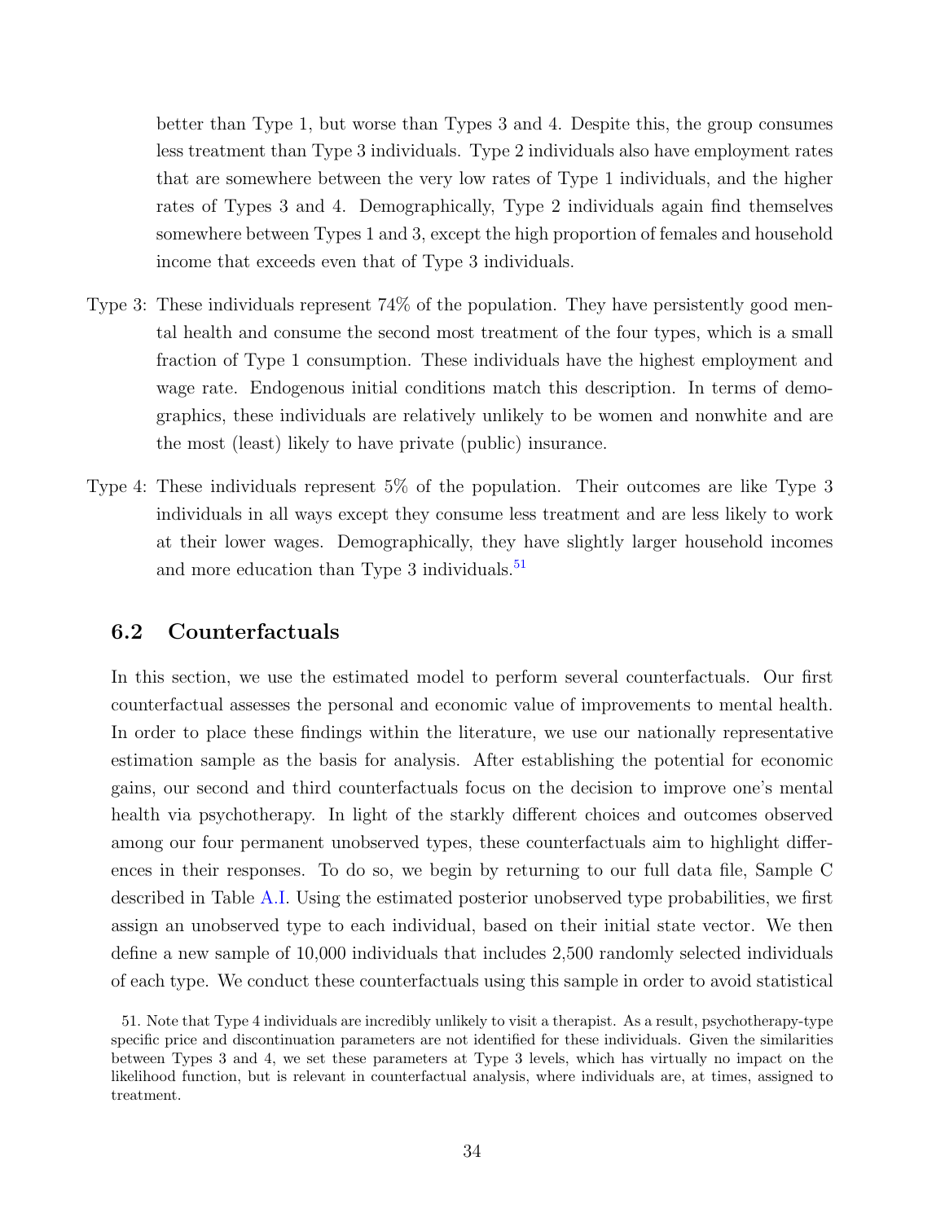better than Type 1, but worse than Types 3 and 4. Despite this, the group consumes less treatment than Type 3 individuals. Type 2 individuals also have employment rates that are somewhere between the very low rates of Type 1 individuals, and the higher rates of Types 3 and 4. Demographically, Type 2 individuals again find themselves somewhere between Types 1 and 3, except the high proportion of females and household income that exceeds even that of Type 3 individuals.

Type 3: These individuals represent 74% of the population. They have persistently good mental health and consume the second most treatment of the four types, which is a small fraction of Type 1 consumption. These individuals have the highest employment and wage rate. Endogenous initial conditions match this description. In terms of demographics, these individuals are relatively unlikely to be women and nonwhite and are the most (least) likely to have private (public) insurance.

Type 4: These individuals represent 5% of the population. Their outcomes are like Type 3 individuals in all ways except they consume less treatment and are less likely to work at their lower wages. Demographically, they have slightly larger household incomes and more education than Type 3 individuals.[51]

## 6.2 Counterfactuals

In this section, we use the estimated model to perform several counterfactuals. Our first counterfactual assesses the personal and economic value of improvements to mental health. In order to place these findings within the literature, we use our nationally representative estimation sample as the basis for analysis. After establishing the potential for economic gains, our second and third counterfactuals focus on the decision to improve one's mental health via psychotherapy. In light of the starkly different choices and outcomes observed among our four permanent unobserved types, these counterfactuals aim to highlight differences in their responses. To do so, we begin by returning to our full data file, Sample C described in Table A.I. Using the estimated posterior unobserved type probabilities, we first assign an unobserved type to each individual, based on their initial state vector. We then define a new sample of 10,000 individuals that includes 2,500 randomly selected individuals of each type. We conduct these counterfactuals using this sample in order to avoid statistical

51. Note that Type 4 individuals are incredibly unlikely to visit a therapist. As a result, psychotherapy-type specific price and discontinuation parameters are not identified for these individuals. Given the similarities between Types 3 and 4, we set these parameters at Type 3 levels, which has virtually no impact on the likelihood function, but is relevant in counterfactual analysis, where individuals are, at times, assigned to treatment.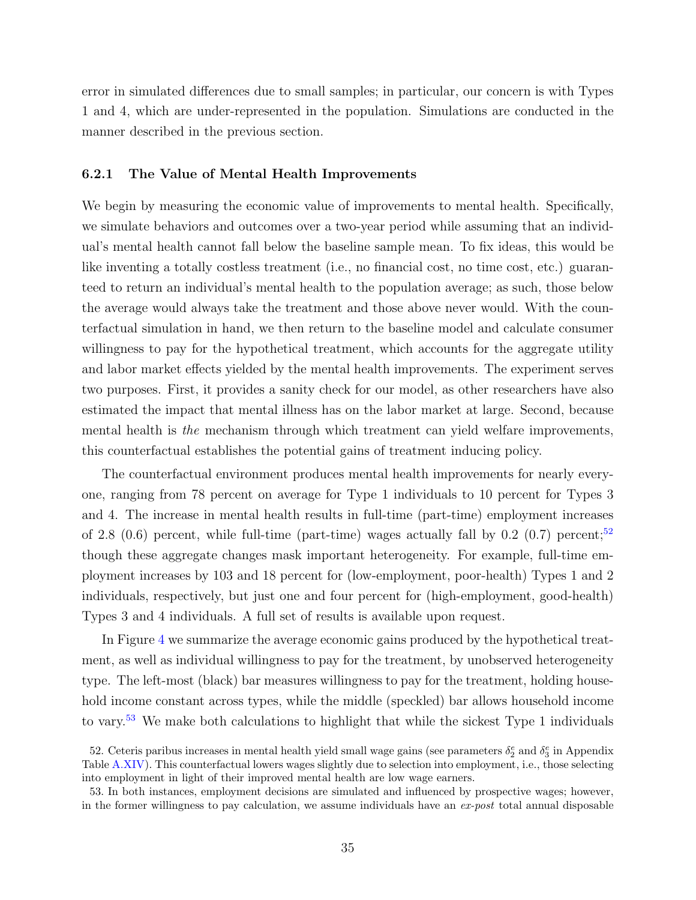error in simulated differences due to small samples; in particular, our concern is with Types 1 and 4, which are under-represented in the population. Simulations are conducted in the manner described in the previous section.

#### 6.2.1 The Value of Mental Health Improvements

We begin by measuring the economic value of improvements to mental health. Specifically, we simulate behaviors and outcomes over a two-year period while assuming that an individual's mental health cannot fall below the baseline sample mean. To fix ideas, this would be like inventing a totally costless treatment (i.e., no financial cost, no time cost, etc.) guaranteed to return an individual's mental health to the population average; as such, those below the average would always take the treatment and those above never would. With the counterfactual simulation in hand, we then return to the baseline model and calculate consumer willingness to pay for the hypothetical treatment, which accounts for the aggregate utility and labor market effects yielded by the mental health improvements. The experiment serves two purposes. First, it provides a sanity check for our model, as other researchers have also estimated the impact that mental illness has on the labor market at large. Second, because mental health is *the* mechanism through which treatment can yield welfare improvements, this counterfactual establishes the potential gains of treatment inducing policy.

The counterfactual environment produces mental health improvements for nearly everyone, ranging from 78 percent on average for Type 1 individuals to 10 percent for Types 3 and 4. The increase in mental health results in full-time (part-time) employment increases of 2.8 (0.6) percent, while full-time (part-time) wages actually fall by 0.2 (0.7) percent;[52] though these aggregate changes mask important heterogeneity. For example, full-time employment increases by 103 and 18 percent for (low-employment, poor-health) Types 1 and 2 individuals, respectively, but just one and four percent for (high-employment, good-health) Types 3 and 4 individuals. A full set of results is available upon request.

In Figure 4 we summarize the average economic gains produced by the hypothetical treatment, as well as individual willingness to pay for the treatment, by unobserved heterogeneity type. The left-most (black) bar measures willingness to pay for the treatment, holding household income constant across types, while the middle (speckled) bar allows household income to vary.[53] We make both calculations to highlight that while the sickest Type 1 individuals

52. Ceteris paribus increases in mental health yield small wage gains (see parameters $\delta_2^e$ and $\delta_3^e$ in Appendix Table A.XIV). This counterfactual lowers wages slightly due to selection into employment, i.e., those selecting into employment in light of their improved mental health are low wage earners.

53. In both instances, employment decisions are simulated and influenced by prospective wages; however, in the former willingness to pay calculation, we assume individuals have an *ex-post* total annual disposable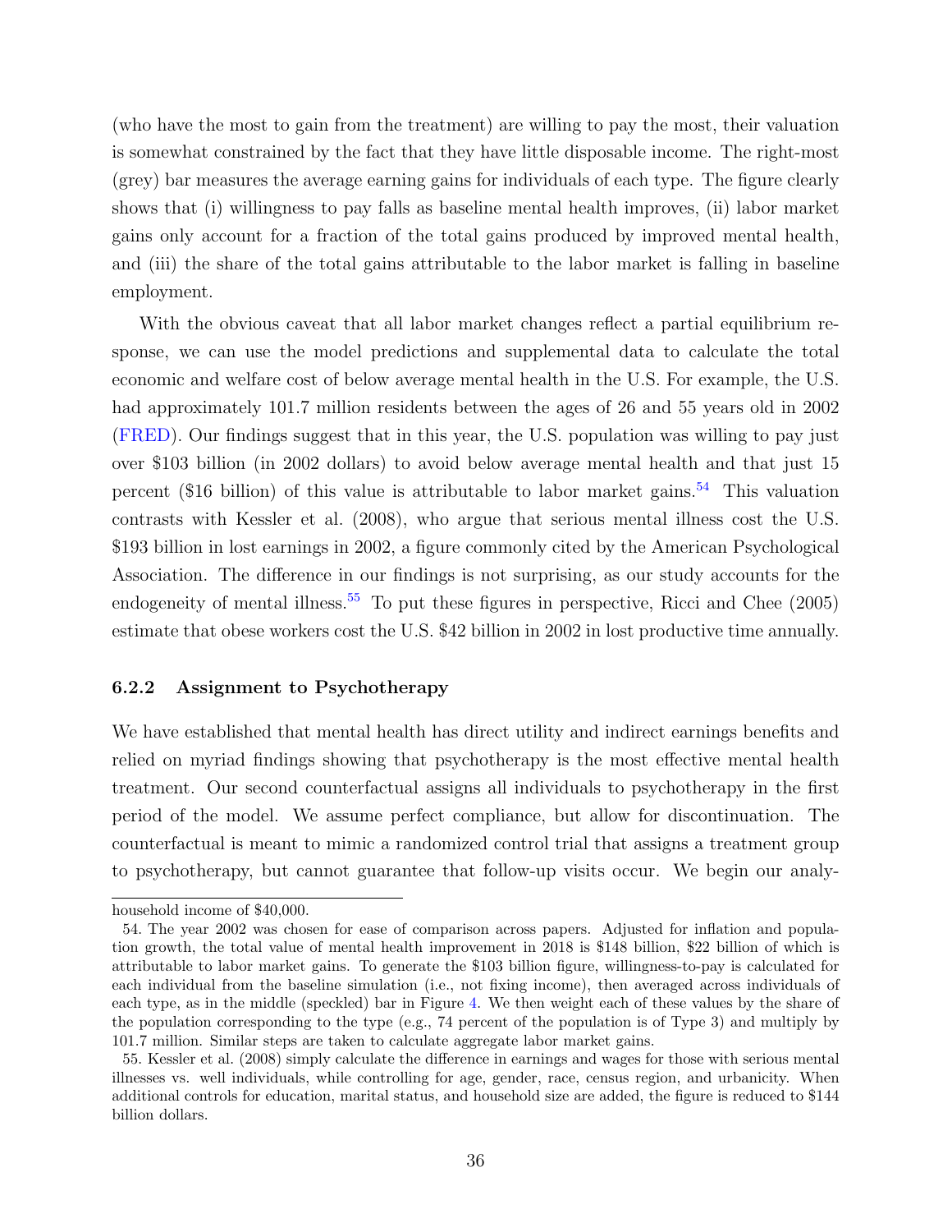(who have the most to gain from the treatment) are willing to pay the most, their valuation is somewhat constrained by the fact that they have little disposable income. The right-most (grey) bar measures the average earning gains for individuals of each type. The figure clearly shows that (i) willingness to pay falls as baseline mental health improves, (ii) labor market gains only account for a fraction of the total gains produced by improved mental health, and (iii) the share of the total gains attributable to the labor market is falling in baseline employment.

With the obvious caveat that all labor market changes reflect a partial equilibrium response, we can use the model predictions and supplemental data to calculate the total economic and welfare cost of below average mental health in the U.S. For example, the U.S. had approximately 101.7 million residents between the ages of 26 and 55 years old in 2002 (FRED). Our findings suggest that in this year, the U.S. population was willing to pay just over $103 billion (in 2002 dollars) to avoid below average mental health and that just 15 percent ($16 billion) of this value is attributable to labor market gains.[54] This valuation contrasts with Kessler et al. (2008), who argue that serious mental illness cost the U.S. $193 billion in lost earnings in 2002, a figure commonly cited by the American Psychological Association. The difference in our findings is not surprising, as our study accounts for the endogeneity of mental illness.[55] To put these figures in perspective, Ricci and Chee (2005) estimate that obese workers cost the U.S. $42 billion in 2002 in lost productive time annually.

### 6.2.2 Assignment to Psychotherapy

We have established that mental health has direct utility and indirect earnings benefits and relied on myriad findings showing that psychotherapy is the most effective mental health treatment. Our second counterfactual assigns all individuals to psychotherapy in the first period of the model. We assume perfect compliance, but allow for discontinuation. The counterfactual is meant to mimic a randomized control trial that assigns a treatment group to psychotherapy, but cannot guarantee that follow-up visits occur. We begin our analy-

---

household income of $40,000.

54. The year 2002 was chosen for ease of comparison across papers. Adjusted for inflation and population growth, the total value of mental health improvement in 2018 is $148 billion, $22 billion of which is attributable to labor market gains. To generate the $103 billion figure, willingness-to-pay is calculated for each individual from the baseline simulation (i.e., not fixing income), then averaged across individuals of each type, as in the middle (speckled) bar in Figure 4. We then weight each of these values by the share of the population corresponding to the type (e.g., 74 percent of the population is of Type 3) and multiply by 101.7 million. Similar steps are taken to calculate aggregate labor market gains.

55. Kessler et al. (2008) simply calculate the difference in earnings and wages for those with serious mental illnesses vs. well individuals, while controlling for age, gender, race, census region, and urbanicity. When additional controls for education, marital status, and household size are added, the figure is reduced to $144 billion dollars.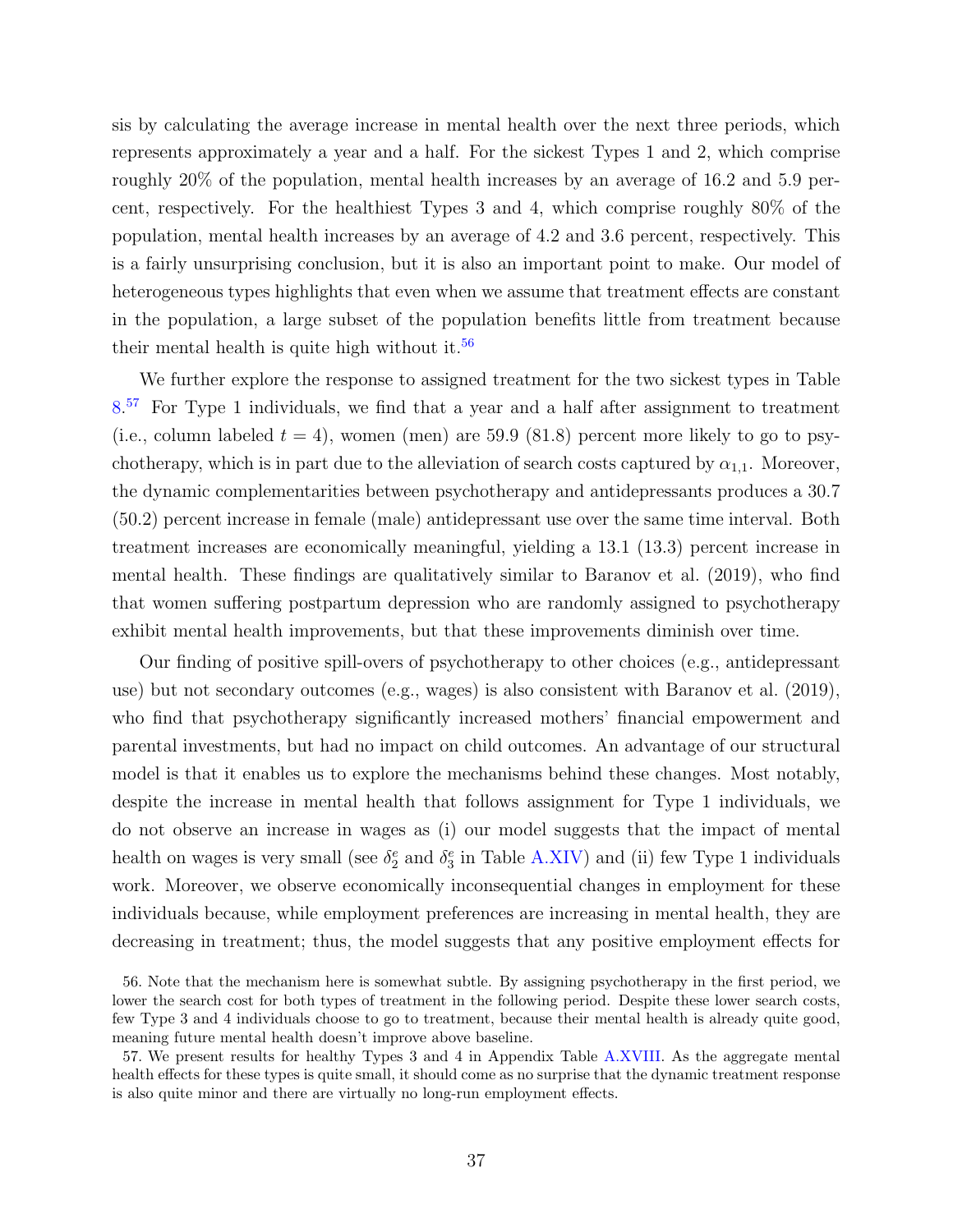sis by calculating the average increase in mental health over the next three periods, which represents approximately a year and a half. For the sickest Types 1 and 2, which comprise roughly 20% of the population, mental health increases by an average of 16.2 and 5.9 percent, respectively. For the healthiest Types 3 and 4, which comprise roughly 80% of the population, mental health increases by an average of 4.2 and 3.6 percent, respectively. This is a fairly unsurprising conclusion, but it is also an important point to make. Our model of heterogeneous types highlights that even when we assume that treatment effects are constant in the population, a large subset of the population benefits little from treatment because their mental health is quite high without it.[56]

We further explore the response to assigned treatment for the two sickest types in Table 8.[57] For Type 1 individuals, we find that a year and a half after assignment to treatment (i.e., column labeled $t = 4$), women (men) are 59.9 (81.8) percent more likely to go to psychotherapy, which is in part due to the alleviation of search costs captured by $\alpha_{1,1}$. Moreover, the dynamic complementarities between psychotherapy and antidepressants produces a 30.7 (50.2) percent increase in female (male) antidepressant use over the same time interval. Both treatment increases are economically meaningful, yielding a 13.1 (13.3) percent increase in mental health. These findings are qualitatively similar to Baranov et al. (2019), who find that women suffering postpartum depression who are randomly assigned to psychotherapy exhibit mental health improvements, but that these improvements diminish over time.

Our finding of positive spill-overs of psychotherapy to other choices (e.g., antidepressant use) but not secondary outcomes (e.g., wages) is also consistent with Baranov et al. (2019), who find that psychotherapy significantly increased mothers' financial empowerment and parental investments, but had no impact on child outcomes. An advantage of our structural model is that it enables us to explore the mechanisms behind these changes. Most notably, despite the increase in mental health that follows assignment for Type 1 individuals, we do not observe an increase in wages as (i) our model suggests that the impact of mental health on wages is very small (see $\delta_2^e$ and $\delta_3^e$ in Table A.XIV) and (ii) few Type 1 individuals work. Moreover, we observe economically inconsequential changes in employment for these individuals because, while employment preferences are increasing in mental health, they are decreasing in treatment; thus, the model suggests that any positive employment effects for

56. Note that the mechanism here is somewhat subtle. By assigning psychotherapy in the first period, we lower the search cost for both types of treatment in the following period. Despite these lower search costs, few Type 3 and 4 individuals choose to go to treatment, because their mental health is already quite good, meaning future mental health doesn't improve above baseline.

57. We present results for healthy Types 3 and 4 in Appendix Table A.XVIII. As the aggregate mental health effects for these types is quite small, it should come as no surprise that the dynamic treatment response is also quite minor and there are virtually no long-run employment effects.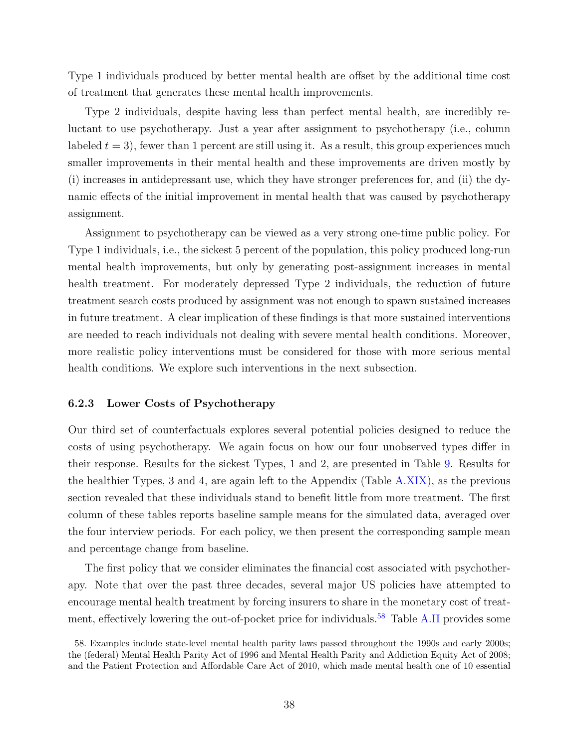Type 1 individuals produced by better mental health are offset by the additional time cost of treatment that generates these mental health improvements.

Type 2 individuals, despite having less than perfect mental health, are incredibly reluctant to use psychotherapy. Just a year after assignment to psychotherapy (i.e., column labeled $t = 3$), fewer than 1 percent are still using it. As a result, this group experiences much smaller improvements in their mental health and these improvements are driven mostly by (i) increases in antidepressant use, which they have stronger preferences for, and (ii) the dynamic effects of the initial improvement in mental health that was caused by psychotherapy assignment.

Assignment to psychotherapy can be viewed as a very strong one-time public policy. For Type 1 individuals, i.e., the sickest 5 percent of the population, this policy produced long-run mental health improvements, but only by generating post-assignment increases in mental health treatment. For moderately depressed Type 2 individuals, the reduction of future treatment search costs produced by assignment was not enough to spawn sustained increases in future treatment. A clear implication of these findings is that more sustained interventions are needed to reach individuals not dealing with severe mental health conditions. Moreover, more realistic policy interventions must be considered for those with more serious mental health conditions. We explore such interventions in the next subsection.

### 6.2.3 Lower Costs of Psychotherapy

Our third set of counterfactuals explores several potential policies designed to reduce the costs of using psychotherapy. We again focus on how our four unobserved types differ in their response. Results for the sickest Types, 1 and 2, are presented in Table 9. Results for the healthier Types, 3 and 4, are again left to the Appendix (Table A.XIX), as the previous section revealed that these individuals stand to benefit little from more treatment. The first column of these tables reports baseline sample means for the simulated data, averaged over the four interview periods. For each policy, we then present the corresponding sample mean and percentage change from baseline.

The first policy that we consider eliminates the financial cost associated with psychotherapy. Note that over the past three decades, several major US policies have attempted to encourage mental health treatment by forcing insurers to share in the monetary cost of treatment, effectively lowering the out-of-pocket price for individuals.[58] Table A.II provides some

58. Examples include state-level mental health parity laws passed throughout the 1990s and early 2000s; the (federal) Mental Health Parity Act of 1996 and Mental Health Parity and Addiction Equity Act of 2008; and the Patient Protection and Affordable Care Act of 2010, which made mental health one of 10 essential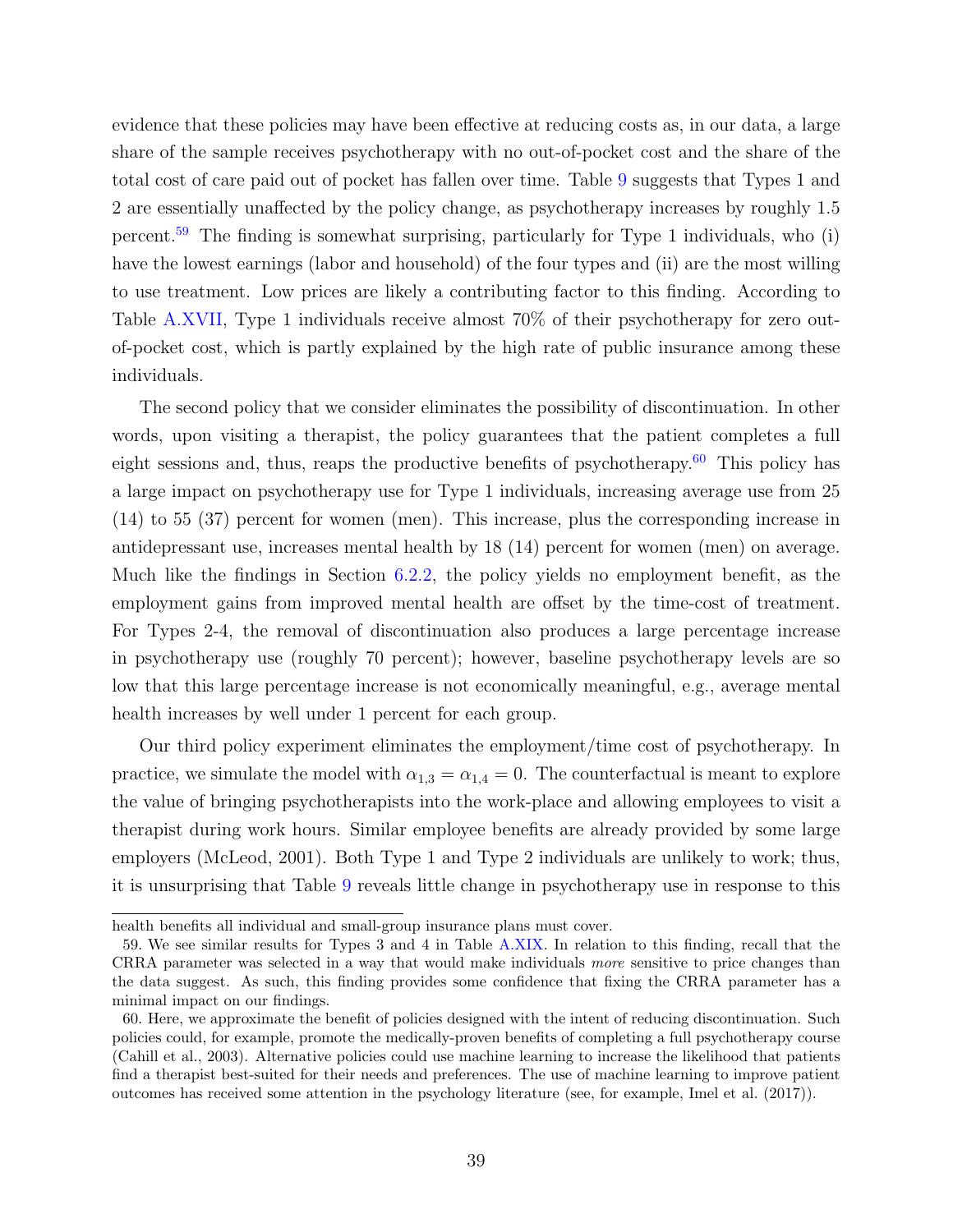evidence that these policies may have been effective at reducing costs as, in our data, a large share of the sample receives psychotherapy with no out-of-pocket cost and the share of the total cost of care paid out of pocket has fallen over time. Table 9 suggests that Types 1 and 2 are essentially unaffected by the policy change, as psychotherapy increases by roughly 1.5 percent.[59] The finding is somewhat surprising, particularly for Type 1 individuals, who (i) have the lowest earnings (labor and household) of the four types and (ii) are the most willing to use treatment. Low prices are likely a contributing factor to this finding. According to Table A.XVII, Type 1 individuals receive almost 70% of their psychotherapy for zero out-of-pocket cost, which is partly explained by the high rate of public insurance among these individuals.

The second policy that we consider eliminates the possibility of discontinuation. In other words, upon visiting a therapist, the policy guarantees that the patient completes a full eight sessions and, thus, reaps the productive benefits of psychotherapy.[60] This policy has a large impact on psychotherapy use for Type 1 individuals, increasing average use from 25 (14) to 55 (37) percent for women (men). This increase, plus the corresponding increase in antidepressant use, increases mental health by 18 (14) percent for women (men) on average. Much like the findings in Section 6.2.2, the policy yields no employment benefit, as the employment gains from improved mental health are offset by the time-cost of treatment. For Types 2-4, the removal of discontinuation also produces a large percentage increase in psychotherapy use (roughly 70 percent); however, baseline psychotherapy levels are so low that this large percentage increase is not economically meaningful, e.g., average mental health increases by well under 1 percent for each group.

Our third policy experiment eliminates the employment/time cost of psychotherapy. In practice, we simulate the model with $\alpha_{1,3} = \alpha_{1,4} = 0$. The counterfactual is meant to explore the value of bringing psychotherapists into the work-place and allowing employees to visit a therapist during work hours. Similar employee benefits are already provided by some large employers (McLeod, 2001). Both Type 1 and Type 2 individuals are unlikely to work; thus, it is unsurprising that Table 9 reveals little change in psychotherapy use in response to this

---

health benefits all individual and small-group insurance plans must cover.

59. We see similar results for Types 3 and 4 in Table A.XIX. In relation to this finding, recall that the CRRA parameter was selected in a way that would make individuals *more* sensitive to price changes than the data suggest. As such, this finding provides some confidence that fixing the CRRA parameter has a minimal impact on our findings.

60. Here, we approximate the benefit of policies designed with the intent of reducing discontinuation. Such policies could, for example, promote the medically-proven benefits of completing a full psychotherapy course (Cahill et al., 2003). Alternative policies could use machine learning to increase the likelihood that patients find a therapist best-suited for their needs and preferences. The use of machine learning to improve patient outcomes has received some attention in the psychology literature (see, for example, Imel et al. (2017)).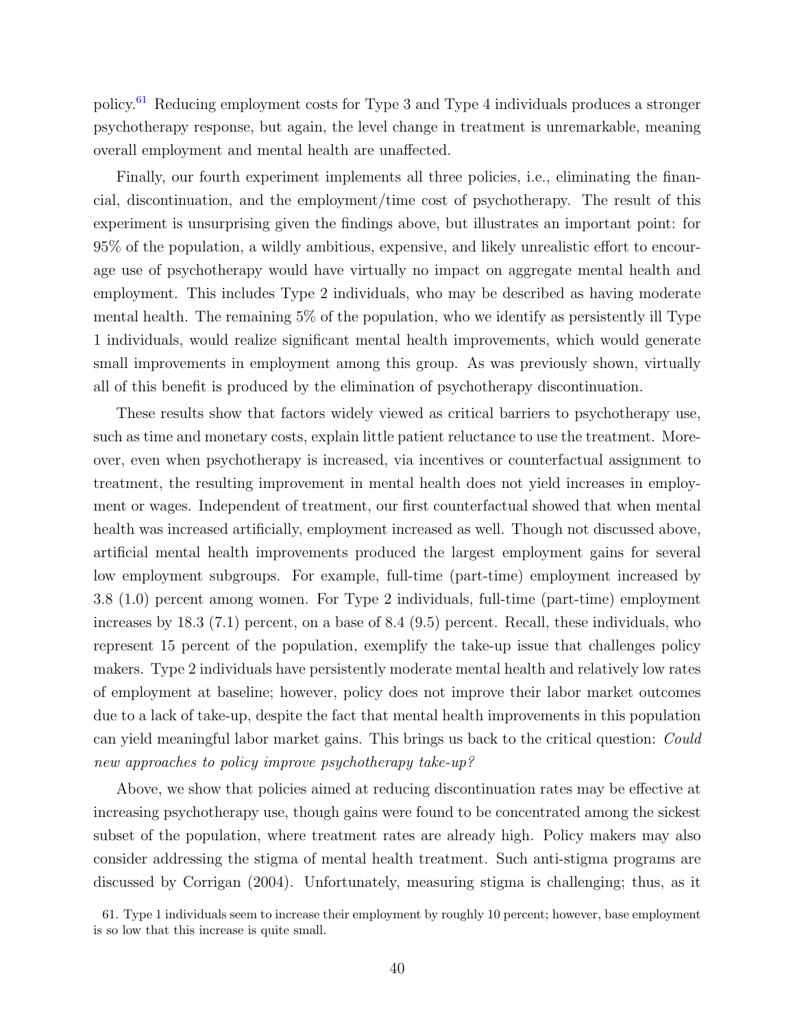policy.[61] Reducing employment costs for Type 3 and Type 4 individuals produces a stronger psychotherapy response, but again, the level change in treatment is unremarkable, meaning overall employment and mental health are unaffected.

Finally, our fourth experiment implements all three policies, i.e., eliminating the financial, discontinuation, and the employment/time cost of psychotherapy. The result of this experiment is unsurprising given the findings above, but illustrates an important point: for 95% of the population, a wildly ambitious, expensive, and likely unrealistic effort to encourage use of psychotherapy would have virtually no impact on aggregate mental health and employment. This includes Type 2 individuals, who may be described as having moderate mental health. The remaining 5% of the population, who we identify as persistently ill Type 1 individuals, would realize significant mental health improvements, which would generate small improvements in employment among this group. As was previously shown, virtually all of this benefit is produced by the elimination of psychotherapy discontinuation.

These results show that factors widely viewed as critical barriers to psychotherapy use, such as time and monetary costs, explain little patient reluctance to use the treatment. Moreover, even when psychotherapy is increased, via incentives or counterfactual assignment to treatment, the resulting improvement in mental health does not yield increases in employment or wages. Independent of treatment, our first counterfactual showed that when mental health was increased artificially, employment increased as well. Though not discussed above, artificial mental health improvements produced the largest employment gains for several low employment subgroups. For example, full-time (part-time) employment increased by 3.8 (1.0) percent among women. For Type 2 individuals, full-time (part-time) employment increases by 18.3 (7.1) percent, on a base of 8.4 (9.5) percent. Recall, these individuals, who represent 15 percent of the population, exemplify the take-up issue that challenges policy makers. Type 2 individuals have persistently moderate mental health and relatively low rates of employment at baseline; however, policy does not improve their labor market outcomes due to a lack of take-up, despite the fact that mental health improvements in this population can yield meaningful labor market gains. This brings us back to the critical question: *Could new approaches to policy improve psychotherapy take-up?*

Above, we show that policies aimed at reducing discontinuation rates may be effective at increasing psychotherapy use, though gains were found to be concentrated among the sickest subset of the population, where treatment rates are already high. Policy makers may also consider addressing the stigma of mental health treatment. Such anti-stigma programs are discussed by Corrigan (2004). Unfortunately, measuring stigma is challenging; thus, as it

61. Type 1 individuals seem to increase their employment by roughly 10 percent; however, base employment is so low that this increase is quite small.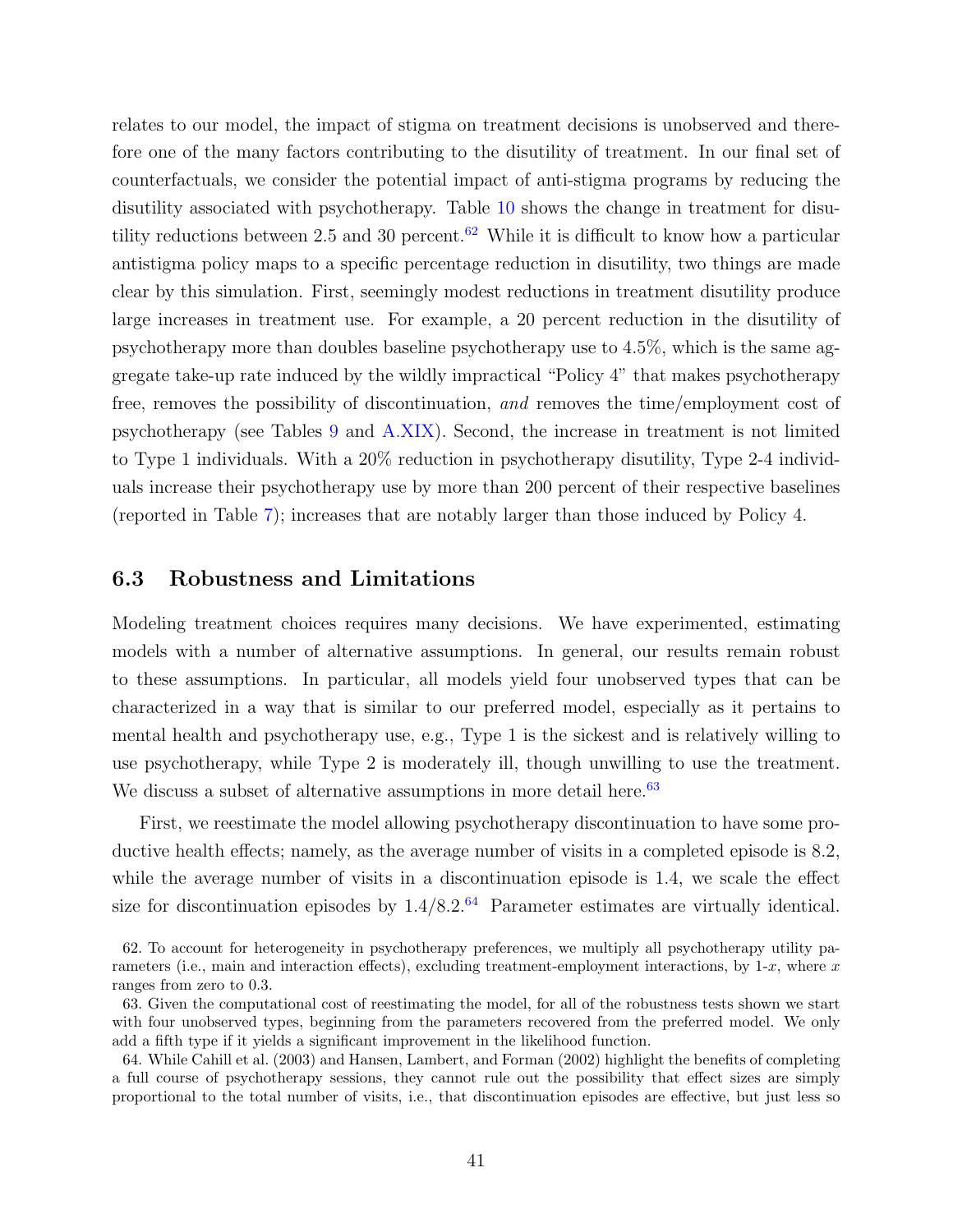relates to our model, the impact of stigma on treatment decisions is unobserved and therefore one of the many factors contributing to the disutility of treatment. In our final set of counterfactuals, we consider the potential impact of anti-stigma programs by reducing the disutility associated with psychotherapy. Table 10 shows the change in treatment for disutility reductions between 2.5 and 30 percent.[62] While it is difficult to know how a particular antistigma policy maps to a specific percentage reduction in disutility, two things are made clear by this simulation. First, seemingly modest reductions in treatment disutility produce large increases in treatment use. For example, a 20 percent reduction in the disutility of psychotherapy more than doubles baseline psychotherapy use to 4.5%, which is the same aggregate take-up rate induced by the wildly impractical "Policy 4" that makes psychotherapy free, removes the possibility of discontinuation, *and* removes the time/employment cost of psychotherapy (see Tables 9 and A.XIX). Second, the increase in treatment is not limited to Type 1 individuals. With a 20% reduction in psychotherapy disutility, Type 2-4 individuals increase their psychotherapy use by more than 200 percent of their respective baselines (reported in Table 7); increases that are notably larger than those induced by Policy 4.

### 6.3 Robustness and Limitations

Modeling treatment choices requires many decisions. We have experimented, estimating models with a number of alternative assumptions. In general, our results remain robust to these assumptions. In particular, all models yield four unobserved types that can be characterized in a way that is similar to our preferred model, especially as it pertains to mental health and psychotherapy use, e.g., Type 1 is the sickest and is relatively willing to use psychotherapy, while Type 2 is moderately ill, though unwilling to use the treatment. We discuss a subset of alternative assumptions in more detail here.[63]

First, we reestimate the model allowing psychotherapy discontinuation to have some productive health effects; namely, as the average number of visits in a completed episode is 8.2, while the average number of visits in a discontinuation episode is 1.4, we scale the effect size for discontinuation episodes by 1.4/8.2.[64] Parameter estimates are virtually identical.

62. To account for heterogeneity in psychotherapy preferences, we multiply all psychotherapy utility parameters (i.e., main and interaction effects), excluding treatment-employment interactions, by 1-$x$, where $x$ ranges from zero to 0.3.

63. Given the computational cost of reestimating the model, for all of the robustness tests shown we start with four unobserved types, beginning from the parameters recovered from the preferred model. We only add a fifth type if it yields a significant improvement in the likelihood function.

64. While Cahill et al. (2003) and Hansen, Lambert, and Forman (2002) highlight the benefits of completing a full course of psychotherapy sessions, they cannot rule out the possibility that effect sizes are simply proportional to the total number of visits, i.e., that discontinuation episodes are effective, but just less so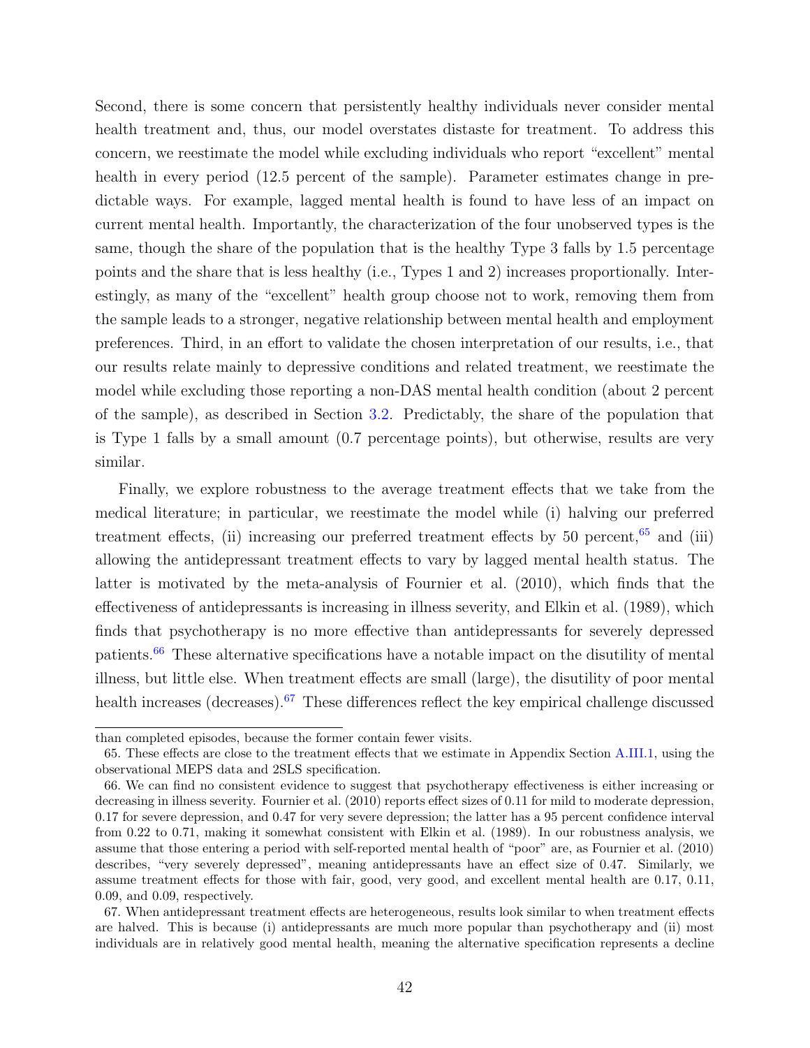Second, there is some concern that persistently healthy individuals never consider mental health treatment and, thus, our model overstates distaste for treatment. To address this concern, we reestimate the model while excluding individuals who report "excellent" mental health in every period (12.5 percent of the sample). Parameter estimates change in predictable ways. For example, lagged mental health is found to have less of an impact on current mental health. Importantly, the characterization of the four unobserved types is the same, though the share of the population that is the healthy Type 3 falls by 1.5 percentage points and the share that is less healthy (i.e., Types 1 and 2) increases proportionally. Interestingly, as many of the "excellent" health group choose not to work, removing them from the sample leads to a stronger, negative relationship between mental health and employment preferences. Third, in an effort to validate the chosen interpretation of our results, i.e., that our results relate mainly to depressive conditions and related treatment, we reestimate the model while excluding those reporting a non-DAS mental health condition (about 2 percent of the sample), as described in Section 3.2. Predictably, the share of the population that is Type 1 falls by a small amount (0.7 percentage points), but otherwise, results are very similar.

Finally, we explore robustness to the average treatment effects that we take from the medical literature; in particular, we reestimate the model while (i) halving our preferred treatment effects, (ii) increasing our preferred treatment effects by 50 percent,[65] and (iii) allowing the antidepressant treatment effects to vary by lagged mental health status. The latter is motivated by the meta-analysis of Fournier et al. (2010), which finds that the effectiveness of antidepressants is increasing in illness severity, and Elkin et al. (1989), which finds that psychotherapy is no more effective than antidepressants for severely depressed patients.[66] These alternative specifications have a notable impact on the disutility of mental illness, but little else. When treatment effects are small (large), the disutility of poor mental health increases (decreases).[67] These differences reflect the key empirical challenge discussed

than completed episodes, because the former contain fewer visits.

65. These effects are close to the treatment effects that we estimate in Appendix Section A.III.1, using the observational MEPS data and 2SLS specification.

66. We can find no consistent evidence to suggest that psychotherapy effectiveness is either increasing or decreasing in illness severity. Fournier et al. (2010) reports effect sizes of 0.11 for mild to moderate depression, 0.17 for severe depression, and 0.47 for very severe depression; the latter has a 95 percent confidence interval from 0.22 to 0.71, making it somewhat consistent with Elkin et al. (1989). In our robustness analysis, we assume that those entering a period with self-reported mental health of "poor" are, as Fournier et al. (2010) describes, "very severely depressed", meaning antidepressants have an effect size of 0.47. Similarly, we assume treatment effects for those with fair, good, very good, and excellent mental health are 0.17, 0.11, 0.09, and 0.09, respectively.

67. When antidepressant treatment effects are heterogeneous, results look similar to when treatment effects are halved. This is because (i) antidepressants are much more popular than psychotherapy and (ii) most individuals are in relatively good mental health, meaning the alternative specification represents a decline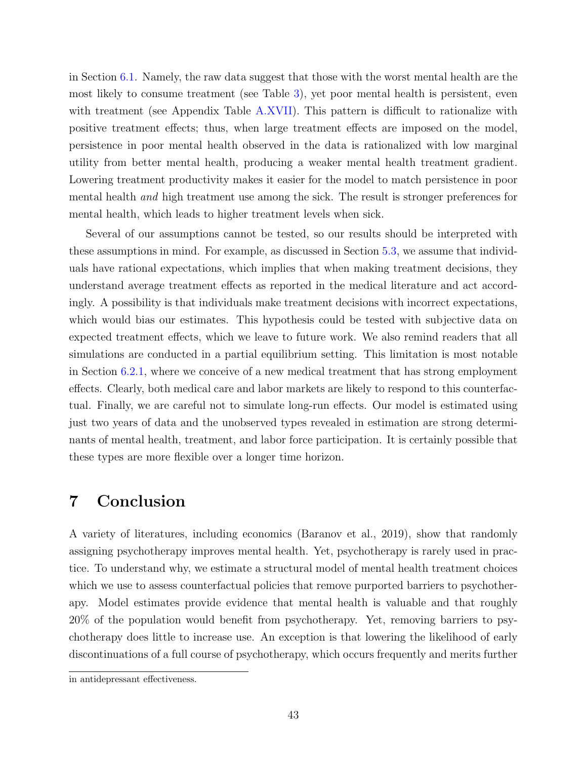in Section 6.1. Namely, the raw data suggest that those with the worst mental health are the most likely to consume treatment (see Table 3), yet poor mental health is persistent, even with treatment (see Appendix Table A.XVII). This pattern is difficult to rationalize with positive treatment effects; thus, when large treatment effects are imposed on the model, persistence in poor mental health observed in the data is rationalized with low marginal utility from better mental health, producing a weaker mental health treatment gradient. Lowering treatment productivity makes it easier for the model to match persistence in poor mental health *and* high treatment use among the sick. The result is stronger preferences for mental health, which leads to higher treatment levels when sick.

Several of our assumptions cannot be tested, so our results should be interpreted with these assumptions in mind. For example, as discussed in Section 5.3, we assume that individuals have rational expectations, which implies that when making treatment decisions, they understand average treatment effects as reported in the medical literature and act accordingly. A possibility is that individuals make treatment decisions with incorrect expectations, which would bias our estimates. This hypothesis could be tested with subjective data on expected treatment effects, which we leave to future work. We also remind readers that all simulations are conducted in a partial equilibrium setting. This limitation is most notable in Section 6.2.1, where we conceive of a new medical treatment that has strong employment effects. Clearly, both medical care and labor markets are likely to respond to this counterfactual. Finally, we are careful not to simulate long-run effects. Our model is estimated using just two years of data and the unobserved types revealed in estimation are strong determinants of mental health, treatment, and labor force participation. It is certainly possible that these types are more flexible over a longer time horizon.

# 7 Conclusion

A variety of literatures, including economics (Baranov et al., 2019), show that randomly assigning psychotherapy improves mental health. Yet, psychotherapy is rarely used in practice. To understand why, we estimate a structural model of mental health treatment choices which we use to assess counterfactual policies that remove purported barriers to psychotherapy. Model estimates provide evidence that mental health is valuable and that roughly 20% of the population would benefit from psychotherapy. Yet, removing barriers to psychotherapy does little to increase use. An exception is that lowering the likelihood of early discontinuations of a full course of psychotherapy, which occurs frequently and merits further

in antidepressant effectiveness.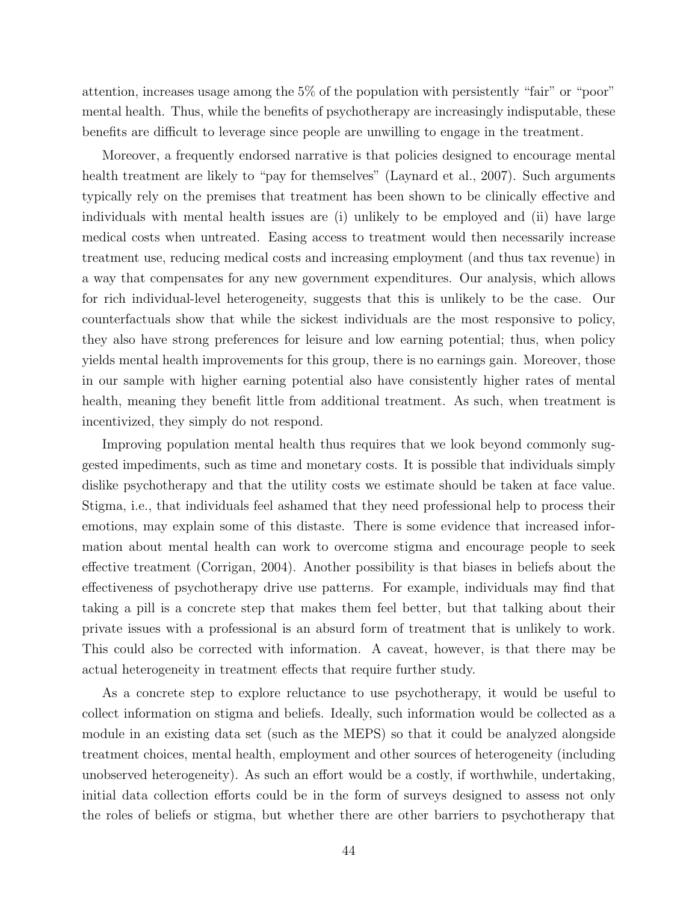attention, increases usage among the 5% of the population with persistently "fair" or "poor" mental health. Thus, while the benefits of psychotherapy are increasingly indisputable, these benefits are difficult to leverage since people are unwilling to engage in the treatment.

Moreover, a frequently endorsed narrative is that policies designed to encourage mental health treatment are likely to "pay for themselves" (Laynard et al., 2007). Such arguments typically rely on the premises that treatment has been shown to be clinically effective and individuals with mental health issues are (i) unlikely to be employed and (ii) have large medical costs when untreated. Easing access to treatment would then necessarily increase treatment use, reducing medical costs and increasing employment (and thus tax revenue) in a way that compensates for any new government expenditures. Our analysis, which allows for rich individual-level heterogeneity, suggests that this is unlikely to be the case. Our counterfactuals show that while the sickest individuals are the most responsive to policy, they also have strong preferences for leisure and low earning potential; thus, when policy yields mental health improvements for this group, there is no earnings gain. Moreover, those in our sample with higher earning potential also have consistently higher rates of mental health, meaning they benefit little from additional treatment. As such, when treatment is incentivized, they simply do not respond.

Improving population mental health thus requires that we look beyond commonly suggested impediments, such as time and monetary costs. It is possible that individuals simply dislike psychotherapy and that the utility costs we estimate should be taken at face value. Stigma, i.e., that individuals feel ashamed that they need professional help to process their emotions, may explain some of this distaste. There is some evidence that increased information about mental health can work to overcome stigma and encourage people to seek effective treatment (Corrigan, 2004). Another possibility is that biases in beliefs about the effectiveness of psychotherapy drive use patterns. For example, individuals may find that taking a pill is a concrete step that makes them feel better, but that talking about their private issues with a professional is an absurd form of treatment that is unlikely to work. This could also be corrected with information. A caveat, however, is that there may be actual heterogeneity in treatment effects that require further study.

As a concrete step to explore reluctance to use psychotherapy, it would be useful to collect information on stigma and beliefs. Ideally, such information would be collected as a module in an existing data set (such as the MEPS) so that it could be analyzed alongside treatment choices, mental health, employment and other sources of heterogeneity (including unobserved heterogeneity). As such an effort would be a costly, if worthwhile, undertaking, initial data collection efforts could be in the form of surveys designed to assess not only the roles of beliefs or stigma, but whether there are other barriers to psychotherapy that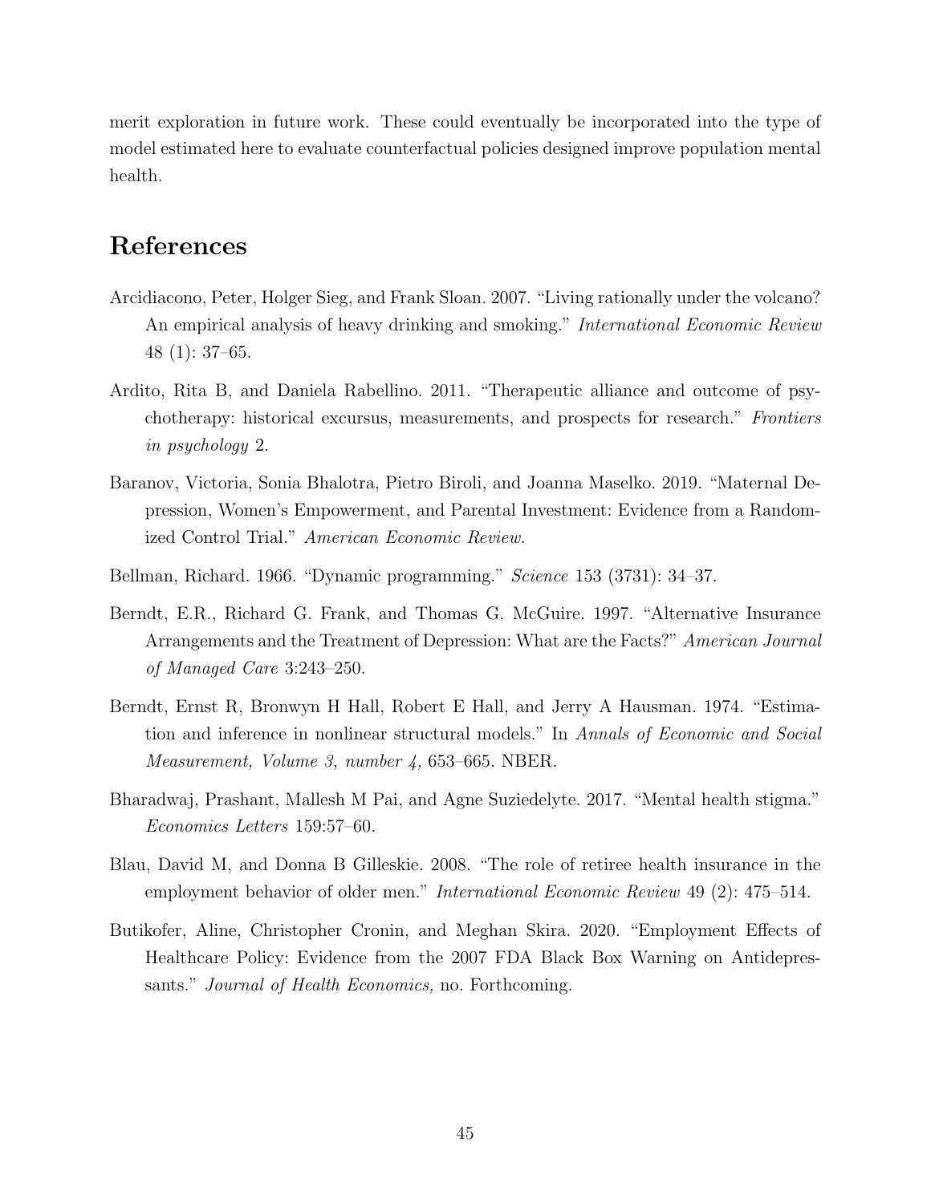merit exploration in future work. These could eventually be incorporated into the type of model estimated here to evaluate counterfactual policies designed improve population mental health.

# References

Arcidiacono, Peter, Holger Sieg, and Frank Sloan. 2007. "Living rationally under the volcano? An empirical analysis of heavy drinking and smoking." *International Economic Review* 48 (1): 37–65.

Ardito, Rita B, and Daniela Rabellino. 2011. "Therapeutic alliance and outcome of psychotherapy: historical excursus, measurements, and prospects for research." *Frontiers in psychology* 2.

Baranov, Victoria, Sonia Bhalotra, Pietro Biroli, and Joanna Maselko. 2019. "Maternal Depression, Women's Empowerment, and Parental Investment: Evidence from a Randomized Control Trial." *American Economic Review.*

Bellman, Richard. 1966. "Dynamic programming." *Science* 153 (3731): 34–37.

Berndt, E.R., Richard G. Frank, and Thomas G. McGuire. 1997. "Alternative Insurance Arrangements and the Treatment of Depression: What are the Facts?" *American Journal of Managed Care* 3:243–250.

Berndt, Ernst R, Bronwyn H Hall, Robert E Hall, and Jerry A Hausman. 1974. "Estimation and inference in nonlinear structural models." In *Annals of Economic and Social Measurement, Volume 3, number 4,* 653–665. NBER.

Bharadwaj, Prashant, Mallesh M Pai, and Agne Suziedelyte. 2017. "Mental health stigma." *Economics Letters* 159:57–60.

Blau, David M, and Donna B Gilleskie. 2008. "The role of retiree health insurance in the employment behavior of older men." *International Economic Review* 49 (2): 475–514.

Butikofer, Aline, Christopher Cronin, and Meghan Skira. 2020. "Employment Effects of Healthcare Policy: Evidence from the 2007 FDA Black Box Warning on Antidepressants." *Journal of Health Economics,* no. Forthcoming.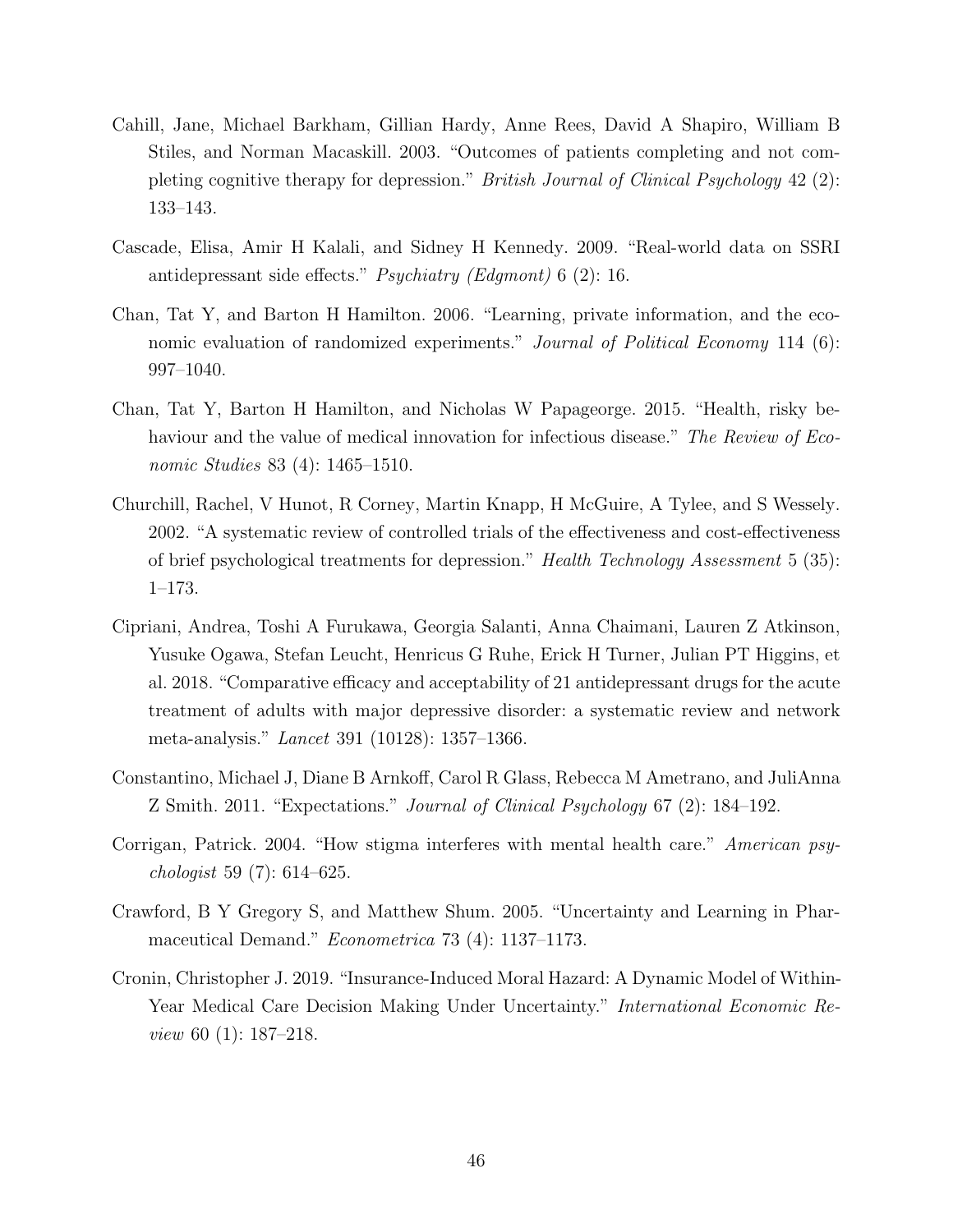Cahill, Jane, Michael Barkham, Gillian Hardy, Anne Rees, David A Shapiro, William B Stiles, and Norman Macaskill. 2003. "Outcomes of patients completing and not completing cognitive therapy for depression." *British Journal of Clinical Psychology* 42 (2): 133–143.

Cascade, Elisa, Amir H Kalali, and Sidney H Kennedy. 2009. "Real-world data on SSRI antidepressant side effects." *Psychiatry (Edgmont)* 6 (2): 16.

Chan, Tat Y, and Barton H Hamilton. 2006. "Learning, private information, and the economic evaluation of randomized experiments." *Journal of Political Economy* 114 (6): 997–1040.

Chan, Tat Y, Barton H Hamilton, and Nicholas W Papageorge. 2015. "Health, risky behaviour and the value of medical innovation for infectious disease." *The Review of Economic Studies* 83 (4): 1465–1510.

Churchill, Rachel, V Hunot, R Corney, Martin Knapp, H McGuire, A Tylee, and S Wessely. 2002. "A systematic review of controlled trials of the effectiveness and cost-effectiveness of brief psychological treatments for depression." *Health Technology Assessment* 5 (35): 1–173.

Cipriani, Andrea, Toshi A Furukawa, Georgia Salanti, Anna Chaimani, Lauren Z Atkinson, Yusuke Ogawa, Stefan Leucht, Henricus G Ruhe, Erick H Turner, Julian PT Higgins, et al. 2018. "Comparative efficacy and acceptability of 21 antidepressant drugs for the acute treatment of adults with major depressive disorder: a systematic review and network meta-analysis." *Lancet* 391 (10128): 1357–1366.

Constantino, Michael J, Diane B Arnkoff, Carol R Glass, Rebecca M Ametrano, and JuliAnna Z Smith. 2011. "Expectations." *Journal of Clinical Psychology* 67 (2): 184–192.

Corrigan, Patrick. 2004. "How stigma interferes with mental health care." *American psychologist* 59 (7): 614–625.

Crawford, B Y Gregory S, and Matthew Shum. 2005. "Uncertainty and Learning in Pharmaceutical Demand." *Econometrica* 73 (4): 1137–1173.

Cronin, Christopher J. 2019. "Insurance-Induced Moral Hazard: A Dynamic Model of Within-Year Medical Care Decision Making Under Uncertainty." *International Economic Review* 60 (1): 187–218.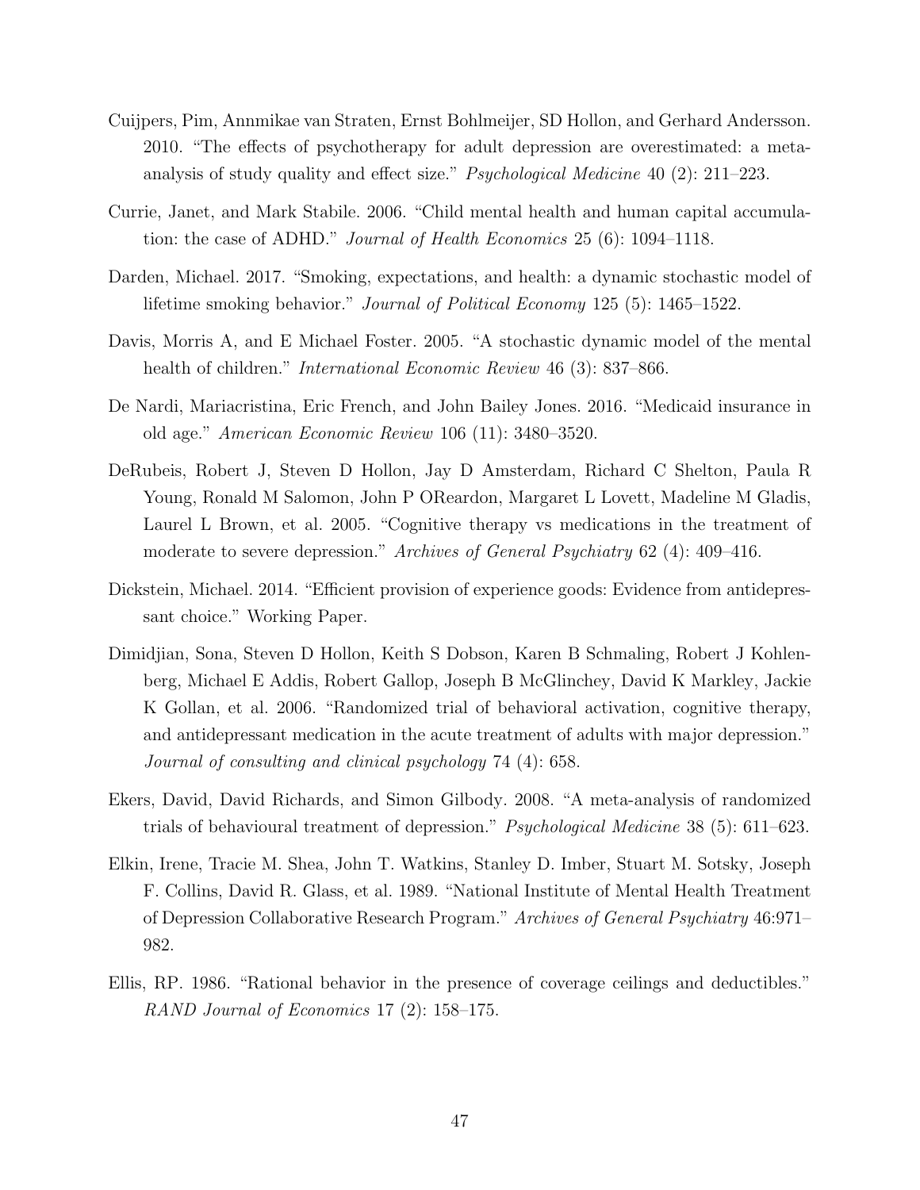Cuijpers, Pim, Annmikae van Straten, Ernst Bohlmeijer, SD Hollon, and Gerhard Andersson. 2010. "The effects of psychotherapy for adult depression are overestimated: a meta-analysis of study quality and effect size." *Psychological Medicine* 40 (2): 211–223.

Currie, Janet, and Mark Stabile. 2006. "Child mental health and human capital accumulation: the case of ADHD." *Journal of Health Economics* 25 (6): 1094–1118.

Darden, Michael. 2017. "Smoking, expectations, and health: a dynamic stochastic model of lifetime smoking behavior." *Journal of Political Economy* 125 (5): 1465–1522.

Davis, Morris A, and E Michael Foster. 2005. "A stochastic dynamic model of the mental health of children." *International Economic Review* 46 (3): 837–866.

De Nardi, Mariacristina, Eric French, and John Bailey Jones. 2016. "Medicaid insurance in old age." *American Economic Review* 106 (11): 3480–3520.

DeRubeis, Robert J, Steven D Hollon, Jay D Amsterdam, Richard C Shelton, Paula R Young, Ronald M Salomon, John P OReardon, Margaret L Lovett, Madeline M Gladis, Laurel L Brown, et al. 2005. "Cognitive therapy vs medications in the treatment of moderate to severe depression." *Archives of General Psychiatry* 62 (4): 409–416.

Dickstein, Michael. 2014. "Efficient provision of experience goods: Evidence from antidepressant choice." Working Paper.

Dimidjian, Sona, Steven D Hollon, Keith S Dobson, Karen B Schmaling, Robert J Kohlenberg, Michael E Addis, Robert Gallop, Joseph B McGlinchey, David K Markley, Jackie K Gollan, et al. 2006. "Randomized trial of behavioral activation, cognitive therapy, and antidepressant medication in the acute treatment of adults with major depression." *Journal of consulting and clinical psychology* 74 (4): 658.

Ekers, David, David Richards, and Simon Gilbody. 2008. "A meta-analysis of randomized trials of behavioural treatment of depression." *Psychological Medicine* 38 (5): 611–623.

Elkin, Irene, Tracie M. Shea, John T. Watkins, Stanley D. Imber, Stuart M. Sotsky, Joseph F. Collins, David R. Glass, et al. 1989. "National Institute of Mental Health Treatment of Depression Collaborative Research Program." *Archives of General Psychiatry* 46:971–982.

Ellis, RP. 1986. "Rational behavior in the presence of coverage ceilings and deductibles." *RAND Journal of Economics* 17 (2): 158–175.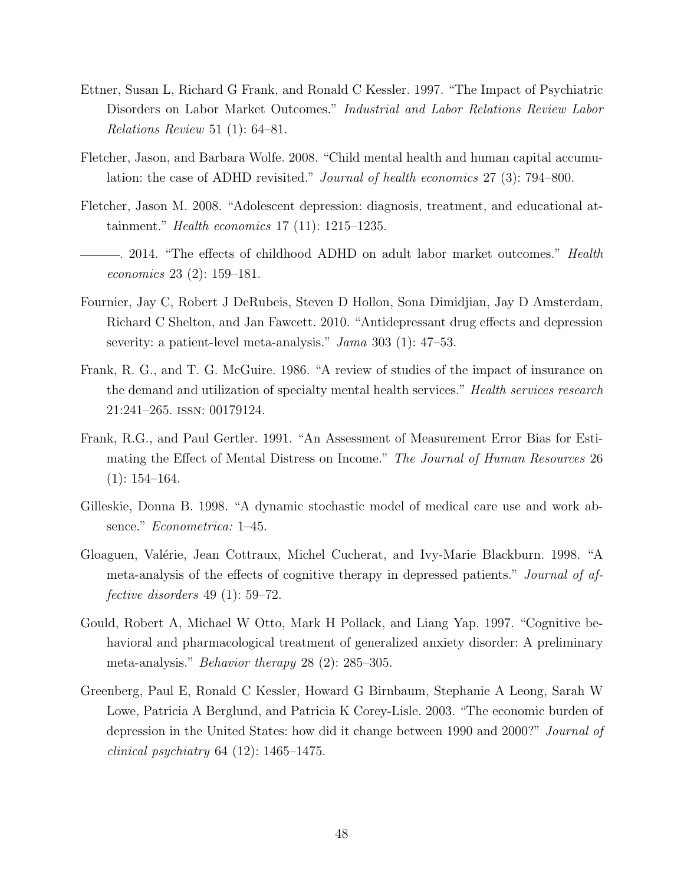Ettner, Susan L, Richard G Frank, and Ronald C Kessler. 1997. "The Impact of Psychiatric Disorders on Labor Market Outcomes." *Industrial and Labor Relations Review Labor Relations Review* 51 (1): 64–81.

Fletcher, Jason, and Barbara Wolfe. 2008. "Child mental health and human capital accumulation: the case of ADHD revisited." *Journal of health economics* 27 (3): 794–800.

Fletcher, Jason M. 2008. "Adolescent depression: diagnosis, treatment, and educational attainment." *Health economics* 17 (11): 1215–1235.

———. 2014. "The effects of childhood ADHD on adult labor market outcomes." *Health economics* 23 (2): 159–181.

Fournier, Jay C, Robert J DeRubeis, Steven D Hollon, Sona Dimidjian, Jay D Amsterdam, Richard C Shelton, and Jan Fawcett. 2010. "Antidepressant drug effects and depression severity: a patient-level meta-analysis." *Jama* 303 (1): 47–53.

Frank, R. G., and T. G. McGuire. 1986. "A review of studies of the impact of insurance on the demand and utilization of specialty mental health services." *Health services research* 21:241–265. ISSN: 00179124.

Frank, R.G., and Paul Gertler. 1991. "An Assessment of Measurement Error Bias for Estimating the Effect of Mental Distress on Income." *The Journal of Human Resources* 26 (1): 154–164.

Gilleskie, Donna B. 1998. "A dynamic stochastic model of medical care use and work absence." *Econometrica:* 1–45.

Gloaguen, Valérie, Jean Cottraux, Michel Cucherat, and Ivy-Marie Blackburn. 1998. "A meta-analysis of the effects of cognitive therapy in depressed patients." *Journal of affective disorders* 49 (1): 59–72.

Gould, Robert A, Michael W Otto, Mark H Pollack, and Liang Yap. 1997. "Cognitive behavioral and pharmacological treatment of generalized anxiety disorder: A preliminary meta-analysis." *Behavior therapy* 28 (2): 285–305.

Greenberg, Paul E, Ronald C Kessler, Howard G Birnbaum, Stephanie A Leong, Sarah W Lowe, Patricia A Berglund, and Patricia K Corey-Lisle. 2003. "The economic burden of depression in the United States: how did it change between 1990 and 2000?" *Journal of clinical psychiatry* 64 (12): 1465–1475.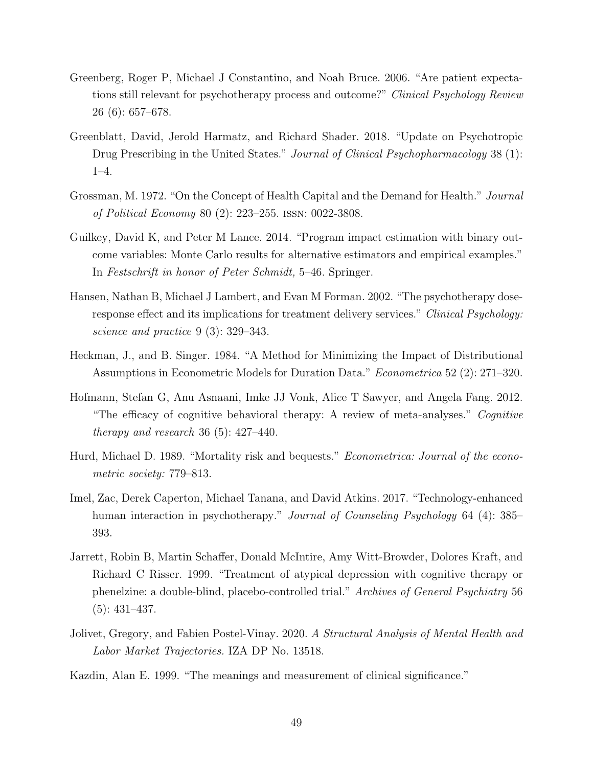Greenberg, Roger P, Michael J Constantino, and Noah Bruce. 2006. "Are patient expectations still relevant for psychotherapy process and outcome?" *Clinical Psychology Review* 26 (6): 657–678.

Greenblatt, David, Jerold Harmatz, and Richard Shader. 2018. "Update on Psychotropic Drug Prescribing in the United States." *Journal of Clinical Psychopharmacology* 38 (1): 1–4.

Grossman, M. 1972. "On the Concept of Health Capital and the Demand for Health." *Journal of Political Economy* 80 (2): 223–255. ISSN: 0022-3808.

Guilkey, David K, and Peter M Lance. 2014. "Program impact estimation with binary outcome variables: Monte Carlo results for alternative estimators and empirical examples." In *Festschrift in honor of Peter Schmidt,* 5–46. Springer.

Hansen, Nathan B, Michael J Lambert, and Evan M Forman. 2002. "The psychotherapy dose-response effect and its implications for treatment delivery services." *Clinical Psychology: science and practice* 9 (3): 329–343.

Heckman, J., and B. Singer. 1984. "A Method for Minimizing the Impact of Distributional Assumptions in Econometric Models for Duration Data." *Econometrica* 52 (2): 271–320.

Hofmann, Stefan G, Anu Asnaani, Imke JJ Vonk, Alice T Sawyer, and Angela Fang. 2012. "The efficacy of cognitive behavioral therapy: A review of meta-analyses." *Cognitive therapy and research* 36 (5): 427–440.

Hurd, Michael D. 1989. "Mortality risk and bequests." *Econometrica: Journal of the econometric society:* 779–813.

Imel, Zac, Derek Caperton, Michael Tanana, and David Atkins. 2017. "Technology-enhanced human interaction in psychotherapy." *Journal of Counseling Psychology* 64 (4): 385–393.

Jarrett, Robin B, Martin Schaffer, Donald McIntire, Amy Witt-Browder, Dolores Kraft, and Richard C Risser. 1999. "Treatment of atypical depression with cognitive therapy or phenelzine: a double-blind, placebo-controlled trial." *Archives of General Psychiatry* 56 (5): 431–437.

Jolivet, Gregory, and Fabien Postel-Vinay. 2020. *A Structural Analysis of Mental Health and Labor Market Trajectories.* IZA DP No. 13518.

Kazdin, Alan E. 1999. "The meanings and measurement of clinical significance."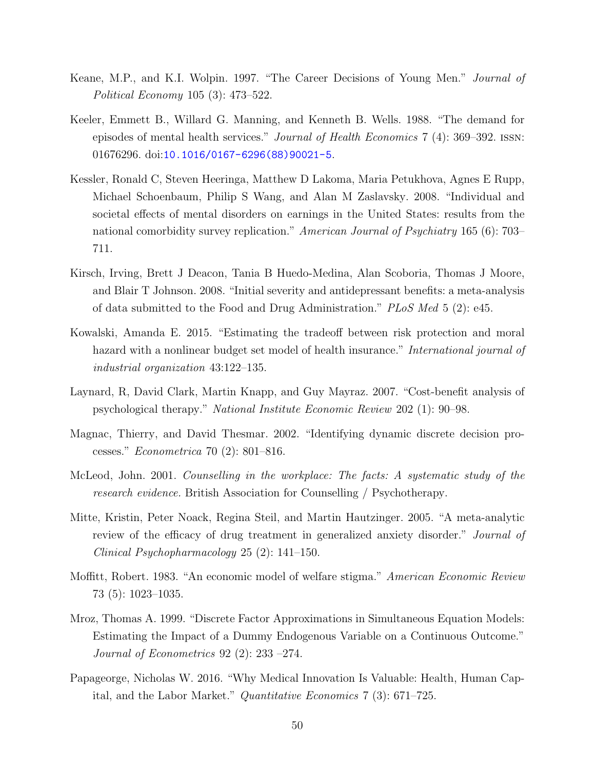Keane, M.P., and K.I. Wolpin. 1997. "The Career Decisions of Young Men." *Journal of Political Economy* 105 (3): 473–522.

Keeler, Emmett B., Willard G. Manning, and Kenneth B. Wells. 1988. "The demand for episodes of mental health services." *Journal of Health Economics* 7 (4): 369–392. issn: 01676296. doi:10.1016/0167-6296(88)90021-5.

Kessler, Ronald C, Steven Heeringa, Matthew D Lakoma, Maria Petukhova, Agnes E Rupp, Michael Schoenbaum, Philip S Wang, and Alan M Zaslavsky. 2008. "Individual and societal effects of mental disorders on earnings in the United States: results from the national comorbidity survey replication." *American Journal of Psychiatry* 165 (6): 703–711.

Kirsch, Irving, Brett J Deacon, Tania B Huedo-Medina, Alan Scoboria, Thomas J Moore, and Blair T Johnson. 2008. "Initial severity and antidepressant benefits: a meta-analysis of data submitted to the Food and Drug Administration." *PLoS Med* 5 (2): e45.

Kowalski, Amanda E. 2015. "Estimating the tradeoff between risk protection and moral hazard with a nonlinear budget set model of health insurance." *International journal of industrial organization* 43:122–135.

Laynard, R, David Clark, Martin Knapp, and Guy Mayraz. 2007. "Cost-benefit analysis of psychological therapy." *National Institute Economic Review* 202 (1): 90–98.

Magnac, Thierry, and David Thesmar. 2002. "Identifying dynamic discrete decision processes." *Econometrica* 70 (2): 801–816.

McLeod, John. 2001. *Counselling in the workplace: The facts: A systematic study of the research evidence.* British Association for Counselling / Psychotherapy.

Mitte, Kristin, Peter Noack, Regina Steil, and Martin Hautzinger. 2005. "A meta-analytic review of the efficacy of drug treatment in generalized anxiety disorder." *Journal of Clinical Psychopharmacology* 25 (2): 141–150.

Moffitt, Robert. 1983. "An economic model of welfare stigma." *American Economic Review* 73 (5): 1023–1035.

Mroz, Thomas A. 1999. "Discrete Factor Approximations in Simultaneous Equation Models: Estimating the Impact of a Dummy Endogenous Variable on a Continuous Outcome." *Journal of Econometrics* 92 (2): 233 –274.

Papageorge, Nicholas W. 2016. "Why Medical Innovation Is Valuable: Health, Human Capital, and the Labor Market." *Quantitative Economics* 7 (3): 671–725.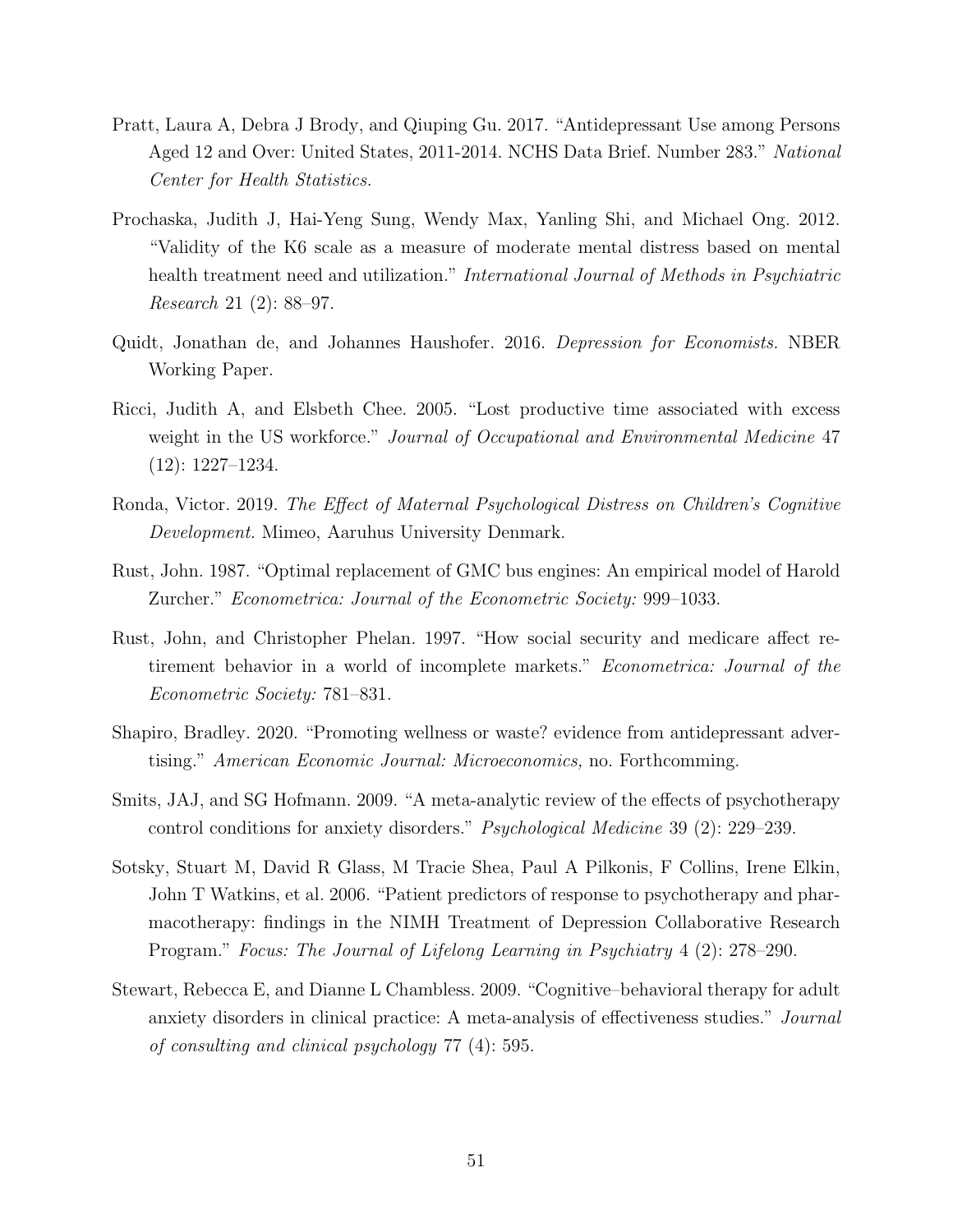Pratt, Laura A, Debra J Brody, and Qiuping Gu. 2017. "Antidepressant Use among Persons Aged 12 and Over: United States, 2011-2014. NCHS Data Brief. Number 283." *National Center for Health Statistics.*

Prochaska, Judith J, Hai-Yeng Sung, Wendy Max, Yanling Shi, and Michael Ong. 2012. "Validity of the K6 scale as a measure of moderate mental distress based on mental health treatment need and utilization." *International Journal of Methods in Psychiatric Research* 21 (2): 88–97.

Quidt, Jonathan de, and Johannes Haushofer. 2016. *Depression for Economists.* NBER Working Paper.

Ricci, Judith A, and Elsbeth Chee. 2005. "Lost productive time associated with excess weight in the US workforce." *Journal of Occupational and Environmental Medicine* 47 (12): 1227–1234.

Ronda, Victor. 2019. *The Effect of Maternal Psychological Distress on Children's Cognitive Development.* Mimeo, Aaruhus University Denmark.

Rust, John. 1987. "Optimal replacement of GMC bus engines: An empirical model of Harold Zurcher." *Econometrica: Journal of the Econometric Society:* 999–1033.

Rust, John, and Christopher Phelan. 1997. "How social security and medicare affect retirement behavior in a world of incomplete markets." *Econometrica: Journal of the Econometric Society:* 781–831.

Shapiro, Bradley. 2020. "Promoting wellness or waste? evidence from antidepressant advertising." *American Economic Journal: Microeconomics,* no. Forthcomming.

Smits, JAJ, and SG Hofmann. 2009. "A meta-analytic review of the effects of psychotherapy control conditions for anxiety disorders." *Psychological Medicine* 39 (2): 229–239.

Sotsky, Stuart M, David R Glass, M Tracie Shea, Paul A Pilkonis, F Collins, Irene Elkin, John T Watkins, et al. 2006. "Patient predictors of response to psychotherapy and pharmacotherapy: findings in the NIMH Treatment of Depression Collaborative Research Program." *Focus: The Journal of Lifelong Learning in Psychiatry* 4 (2): 278–290.

Stewart, Rebecca E, and Dianne L Chambless. 2009. "Cognitive–behavioral therapy for adult anxiety disorders in clinical practice: A meta-analysis of effectiveness studies." *Journal of consulting and clinical psychology* 77 (4): 595.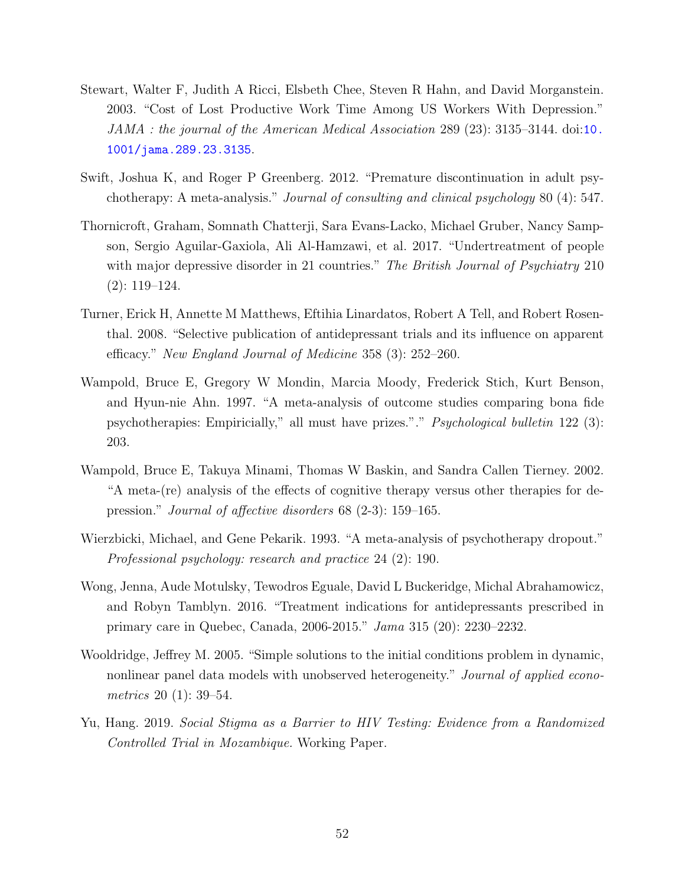Stewart, Walter F, Judith A Ricci, Elsbeth Chee, Steven R Hahn, and David Morganstein. 2003. "Cost of Lost Productive Work Time Among US Workers With Depression." *JAMA : the journal of the American Medical Association* 289 (23): 3135–3144. doi:10.1001/jama.289.23.3135.

Swift, Joshua K, and Roger P Greenberg. 2012. "Premature discontinuation in adult psychotherapy: A meta-analysis." *Journal of consulting and clinical psychology* 80 (4): 547.

Thornicroft, Graham, Somnath Chatterji, Sara Evans-Lacko, Michael Gruber, Nancy Sampson, Sergio Aguilar-Gaxiola, Ali Al-Hamzawi, et al. 2017. "Undertreatment of people with major depressive disorder in 21 countries." *The British Journal of Psychiatry* 210 (2): 119–124.

Turner, Erick H, Annette M Matthews, Eftihia Linardatos, Robert A Tell, and Robert Rosenthal. 2008. "Selective publication of antidepressant trials and its influence on apparent efficacy." *New England Journal of Medicine* 358 (3): 252–260.

Wampold, Bruce E, Gregory W Mondin, Marcia Moody, Frederick Stich, Kurt Benson, and Hyun-nie Ahn. 1997. "A meta-analysis of outcome studies comparing bona fide psychotherapies: Empiricially," all must have prizes."." *Psychological bulletin* 122 (3): 203.

Wampold, Bruce E, Takuya Minami, Thomas W Baskin, and Sandra Callen Tierney. 2002. "A meta-(re) analysis of the effects of cognitive therapy versus other therapies for depression." *Journal of affective disorders* 68 (2-3): 159–165.

Wierzbicki, Michael, and Gene Pekarik. 1993. "A meta-analysis of psychotherapy dropout." *Professional psychology: research and practice* 24 (2): 190.

Wong, Jenna, Aude Motulsky, Tewodros Eguale, David L Buckeridge, Michal Abrahamowicz, and Robyn Tamblyn. 2016. "Treatment indications for antidepressants prescribed in primary care in Quebec, Canada, 2006-2015." *Jama* 315 (20): 2230–2232.

Wooldridge, Jeffrey M. 2005. "Simple solutions to the initial conditions problem in dynamic, nonlinear panel data models with unobserved heterogeneity." *Journal of applied econometrics* 20 (1): 39–54.

Yu, Hang. 2019. *Social Stigma as a Barrier to HIV Testing: Evidence from a Randomized Controlled Trial in Mozambique.* Working Paper.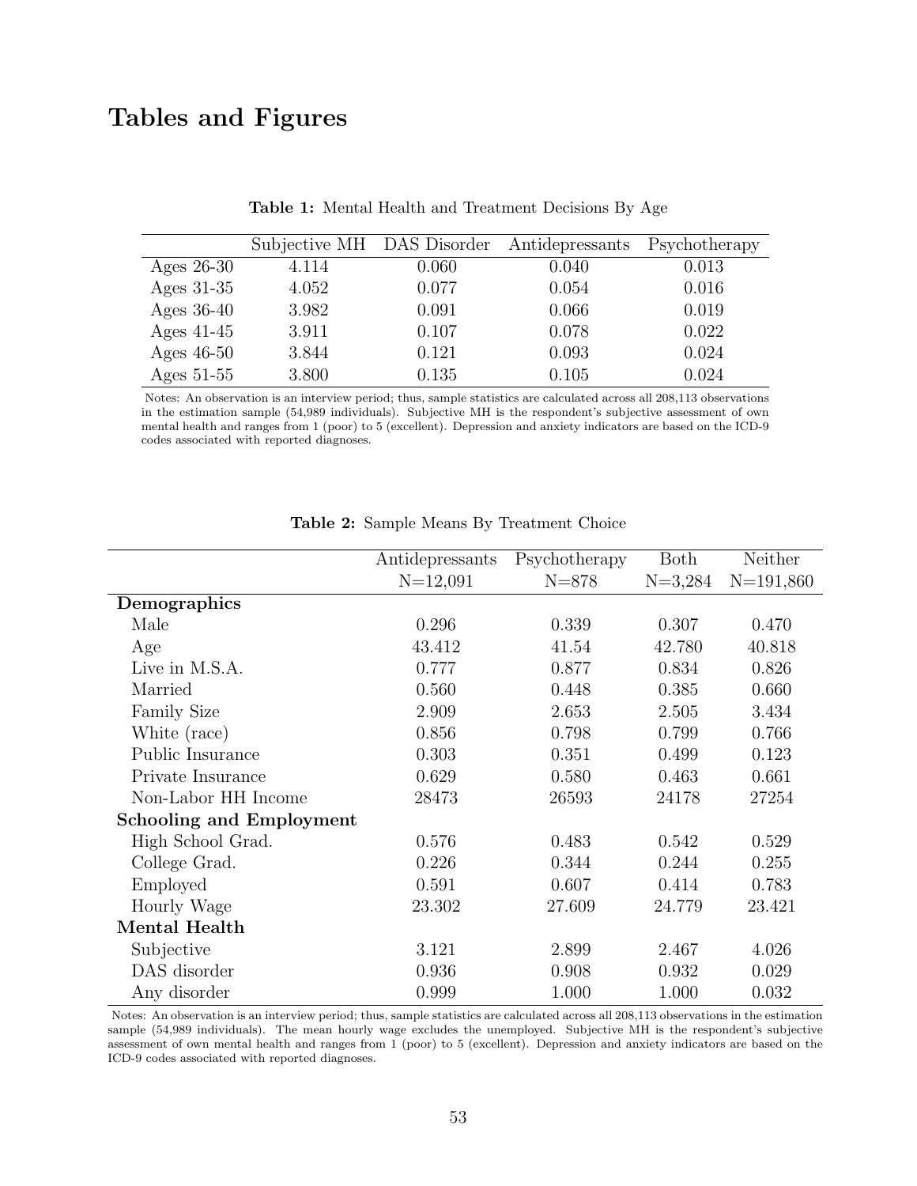# Tables and Figures

**Table 1:** Mental Health and Treatment Decisions By Age

| | Subjective MH | DAS Disorder | Antidepressants | Psychotherapy |
|---|---|---|---|---|
| Ages 26-30 | 4.114 | 0.060 | 0.040 | 0.013 |
| Ages 31-35 | 4.052 | 0.077 | 0.054 | 0.016 |
| Ages 36-40 | 3.982 | 0.091 | 0.066 | 0.019 |
| Ages 41-45 | 3.911 | 0.107 | 0.078 | 0.022 |
| Ages 46-50 | 3.844 | 0.121 | 0.093 | 0.024 |
| Ages 51-55 | 3.800 | 0.135 | 0.105 | 0.024 |

Notes: An observation is an interview period; thus, sample statistics are calculated across all 208,113 observations in the estimation sample (54,989 individuals). Subjective MH is the respondent's subjective assessment of own mental health and ranges from 1 (poor) to 5 (excellent). Depression and anxiety indicators are based on the ICD-9 codes associated with reported diagnoses.

**Table 2:** Sample Means By Treatment Choice

| | Antidepressants | Psychotherapy | Both | Neither |
|---|---|---|---|---|
| | N=12,091 | N=878 | N=3,284 | N=191,860 |
| **Demographics** | | | | |
| Male | 0.296 | 0.339 | 0.307 | 0.470 |
| Age | 43.412 | 41.54 | 42.780 | 40.818 |
| Live in M.S.A. | 0.777 | 0.877 | 0.834 | 0.826 |
| Married | 0.560 | 0.448 | 0.385 | 0.660 |
| Family Size | 2.909 | 2.653 | 2.505 | 3.434 |
| White (race) | 0.856 | 0.798 | 0.799 | 0.766 |
| Public Insurance | 0.303 | 0.351 | 0.499 | 0.123 |
| Private Insurance | 0.629 | 0.580 | 0.463 | 0.661 |
| Non-Labor HH Income | 28473 | 26593 | 24178 | 27254 |
| **Schooling and Employment** | | | | |
| High School Grad. | 0.576 | 0.483 | 0.542 | 0.529 |
| College Grad. | 0.226 | 0.344 | 0.244 | 0.255 |
| Employed | 0.591 | 0.607 | 0.414 | 0.783 |
| Hourly Wage | 23.302 | 27.609 | 24.779 | 23.421 |
| **Mental Health** | | | | |
| Subjective | 3.121 | 2.899 | 2.467 | 4.026 |
| DAS disorder | 0.936 | 0.908 | 0.932 | 0.029 |
| Any disorder | 0.999 | 1.000 | 1.000 | 0.032 |

Notes: An observation is an interview period; thus, sample statistics are calculated across all 208,113 observations in the estimation sample (54,989 individuals). The mean hourly wage excludes the unemployed. Subjective MH is the respondent's subjective assessment of own mental health and ranges from 1 (poor) to 5 (excellent). Depression and anxiety indicators are based on the ICD-9 codes associated with reported diagnoses.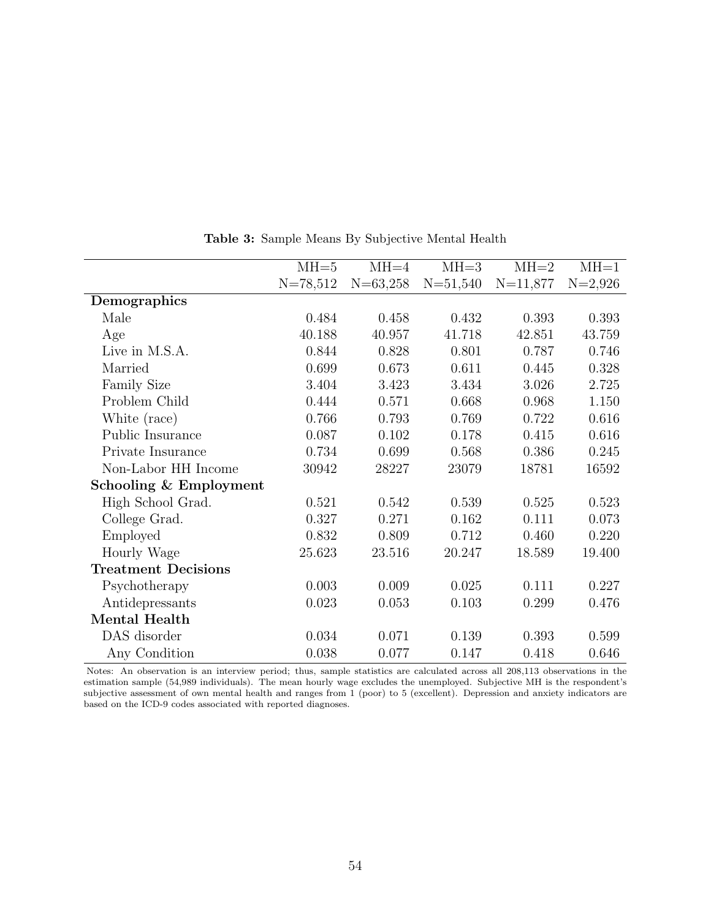**Table 3:** Sample Means By Subjective Mental Health

| | MH=5 | MH=4 | MH=3 | MH=2 | MH=1 |
|---|---|---|---|---|---|
| | N=78,512 | N=63,258 | N=51,540 | N=11,877 | N=2,926 |
| **Demographics** | | | | | |
| Male | 0.484 | 0.458 | 0.432 | 0.393 | 0.393 |
| Age | 40.188 | 40.957 | 41.718 | 42.851 | 43.759 |
| Live in M.S.A. | 0.844 | 0.828 | 0.801 | 0.787 | 0.746 |
| Married | 0.699 | 0.673 | 0.611 | 0.445 | 0.328 |
| Family Size | 3.404 | 3.423 | 3.434 | 3.026 | 2.725 |
| Problem Child | 0.444 | 0.571 | 0.668 | 0.968 | 1.150 |
| White (race) | 0.766 | 0.793 | 0.769 | 0.722 | 0.616 |
| Public Insurance | 0.087 | 0.102 | 0.178 | 0.415 | 0.616 |
| Private Insurance | 0.734 | 0.699 | 0.568 | 0.386 | 0.245 |
| Non-Labor HH Income | 30942 | 28227 | 23079 | 18781 | 16592 |
| **Schooling & Employment** | | | | | |
| High School Grad. | 0.521 | 0.542 | 0.539 | 0.525 | 0.523 |
| College Grad. | 0.327 | 0.271 | 0.162 | 0.111 | 0.073 |
| Employed | 0.832 | 0.809 | 0.712 | 0.460 | 0.220 |
| Hourly Wage | 25.623 | 23.516 | 20.247 | 18.589 | 19.400 |
| **Treatment Decisions** | | | | | |
| Psychotherapy | 0.003 | 0.009 | 0.025 | 0.111 | 0.227 |
| Antidepressants | 0.023 | 0.053 | 0.103 | 0.299 | 0.476 |
| **Mental Health** | | | | | |
| DAS disorder | 0.034 | 0.071 | 0.139 | 0.393 | 0.599 |
| Any Condition | 0.038 | 0.077 | 0.147 | 0.418 | 0.646 |

Notes: An observation is an interview period; thus, sample statistics are calculated across all 208,113 observations in the estimation sample (54,989 individuals). The mean hourly wage excludes the unemployed. Subjective MH is the respondent's subjective assessment of own mental health and ranges from 1 (poor) to 5 (excellent). Depression and anxiety indicators are based on the ICD-9 codes associated with reported diagnoses.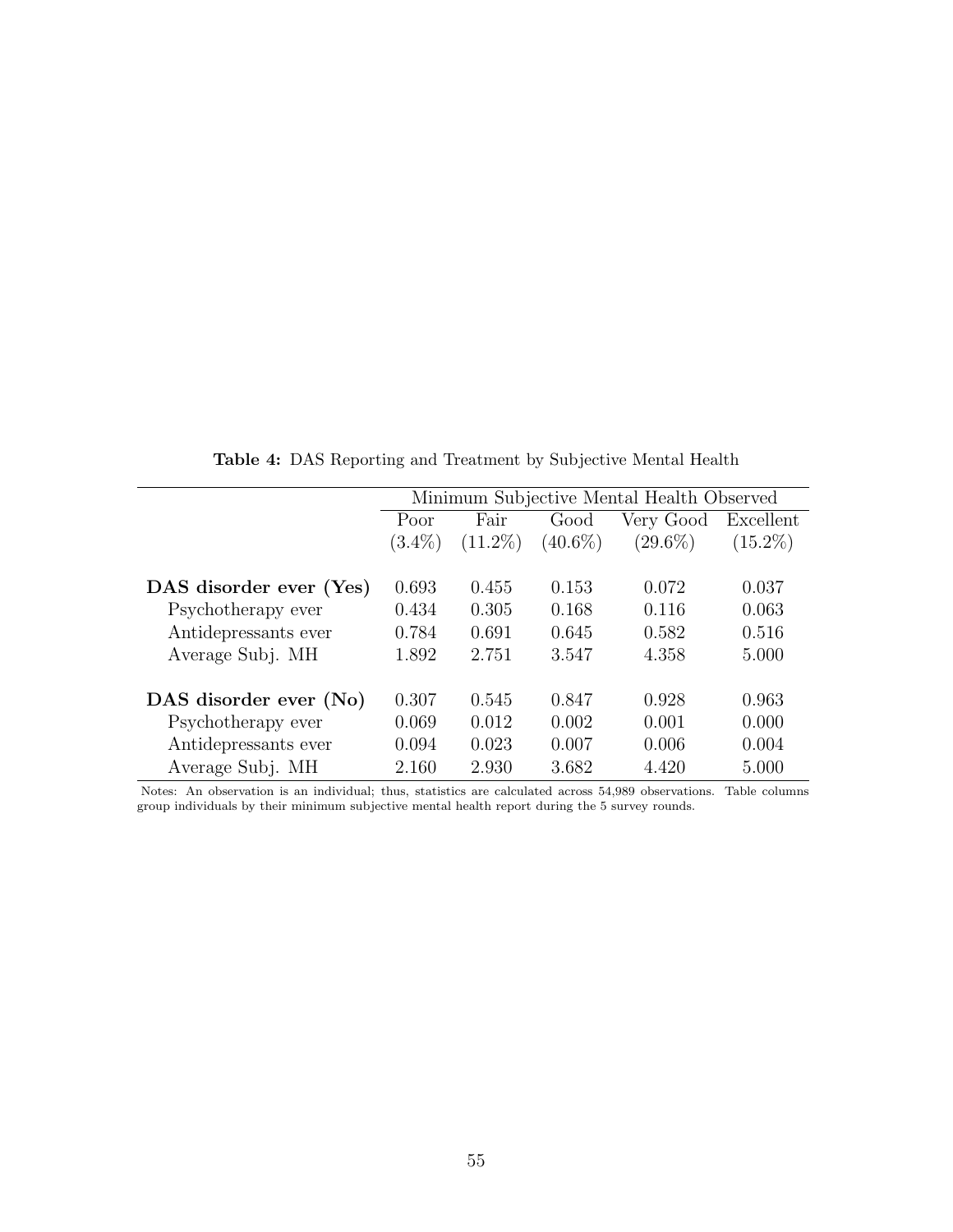**Table 4:** DAS Reporting and Treatment by Subjective Mental Health

| | Minimum Subjective Mental Health Observed | | | | |
|---|---|---|---|---|---|
| | Poor | Fair | Good | Very Good | Excellent |
| | (3.4%) | (11.2%) | (40.6%) | (29.6%) | (15.2%) |
| **DAS disorder ever (Yes)** | 0.693 | 0.455 | 0.153 | 0.072 | 0.037 |
| Psychotherapy ever | 0.434 | 0.305 | 0.168 | 0.116 | 0.063 |
| Antidepressants ever | 0.784 | 0.691 | 0.645 | 0.582 | 0.516 |
| Average Subj. MH | 1.892 | 2.751 | 3.547 | 4.358 | 5.000 |
| **DAS disorder ever (No)** | 0.307 | 0.545 | 0.847 | 0.928 | 0.963 |
| Psychotherapy ever | 0.069 | 0.012 | 0.002 | 0.001 | 0.000 |
| Antidepressants ever | 0.094 | 0.023 | 0.007 | 0.006 | 0.004 |
| Average Subj. MH | 2.160 | 2.930 | 3.682 | 4.420 | 5.000 |

Notes: An observation is an individual; thus, statistics are calculated across 54,989 observations. Table columns group individuals by their minimum subjective mental health report during the 5 survey rounds.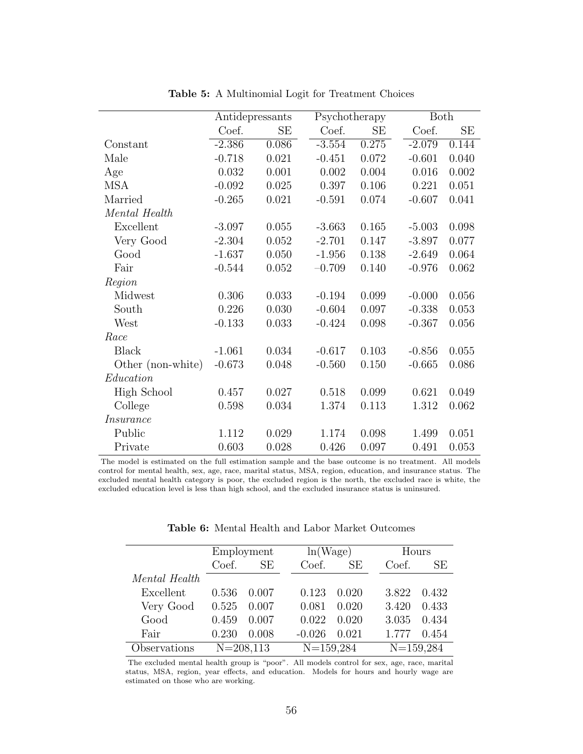**Table 5:** A Multinomial Logit for Treatment Choices

| | Antidepressants | | Psychotherapy | | Both | |
|---|---|---|---|---|---|---|
| | Coef. | SE | Coef. | SE | Coef. | SE |
| Constant | -2.386 | 0.086 | -3.554 | 0.275 | -2.079 | 0.144 |
| Male | -0.718 | 0.021 | -0.451 | 0.072 | -0.601 | 0.040 |
| Age | 0.032 | 0.001 | 0.002 | 0.004 | 0.016 | 0.002 |
| MSA | -0.092 | 0.025 | 0.397 | 0.106 | 0.221 | 0.051 |
| Married | -0.265 | 0.021 | -0.591 | 0.074 | -0.607 | 0.041 |
| *Mental Health* | | | | | | |
| Excellent | -3.097 | 0.055 | -3.663 | 0.165 | -5.003 | 0.098 |
| Very Good | -2.304 | 0.052 | -2.701 | 0.147 | -3.897 | 0.077 |
| Good | -1.637 | 0.050 | -1.956 | 0.138 | -2.649 | 0.064 |
| Fair | -0.544 | 0.052 | −0.709 | 0.140 | -0.976 | 0.062 |
| *Region* | | | | | | |
| Midwest | 0.306 | 0.033 | -0.194 | 0.099 | -0.000 | 0.056 |
| South | 0.226 | 0.030 | -0.604 | 0.097 | -0.338 | 0.053 |
| West | -0.133 | 0.033 | -0.424 | 0.098 | -0.367 | 0.056 |
| *Race* | | | | | | |
| Black | -1.061 | 0.034 | -0.617 | 0.103 | -0.856 | 0.055 |
| Other (non-white) | -0.673 | 0.048 | -0.560 | 0.150 | -0.665 | 0.086 |
| *Education* | | | | | | |
| High School | 0.457 | 0.027 | 0.518 | 0.099 | 0.621 | 0.049 |
| College | 0.598 | 0.034 | 1.374 | 0.113 | 1.312 | 0.062 |
| *Insurance* | | | | | | |
| Public | 1.112 | 0.029 | 1.174 | 0.098 | 1.499 | 0.051 |
| Private | 0.603 | 0.028 | 0.426 | 0.097 | 0.491 | 0.053 |

The model is estimated on the full estimation sample and the base outcome is no treatment. All models control for mental health, sex, age, race, marital status, MSA, region, education, and insurance status. The excluded mental health category is poor, the excluded region is the north, the excluded race is white, the excluded education level is less than high school, and the excluded insurance status is uninsured.

**Table 6:** Mental Health and Labor Market Outcomes

| | Employment | | ln(Wage) | | Hours | |
|---|---|---|---|---|---|---|
| | Coef. | SE | Coef. | SE | Coef. | SE |
| *Mental Health* | | | | | | |
| Excellent | 0.536 | 0.007 | 0.123 | 0.020 | 3.822 | 0.432 |
| Very Good | 0.525 | 0.007 | 0.081 | 0.020 | 3.420 | 0.433 |
| Good | 0.459 | 0.007 | 0.022 | 0.020 | 3.035 | 0.434 |
| Fair | 0.230 | 0.008 | -0.026 | 0.021 | 1.777 | 0.454 |
| Observations | N=208,113 | | N=159,284 | | N=159,284 | |

The excluded mental health group is "poor". All models control for sex, age, race, marital status, MSA, region, year effects, and education. Models for hours and hourly wage are estimated on those who are working.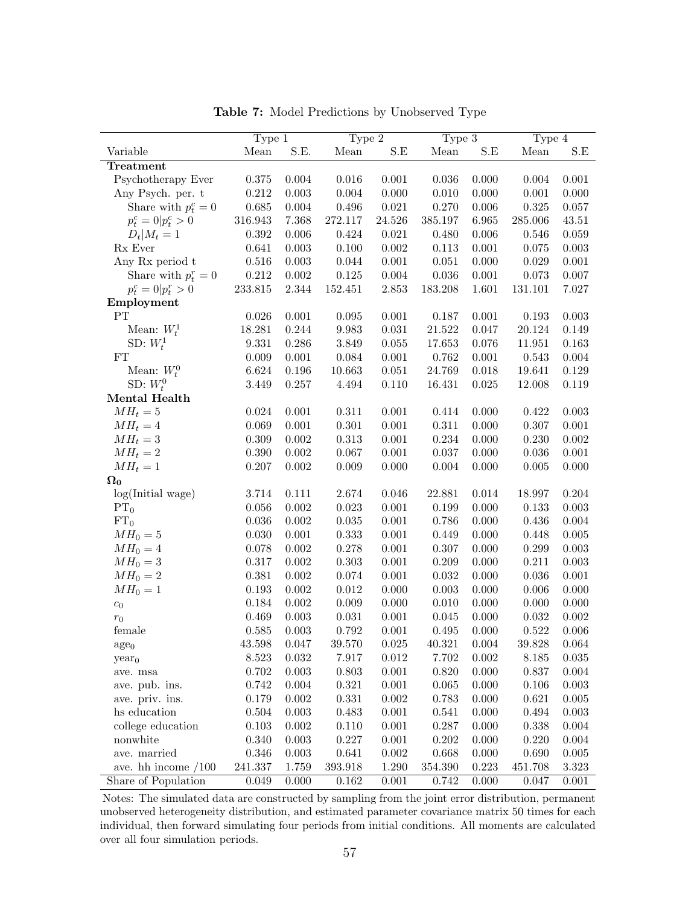**Table 7:** Model Predictions by Unobserved Type

| | Type 1 | | Type 2 | | Type 3 | | Type 4 | |
|---|---|---|---|---|---|---|---|---|
| Variable | Mean | S.E. | Mean | S.E | Mean | S.E | Mean | S.E |
| **Treatment** | | | | | | | | |
| Psychotherapy Ever | 0.375 | 0.004 | 0.016 | 0.001 | 0.036 | 0.000 | 0.004 | 0.001 |
| Any Psych. per. t | 0.212 | 0.003 | 0.004 | 0.000 | 0.010 | 0.000 | 0.001 | 0.000 |
| Share with $p_t^c = 0$ | 0.685 | 0.004 | 0.496 | 0.021 | 0.270 | 0.006 | 0.325 | 0.057 |
| $p_t^c = 0 \mid p_t^c > 0$ | 316.943 | 7.368 | 272.117 | 24.526 | 385.197 | 6.965 | 285.006 | 43.51 |
| $D_t \mid M_t = 1$ | 0.392 | 0.006 | 0.424 | 0.021 | 0.480 | 0.006 | 0.546 | 0.059 |
| Rx Ever | 0.641 | 0.003 | 0.100 | 0.002 | 0.113 | 0.001 | 0.075 | 0.003 |
| Any Rx period t | 0.516 | 0.003 | 0.044 | 0.001 | 0.051 | 0.000 | 0.029 | 0.001 |
| Share with $p_t^r = 0$ | 0.212 | 0.002 | 0.125 | 0.004 | 0.036 | 0.001 | 0.073 | 0.007 |
| $p_t^c = 0 \mid p_t^r > 0$ | 233.815 | 2.344 | 152.451 | 2.853 | 183.208 | 1.601 | 131.101 | 7.027 |
| **Employment** | | | | | | | | |
| PT | 0.026 | 0.001 | 0.095 | 0.001 | 0.187 | 0.001 | 0.193 | 0.003 |
| Mean: $W_t^1$ | 18.281 | 0.244 | 9.983 | 0.031 | 21.522 | 0.047 | 20.124 | 0.149 |
| SD: $W_t^1$ | 9.331 | 0.286 | 3.849 | 0.055 | 17.653 | 0.076 | 11.951 | 0.163 |
| FT | 0.009 | 0.001 | 0.084 | 0.001 | 0.762 | 0.001 | 0.543 | 0.004 |
| Mean: $W_t^0$ | 6.624 | 0.196 | 10.663 | 0.051 | 24.769 | 0.018 | 19.641 | 0.129 |
| SD: $W_t^0$ | 3.449 | 0.257 | 4.494 | 0.110 | 16.431 | 0.025 | 12.008 | 0.119 |
| **Mental Health** | | | | | | | | |
| $MH_t = 5$ | 0.024 | 0.001 | 0.311 | 0.001 | 0.414 | 0.000 | 0.422 | 0.003 |
| $MH_t = 4$ | 0.069 | 0.001 | 0.301 | 0.001 | 0.311 | 0.000 | 0.307 | 0.001 |
| $MH_t = 3$ | 0.309 | 0.002 | 0.313 | 0.001 | 0.234 | 0.000 | 0.230 | 0.002 |
| $MH_t = 2$ | 0.390 | 0.002 | 0.067 | 0.001 | 0.037 | 0.000 | 0.036 | 0.001 |
| $MH_t = 1$ | 0.207 | 0.002 | 0.009 | 0.000 | 0.004 | 0.000 | 0.005 | 0.000 |
| $\mathbf{\Omega_0}$ | | | | | | | | |
| log(Initial wage) | 3.714 | 0.111 | 2.674 | 0.046 | 22.881 | 0.014 | 18.997 | 0.204 |
| $\text{PT}_0$ | 0.056 | 0.002 | 0.023 | 0.001 | 0.199 | 0.000 | 0.133 | 0.003 |
| $\text{FT}_0$ | 0.036 | 0.002 | 0.035 | 0.001 | 0.786 | 0.000 | 0.436 | 0.004 |
| $MH_0 = 5$ | 0.030 | 0.001 | 0.333 | 0.001 | 0.449 | 0.000 | 0.448 | 0.005 |
| $MH_0 = 4$ | 0.078 | 0.002 | 0.278 | 0.001 | 0.307 | 0.000 | 0.299 | 0.003 |
| $MH_0 = 3$ | 0.317 | 0.002 | 0.303 | 0.001 | 0.209 | 0.000 | 0.211 | 0.003 |
| $MH_0 = 2$ | 0.381 | 0.002 | 0.074 | 0.001 | 0.032 | 0.000 | 0.036 | 0.001 |
| $MH_0 = 1$ | 0.193 | 0.002 | 0.012 | 0.000 | 0.003 | 0.000 | 0.006 | 0.000 |
| $c_0$ | 0.184 | 0.002 | 0.009 | 0.000 | 0.010 | 0.000 | 0.000 | 0.000 |
| $r_0$ | 0.469 | 0.003 | 0.031 | 0.001 | 0.045 | 0.000 | 0.032 | 0.002 |
| female | 0.585 | 0.003 | 0.792 | 0.001 | 0.495 | 0.000 | 0.522 | 0.006 |
| $\text{age}_0$ | 43.598 | 0.047 | 39.570 | 0.025 | 40.321 | 0.004 | 39.828 | 0.064 |
| $\text{year}_0$ | 8.523 | 0.032 | 7.917 | 0.012 | 7.702 | 0.002 | 8.185 | 0.035 |
| ave. msa | 0.702 | 0.003 | 0.803 | 0.001 | 0.820 | 0.000 | 0.837 | 0.004 |
| ave. pub. ins. | 0.742 | 0.004 | 0.321 | 0.001 | 0.065 | 0.000 | 0.106 | 0.003 |
| ave. priv. ins. | 0.179 | 0.002 | 0.331 | 0.002 | 0.783 | 0.000 | 0.621 | 0.005 |
| hs education | 0.504 | 0.003 | 0.483 | 0.001 | 0.541 | 0.000 | 0.494 | 0.003 |
| college education | 0.103 | 0.002 | 0.110 | 0.001 | 0.287 | 0.000 | 0.338 | 0.004 |
| nonwhite | 0.340 | 0.003 | 0.227 | 0.001 | 0.202 | 0.000 | 0.220 | 0.004 |
| ave. married | 0.346 | 0.003 | 0.641 | 0.002 | 0.668 | 0.000 | 0.690 | 0.005 |
| ave. hh income /100 | 241.337 | 1.759 | 393.918 | 1.290 | 354.390 | 0.223 | 451.708 | 3.323 |
| Share of Population | 0.049 | 0.000 | 0.162 | 0.001 | 0.742 | 0.000 | 0.047 | 0.001 |

Notes: The simulated data are constructed by sampling from the joint error distribution, permanent unobserved heterogeneity distribution, and estimated parameter covariance matrix 50 times for each individual, then forward simulating four periods from initial conditions. All moments are calculated over all four simulation periods.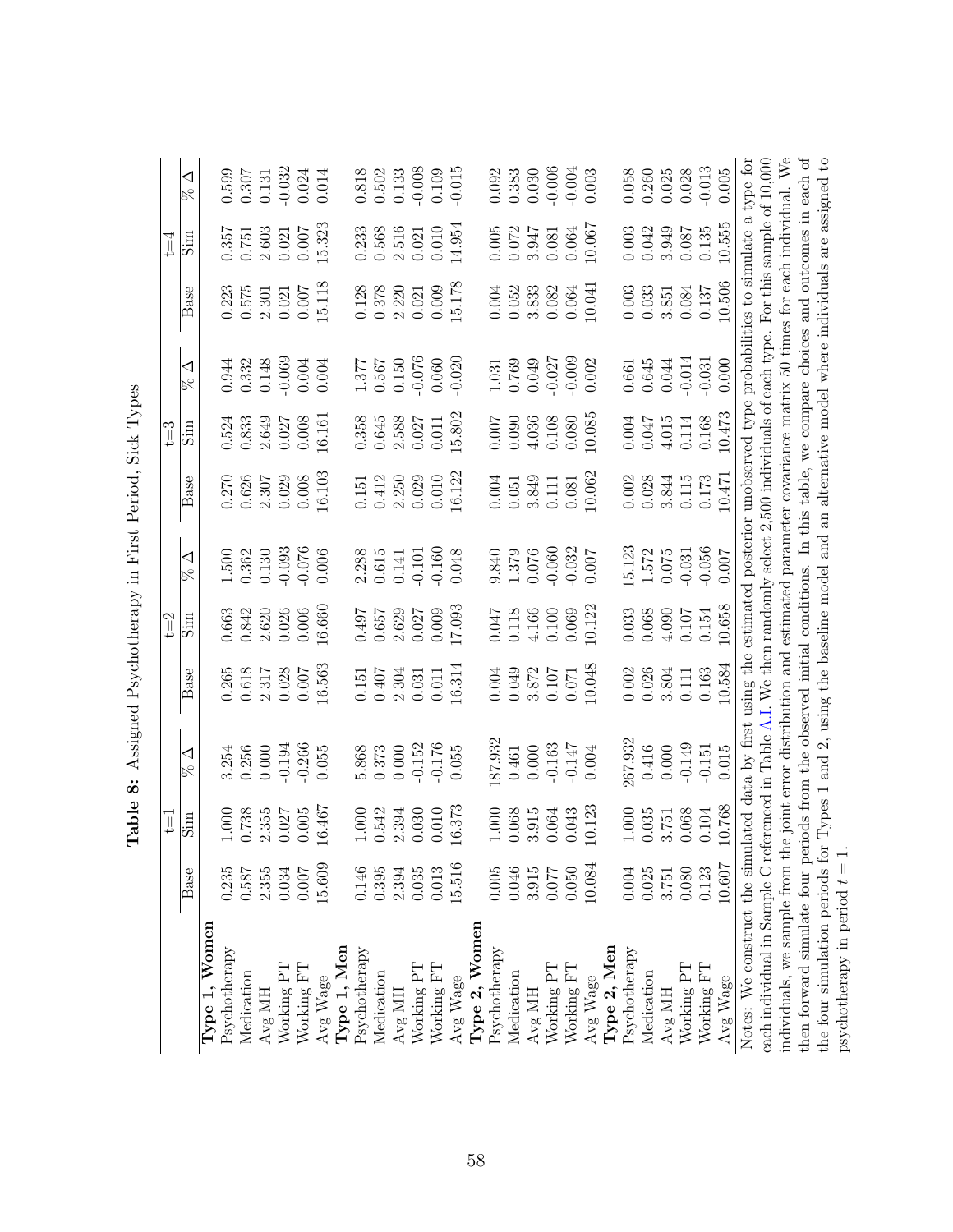**Table 8:** Assigned Psychotherapy in First Period, Sick Types

| | t=1 | | | t=2 | | | t=3 | | | t=4 | | |
|---|---|---|---|---|---|---|---|---|---|---|---|---|
| | Base | Sim | % Δ | Base | Sim | % Δ | Base | Sim | % Δ | Base | Sim | % Δ |
| **Type 1, Women** | | | | | | | | | | | | |
| Psychotherapy | 0.235 | 1.000 | 3.254 | 0.265 | 0.663 | 1.500 | 0.270 | 0.524 | 0.944 | 0.223 | 0.357 | 0.599 |
| Medication | 0.587 | 0.738 | 0.256 | 0.618 | 0.842 | 0.362 | 0.626 | 0.833 | 0.332 | 0.575 | 0.751 | 0.307 |
| Avg MH | 2.355 | 2.355 | 0.000 | 2.317 | 2.620 | 0.130 | 2.307 | 2.649 | 0.148 | 2.301 | 2.603 | 0.131 |
| Working PT | 0.034 | 0.027 | -0.194 | 0.028 | 0.026 | -0.093 | 0.029 | 0.027 | -0.069 | 0.021 | 0.021 | -0.032 |
| Working FT | 0.007 | 0.005 | -0.266 | 0.007 | 0.006 | -0.076 | 0.008 | 0.008 | 0.004 | 0.007 | 0.007 | 0.024 |
| Avg Wage | 15.609 | 16.467 | 0.055 | 16.563 | 16.660 | 0.006 | 16.103 | 16.161 | 0.004 | 15.118 | 15.323 | 0.014 |
| **Type 1, Men** | | | | | | | | | | | | |
| Psychotherapy | 0.146 | 1.000 | 5.868 | 0.151 | 0.497 | 2.288 | 0.151 | 0.358 | 1.377 | 0.128 | 0.233 | 0.818 |
| Medication | 0.395 | 0.542 | 0.373 | 0.407 | 0.657 | 0.615 | 0.412 | 0.645 | 0.567 | 0.378 | 0.568 | 0.502 |
| Avg MH | 2.394 | 2.394 | 0.000 | 2.304 | 2.629 | 0.141 | 2.250 | 2.588 | 0.150 | 2.220 | 2.516 | 0.133 |
| Working PT | 0.035 | 0.030 | -0.152 | 0.031 | 0.027 | -0.101 | 0.029 | 0.027 | -0.076 | 0.021 | 0.021 | -0.008 |
| Working FT | 0.013 | 0.010 | -0.176 | 0.011 | 0.009 | -0.160 | 0.010 | 0.011 | 0.060 | 0.009 | 0.010 | 0.109 |
| Avg Wage | 15.516 | 16.373 | 0.055 | 16.314 | 17.093 | 0.048 | 16.122 | 15.802 | -0.020 | 15.178 | 14.954 | -0.015 |
| **Type 2, Women** | | | | | | | | | | | | |
| Psychotherapy | 0.005 | 1.000 | 187.932 | 0.004 | 0.047 | 9.840 | 0.004 | 0.007 | 1.031 | 0.004 | 0.005 | 0.092 |
| Medication | 0.046 | 0.068 | 0.461 | 0.049 | 0.118 | 1.379 | 0.051 | 0.090 | 0.769 | 0.052 | 0.072 | 0.383 |
| Avg MH | 3.915 | 3.915 | 0.000 | 3.872 | 4.166 | 0.076 | 3.849 | 4.036 | 0.049 | 3.833 | 3.947 | 0.030 |
| Working PT | 0.077 | 0.064 | -0.163 | 0.107 | 0.100 | -0.060 | 0.111 | 0.108 | -0.027 | 0.082 | 0.081 | -0.006 |
| Working FT | 0.050 | 0.043 | -0.147 | 0.071 | 0.069 | -0.032 | 0.081 | 0.080 | -0.009 | 0.064 | 0.064 | -0.004 |
| Avg Wage | 10.084 | 10.123 | 0.004 | 10.048 | 10.122 | 0.007 | 10.062 | 10.085 | 0.002 | 10.041 | 10.067 | 0.003 |
| **Type 2, Men** | | | | | | | | | | | | |
| Psychotherapy | 0.004 | 1.000 | 267.932 | 0.002 | 0.033 | 15.123 | 0.002 | 0.004 | 0.661 | 0.003 | 0.003 | 0.058 |
| Medication | 0.025 | 0.035 | 0.416 | 0.026 | 0.068 | 1.572 | 0.028 | 0.047 | 0.645 | 0.033 | 0.042 | 0.260 |
| Avg MH | 3.751 | 3.751 | 0.000 | 3.804 | 4.090 | 0.075 | 3.844 | 4.015 | 0.044 | 3.851 | 3.949 | 0.025 |
| Working PT | 0.080 | 0.068 | -0.149 | 0.111 | 0.107 | -0.031 | 0.115 | 0.114 | -0.014 | 0.084 | 0.087 | 0.028 |
| Working FT | 0.123 | 0.104 | -0.151 | 0.163 | 0.154 | -0.056 | 0.173 | 0.168 | -0.031 | 0.137 | 0.135 | -0.013 |
| Avg Wage | 10.607 | 10.768 | 0.015 | 10.584 | 10.658 | 0.007 | 10.471 | 10.473 | 0.000 | 10.506 | 10.555 | 0.005 |

Notes: We construct the simulated data by first using the estimated posterior unobserved type probabilities to simulate a type for each individual in Sample C referenced in Table A.I. We then randomly select 2,500 individuals of each type. For this sample of 10,000 individuals, we sample from the joint error distribution and estimated parameter covariance matrix 50 times for each individual. We then forward simulate four periods from the observed initial conditions. In this table, we compare choices and outcomes in each of the four simulation periods for Types 1 and 2, using the baseline model and an alternative model where individuals are assigned to psychotherapy in period $t = 1$.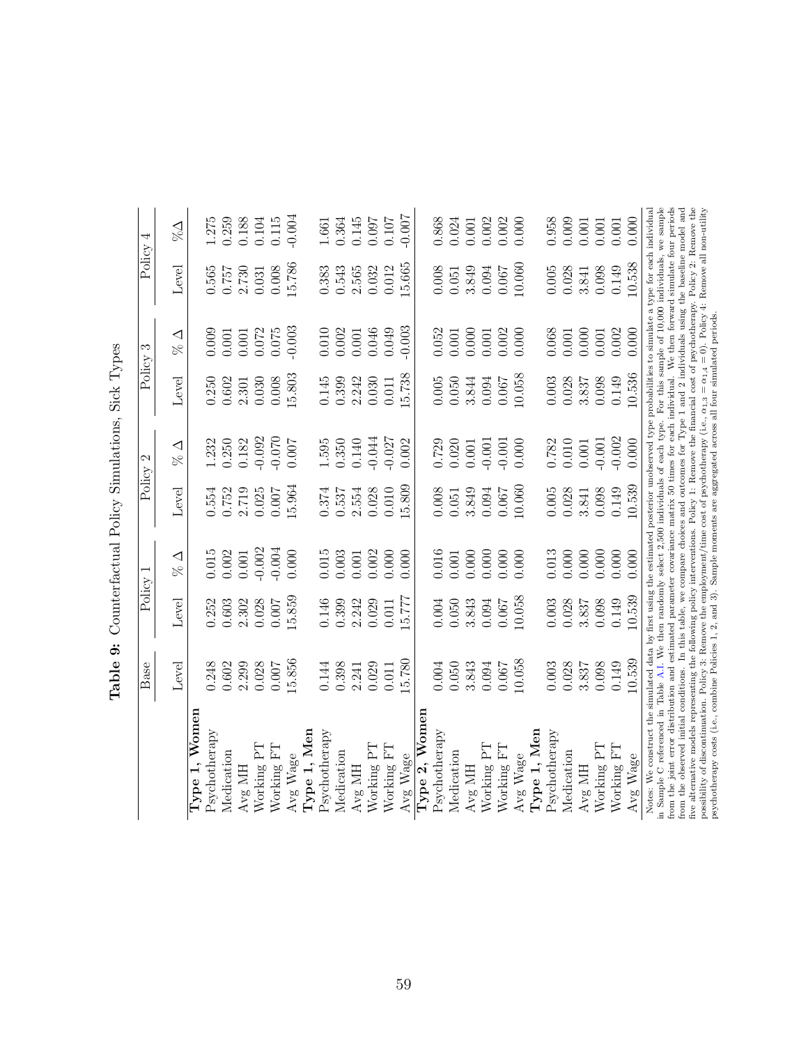**Table 9:** Counterfactual Policy Simulations, Sick Types

| | Base | Policy 1 | | Policy 2 | | Policy 3 | | Policy 4 | |
|---|---|---|---|---|---|---|---|---|---|
| | Level | Level | % Δ | Level | % Δ | Level | % Δ | Level | %Δ |
| **Type 1, Women** | | | | | | | | | |
| Psychotherapy | 0.248 | 0.252 | 0.015 | 0.554 | 1.232 | 0.250 | 0.009 | 0.565 | 1.275 |
| Medication | 0.602 | 0.603 | 0.002 | 0.752 | 0.250 | 0.602 | 0.001 | 0.757 | 0.259 |
| Avg MH | 2.299 | 2.302 | 0.001 | 2.719 | 0.182 | 2.301 | 0.001 | 2.730 | 0.188 |
| Working PT | 0.028 | 0.028 | -0.002 | 0.025 | -0.092 | 0.030 | 0.072 | 0.031 | 0.104 |
| Working FT | 0.007 | 0.007 | -0.004 | 0.007 | -0.070 | 0.008 | 0.075 | 0.008 | 0.115 |
| Avg Wage | 15.856 | 15.859 | 0.000 | 15.964 | 0.007 | 15.803 | -0.003 | 15.786 | -0.004 |
| **Type 1, Men** | | | | | | | | | |
| Psychotherapy | 0.144 | 0.146 | 0.015 | 0.374 | 1.595 | 0.145 | 0.010 | 0.383 | 1.661 |
| Medication | 0.398 | 0.399 | 0.003 | 0.537 | 0.350 | 0.399 | 0.002 | 0.543 | 0.364 |
| Avg MH | 2.241 | 2.242 | 0.001 | 2.554 | 0.140 | 2.242 | 0.001 | 2.565 | 0.145 |
| Working PT | 0.029 | 0.029 | 0.002 | 0.028 | -0.044 | 0.030 | 0.046 | 0.032 | 0.097 |
| Working FT | 0.011 | 0.011 | 0.000 | 0.010 | -0.027 | 0.011 | 0.049 | 0.012 | 0.107 |
| Avg Wage | 15.780 | 15.777 | 0.000 | 15.809 | 0.002 | 15.738 | -0.003 | 15.665 | -0.007 |
| **Type 2, Women** | | | | | | | | | |
| Psychotherapy | 0.004 | 0.004 | 0.016 | 0.008 | 0.729 | 0.005 | 0.052 | 0.008 | 0.868 |
| Medication | 0.050 | 0.050 | 0.001 | 0.051 | 0.020 | 0.050 | 0.001 | 0.051 | 0.024 |
| Avg MH | 3.843 | 3.843 | 0.000 | 3.849 | 0.001 | 3.844 | 0.000 | 3.849 | 0.001 |
| Working PT | 0.094 | 0.094 | 0.000 | 0.094 | -0.001 | 0.094 | 0.001 | 0.094 | 0.002 |
| Working FT | 0.067 | 0.067 | 0.000 | 0.067 | -0.001 | 0.067 | 0.002 | 0.067 | 0.002 |
| Avg Wage | 10.058 | 10.058 | 0.000 | 10.060 | 0.000 | 10.058 | 0.000 | 10.060 | 0.000 |
| **Type 1, Men** | | | | | | | | | |
| Psychotherapy | 0.003 | 0.003 | 0.013 | 0.005 | 0.782 | 0.003 | 0.068 | 0.005 | 0.958 |
| Medication | 0.028 | 0.028 | 0.000 | 0.028 | 0.010 | 0.028 | 0.001 | 0.028 | 0.009 |
| Avg MH | 3.837 | 3.837 | 0.000 | 3.841 | 0.001 | 3.837 | 0.000 | 3.841 | 0.001 |
| Working PT | 0.098 | 0.098 | 0.000 | 0.098 | -0.001 | 0.098 | 0.001 | 0.098 | 0.001 |
| Working FT | 0.149 | 0.149 | 0.000 | 0.149 | -0.002 | 0.149 | 0.002 | 0.149 | 0.001 |
| Avg Wage | 10.539 | 10.539 | 0.000 | 10.539 | 0.000 | 10.536 | 0.000 | 10.538 | 0.000 |

Notes: We construct the simulated data by first using the estimated posterior unobserved type probabilities to simulate a type for each individual in Sample C referenced in Table A.1. We then randomly select 2,500 individuals of each type. For this sample of 10,000 individuals, we sample from the joint error distribution and estimated parameter covariance matrix 50 times for each individual. We then forward simulate four periods from the observed initial conditions. In this table, we compare choices and outcomes for Type 1 and 2 individuals using the baseline model and five alternative models representing the following policy interventions. Policy 1: Remove the financial cost of psychotherapy. Policy 2: Remove the possibility of discontinuation. Policy 3: Remove the employment/time cost of psychotherapy (i.e., $\alpha_{1,3} = \alpha_{1,4} = 0$). Policy 4: Remove all non-utility psychotherapy costs (i.e., combine Policies 1, 2, and 3). Sample moments are aggregated across all four simulated periods.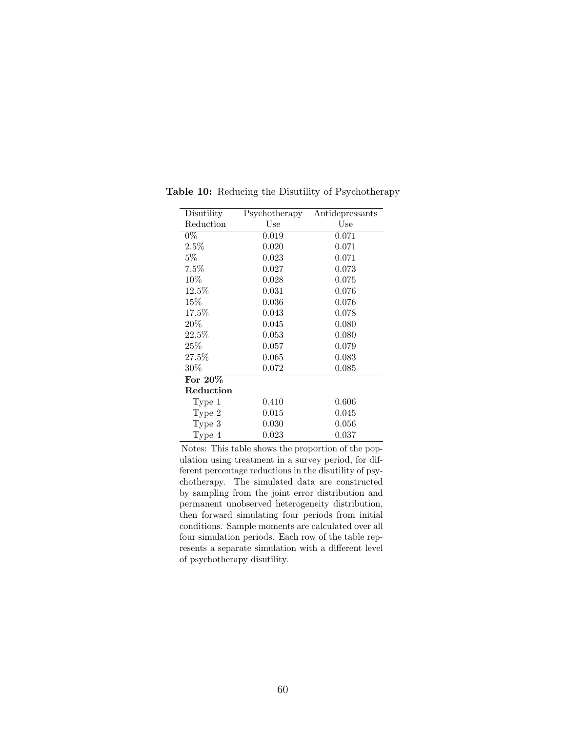**Table 10:** Reducing the Disutility of Psychotherapy

| Disutility Reduction | Psychotherapy Use | Antidepressants Use |
|---|---|---|
| 0% | 0.019 | 0.071 |
| 2.5% | 0.020 | 0.071 |
| 5% | 0.023 | 0.071 |
| 7.5% | 0.027 | 0.073 |
| 10% | 0.028 | 0.075 |
| 12.5% | 0.031 | 0.076 |
| 15% | 0.036 | 0.076 |
| 17.5% | 0.043 | 0.078 |
| 20% | 0.045 | 0.080 |
| 22.5% | 0.053 | 0.080 |
| 25% | 0.057 | 0.079 |
| 27.5% | 0.065 | 0.083 |
| 30% | 0.072 | 0.085 |
| **For 20% Reduction** | | |
| Type 1 | 0.410 | 0.606 |
| Type 2 | 0.015 | 0.045 |
| Type 3 | 0.030 | 0.056 |
| Type 4 | 0.023 | 0.037 |

Notes: This table shows the proportion of the population using treatment in a survey period, for different percentage reductions in the disutility of psychotherapy. The simulated data are constructed by sampling from the joint error distribution and permanent unobserved heterogeneity distribution, then forward simulating four periods from initial conditions. Sample moments are calculated over all four simulation periods. Each row of the table represents a separate simulation with a different level of psychotherapy disutility.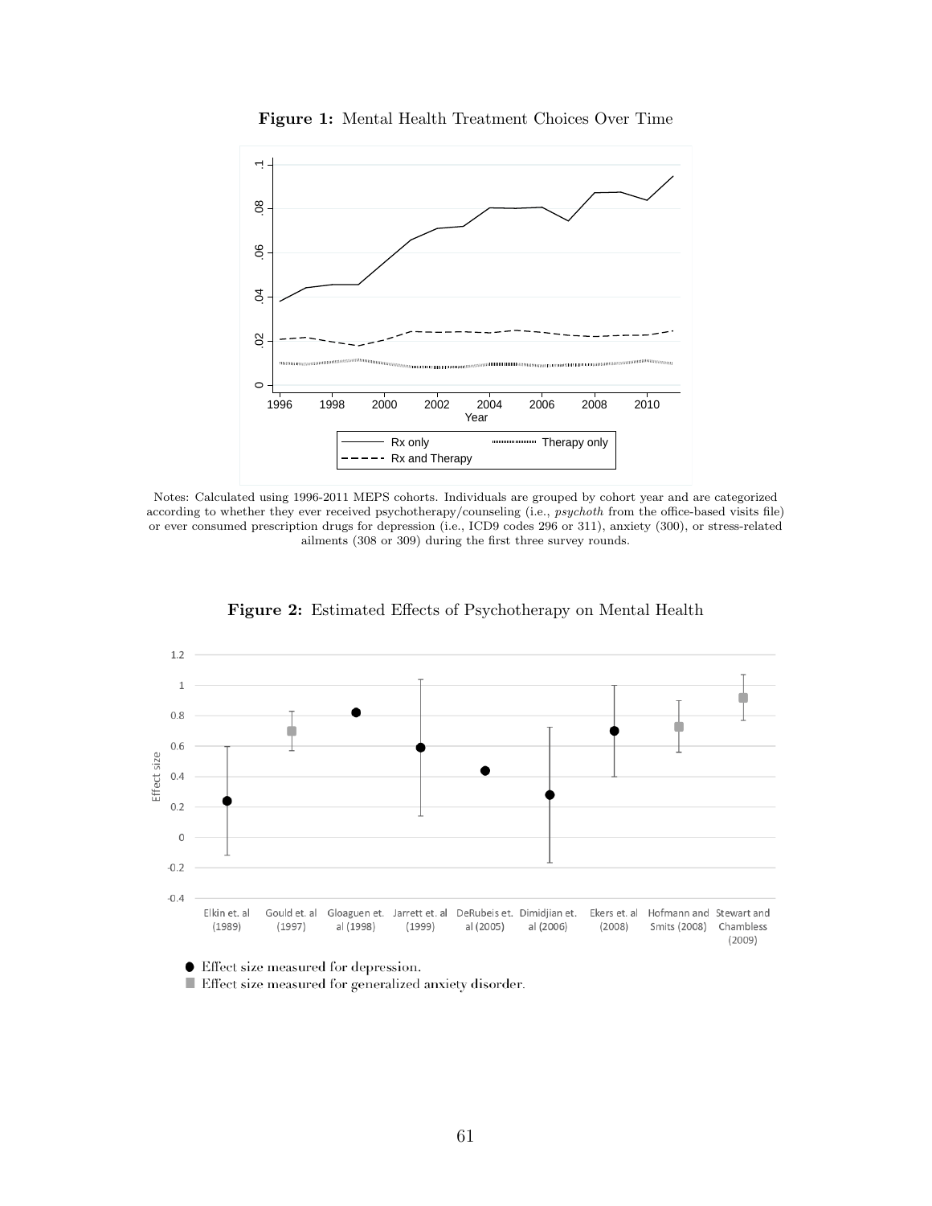**Figure 1:** Mental Health Treatment Choices Over Time

Notes: Calculated using 1996-2011 MEPS cohorts. Individuals are grouped by cohort year and are categorized according to whether they ever received psychotherapy/counseling (i.e., *psychoth* from the office-based visits file) or ever consumed prescription drugs for depression (i.e., ICD9 codes 296 or 311), anxiety (300), or stress-related ailments (308 or 309) during the first three survey rounds.

**Figure 2:** Estimated Effects of Psychotherapy on Mental Health

● Effect size measured for depression.
■ Effect size measured for generalized anxiety disorder.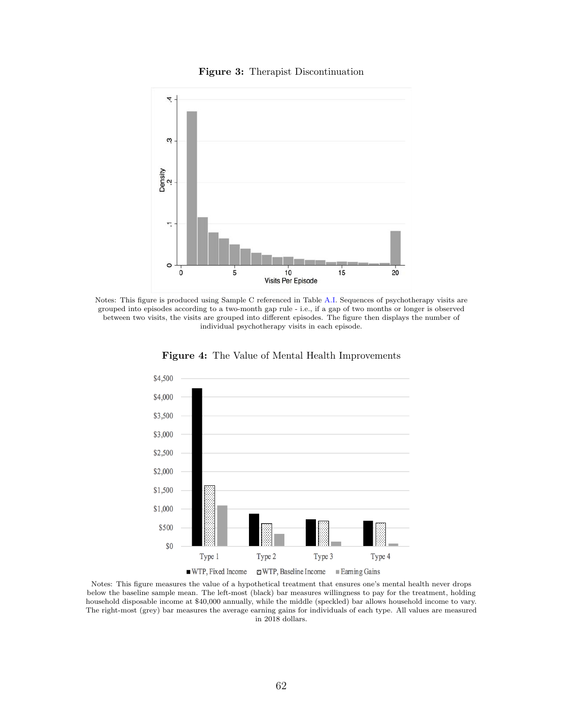**Figure 3:** Therapist Discontinuation

Notes: This figure is produced using Sample C referenced in Table A.I. Sequences of psychotherapy visits are grouped into episodes according to a two-month gap rule - i.e., if a gap of two months or longer is observed between two visits, the visits are grouped into different episodes. The figure then displays the number of individual psychotherapy visits in each episode.

**Figure 4:** The Value of Mental Health Improvements

Notes: This figure measures the value of a hypothetical treatment that ensures one's mental health never drops below the baseline sample mean. The left-most (black) bar measures willingness to pay for the treatment, holding household disposable income at $40,000 annually, while the middle (speckled) bar allows household income to vary. The right-most (grey) bar measures the average earning gains for individuals of each type. All values are measured in 2018 dollars.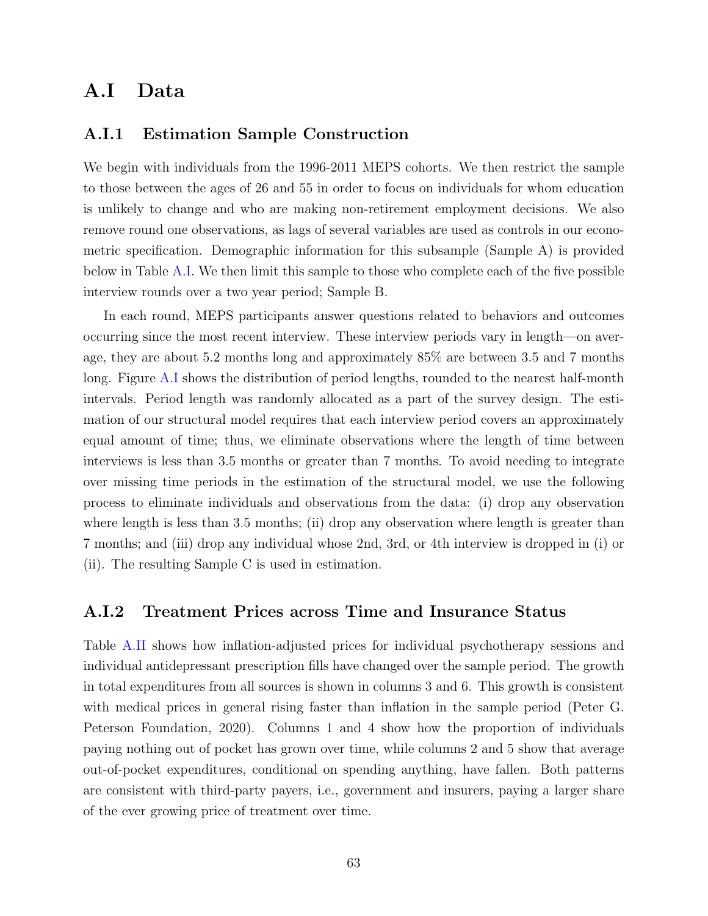# A.I Data

## A.I.1 Estimation Sample Construction

We begin with individuals from the 1996-2011 MEPS cohorts. We then restrict the sample to those between the ages of 26 and 55 in order to focus on individuals for whom education is unlikely to change and who are making non-retirement employment decisions. We also remove round one observations, as lags of several variables are used as controls in our econometric specification. Demographic information for this subsample (Sample A) is provided below in Table A.I. We then limit this sample to those who complete each of the five possible interview rounds over a two year period; Sample B.

In each round, MEPS participants answer questions related to behaviors and outcomes occurring since the most recent interview. These interview periods vary in length—on average, they are about 5.2 months long and approximately 85% are between 3.5 and 7 months long. Figure A.I shows the distribution of period lengths, rounded to the nearest half-month intervals. Period length was randomly allocated as a part of the survey design. The estimation of our structural model requires that each interview period covers an approximately equal amount of time; thus, we eliminate observations where the length of time between interviews is less than 3.5 months or greater than 7 months. To avoid needing to integrate over missing time periods in the estimation of the structural model, we use the following process to eliminate individuals and observations from the data: (i) drop any observation where length is less than 3.5 months; (ii) drop any observation where length is greater than 7 months; and (iii) drop any individual whose 2nd, 3rd, or 4th interview is dropped in (i) or (ii). The resulting Sample C is used in estimation.

## A.I.2 Treatment Prices across Time and Insurance Status

Table A.II shows how inflation-adjusted prices for individual psychotherapy sessions and individual antidepressant prescription fills have changed over the sample period. The growth in total expenditures from all sources is shown in columns 3 and 6. This growth is consistent with medical prices in general rising faster than inflation in the sample period (Peter G. Peterson Foundation, 2020). Columns 1 and 4 show how the proportion of individuals paying nothing out of pocket has grown over time, while columns 2 and 5 show that average out-of-pocket expenditures, conditional on spending anything, have fallen. Both patterns are consistent with third-party payers, i.e., government and insurers, paying a larger share of the ever growing price of treatment over time.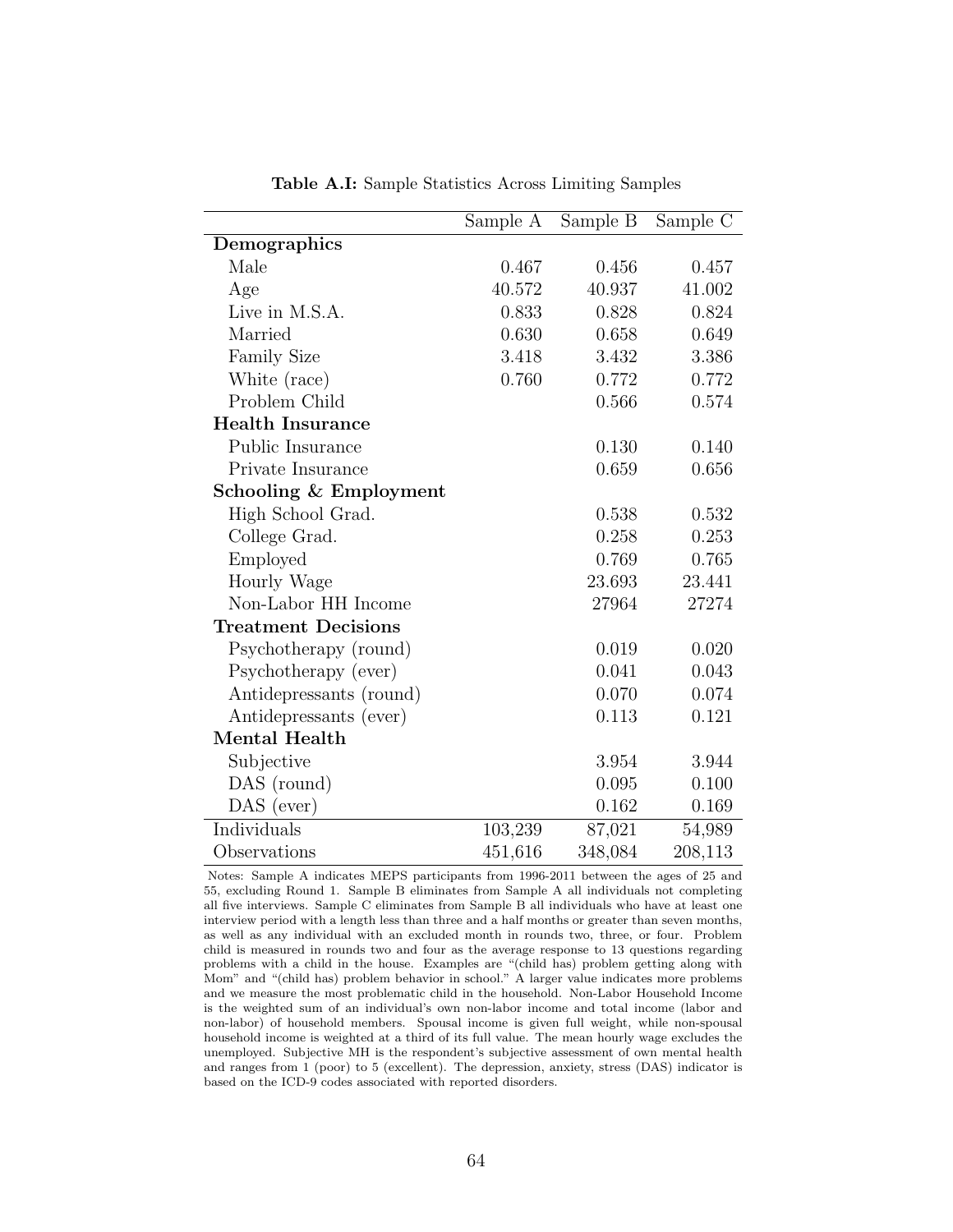**Table A.I:** Sample Statistics Across Limiting Samples

| | Sample A | Sample B | Sample C |
|---|---|---|---|
| **Demographics** | | | |
| Male | 0.467 | 0.456 | 0.457 |
| Age | 40.572 | 40.937 | 41.002 |
| Live in M.S.A. | 0.833 | 0.828 | 0.824 |
| Married | 0.630 | 0.658 | 0.649 |
| Family Size | 3.418 | 3.432 | 3.386 |
| White (race) | 0.760 | 0.772 | 0.772 |
| Problem Child | | 0.566 | 0.574 |
| **Health Insurance** | | | |
| Public Insurance | | 0.130 | 0.140 |
| Private Insurance | | 0.659 | 0.656 |
| **Schooling & Employment** | | | |
| High School Grad. | | 0.538 | 0.532 |
| College Grad. | | 0.258 | 0.253 |
| Employed | | 0.769 | 0.765 |
| Hourly Wage | | 23.693 | 23.441 |
| Non-Labor HH Income | | 27964 | 27274 |
| **Treatment Decisions** | | | |
| Psychotherapy (round) | | 0.019 | 0.020 |
| Psychotherapy (ever) | | 0.041 | 0.043 |
| Antidepressants (round) | | 0.070 | 0.074 |
| Antidepressants (ever) | | 0.113 | 0.121 |
| **Mental Health** | | | |
| Subjective | | 3.954 | 3.944 |
| DAS (round) | | 0.095 | 0.100 |
| DAS (ever) | | 0.162 | 0.169 |
| Individuals | 103,239 | 87,021 | 54,989 |
| Observations | 451,616 | 348,084 | 208,113 |

Notes: Sample A indicates MEPS participants from 1996-2011 between the ages of 25 and 55, excluding Round 1. Sample B eliminates from Sample A all individuals not completing all five interviews. Sample C eliminates from Sample B all individuals who have at least one interview period with a length less than three and a half months or greater than seven months, as well as any individual with an excluded month in rounds two, three, or four. Problem child is measured in rounds two and four as the average response to 13 questions regarding problems with a child in the house. Examples are "(child has) problem getting along with Mom" and "(child has) problem behavior in school." A larger value indicates more problems and we measure the most problematic child in the household. Non-Labor Household Income is the weighted sum of an individual's own non-labor income and total income (labor and non-labor) of household members. Spousal income is given full weight, while non-spousal household income is weighted at a third of its full value. The mean hourly wage excludes the unemployed. Subjective MH is the respondent's subjective assessment of own mental health and ranges from 1 (poor) to 5 (excellent). The depression, anxiety, stress (DAS) indicator is based on the ICD-9 codes associated with reported disorders.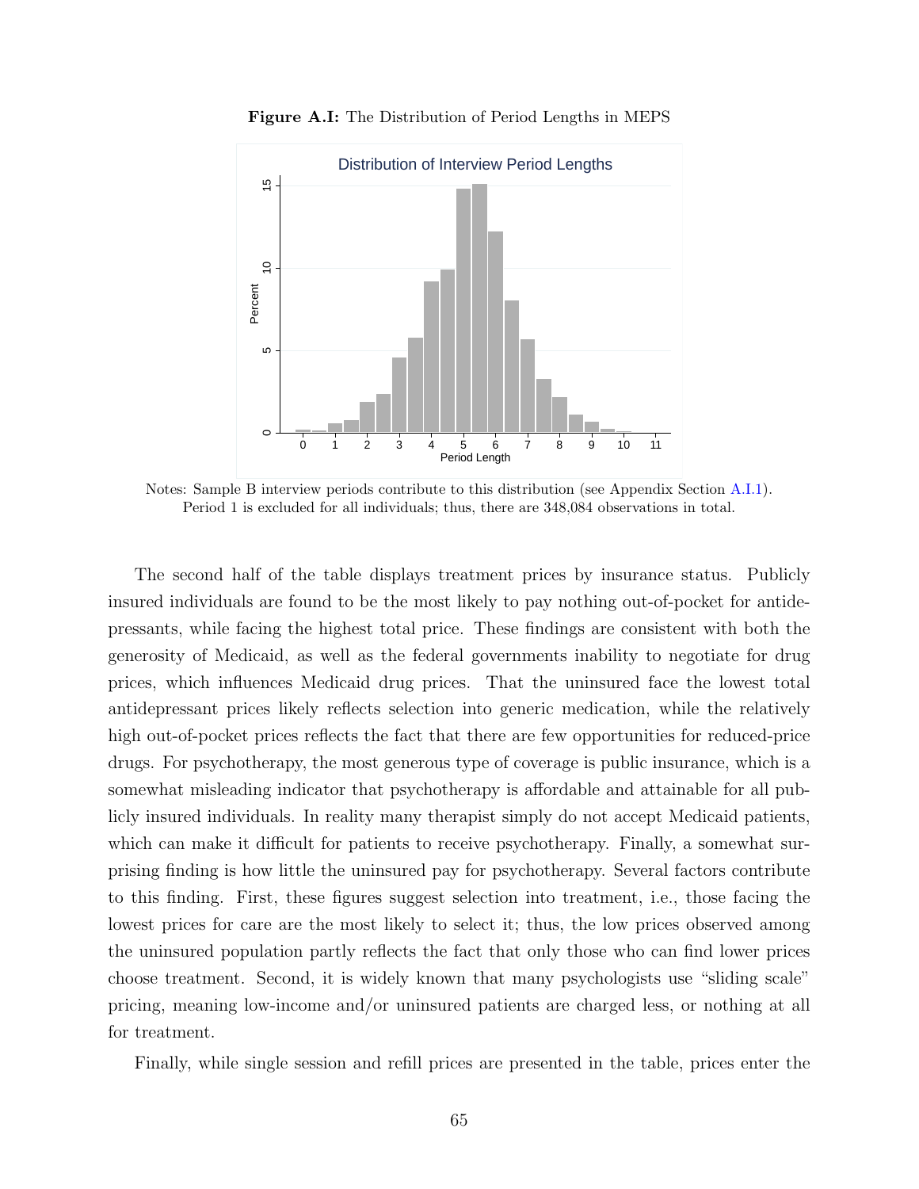**Figure A.I:** The Distribution of Period Lengths in MEPS

Notes: Sample B interview periods contribute to this distribution (see Appendix Section A.I.1). Period 1 is excluded for all individuals; thus, there are 348,084 observations in total.

The second half of the table displays treatment prices by insurance status. Publicly insured individuals are found to be the most likely to pay nothing out-of-pocket for antidepressants, while facing the highest total price. These findings are consistent with both the generosity of Medicaid, as well as the federal governments inability to negotiate for drug prices, which influences Medicaid drug prices. That the uninsured face the lowest total antidepressant prices likely reflects selection into generic medication, while the relatively high out-of-pocket prices reflects the fact that there are few opportunities for reduced-price drugs. For psychotherapy, the most generous type of coverage is public insurance, which is a somewhat misleading indicator that psychotherapy is affordable and attainable for all publicly insured individuals. In reality many therapist simply do not accept Medicaid patients, which can make it difficult for patients to receive psychotherapy. Finally, a somewhat surprising finding is how little the uninsured pay for psychotherapy. Several factors contribute to this finding. First, these figures suggest selection into treatment, i.e., those facing the lowest prices for care are the most likely to select it; thus, the low prices observed among the uninsured population partly reflects the fact that only those who can find lower prices choose treatment. Second, it is widely known that many psychologists use "sliding scale" pricing, meaning low-income and/or uninsured patients are charged less, or nothing at all for treatment.

Finally, while single session and refill prices are presented in the table, prices enter the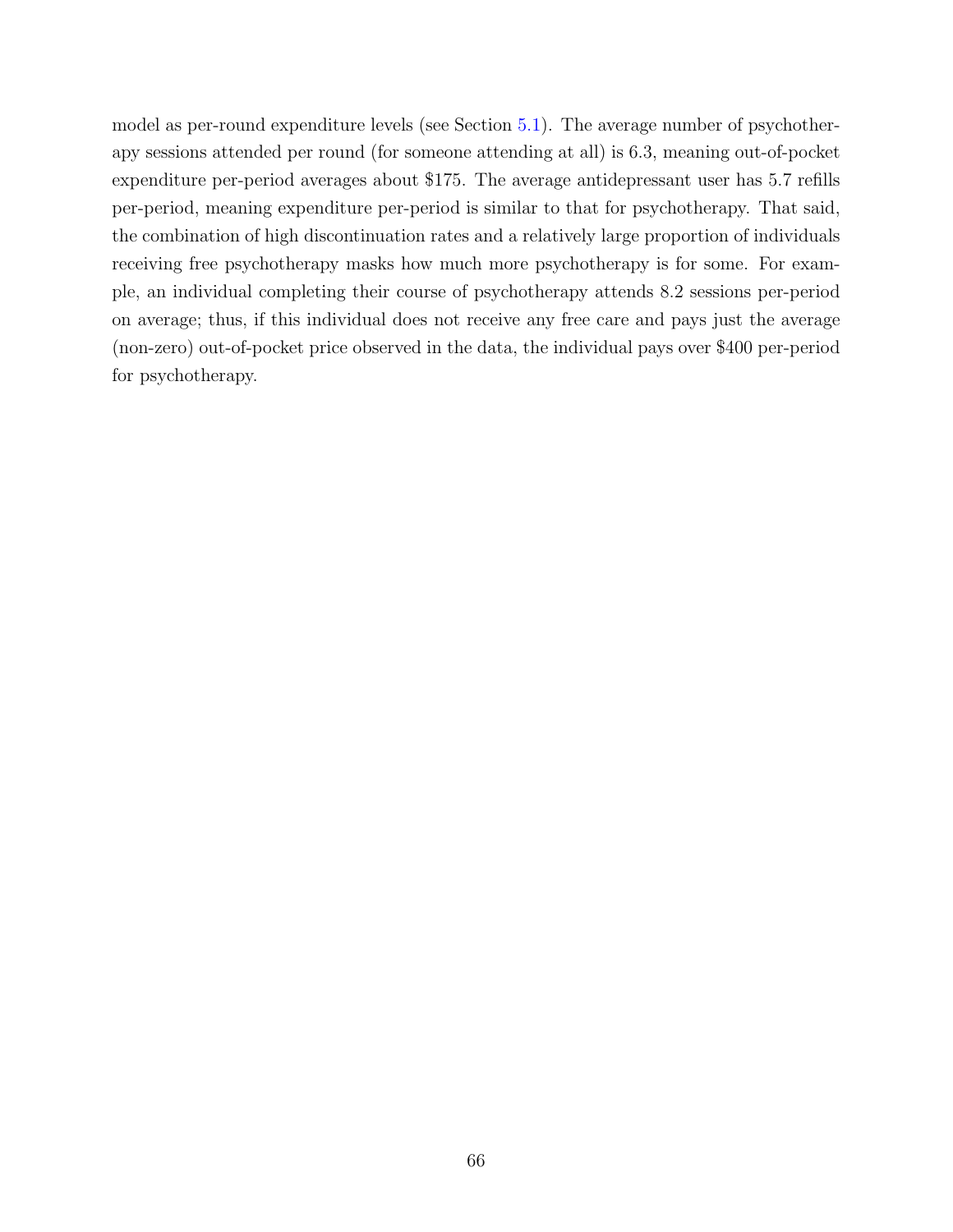model as per-round expenditure levels (see Section 5.1). The average number of psychotherapy sessions attended per round (for someone attending at all) is 6.3, meaning out-of-pocket expenditure per-period averages about $175. The average antidepressant user has 5.7 refills per-period, meaning expenditure per-period is similar to that for psychotherapy. That said, the combination of high discontinuation rates and a relatively large proportion of individuals receiving free psychotherapy masks how much more psychotherapy is for some. For example, an individual completing their course of psychotherapy attends 8.2 sessions per-period on average; thus, if this individual does not receive any free care and pays just the average (non-zero) out-of-pocket price observed in the data, the individual pays over $400 per-period for psychotherapy.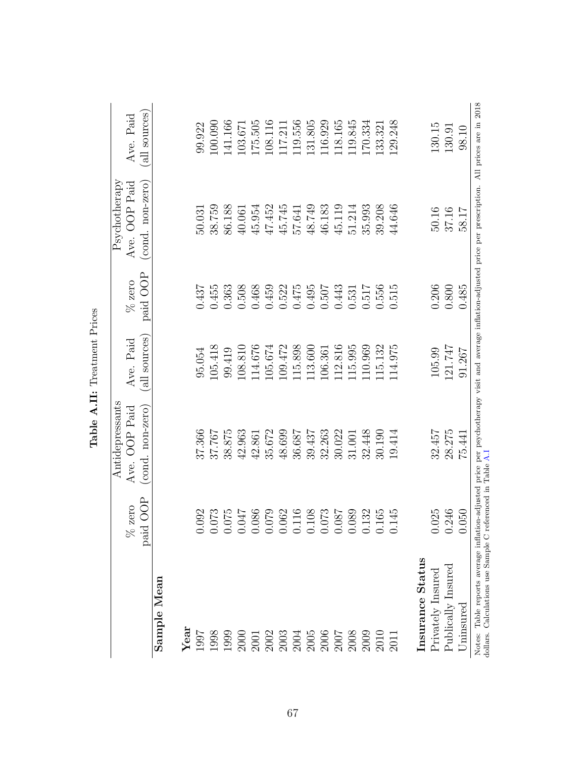**Table A.II:** Treatment Prices

| | Antidepressants | | | Psychotherapy | | |
|---|---|---|---|---|---|---|
| | % zero paid OOP | Ave. OOP Paid (cond. non-zero) | Ave. Paid (all sources) | % zero paid OOP | Ave. OOP Paid (cond. non-zero) | Ave. Paid (all sources) |
| **Sample Mean** | | | | | | |
| **Year** | | | | | | |
| 1997 | 0.092 | 37.366 | 95.054 | 0.437 | 50.031 | 99.922 |
| 1998 | 0.073 | 37.767 | 105.418 | 0.455 | 38.759 | 100.090 |
| 1999 | 0.075 | 38.875 | 99.419 | 0.363 | 86.188 | 141.166 |
| 2000 | 0.047 | 42.963 | 108.810 | 0.508 | 40.061 | 103.671 |
| 2001 | 0.086 | 42.861 | 114.676 | 0.468 | 45.954 | 175.505 |
| 2002 | 0.079 | 35.672 | 105.674 | 0.459 | 47.452 | 108.116 |
| 2003 | 0.062 | 48.699 | 109.472 | 0.522 | 45.745 | 117.211 |
| 2004 | 0.116 | 36.687 | 115.898 | 0.475 | 57.641 | 119.556 |
| 2005 | 0.108 | 39.437 | 113.600 | 0.495 | 48.749 | 131.805 |
| 2006 | 0.073 | 32.263 | 106.361 | 0.507 | 46.183 | 116.929 |
| 2007 | 0.087 | 30.022 | 112.816 | 0.443 | 45.119 | 118.165 |
| 2008 | 0.089 | 31.001 | 115.995 | 0.531 | 51.214 | 119.845 |
| 2009 | 0.132 | 32.448 | 110.969 | 0.517 | 35.993 | 170.334 |
| 2010 | 0.165 | 30.190 | 115.132 | 0.556 | 39.208 | 133.321 |
| 2011 | 0.145 | 19.414 | 114.975 | 0.515 | 44.646 | 129.248 |
| **Insurance Status** | | | | | | |
| Privately Insured | 0.025 | 32.457 | 105.99 | 0.206 | 50.16 | 130.15 |
| Publically Insured | 0.246 | 28.275 | 121.747 | 0.800 | 37.16 | 130.91 |
| Uninsured | 0.050 | 75.441 | 91.267 | 0.485 | 58.17 | 98.10 |

Notes: Table reports average inflation-adjusted price per psychotherapy visit and average inflation-adjusted price per prescription. All prices are in 2018 dollars. Calculations use Sample C referenced in Table A.I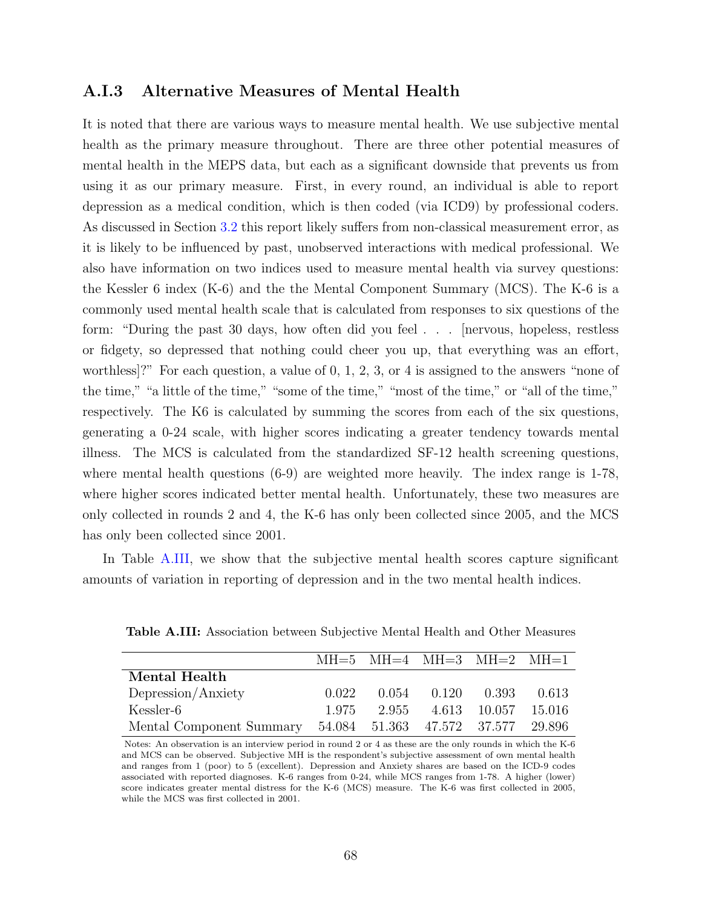### A.I.3 Alternative Measures of Mental Health

It is noted that there are various ways to measure mental health. We use subjective mental health as the primary measure throughout. There are three other potential measures of mental health in the MEPS data, but each as a significant downside that prevents us from using it as our primary measure. First, in every round, an individual is able to report depression as a medical condition, which is then coded (via ICD9) by professional coders. As discussed in Section 3.2 this report likely suffers from non-classical measurement error, as it is likely to be influenced by past, unobserved interactions with medical professional. We also have information on two indices used to measure mental health via survey questions: the Kessler 6 index (K-6) and the the Mental Component Summary (MCS). The K-6 is a commonly used mental health scale that is calculated from responses to six questions of the form: "During the past 30 days, how often did you feel . . . [nervous, hopeless, restless or fidgety, so depressed that nothing could cheer you up, that everything was an effort, worthless]?" For each question, a value of 0, 1, 2, 3, or 4 is assigned to the answers "none of the time," "a little of the time," "some of the time," "most of the time," or "all of the time," respectively. The K6 is calculated by summing the scores from each of the six questions, generating a 0-24 scale, with higher scores indicating a greater tendency towards mental illness. The MCS is calculated from the standardized SF-12 health screening questions, where mental health questions (6-9) are weighted more heavily. The index range is 1-78, where higher scores indicated better mental health. Unfortunately, these two measures are only collected in rounds 2 and 4, the K-6 has only been collected since 2005, and the MCS has only been collected since 2001.

In Table A.III, we show that the subjective mental health scores capture significant amounts of variation in reporting of depression and in the two mental health indices.

**Table A.III:** Association between Subjective Mental Health and Other Measures

| | MH=5 | MH=4 | MH=3 | MH=2 | MH=1 |
|---|---|---|---|---|---|
| **Mental Health** | | | | | |
| Depression/Anxiety | 0.022 | 0.054 | 0.120 | 0.393 | 0.613 |
| Kessler-6 | 1.975 | 2.955 | 4.613 | 10.057 | 15.016 |
| Mental Component Summary | 54.084 | 51.363 | 47.572 | 37.577 | 29.896 |

Notes: An observation is an interview period in round 2 or 4 as these are the only rounds in which the K-6 and MCS can be observed. Subjective MH is the respondent's subjective assessment of own mental health and ranges from 1 (poor) to 5 (excellent). Depression and Anxiety shares are based on the ICD-9 codes associated with reported diagnoses. K-6 ranges from 0-24, while MCS ranges from 1-78. A higher (lower) score indicates greater mental distress for the K-6 (MCS) measure. The K-6 was first collected in 2005, while the MCS was first collected in 2001.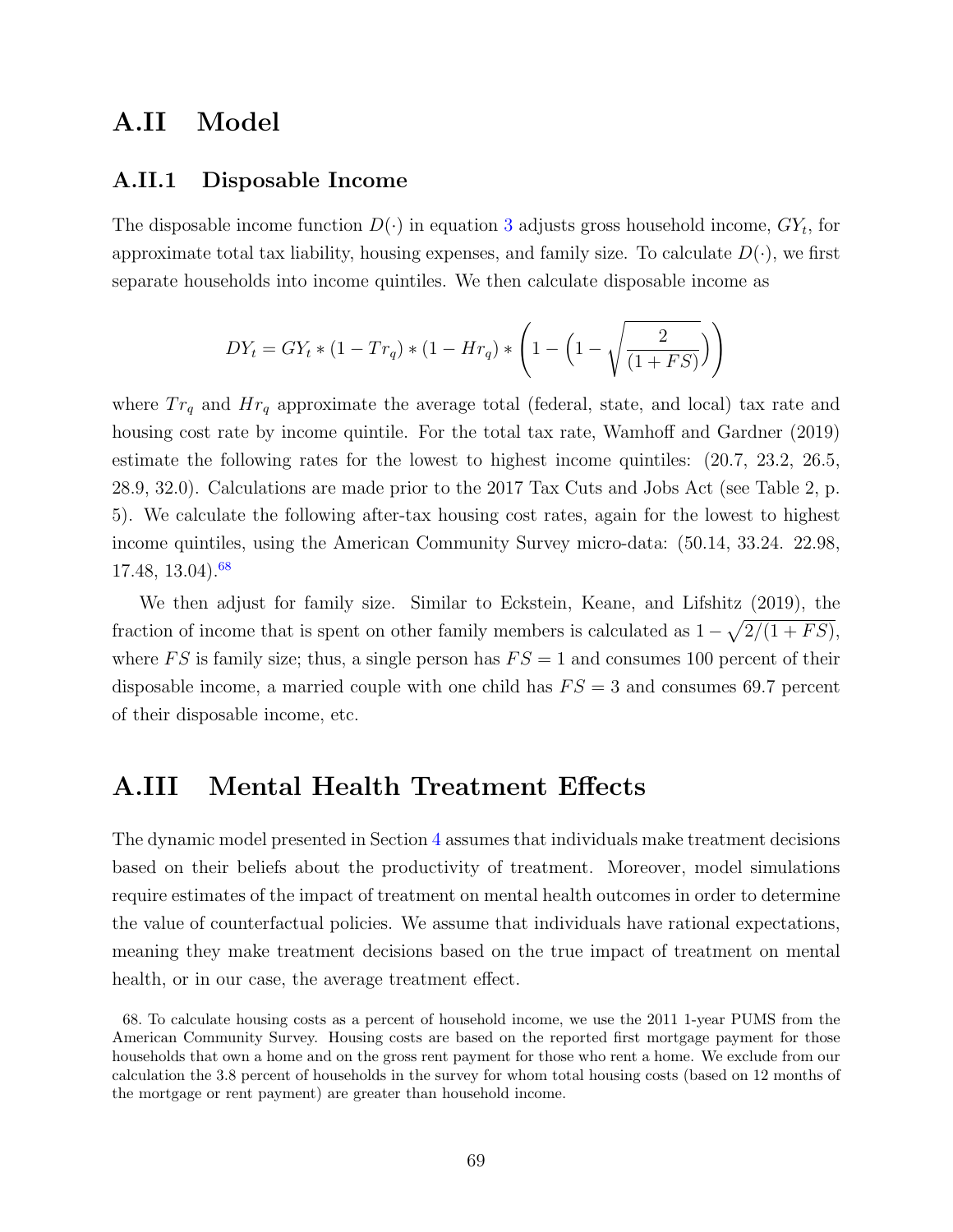## A.II Model

### A.II.1 Disposable Income

The disposable income function $D(\cdot)$ in equation 3 adjusts gross household income, $GY_t$, for approximate total tax liability, housing expenses, and family size. To calculate $D(\cdot)$, we first separate households into income quintiles. We then calculate disposable income as

$$DY_t = GY_t * (1 - Tr_q) * (1 - Hr_q) * \left(1 - \left(1 - \sqrt{\frac{2}{(1 + FS)}}\right)\right)$$

where $Tr_q$ and $Hr_q$ approximate the average total (federal, state, and local) tax rate and housing cost rate by income quintile. For the total tax rate, Wamhoff and Gardner (2019) estimate the following rates for the lowest to highest income quintiles: (20.7, 23.2, 26.5, 28.9, 32.0). Calculations are made prior to the 2017 Tax Cuts and Jobs Act (see Table 2, p. 5). We calculate the following after-tax housing cost rates, again for the lowest to highest income quintiles, using the American Community Survey micro-data: (50.14, 33.24. 22.98, 17.48, 13.04).[68]

We then adjust for family size. Similar to Eckstein, Keane, and Lifshitz (2019), the fraction of income that is spent on other family members is calculated as $1 - \sqrt{2/(1 + FS)}$, where $FS$ is family size; thus, a single person has $FS = 1$ and consumes 100 percent of their disposable income, a married couple with one child has $FS = 3$ and consumes 69.7 percent of their disposable income, etc.

## A.III Mental Health Treatment Effects

The dynamic model presented in Section 4 assumes that individuals make treatment decisions based on their beliefs about the productivity of treatment. Moreover, model simulations require estimates of the impact of treatment on mental health outcomes in order to determine the value of counterfactual policies. We assume that individuals have rational expectations, meaning they make treatment decisions based on the true impact of treatment on mental health, or in our case, the average treatment effect.

68. To calculate housing costs as a percent of household income, we use the 2011 1-year PUMS from the American Community Survey. Housing costs are based on the reported first mortgage payment for those households that own a home and on the gross rent payment for those who rent a home. We exclude from our calculation the 3.8 percent of households in the survey for whom total housing costs (based on 12 months of the mortgage or rent payment) are greater than household income.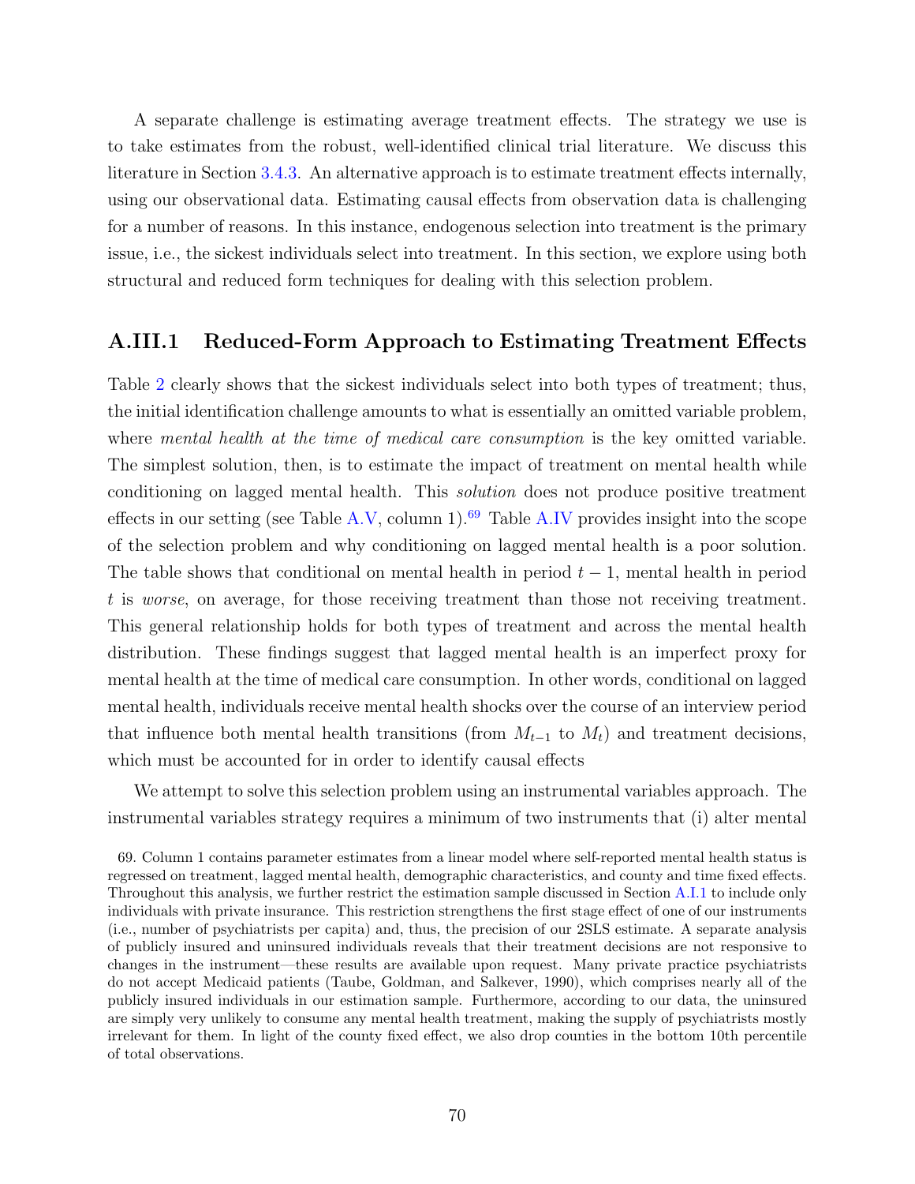A separate challenge is estimating average treatment effects. The strategy we use is to take estimates from the robust, well-identified clinical trial literature. We discuss this literature in Section 3.4.3. An alternative approach is to estimate treatment effects internally, using our observational data. Estimating causal effects from observation data is challenging for a number of reasons. In this instance, endogenous selection into treatment is the primary issue, i.e., the sickest individuals select into treatment. In this section, we explore using both structural and reduced form techniques for dealing with this selection problem.

### A.III.1 Reduced-Form Approach to Estimating Treatment Effects

Table 2 clearly shows that the sickest individuals select into both types of treatment; thus, the initial identification challenge amounts to what is essentially an omitted variable problem, where *mental health at the time of medical care consumption* is the key omitted variable. The simplest solution, then, is to estimate the impact of treatment on mental health while conditioning on lagged mental health. This *solution* does not produce positive treatment effects in our setting (see Table A.V, column 1).[69] Table A.IV provides insight into the scope of the selection problem and why conditioning on lagged mental health is a poor solution. The table shows that conditional on mental health in period $t-1$, mental health in period $t$ is *worse*, on average, for those receiving treatment than those not receiving treatment. This general relationship holds for both types of treatment and across the mental health distribution. These findings suggest that lagged mental health is an imperfect proxy for mental health at the time of medical care consumption. In other words, conditional on lagged mental health, individuals receive mental health shocks over the course of an interview period that influence both mental health transitions (from $M_{t-1}$ to $M_t$) and treatment decisions, which must be accounted for in order to identify causal effects

We attempt to solve this selection problem using an instrumental variables approach. The instrumental variables strategy requires a minimum of two instruments that (i) alter mental

69. Column 1 contains parameter estimates from a linear model where self-reported mental health status is regressed on treatment, lagged mental health, demographic characteristics, and county and time fixed effects. Throughout this analysis, we further restrict the estimation sample discussed in Section A.I.1 to include only individuals with private insurance. This restriction strengthens the first stage effect of one of our instruments (i.e., number of psychiatrists per capita) and, thus, the precision of our 2SLS estimate. A separate analysis of publicly insured and uninsured individuals reveals that their treatment decisions are not responsive to changes in the instrument—these results are available upon request. Many private practice psychiatrists do not accept Medicaid patients (Taube, Goldman, and Salkever, 1990), which comprises nearly all of the publicly insured individuals in our estimation sample. Furthermore, according to our data, the uninsured are simply very unlikely to consume any mental health treatment, making the supply of psychiatrists mostly irrelevant for them. In light of the county fixed effect, we also drop counties in the bottom 10th percentile of total observations.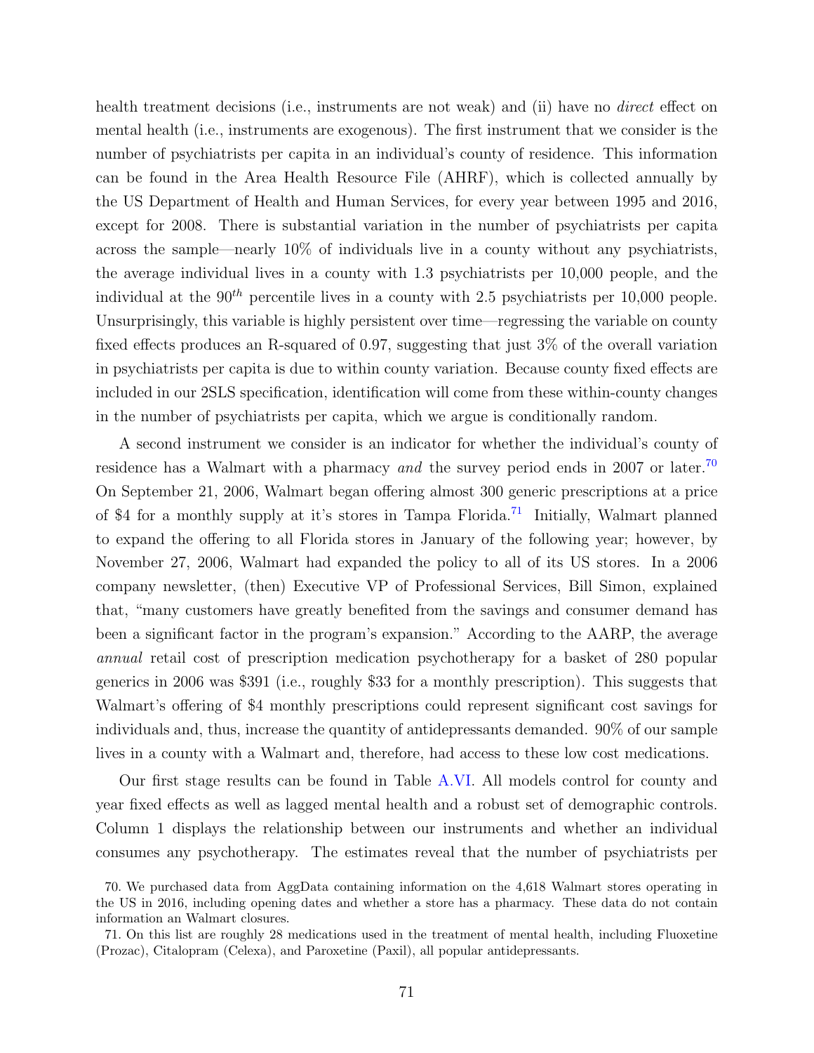health treatment decisions (i.e., instruments are not weak) and (ii) have no *direct* effect on mental health (i.e., instruments are exogenous). The first instrument that we consider is the number of psychiatrists per capita in an individual's county of residence. This information can be found in the Area Health Resource File (AHRF), which is collected annually by the US Department of Health and Human Services, for every year between 1995 and 2016, except for 2008. There is substantial variation in the number of psychiatrists per capita across the sample—nearly 10% of individuals live in a county without any psychiatrists, the average individual lives in a county with 1.3 psychiatrists per 10,000 people, and the individual at the $90^{th}$ percentile lives in a county with 2.5 psychiatrists per 10,000 people. Unsurprisingly, this variable is highly persistent over time—regressing the variable on county fixed effects produces an R-squared of 0.97, suggesting that just 3% of the overall variation in psychiatrists per capita is due to within county variation. Because county fixed effects are included in our 2SLS specification, identification will come from these within-county changes in the number of psychiatrists per capita, which we argue is conditionally random.

A second instrument we consider is an indicator for whether the individual's county of residence has a Walmart with a pharmacy *and* the survey period ends in 2007 or later.[70] On September 21, 2006, Walmart began offering almost 300 generic prescriptions at a price of $4 for a monthly supply at it's stores in Tampa Florida.[71] Initially, Walmart planned to expand the offering to all Florida stores in January of the following year; however, by November 27, 2006, Walmart had expanded the policy to all of its US stores. In a 2006 company newsletter, (then) Executive VP of Professional Services, Bill Simon, explained that, "many customers have greatly benefited from the savings and consumer demand has been a significant factor in the program's expansion." According to the AARP, the average *annual* retail cost of prescription medication psychotherapy for a basket of 280 popular generics in 2006 was $391 (i.e., roughly $33 for a monthly prescription). This suggests that Walmart's offering of $4 monthly prescriptions could represent significant cost savings for individuals and, thus, increase the quantity of antidepressants demanded. 90% of our sample lives in a county with a Walmart and, therefore, had access to these low cost medications.

Our first stage results can be found in Table A.VI. All models control for county and year fixed effects as well as lagged mental health and a robust set of demographic controls. Column 1 displays the relationship between our instruments and whether an individual consumes any psychotherapy. The estimates reveal that the number of psychiatrists per

70. We purchased data from AggData containing information on the 4,618 Walmart stores operating in the US in 2016, including opening dates and whether a store has a pharmacy. These data do not contain information an Walmart closures.

71. On this list are roughly 28 medications used in the treatment of mental health, including Fluoxetine (Prozac), Citalopram (Celexa), and Paroxetine (Paxil), all popular antidepressants.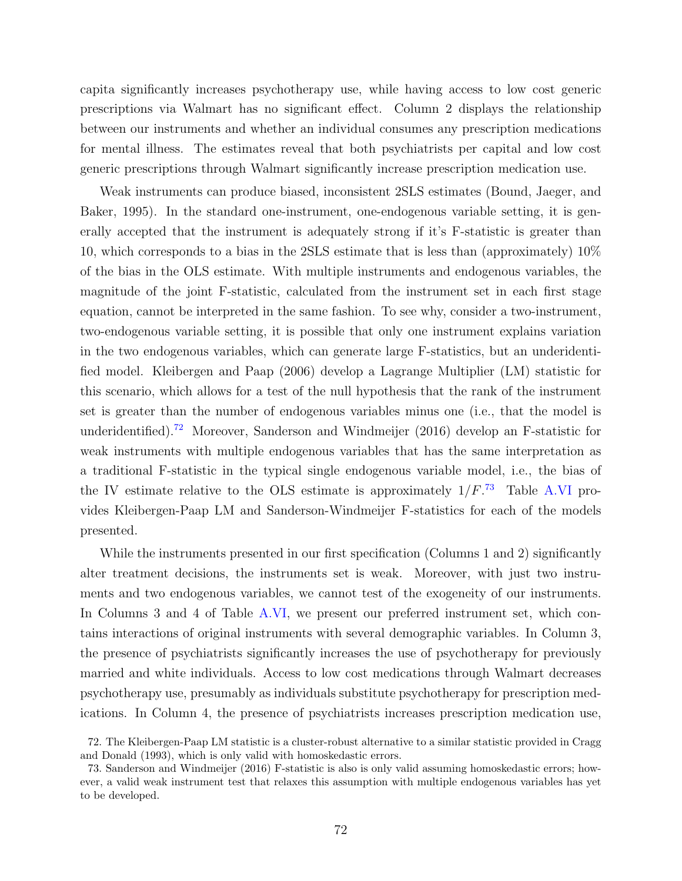capita significantly increases psychotherapy use, while having access to low cost generic prescriptions via Walmart has no significant effect. Column 2 displays the relationship between our instruments and whether an individual consumes any prescription medications for mental illness. The estimates reveal that both psychiatrists per capital and low cost generic prescriptions through Walmart significantly increase prescription medication use.

Weak instruments can produce biased, inconsistent 2SLS estimates (Bound, Jaeger, and Baker, 1995). In the standard one-instrument, one-endogenous variable setting, it is generally accepted that the instrument is adequately strong if it's F-statistic is greater than 10, which corresponds to a bias in the 2SLS estimate that is less than (approximately) 10% of the bias in the OLS estimate. With multiple instruments and endogenous variables, the magnitude of the joint F-statistic, calculated from the instrument set in each first stage equation, cannot be interpreted in the same fashion. To see why, consider a two-instrument, two-endogenous variable setting, it is possible that only one instrument explains variation in the two endogenous variables, which can generate large F-statistics, but an underidentified model. Kleibergen and Paap (2006) develop a Lagrange Multiplier (LM) statistic for this scenario, which allows for a test of the null hypothesis that the rank of the instrument set is greater than the number of endogenous variables minus one (i.e., that the model is underidentified).[72] Moreover, Sanderson and Windmeijer (2016) develop an F-statistic for weak instruments with multiple endogenous variables that has the same interpretation as a traditional F-statistic in the typical single endogenous variable model, i.e., the bias of the IV estimate relative to the OLS estimate is approximately $1/F$.[73] Table A.VI provides Kleibergen-Paap LM and Sanderson-Windmeijer F-statistics for each of the models presented.

While the instruments presented in our first specification (Columns 1 and 2) significantly alter treatment decisions, the instruments set is weak. Moreover, with just two instruments and two endogenous variables, we cannot test of the exogeneity of our instruments. In Columns 3 and 4 of Table A.VI, we present our preferred instrument set, which contains interactions of original instruments with several demographic variables. In Column 3, the presence of psychiatrists significantly increases the use of psychotherapy for previously married and white individuals. Access to low cost medications through Walmart decreases psychotherapy use, presumably as individuals substitute psychotherapy for prescription medications. In Column 4, the presence of psychiatrists increases prescription medication use,

72. The Kleibergen-Paap LM statistic is a cluster-robust alternative to a similar statistic provided in Cragg and Donald (1993), which is only valid with homoskedastic errors.

73. Sanderson and Windmeijer (2016) F-statistic is also is only valid assuming homoskedastic errors; however, a valid weak instrument test that relaxes this assumption with multiple endogenous variables has yet to be developed.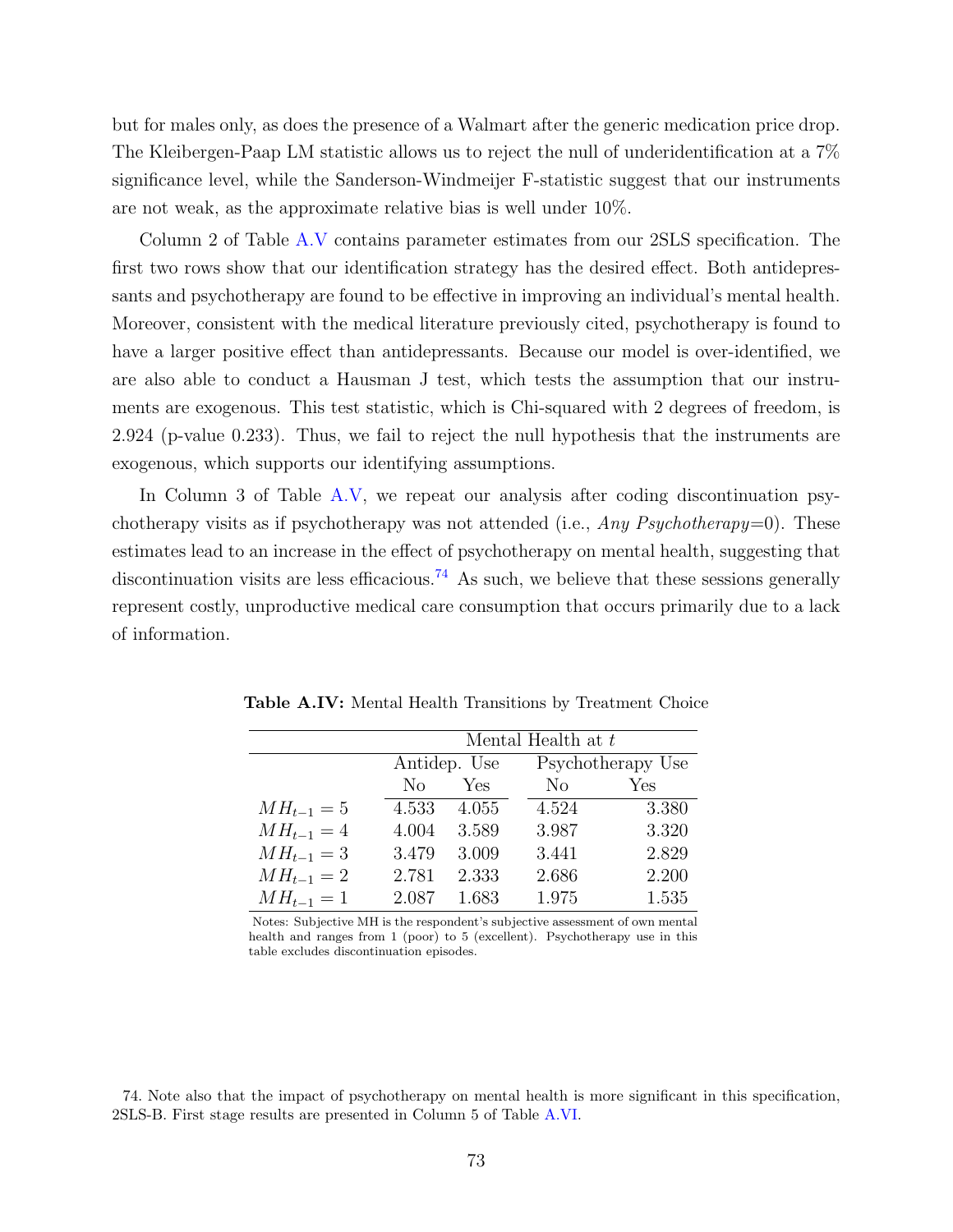but for males only, as does the presence of a Walmart after the generic medication price drop. The Kleibergen-Paap LM statistic allows us to reject the null of underidentification at a 7% significance level, while the Sanderson-Windmeijer F-statistic suggest that our instruments are not weak, as the approximate relative bias is well under 10%.

Column 2 of Table A.V contains parameter estimates from our 2SLS specification. The first two rows show that our identification strategy has the desired effect. Both antidepressants and psychotherapy are found to be effective in improving an individual's mental health. Moreover, consistent with the medical literature previously cited, psychotherapy is found to have a larger positive effect than antidepressants. Because our model is over-identified, we are also able to conduct a Hausman J test, which tests the assumption that our instruments are exogenous. This test statistic, which is Chi-squared with 2 degrees of freedom, is 2.924 (p-value 0.233). Thus, we fail to reject the null hypothesis that the instruments are exogenous, which supports our identifying assumptions.

In Column 3 of Table A.V, we repeat our analysis after coding discontinuation psychotherapy visits as if psychotherapy was not attended (i.e., *Any Psychotherapy*=0). These estimates lead to an increase in the effect of psychotherapy on mental health, suggesting that discontinuation visits are less efficacious.[74] As such, we believe that these sessions generally represent costly, unproductive medical care consumption that occurs primarily due to a lack of information.

**Table A.IV:** Mental Health Transitions by Treatment Choice

| | Mental Health at $t$ | | | |
|---|---|---|---|---|
| | Antidep. Use | | Psychotherapy Use | |
| | No | Yes | No | Yes |
| $MH_{t-1} = 5$ | 4.533 | 4.055 | 4.524 | 3.380 |
| $MH_{t-1} = 4$ | 4.004 | 3.589 | 3.987 | 3.320 |
| $MH_{t-1} = 3$ | 3.479 | 3.009 | 3.441 | 2.829 |
| $MH_{t-1} = 2$ | 2.781 | 2.333 | 2.686 | 2.200 |
| $MH_{t-1} = 1$ | 2.087 | 1.683 | 1.975 | 1.535 |

Notes: Subjective MH is the respondent's subjective assessment of own mental health and ranges from 1 (poor) to 5 (excellent). Psychotherapy use in this table excludes discontinuation episodes.

74. Note also that the impact of psychotherapy on mental health is more significant in this specification, 2SLS-B. First stage results are presented in Column 5 of Table A.VI.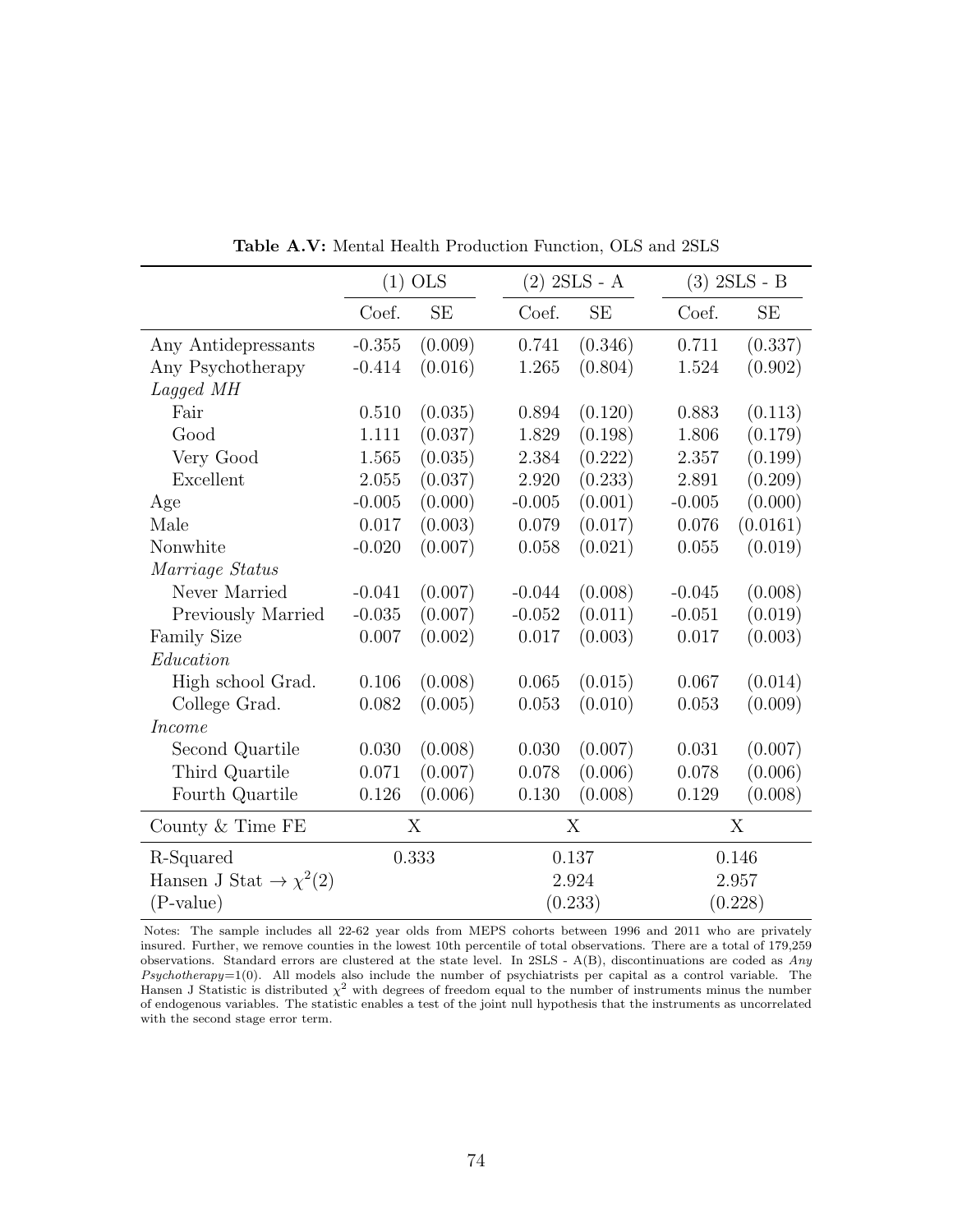**Table A.V:** Mental Health Production Function, OLS and 2SLS

| | (1) OLS | | (2) 2SLS - A | | (3) 2SLS - B | |
|---|---|---|---|---|---|---|
| | Coef. | SE | Coef. | SE | Coef. | SE |
| Any Antidepressants | -0.355 | (0.009) | 0.741 | (0.346) | 0.711 | (0.337) |
| Any Psychotherapy | -0.414 | (0.016) | 1.265 | (0.804) | 1.524 | (0.902) |
| *Lagged MH* | | | | | | |
| Fair | 0.510 | (0.035) | 0.894 | (0.120) | 0.883 | (0.113) |
| Good | 1.111 | (0.037) | 1.829 | (0.198) | 1.806 | (0.179) |
| Very Good | 1.565 | (0.035) | 2.384 | (0.222) | 2.357 | (0.199) |
| Excellent | 2.055 | (0.037) | 2.920 | (0.233) | 2.891 | (0.209) |
| Age | -0.005 | (0.000) | -0.005 | (0.001) | -0.005 | (0.000) |
| Male | 0.017 | (0.003) | 0.079 | (0.017) | 0.076 | (0.0161) |
| Nonwhite | -0.020 | (0.007) | 0.058 | (0.021) | 0.055 | (0.019) |
| *Marriage Status* | | | | | | |
| Never Married | -0.041 | (0.007) | -0.044 | (0.008) | -0.045 | (0.008) |
| Previously Married | -0.035 | (0.007) | -0.052 | (0.011) | -0.051 | (0.019) |
| Family Size | 0.007 | (0.002) | 0.017 | (0.003) | 0.017 | (0.003) |
| *Education* | | | | | | |
| High school Grad. | 0.106 | (0.008) | 0.065 | (0.015) | 0.067 | (0.014) |
| College Grad. | 0.082 | (0.005) | 0.053 | (0.010) | 0.053 | (0.009) |
| *Income* | | | | | | |
| Second Quartile | 0.030 | (0.008) | 0.030 | (0.007) | 0.031 | (0.007) |
| Third Quartile | 0.071 | (0.007) | 0.078 | (0.006) | 0.078 | (0.006) |
| Fourth Quartile | 0.126 | (0.006) | 0.130 | (0.008) | 0.129 | (0.008) |
| County & Time FE | X | | X | | X | |
| R-Squared | 0.333 | | 0.137 | | 0.146 | |
| Hansen J Stat $\rightarrow \chi^2(2)$ | | | 2.924 | | 2.957 | |
| (P-value) | | | (0.233) | | (0.228) | |

Notes: The sample includes all 22-62 year olds from MEPS cohorts between 1996 and 2011 who are privately insured. Further, we remove counties in the lowest 10th percentile of total observations. There are a total of 179,259 observations. Standard errors are clustered at the state level. In 2SLS - A(B), discontinuations are coded as *Any Psychotherapy*=1(0). All models also include the number of psychiatrists per capital as a control variable. The Hansen J Statistic is distributed $\chi^2$ with degrees of freedom equal to the number of instruments minus the number of endogenous variables. The statistic enables a test of the joint null hypothesis that the instruments as uncorrelated with the second stage error term.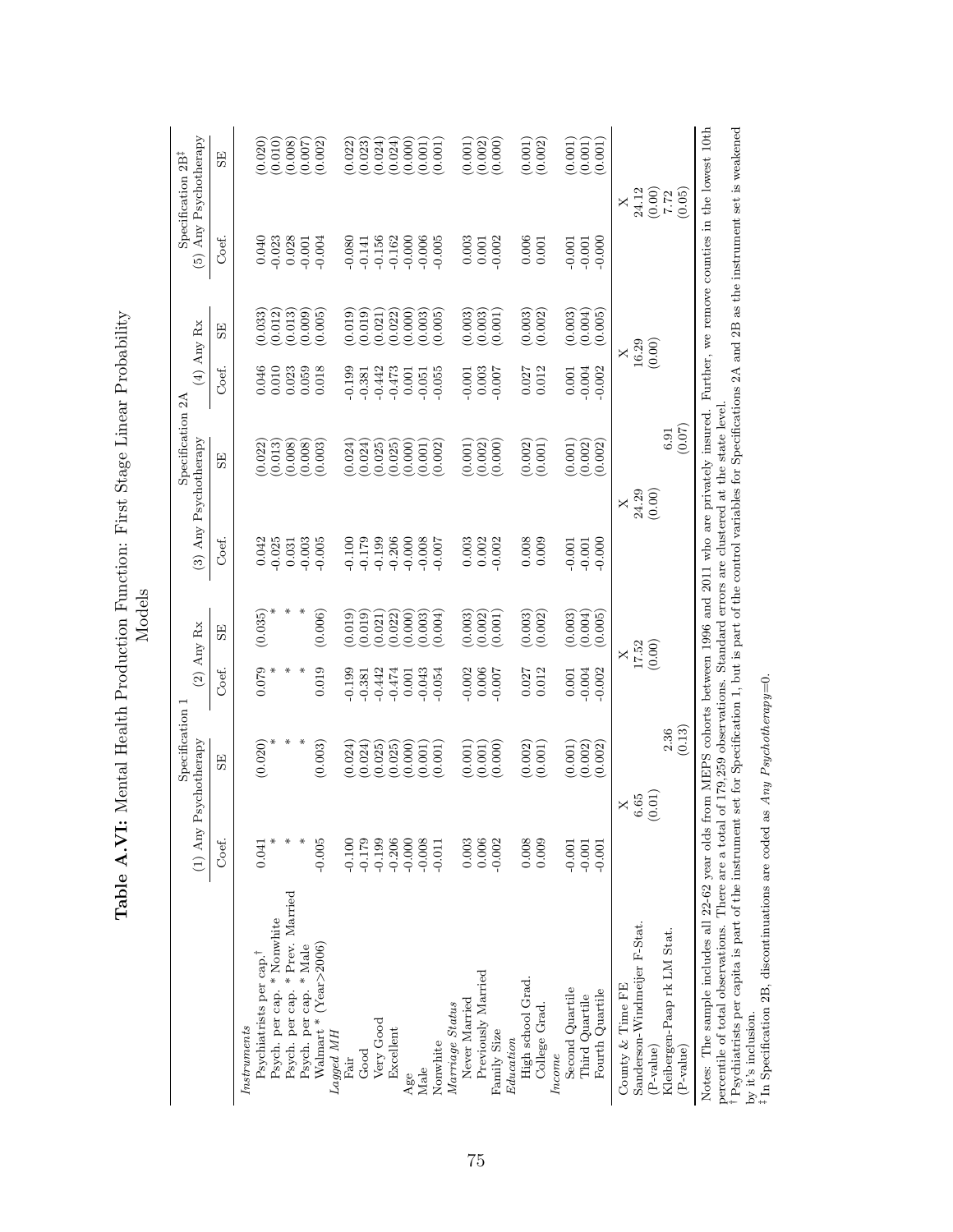**Table A.VI:** Mental Health Production Function: First Stage Linear Probability Models

| | Specification 1 | | | | Specification 2A | | | | Specification 2B[‡] | |
|---|---|---|---|---|---|---|---|---|---|---|
| | (1) Any Psychotherapy | | (2) Any Rx | | (3) Any Psychotherapy | | (4) Any Rx | | (5) Any Psychotherapy | |
| | Coef. | SE | Coef. | SE | Coef. | SE | Coef. | SE | Coef. | SE |
| *Instruments* | | | | | | | | | | |
| Psychiatrists per cap.[†] | 0.041 | (0.020) | 0.079 | (0.035) | 0.042 | (0.022) | 0.046 | (0.033) | 0.040 | (0.020) |
| Psych. per cap. * Nonwhite | * | * | * | * | -0.025 | (0.013) | 0.010 | (0.012) | -0.023 | (0.010) |
| Psych. per cap. * Prev. Married | * | * | * | * | 0.031 | (0.008) | 0.023 | (0.013) | 0.028 | (0.008) |
| Psych. per cap. * Male | * | * | * | * | -0.003 | (0.008) | 0.059 | (0.009) | -0.001 | (0.007) |
| Walmart * (Year>2006) | -0.005 | (0.003) | 0.019 | (0.006) | -0.005 | (0.003) | 0.018 | (0.005) | -0.004 | (0.002) |
| *Lagged MH* | | | | | | | | | | |
| Fair | -0.100 | (0.024) | -0.199 | (0.019) | -0.100 | (0.024) | -0.199 | (0.019) | -0.080 | (0.022) |
| Good | -0.179 | (0.024) | -0.381 | (0.019) | -0.179 | (0.024) | -0.381 | (0.019) | -0.141 | (0.023) |
| Very Good | -0.199 | (0.025) | -0.442 | (0.021) | -0.199 | (0.025) | -0.442 | (0.021) | -0.156 | (0.024) |
| Excellent | -0.206 | (0.025) | -0.474 | (0.022) | -0.206 | (0.025) | -0.473 | (0.022) | -0.162 | (0.024) |
| Age | -0.000 | (0.000) | 0.001 | (0.000) | -0.000 | (0.000) | 0.001 | (0.000) | -0.000 | (0.000) |
| Male | -0.008 | (0.001) | -0.043 | (0.003) | -0.008 | (0.001) | -0.051 | (0.003) | -0.006 | (0.001) |
| Nonwhite | -0.011 | (0.001) | -0.054 | (0.004) | -0.007 | (0.002) | -0.055 | (0.005) | -0.005 | (0.001) |
| *Marriage Status* | | | | | | | | | | |
| Never Married | 0.003 | (0.001) | -0.002 | (0.003) | 0.003 | (0.001) | -0.001 | (0.003) | 0.003 | (0.001) |
| Previously Married | 0.006 | (0.001) | 0.006 | (0.002) | 0.002 | (0.002) | 0.003 | (0.003) | 0.001 | (0.002) |
| Family Size | -0.002 | (0.000) | -0.007 | (0.001) | -0.002 | (0.000) | -0.007 | (0.001) | -0.002 | (0.000) |
| *Education* | | | | | | | | | | |
| High school Grad. | 0.008 | (0.002) | 0.027 | (0.003) | 0.008 | (0.002) | 0.027 | (0.003) | 0.006 | (0.001) |
| College Grad. | 0.009 | (0.001) | 0.012 | (0.002) | 0.009 | (0.001) | 0.012 | (0.002) | 0.001 | (0.002) |
| *Income* | | | | | | | | | | |
| Second Quartile | -0.001 | (0.001) | 0.001 | (0.003) | -0.001 | (0.001) | 0.001 | (0.003) | -0.001 | (0.001) |
| Third Quartile | -0.001 | (0.002) | -0.004 | (0.004) | -0.001 | (0.002) | -0.004 | (0.004) | -0.001 | (0.001) |
| Fourth Quartile | -0.001 | (0.002) | -0.002 | (0.005) | -0.000 | (0.002) | -0.002 | (0.005) | -0.000 | (0.001) |
| County & Time FE | X | | X | | X | | X | | X | |
| Sanderson-Windmeijer F-Stat. | 6.65 | | 17.52 | | 24.29 | | 16.29 | | 24.12 | |
| (P-value) | (0.01) | | (0.00) | | (0.00) | | (0.00) | | (0.00) | |
| Kleibergen-Paap rk LM Stat. | | 2.36 | | | | 6.91 | | | 7.72 | |
| (P-value) | | (0.13) | | | | (0.07) | | | (0.05) | |

Notes: The sample includes all 22-62 year olds from MEPS cohorts between 1996 and 2011 who are privately insured. Further, we remove counties in the lowest 10th percentile of total observations. There are a total of 179,259 observations. Standard errors are clustered at the state level.

[†] Psychiatrists per capita is part of the instrument set for Specification 1, but is part of the control variables for Specifications 2A and 2B as the instrument set is weakened by it's inclusion.

[‡] In Specification 2B, discontinuations are coded as *Any Psychotherapy*=0.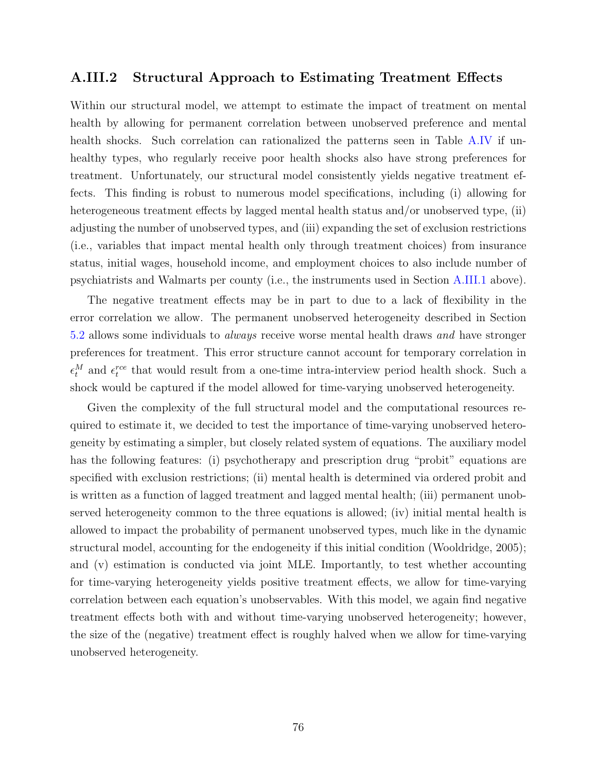### A.III.2 Structural Approach to Estimating Treatment Effects

Within our structural model, we attempt to estimate the impact of treatment on mental health by allowing for permanent correlation between unobserved preference and mental health shocks. Such correlation can rationalized the patterns seen in Table A.IV if unhealthy types, who regularly receive poor health shocks also have strong preferences for treatment. Unfortunately, our structural model consistently yields negative treatment effects. This finding is robust to numerous model specifications, including (i) allowing for heterogeneous treatment effects by lagged mental health status and/or unobserved type, (ii) adjusting the number of unobserved types, and (iii) expanding the set of exclusion restrictions (i.e., variables that impact mental health only through treatment choices) from insurance status, initial wages, household income, and employment choices to also include number of psychiatrists and Walmarts per county (i.e., the instruments used in Section A.III.1 above).

The negative treatment effects may be in part to due to a lack of flexibility in the error correlation we allow. The permanent unobserved heterogeneity described in Section 5.2 allows some individuals to *always* receive worse mental health draws *and* have stronger preferences for treatment. This error structure cannot account for temporary correlation in $\epsilon_t^M$ and $\epsilon_t^{rce}$ that would result from a one-time intra-interview period health shock. Such a shock would be captured if the model allowed for time-varying unobserved heterogeneity.

Given the complexity of the full structural model and the computational resources required to estimate it, we decided to test the importance of time-varying unobserved heterogeneity by estimating a simpler, but closely related system of equations. The auxiliary model has the following features: (i) psychotherapy and prescription drug "probit" equations are specified with exclusion restrictions; (ii) mental health is determined via ordered probit and is written as a function of lagged treatment and lagged mental health; (iii) permanent unobserved heterogeneity common to the three equations is allowed; (iv) initial mental health is allowed to impact the probability of permanent unobserved types, much like in the dynamic structural model, accounting for the endogeneity if this initial condition (Wooldridge, 2005); and (v) estimation is conducted via joint MLE. Importantly, to test whether accounting for time-varying heterogeneity yields positive treatment effects, we allow for time-varying correlation between each equation's unobservables. With this model, we again find negative treatment effects both with and without time-varying unobserved heterogeneity; however, the size of the (negative) treatment effect is roughly halved when we allow for time-varying unobserved heterogeneity.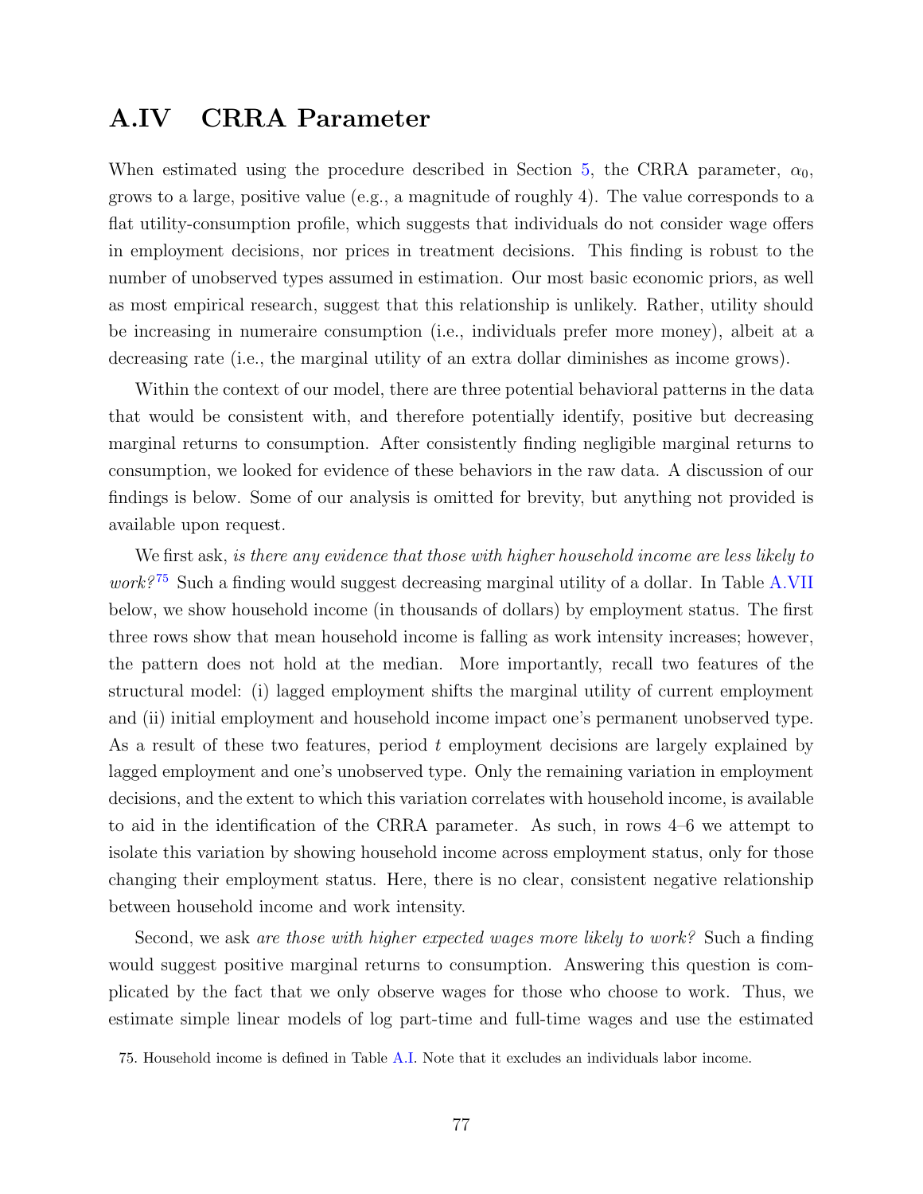## A.IV CRRA Parameter

When estimated using the procedure described in Section 5, the CRRA parameter, $\alpha_0$, grows to a large, positive value (e.g., a magnitude of roughly 4). The value corresponds to a flat utility-consumption profile, which suggests that individuals do not consider wage offers in employment decisions, nor prices in treatment decisions. This finding is robust to the number of unobserved types assumed in estimation. Our most basic economic priors, as well as most empirical research, suggest that this relationship is unlikely. Rather, utility should be increasing in numeraire consumption (i.e., individuals prefer more money), albeit at a decreasing rate (i.e., the marginal utility of an extra dollar diminishes as income grows).

Within the context of our model, there are three potential behavioral patterns in the data that would be consistent with, and therefore potentially identify, positive but decreasing marginal returns to consumption. After consistently finding negligible marginal returns to consumption, we looked for evidence of these behaviors in the raw data. A discussion of our findings is below. Some of our analysis is omitted for brevity, but anything not provided is available upon request.

We first ask, *is there any evidence that those with higher household income are less likely to work?*[75] Such a finding would suggest decreasing marginal utility of a dollar. In Table A.VII below, we show household income (in thousands of dollars) by employment status. The first three rows show that mean household income is falling as work intensity increases; however, the pattern does not hold at the median. More importantly, recall two features of the structural model: (i) lagged employment shifts the marginal utility of current employment and (ii) initial employment and household income impact one's permanent unobserved type. As a result of these two features, period $t$ employment decisions are largely explained by lagged employment and one's unobserved type. Only the remaining variation in employment decisions, and the extent to which this variation correlates with household income, is available to aid in the identification of the CRRA parameter. As such, in rows 4–6 we attempt to isolate this variation by showing household income across employment status, only for those changing their employment status. Here, there is no clear, consistent negative relationship between household income and work intensity.

Second, we ask *are those with higher expected wages more likely to work?* Such a finding would suggest positive marginal returns to consumption. Answering this question is complicated by the fact that we only observe wages for those who choose to work. Thus, we estimate simple linear models of log part-time and full-time wages and use the estimated

75. Household income is defined in Table A.I. Note that it excludes an individuals labor income.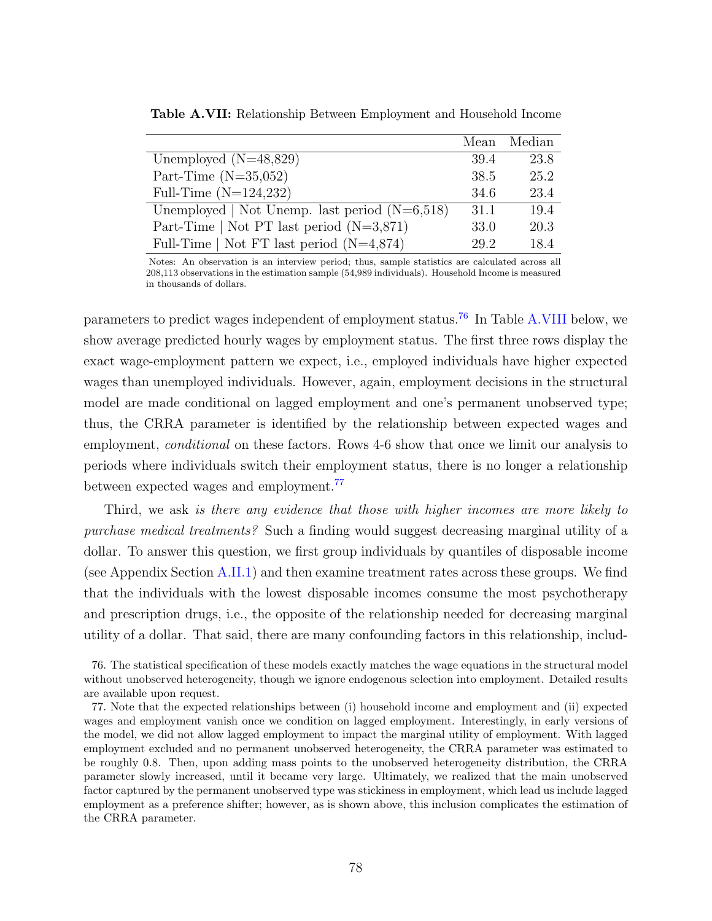**Table A.VII:** Relationship Between Employment and Household Income

| | Mean | Median |
|---|---|---|
| Unemployed (N=48,829) | 39.4 | 23.8 |
| Part-Time (N=35,052) | 38.5 | 25.2 |
| Full-Time (N=124,232) | 34.6 | 23.4 |
| Unemployed \| Not Unemp. last period (N=6,518) | 31.1 | 19.4 |
| Part-Time \| Not PT last period (N=3,871) | 33.0 | 20.3 |
| Full-Time \| Not FT last period (N=4,874) | 29.2 | 18.4 |

Notes: An observation is an interview period; thus, sample statistics are calculated across all 208,113 observations in the estimation sample (54,989 individuals). Household Income is measured in thousands of dollars.

parameters to predict wages independent of employment status.[76] In Table A.VIII below, we show average predicted hourly wages by employment status. The first three rows display the exact wage-employment pattern we expect, i.e., employed individuals have higher expected wages than unemployed individuals. However, again, employment decisions in the structural model are made conditional on lagged employment and one's permanent unobserved type; thus, the CRRA parameter is identified by the relationship between expected wages and employment, *conditional* on these factors. Rows 4-6 show that once we limit our analysis to periods where individuals switch their employment status, there is no longer a relationship between expected wages and employment.[77]

Third, we ask *is there any evidence that those with higher incomes are more likely to purchase medical treatments?* Such a finding would suggest decreasing marginal utility of a dollar. To answer this question, we first group individuals by quantiles of disposable income (see Appendix Section A.II.1) and then examine treatment rates across these groups. We find that the individuals with the lowest disposable incomes consume the most psychotherapy and prescription drugs, i.e., the opposite of the relationship needed for decreasing marginal utility of a dollar. That said, there are many confounding factors in this relationship, includ-

76. The statistical specification of these models exactly matches the wage equations in the structural model without unobserved heterogeneity, though we ignore endogenous selection into employment. Detailed results are available upon request.

77. Note that the expected relationships between (i) household income and employment and (ii) expected wages and employment vanish once we condition on lagged employment. Interestingly, in early versions of the model, we did not allow lagged employment to impact the marginal utility of employment. With lagged employment excluded and no permanent unobserved heterogeneity, the CRRA parameter was estimated to be roughly 0.8. Then, upon adding mass points to the unobserved heterogeneity distribution, the CRRA parameter slowly increased, until it became very large. Ultimately, we realized that the main unobserved factor captured by the permanent unobserved type was stickiness in employment, which lead us include lagged employment as a preference shifter; however, as is shown above, this inclusion complicates the estimation of the CRRA parameter.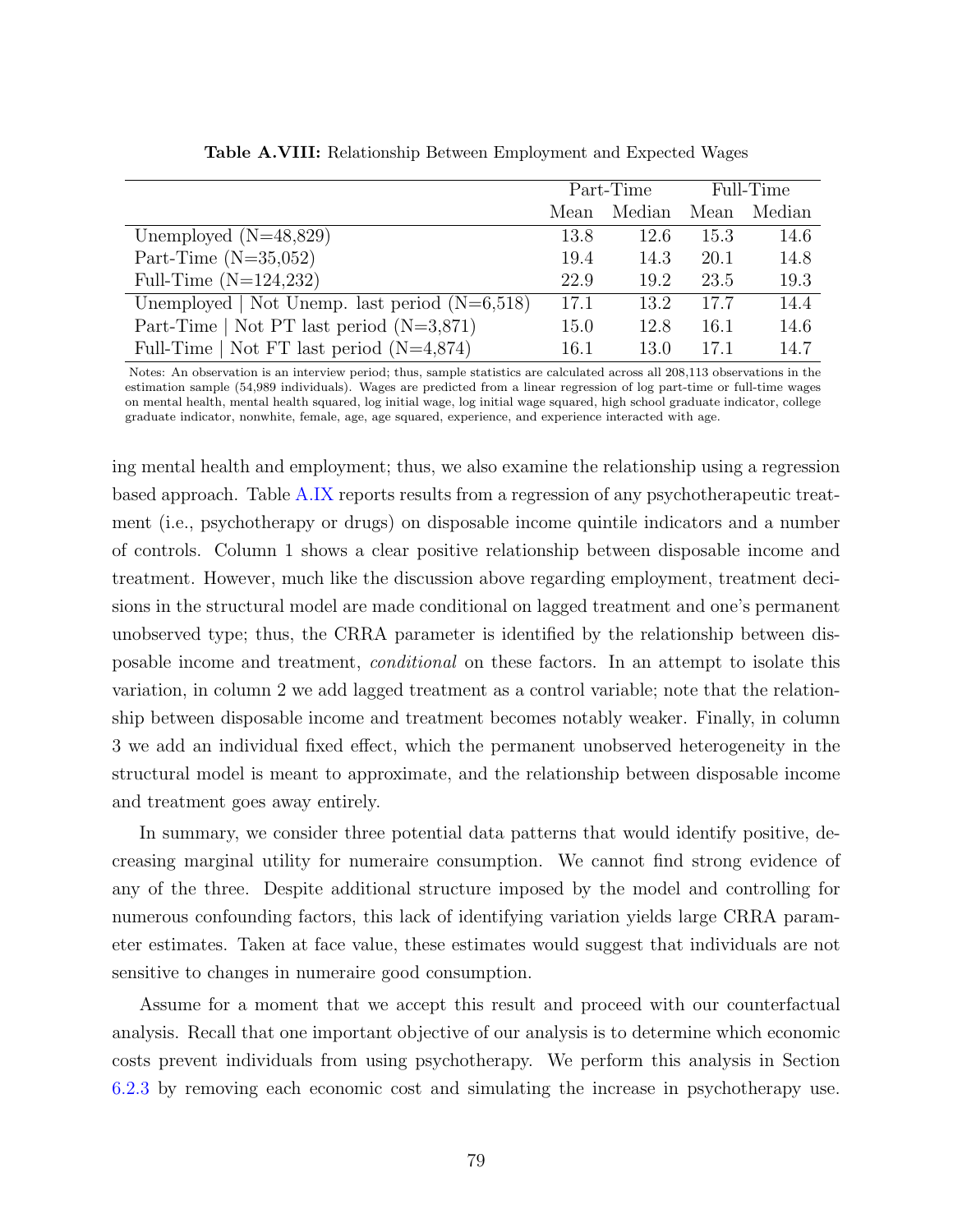**Table A.VIII:** Relationship Between Employment and Expected Wages

| | Part-Time | | Full-Time | |
|---|---|---|---|---|
| | Mean | Median | Mean | Median |
| Unemployed (N=48,829) | 13.8 | 12.6 | 15.3 | 14.6 |
| Part-Time (N=35,052) | 19.4 | 14.3 | 20.1 | 14.8 |
| Full-Time (N=124,232) | 22.9 | 19.2 | 23.5 | 19.3 |
| Unemployed \| Not Unemp. last period (N=6,518) | 17.1 | 13.2 | 17.7 | 14.4 |
| Part-Time \| Not PT last period (N=3,871) | 15.0 | 12.8 | 16.1 | 14.6 |
| Full-Time \| Not FT last period (N=4,874) | 16.1 | 13.0 | 17.1 | 14.7 |

Notes: An observation is an interview period; thus, sample statistics are calculated across all 208,113 observations in the estimation sample (54,989 individuals). Wages are predicted from a linear regression of log part-time or full-time wages on mental health, mental health squared, log initial wage, log initial wage squared, high school graduate indicator, college graduate indicator, nonwhite, female, age, age squared, experience, and experience interacted with age.

ing mental health and employment; thus, we also examine the relationship using a regression based approach. Table A.IX reports results from a regression of any psychotherapeutic treatment (i.e., psychotherapy or drugs) on disposable income quintile indicators and a number of controls. Column 1 shows a clear positive relationship between disposable income and treatment. However, much like the discussion above regarding employment, treatment decisions in the structural model are made conditional on lagged treatment and one's permanent unobserved type; thus, the CRRA parameter is identified by the relationship between disposable income and treatment, *conditional* on these factors. In an attempt to isolate this variation, in column 2 we add lagged treatment as a control variable; note that the relationship between disposable income and treatment becomes notably weaker. Finally, in column 3 we add an individual fixed effect, which the permanent unobserved heterogeneity in the structural model is meant to approximate, and the relationship between disposable income and treatment goes away entirely.

In summary, we consider three potential data patterns that would identify positive, decreasing marginal utility for numeraire consumption. We cannot find strong evidence of any of the three. Despite additional structure imposed by the model and controlling for numerous confounding factors, this lack of identifying variation yields large CRRA parameter estimates. Taken at face value, these estimates would suggest that individuals are not sensitive to changes in numeraire good consumption.

Assume for a moment that we accept this result and proceed with our counterfactual analysis. Recall that one important objective of our analysis is to determine which economic costs prevent individuals from using psychotherapy. We perform this analysis in Section 6.2.3 by removing each economic cost and simulating the increase in psychotherapy use.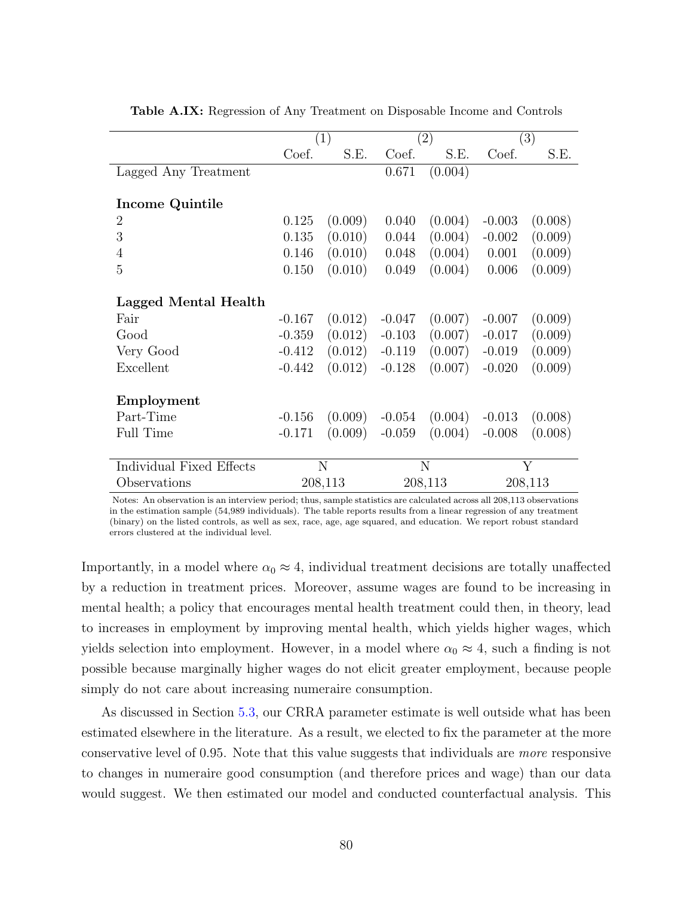**Table A.IX:** Regression of Any Treatment on Disposable Income and Controls

| | (1) | | (2) | | (3) | |
|---|---|---|---|---|---|---|
| | Coef. | S.E. | Coef. | S.E. | Coef. | S.E. |
| Lagged Any Treatment | | | 0.671 | (0.004) | | |
| **Income Quintile** | | | | | | |
| 2 | 0.125 | (0.009) | 0.040 | (0.004) | -0.003 | (0.008) |
| 3 | 0.135 | (0.010) | 0.044 | (0.004) | -0.002 | (0.009) |
| 4 | 0.146 | (0.010) | 0.048 | (0.004) | 0.001 | (0.009) |
| 5 | 0.150 | (0.010) | 0.049 | (0.004) | 0.006 | (0.009) |
| **Lagged Mental Health** | | | | | | |
| Fair | -0.167 | (0.012) | -0.047 | (0.007) | -0.007 | (0.009) |
| Good | -0.359 | (0.012) | -0.103 | (0.007) | -0.017 | (0.009) |
| Very Good | -0.412 | (0.012) | -0.119 | (0.007) | -0.019 | (0.009) |
| Excellent | -0.442 | (0.012) | -0.128 | (0.007) | -0.020 | (0.009) |
| **Employment** | | | | | | |
| Part-Time | -0.156 | (0.009) | -0.054 | (0.004) | -0.013 | (0.008) |
| Full Time | -0.171 | (0.009) | -0.059 | (0.004) | -0.008 | (0.008) |
| Individual Fixed Effects | N | | N | | Y | |
| Observations | 208,113 | | 208,113 | | 208,113 | |

Notes: An observation is an interview period; thus, sample statistics are calculated across all 208,113 observations in the estimation sample (54,989 individuals). The table reports results from a linear regression of any treatment (binary) on the listed controls, as well as sex, race, age, age squared, and education. We report robust standard errors clustered at the individual level.

Importantly, in a model where $\alpha_0 \approx 4$, individual treatment decisions are totally unaffected by a reduction in treatment prices. Moreover, assume wages are found to be increasing in mental health; a policy that encourages mental health treatment could then, in theory, lead to increases in employment by improving mental health, which yields higher wages, which yields selection into employment. However, in a model where $\alpha_0 \approx 4$, such a finding is not possible because marginally higher wages do not elicit greater employment, because people simply do not care about increasing numeraire consumption.

As discussed in Section 5.3, our CRRA parameter estimate is well outside what has been estimated elsewhere in the literature. As a result, we elected to fix the parameter at the more conservative level of 0.95. Note that this value suggests that individuals are *more* responsive to changes in numeraire good consumption (and therefore prices and wage) than our data would suggest. We then estimated our model and conducted counterfactual analysis. This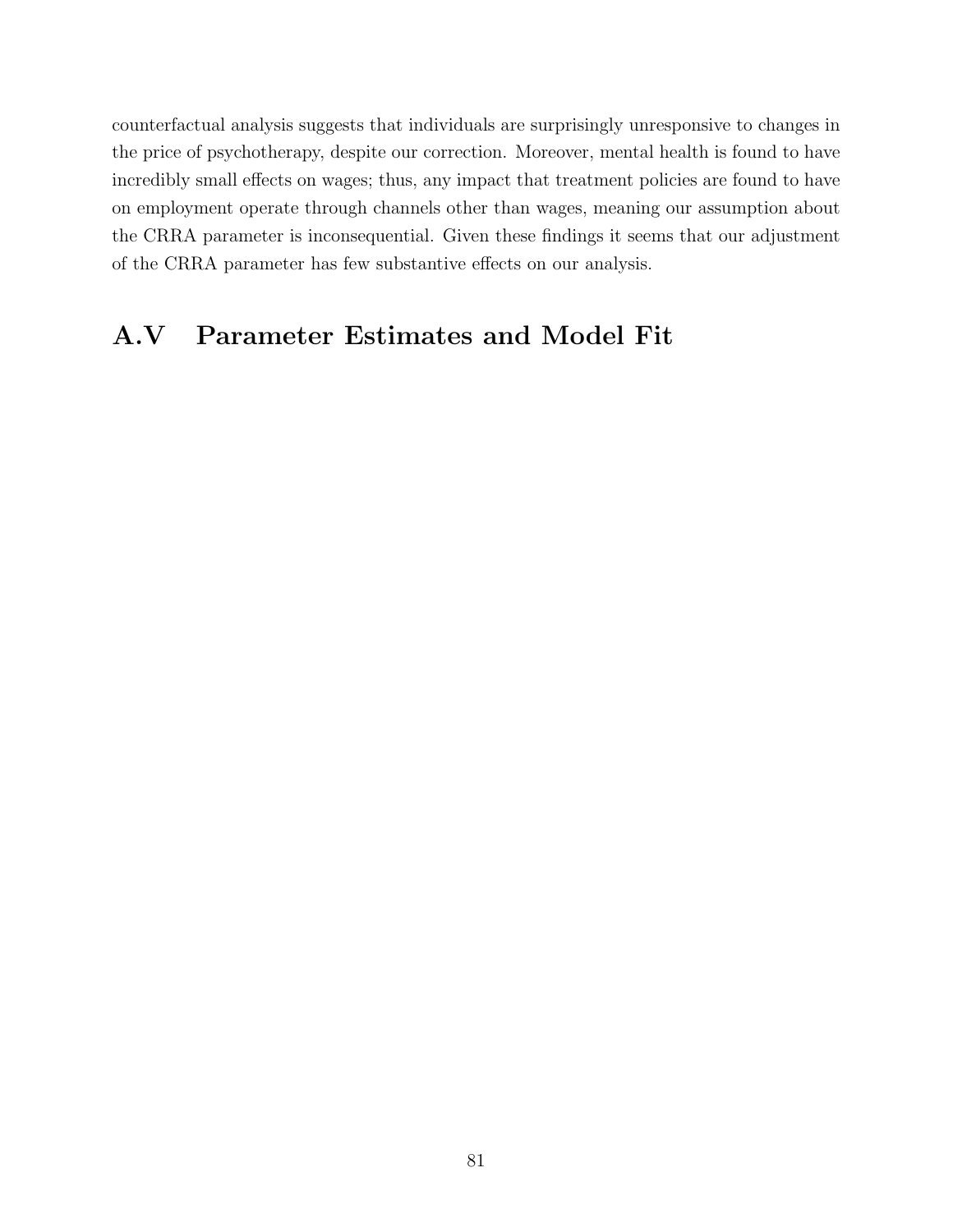counterfactual analysis suggests that individuals are surprisingly unresponsive to changes in the price of psychotherapy, despite our correction. Moreover, mental health is found to have incredibly small effects on wages; thus, any impact that treatment policies are found to have on employment operate through channels other than wages, meaning our assumption about the CRRA parameter is inconsequential. Given these findings it seems that our adjustment of the CRRA parameter has few substantive effects on our analysis.

## A.V Parameter Estimates and Model Fit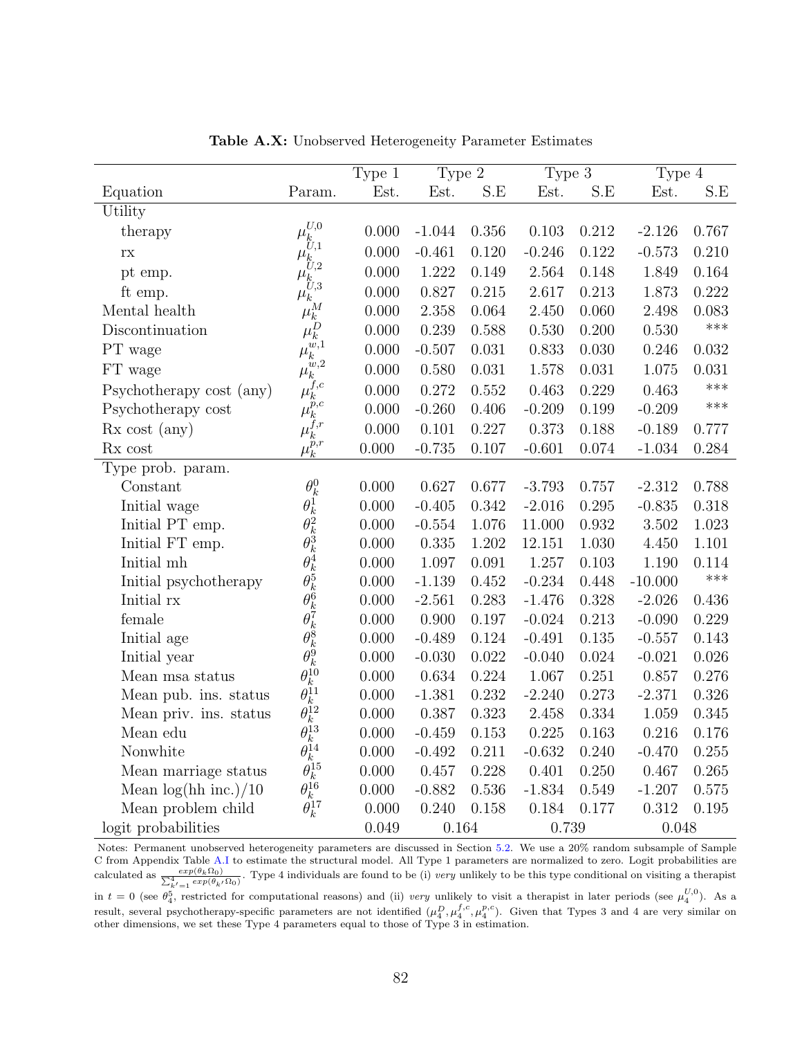**Table A.X:** Unobserved Heterogeneity Parameter Estimates

| | | Type 1 | Type 2 | | Type 3 | | Type 4 | |
|---|---|---|---|---|---|---|---|---|
| Equation | Param. | Est. | Est. | S.E | Est. | S.E | Est. | S.E |
| Utility | | | | | | | | |
| therapy | $\mu_k^{U,0}$ | 0.000 | -1.044 | 0.356 | 0.103 | 0.212 | -2.126 | 0.767 |
| rx | $\mu_k^{U,1}$ | 0.000 | -0.461 | 0.120 | -0.246 | 0.122 | -0.573 | 0.210 |
| pt emp. | $\mu_k^{U,2}$ | 0.000 | 1.222 | 0.149 | 2.564 | 0.148 | 1.849 | 0.164 |
| ft emp. | $\mu_k^{U,3}$ | 0.000 | 0.827 | 0.215 | 2.617 | 0.213 | 1.873 | 0.222 |
| Mental health | $\mu_k^{M}$ | 0.000 | 2.358 | 0.064 | 2.450 | 0.060 | 2.498 | 0.083 |
| Discontinuation | $\mu_k^{D}$ | 0.000 | 0.239 | 0.588 | 0.530 | 0.200 | 0.530 | *** |
| PT wage | $\mu_k^{w,1}$ | 0.000 | -0.507 | 0.031 | 0.833 | 0.030 | 0.246 | 0.032 |
| FT wage | $\mu_k^{w,2}$ | 0.000 | 0.580 | 0.031 | 1.578 | 0.031 | 1.075 | 0.031 |
| Psychotherapy cost (any) | $\mu_k^{f,c}$ | 0.000 | 0.272 | 0.552 | 0.463 | 0.229 | 0.463 | *** |
| Psychotherapy cost | $\mu_k^{p,c}$ | 0.000 | -0.260 | 0.406 | -0.209 | 0.199 | -0.209 | *** |
| Rx cost (any) | $\mu_k^{f,r}$ | 0.000 | 0.101 | 0.227 | 0.373 | 0.188 | -0.189 | 0.777 |
| Rx cost | $\mu_k^{p,r}$ | 0.000 | -0.735 | 0.107 | -0.601 | 0.074 | -1.034 | 0.284 |
| Type prob. param. | | | | | | | | |
| Constant | $\theta_k^{0}$ | 0.000 | 0.627 | 0.677 | -3.793 | 0.757 | -2.312 | 0.788 |
| Initial wage | $\theta_k^{1}$ | 0.000 | -0.405 | 0.342 | -2.016 | 0.295 | -0.835 | 0.318 |
| Initial PT emp. | $\theta_k^{2}$ | 0.000 | -0.554 | 1.076 | 11.000 | 0.932 | 3.502 | 1.023 |
| Initial FT emp. | $\theta_k^{3}$ | 0.000 | 0.335 | 1.202 | 12.151 | 1.030 | 4.450 | 1.101 |
| Initial mh | $\theta_k^{4}$ | 0.000 | 1.097 | 0.091 | 1.257 | 0.103 | 1.190 | 0.114 |
| Initial psychotherapy | $\theta_k^{5}$ | 0.000 | -1.139 | 0.452 | -0.234 | 0.448 | -10.000 | *** |
| Initial rx | $\theta_k^{6}$ | 0.000 | -2.561 | 0.283 | -1.476 | 0.328 | -2.026 | 0.436 |
| female | $\theta_k^{7}$ | 0.000 | 0.900 | 0.197 | -0.024 | 0.213 | -0.090 | 0.229 |
| Initial age | $\theta_k^{8}$ | 0.000 | -0.489 | 0.124 | -0.491 | 0.135 | -0.557 | 0.143 |
| Initial year | $\theta_k^{9}$ | 0.000 | -0.030 | 0.022 | -0.040 | 0.024 | -0.021 | 0.026 |
| Mean msa status | $\theta_k^{10}$ | 0.000 | 0.634 | 0.224 | 1.067 | 0.251 | 0.857 | 0.276 |
| Mean pub. ins. status | $\theta_k^{11}$ | 0.000 | -1.381 | 0.232 | -2.240 | 0.273 | -2.371 | 0.326 |
| Mean priv. ins. status | $\theta_k^{12}$ | 0.000 | 0.387 | 0.323 | 2.458 | 0.334 | 1.059 | 0.345 |
| Mean edu | $\theta_k^{13}$ | 0.000 | -0.459 | 0.153 | 0.225 | 0.163 | 0.216 | 0.176 |
| Nonwhite | $\theta_k^{14}$ | 0.000 | -0.492 | 0.211 | -0.632 | 0.240 | -0.470 | 0.255 |
| Mean marriage status | $\theta_k^{15}$ | 0.000 | 0.457 | 0.228 | 0.401 | 0.250 | 0.467 | 0.265 |
| Mean log(hh inc.)/10 | $\theta_k^{16}$ | 0.000 | -0.882 | 0.536 | -1.834 | 0.549 | -1.207 | 0.575 |
| Mean problem child | $\theta_k^{17}$ | 0.000 | 0.240 | 0.158 | 0.184 | 0.177 | 0.312 | 0.195 |
| logit probabilities | | 0.049 | 0.164 | | 0.739 | | 0.048 | |

Notes: Permanent unobserved heterogeneity parameters are discussed in Section 5.2. We use a 20% random subsample of Sample C from Appendix Table A.I to estimate the structural model. All Type 1 parameters are normalized to zero. Logit probabilities are calculated as $\frac{exp(\theta_k \Omega_0)}{\sum_{k'=1}^{4} exp(\theta_{k'} \Omega_0)}$. Type 4 individuals are found to be (i) *very* unlikely to be this type conditional on visiting a therapist in $t = 0$ (see $\theta_4^5$, restricted for computational reasons) and (ii) *very* unlikely to visit a therapist in later periods (see $\mu_4^{U,0}$). As a result, several psychotherapy-specific parameters are not identified ($\mu_4^D, \mu_4^{f,c}, \mu_4^{p,c}$). Given that Types 3 and 4 are very similar on other dimensions, we set these Type 4 parameters equal to those of Type 3 in estimation.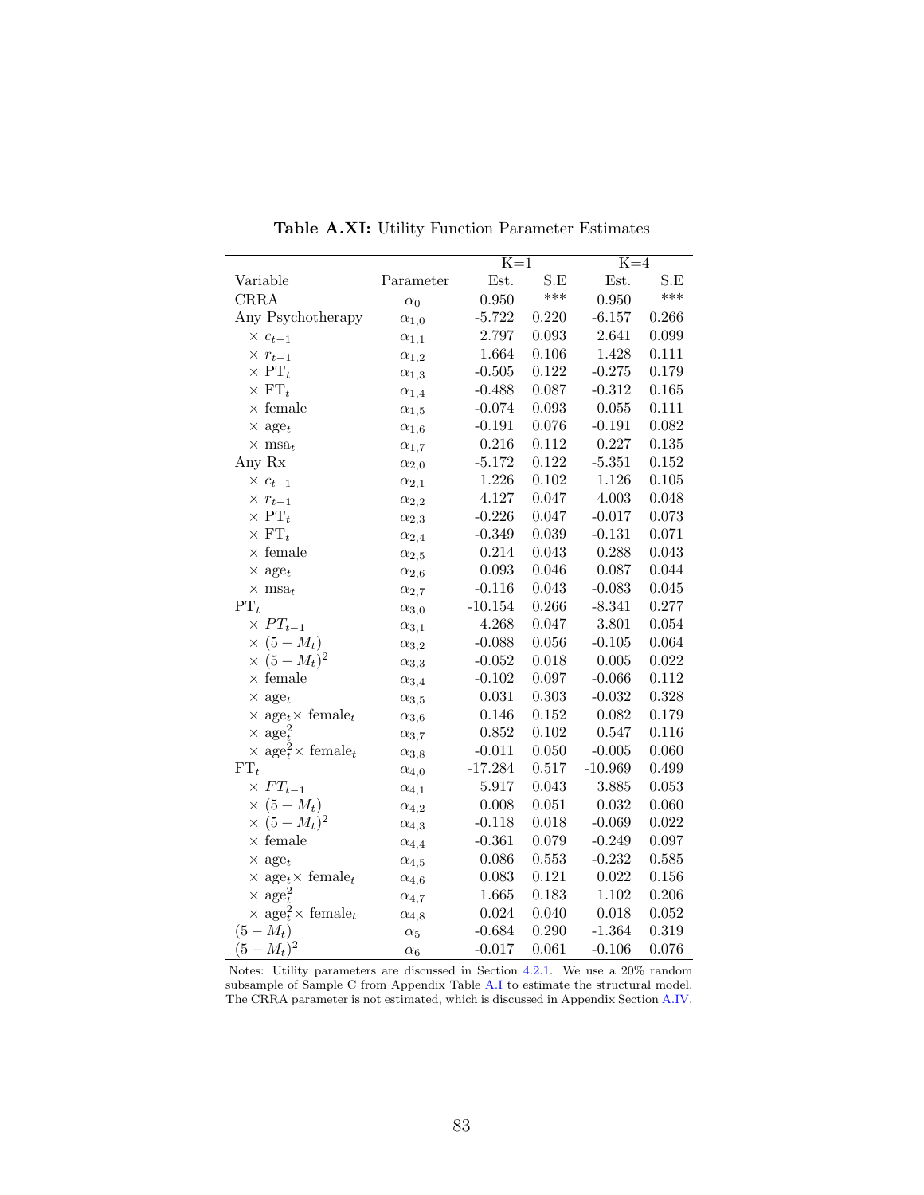**Table A.XI:** Utility Function Parameter Estimates

| | | K=1 | | K=4 | |
|---|---|---|---|---|---|
| Variable | Parameter | Est. | S.E | Est. | S.E |
| CRRA | $\alpha_0$ | 0.950 | *** | 0.950 | *** |
| Any Psychotherapy | $\alpha_{1,0}$ | -5.722 | 0.220 | -6.157 | 0.266 |
| $\times$ $c_{t-1}$ | $\alpha_{1,1}$ | 2.797 | 0.093 | 2.641 | 0.099 |
| $\times$ $r_{t-1}$ | $\alpha_{1,2}$ | 1.664 | 0.106 | 1.428 | 0.111 |
| $\times$ $\text{PT}_t$ | $\alpha_{1,3}$ | -0.505 | 0.122 | -0.275 | 0.179 |
| $\times$ $\text{FT}_t$ | $\alpha_{1,4}$ | -0.488 | 0.087 | -0.312 | 0.165 |
| $\times$ female | $\alpha_{1,5}$ | -0.074 | 0.093 | 0.055 | 0.111 |
| $\times$ $\text{age}_t$ | $\alpha_{1,6}$ | -0.191 | 0.076 | -0.191 | 0.082 |
| $\times$ $\text{msa}_t$ | $\alpha_{1,7}$ | 0.216 | 0.112 | 0.227 | 0.135 |
| Any Rx | $\alpha_{2,0}$ | -5.172 | 0.122 | -5.351 | 0.152 |
| $\times$ $c_{t-1}$ | $\alpha_{2,1}$ | 1.226 | 0.102 | 1.126 | 0.105 |
| $\times$ $r_{t-1}$ | $\alpha_{2,2}$ | 4.127 | 0.047 | 4.003 | 0.048 |
| $\times$ $\text{PT}_t$ | $\alpha_{2,3}$ | -0.226 | 0.047 | -0.017 | 0.073 |
| $\times$ $\text{FT}_t$ | $\alpha_{2,4}$ | -0.349 | 0.039 | -0.131 | 0.071 |
| $\times$ female | $\alpha_{2,5}$ | 0.214 | 0.043 | 0.288 | 0.043 |
| $\times$ $\text{age}_t$ | $\alpha_{2,6}$ | 0.093 | 0.046 | 0.087 | 0.044 |
| $\times$ $\text{msa}_t$ | $\alpha_{2,7}$ | -0.116 | 0.043 | -0.083 | 0.045 |
| $\text{PT}_t$ | $\alpha_{3,0}$ | -10.154 | 0.266 | -8.341 | 0.277 |
| $\times$ $PT_{t-1}$ | $\alpha_{3,1}$ | 4.268 | 0.047 | 3.801 | 0.054 |
| $\times$ $(5-M_t)$ | $\alpha_{3,2}$ | -0.088 | 0.056 | -0.105 | 0.064 |
| $\times$ $(5-M_t)^2$ | $\alpha_{3,3}$ | -0.052 | 0.018 | 0.005 | 0.022 |
| $\times$ female | $\alpha_{3,4}$ | -0.102 | 0.097 | -0.066 | 0.112 |
| $\times$ $\text{age}_t$ | $\alpha_{3,5}$ | 0.031 | 0.303 | -0.032 | 0.328 |
| $\times$ $\text{age}_t \times$ $\text{female}_t$ | $\alpha_{3,6}$ | 0.146 | 0.152 | 0.082 | 0.179 |
| $\times$ $\text{age}_t^2$ | $\alpha_{3,7}$ | 0.852 | 0.102 | 0.547 | 0.116 |
| $\times$ $\text{age}_t^2 \times$ $\text{female}_t$ | $\alpha_{3,8}$ | -0.011 | 0.050 | -0.005 | 0.060 |
| $\text{FT}_t$ | $\alpha_{4,0}$ | -17.284 | 0.517 | -10.969 | 0.499 |
| $\times$ $FT_{t-1}$ | $\alpha_{4,1}$ | 5.917 | 0.043 | 3.885 | 0.053 |
| $\times$ $(5-M_t)$ | $\alpha_{4,2}$ | 0.008 | 0.051 | 0.032 | 0.060 |
| $\times$ $(5-M_t)^2$ | $\alpha_{4,3}$ | -0.118 | 0.018 | -0.069 | 0.022 |
| $\times$ female | $\alpha_{4,4}$ | -0.361 | 0.079 | -0.249 | 0.097 |
| $\times$ $\text{age}_t$ | $\alpha_{4,5}$ | 0.086 | 0.553 | -0.232 | 0.585 |
| $\times$ $\text{age}_t \times$ $\text{female}_t$ | $\alpha_{4,6}$ | 0.083 | 0.121 | 0.022 | 0.156 |
| $\times$ $\text{age}_t^2$ | $\alpha_{4,7}$ | 1.665 | 0.183 | 1.102 | 0.206 |
| $\times$ $\text{age}_t^2 \times$ $\text{female}_t$ | $\alpha_{4,8}$ | 0.024 | 0.040 | 0.018 | 0.052 |
| $(5-M_t)$ | $\alpha_5$ | -0.684 | 0.290 | -1.364 | 0.319 |
| $(5-M_t)^2$ | $\alpha_6$ | -0.017 | 0.061 | -0.106 | 0.076 |

Notes: Utility parameters are discussed in Section 4.2.1. We use a 20% random subsample of Sample C from Appendix Table A.I to estimate the structural model. The CRRA parameter is not estimated, which is discussed in Appendix Section A.IV.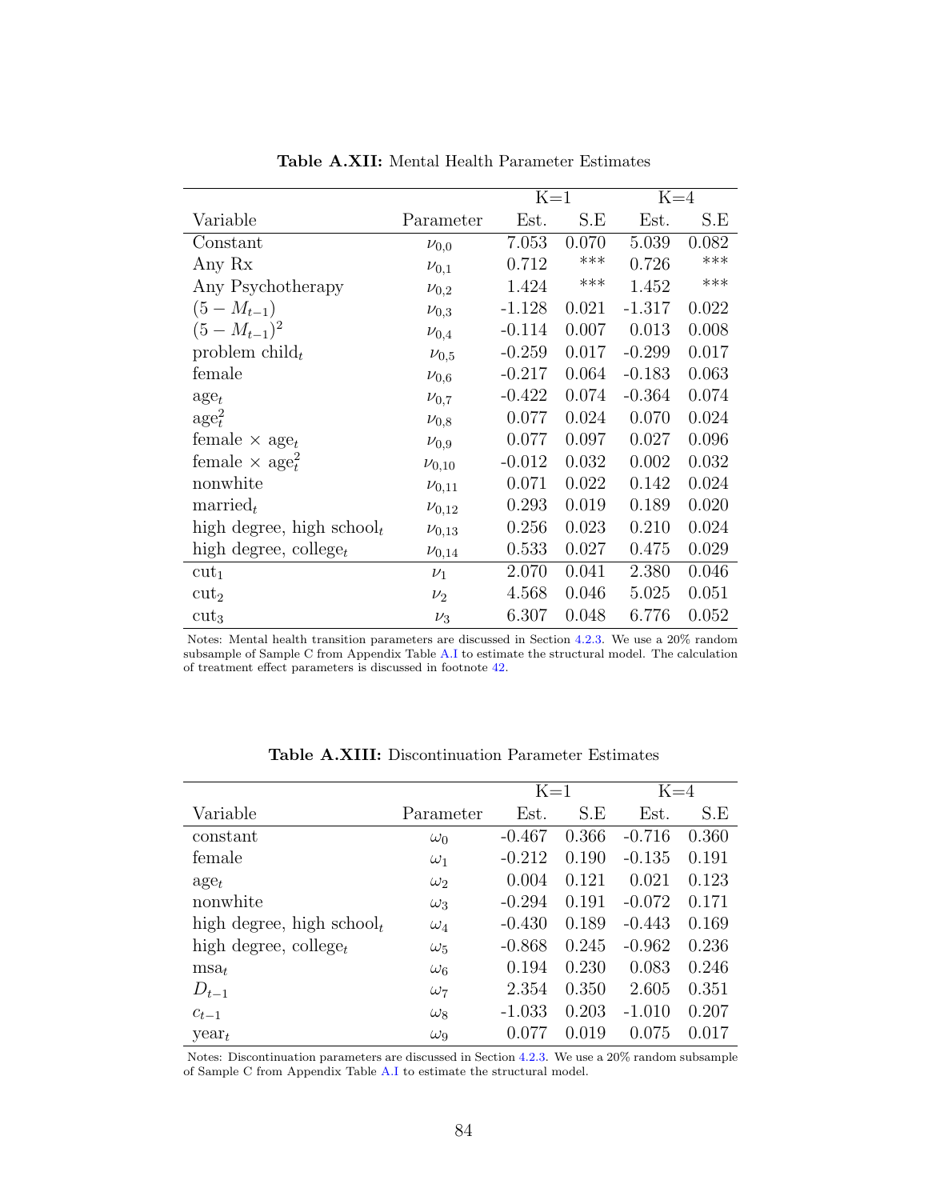**Table A.XII:** Mental Health Parameter Estimates

| | | K=1 | | K=4 | |
|---|---|---|---|---|---|
| Variable | Parameter | Est. | S.E | Est. | S.E |
| Constant | $\nu_{0,0}$ | 7.053 | 0.070 | 5.039 | 0.082 |
| Any Rx | $\nu_{0,1}$ | 0.712 | *** | 0.726 | *** |
| Any Psychotherapy | $\nu_{0,2}$ | 1.424 | *** | 1.452 | *** |
| $(5 - M_{t-1})$ | $\nu_{0,3}$ | -1.128 | 0.021 | -1.317 | 0.022 |
| $(5 - M_{t-1})^2$ | $\nu_{0,4}$ | -0.114 | 0.007 | 0.013 | 0.008 |
| problem child$_t$ | $\nu_{0,5}$ | -0.259 | 0.017 | -0.299 | 0.017 |
| female | $\nu_{0,6}$ | -0.217 | 0.064 | -0.183 | 0.063 |
| age$_t$ | $\nu_{0,7}$ | -0.422 | 0.074 | -0.364 | 0.074 |
| age$_t^2$ | $\nu_{0,8}$ | 0.077 | 0.024 | 0.070 | 0.024 |
| female × age$_t$ | $\nu_{0,9}$ | 0.077 | 0.097 | 0.027 | 0.096 |
| female × age$_t^2$ | $\nu_{0,10}$ | -0.012 | 0.032 | 0.002 | 0.032 |
| nonwhite | $\nu_{0,11}$ | 0.071 | 0.022 | 0.142 | 0.024 |
| married$_t$ | $\nu_{0,12}$ | 0.293 | 0.019 | 0.189 | 0.020 |
| high degree, high school$_t$ | $\nu_{0,13}$ | 0.256 | 0.023 | 0.210 | 0.024 |
| high degree, college$_t$ | $\nu_{0,14}$ | 0.533 | 0.027 | 0.475 | 0.029 |
| cut$_1$ | $\nu_1$ | 2.070 | 0.041 | 2.380 | 0.046 |
| cut$_2$ | $\nu_2$ | 4.568 | 0.046 | 5.025 | 0.051 |
| cut$_3$ | $\nu_3$ | 6.307 | 0.048 | 6.776 | 0.052 |

Notes: Mental health transition parameters are discussed in Section 4.2.3. We use a 20% random subsample of Sample C from Appendix Table A.I to estimate the structural model. The calculation of treatment effect parameters is discussed in footnote 42.

**Table A.XIII:** Discontinuation Parameter Estimates

| | | K=1 | | K=4 | |
|---|---|---|---|---|---|
| Variable | Parameter | Est. | S.E | Est. | S.E |
| constant | $\omega_0$ | -0.467 | 0.366 | -0.716 | 0.360 |
| female | $\omega_1$ | -0.212 | 0.190 | -0.135 | 0.191 |
| age$_t$ | $\omega_2$ | 0.004 | 0.121 | 0.021 | 0.123 |
| nonwhite | $\omega_3$ | -0.294 | 0.191 | -0.072 | 0.171 |
| high degree, high school$_t$ | $\omega_4$ | -0.430 | 0.189 | -0.443 | 0.169 |
| high degree, college$_t$ | $\omega_5$ | -0.868 | 0.245 | -0.962 | 0.236 |
| msa$_t$ | $\omega_6$ | 0.194 | 0.230 | 0.083 | 0.246 |
| $D_{t-1}$ | $\omega_7$ | 2.354 | 0.350 | 2.605 | 0.351 |
| $c_{t-1}$ | $\omega_8$ | -1.033 | 0.203 | -1.010 | 0.207 |
| year$_t$ | $\omega_9$ | 0.077 | 0.019 | 0.075 | 0.017 |

Notes: Discontinuation parameters are discussed in Section 4.2.3. We use a 20% random subsample of Sample C from Appendix Table A.I to estimate the structural model.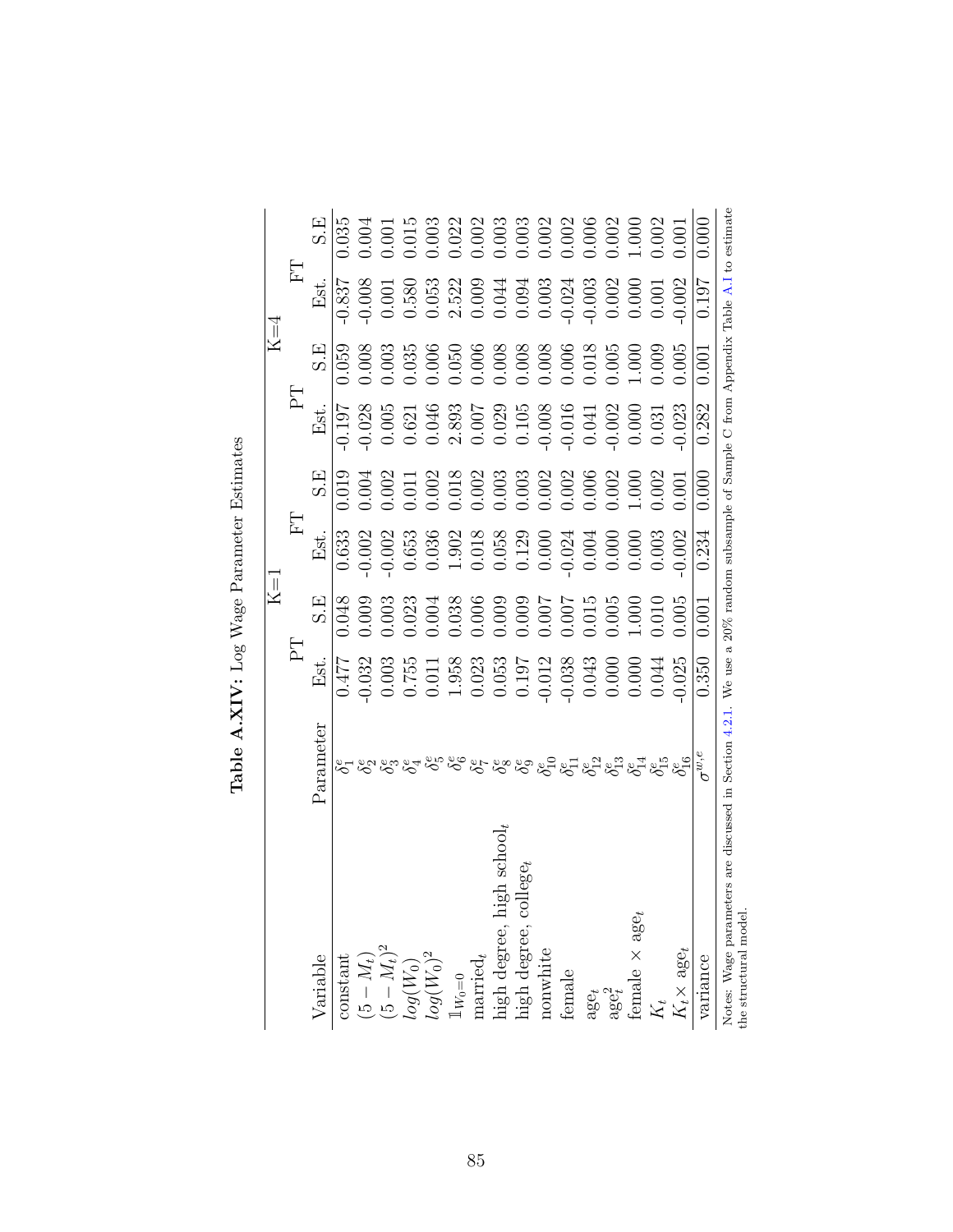**Table A.XIV:** Log Wage Parameter Estimates

| | | K=1 | | | | K=4 | | | |
|---|---|---|---|---|---|---|---|---|---|
| | | PT | | FT | | PT | | FT | |
| Variable | Parameter | Est. | S.E | Est. | S.E | Est. | S.E | Est. | S.E |
| constant | $\delta^e_1$ | 0.477 | 0.048 | 0.633 | 0.019 | -0.197 | 0.059 | -0.837 | 0.035 |
| $(5-M_t)$ | $\delta^e_2$ | -0.032 | 0.009 | -0.002 | 0.004 | -0.028 | 0.008 | -0.008 | 0.004 |
| $(5-M_t)^2$ | $\delta^e_3$ | 0.003 | 0.003 | -0.002 | 0.002 | 0.005 | 0.003 | 0.001 | 0.001 |
| $log(W_0)$ | $\delta^e_4$ | 0.755 | 0.023 | 0.653 | 0.011 | 0.621 | 0.035 | 0.580 | 0.015 |
| $log(W_0)^2$ | $\delta^e_5$ | 0.011 | 0.004 | 0.036 | 0.002 | 0.046 | 0.006 | 0.053 | 0.003 |
| $\mathbb{1}_{W_0=0}$ | $\delta^e_6$ | 1.958 | 0.038 | 1.902 | 0.018 | 2.893 | 0.050 | 2.522 | 0.022 |
| married$_t$ | $\delta^e_7$ | 0.023 | 0.006 | 0.018 | 0.002 | 0.007 | 0.006 | 0.009 | 0.002 |
| high degree, high school$_t$ | $\delta^e_8$ | 0.053 | 0.009 | 0.058 | 0.003 | 0.029 | 0.008 | 0.044 | 0.003 |
| high degree, college$_t$ | $\delta^e_9$ | 0.197 | 0.009 | 0.129 | 0.003 | 0.105 | 0.008 | 0.094 | 0.003 |
| nonwhite | $\delta^e_{10}$ | -0.012 | 0.007 | 0.000 | 0.002 | -0.008 | 0.008 | 0.003 | 0.002 |
| female | $\delta^e_{11}$ | -0.038 | 0.007 | -0.024 | 0.002 | -0.016 | 0.006 | -0.024 | 0.002 |
| age$_t$ | $\delta^e_{12}$ | 0.043 | 0.015 | 0.004 | 0.006 | 0.041 | 0.018 | -0.003 | 0.006 |
| age$^2_t$ | $\delta^e_{13}$ | 0.000 | 0.005 | 0.000 | 0.002 | -0.002 | 0.005 | 0.002 | 0.002 |
| female × age$_t$ | $\delta^e_{14}$ | 0.000 | 1.000 | 0.000 | 1.000 | 0.000 | 1.000 | 0.000 | 1.000 |
| $K_t$ | $\delta^e_{15}$ | 0.044 | 0.010 | 0.003 | 0.002 | 0.031 | 0.009 | 0.001 | 0.002 |
| $K_t$× age$_t$ | $\delta^e_{16}$ | -0.025 | 0.005 | -0.002 | 0.001 | -0.023 | 0.005 | -0.002 | 0.001 |
| variance | $\sigma^{w,e}$ | 0.350 | 0.001 | 0.234 | 0.000 | 0.282 | 0.001 | 0.197 | 0.000 |

Notes: Wage parameters are discussed in Section 4.2.1. We use a 20% random subsample of Sample C from Appendix Table A.I to estimate the structural model.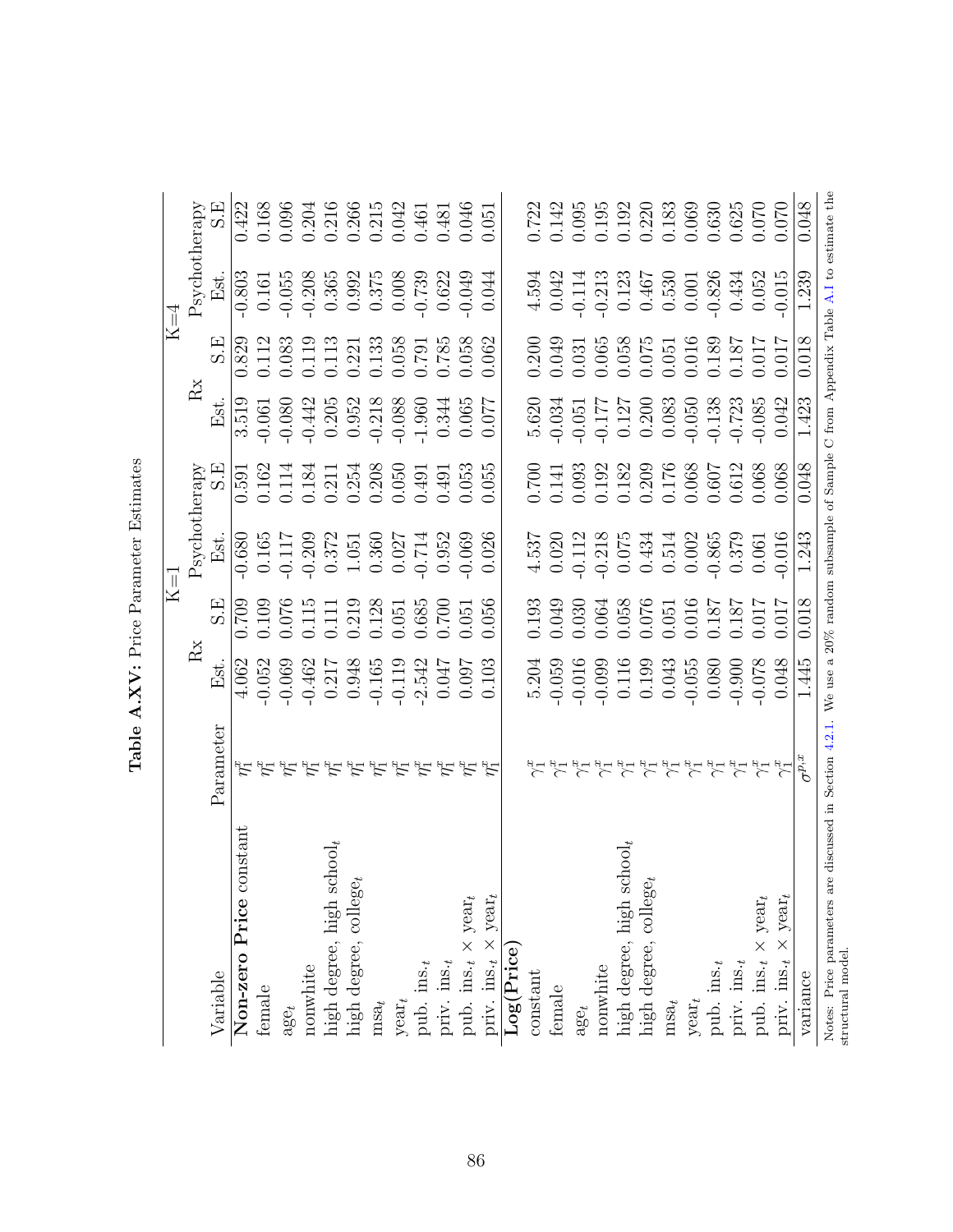**Table A.XV:** Price Parameter Estimates

| | | K=1 | | | | K=4 | | | |
|---|---|---|---|---|---|---|---|---|---|
| | | Rx | | Psychotherapy | | Rx | | Psychotherapy | |
| Variable | Parameter | Est. | S.E | Est. | S.E | Est. | S.E | Est. | S.E |
| **Non-zero Price** constant | $\eta_1^x$ | 4.062 | 0.709 | -0.680 | 0.591 | 3.519 | 0.829 | -0.803 | 0.422 |
| female | $\eta_1^x$ | -0.052 | 0.109 | 0.165 | 0.162 | -0.061 | 0.112 | 0.161 | 0.168 |
| $\text{age}_t$ | $\eta_1^x$ | -0.069 | 0.076 | -0.117 | 0.114 | -0.080 | 0.083 | -0.055 | 0.096 |
| nonwhite | $\eta_1^x$ | -0.462 | 0.115 | -0.209 | 0.184 | -0.442 | 0.119 | -0.208 | 0.204 |
| high degree, high $\text{school}_t$ | $\eta_1^x$ | 0.217 | 0.111 | 0.372 | 0.211 | 0.205 | 0.113 | 0.365 | 0.216 |
| high degree, $\text{college}_t$ | $\eta_1^x$ | 0.948 | 0.219 | 1.051 | 0.254 | 0.952 | 0.221 | 0.992 | 0.266 |
| $\text{msa}_t$ | $\eta_1^x$ | -0.165 | 0.128 | 0.360 | 0.208 | -0.218 | 0.133 | 0.375 | 0.215 |
| $\text{year}_t$ | $\eta_1^x$ | -0.119 | 0.051 | 0.027 | 0.050 | -0.088 | 0.058 | 0.008 | 0.042 |
| pub. $\text{ins.}_t$ | $\eta_1^x$ | -2.542 | 0.685 | -0.714 | 0.491 | -1.960 | 0.791 | -0.739 | 0.461 |
| priv. $\text{ins.}_t$ | $\eta_1^x$ | 0.047 | 0.700 | 0.952 | 0.491 | 0.344 | 0.785 | 0.622 | 0.481 |
| pub. $\text{ins.}_t$ × $\text{year}_t$ | $\eta_1^x$ | 0.097 | 0.051 | -0.069 | 0.053 | 0.065 | 0.058 | -0.049 | 0.046 |
| priv. $\text{ins.}_t$ × $\text{year}_t$ | $\eta_1^x$ | 0.103 | 0.056 | 0.026 | 0.055 | 0.077 | 0.062 | 0.044 | 0.051 |
| **Log(Price)** | | | | | | | | | |
| constant | $\gamma_1^x$ | 5.204 | 0.193 | 4.537 | 0.700 | 5.620 | 0.200 | 4.594 | 0.722 |
| female | $\gamma_1^x$ | -0.059 | 0.049 | 0.020 | 0.141 | -0.034 | 0.049 | 0.042 | 0.142 |
| $\text{age}_t$ | $\gamma_1^x$ | -0.016 | 0.030 | -0.112 | 0.093 | -0.051 | 0.031 | -0.114 | 0.095 |
| nonwhite | $\gamma_1^x$ | -0.099 | 0.064 | -0.218 | 0.192 | -0.177 | 0.065 | -0.213 | 0.195 |
| high degree, high $\text{school}_t$ | $\gamma_1^x$ | 0.116 | 0.058 | 0.075 | 0.182 | 0.127 | 0.058 | 0.123 | 0.192 |
| high degree, $\text{college}_t$ | $\gamma_1^x$ | 0.199 | 0.076 | 0.434 | 0.209 | 0.200 | 0.075 | 0.467 | 0.220 |
| $\text{msa}_t$ | $\gamma_1^x$ | 0.043 | 0.051 | 0.514 | 0.176 | 0.083 | 0.051 | 0.530 | 0.183 |
| $\text{year}_t$ | $\gamma_1^x$ | -0.055 | 0.016 | 0.002 | 0.068 | -0.050 | 0.016 | 0.001 | 0.069 |
| pub. $\text{ins.}_t$ | $\gamma_1^x$ | 0.080 | 0.187 | -0.865 | 0.607 | -0.138 | 0.189 | -0.826 | 0.630 |
| priv. $\text{ins.}_t$ | $\gamma_1^x$ | -0.900 | 0.187 | 0.379 | 0.612 | -0.723 | 0.187 | 0.434 | 0.625 |
| pub. $\text{ins.}_t$ × $\text{year}_t$ | $\gamma_1^x$ | -0.078 | 0.017 | 0.061 | 0.068 | -0.085 | 0.017 | 0.052 | 0.070 |
| priv. $\text{ins.}_t$ × $\text{year}_t$ | $\gamma_1^x$ | 0.048 | 0.017 | -0.016 | 0.068 | 0.042 | 0.017 | -0.015 | 0.070 |
| variance | $\sigma^{p,x}$ | 1.445 | 0.018 | 1.243 | 0.048 | 1.423 | 0.018 | 1.239 | 0.048 |

Notes: Price parameters are discussed in Section 4.2.1. We use a 20% random subsample of Sample C from Appendix Table A.I to estimate the structural model.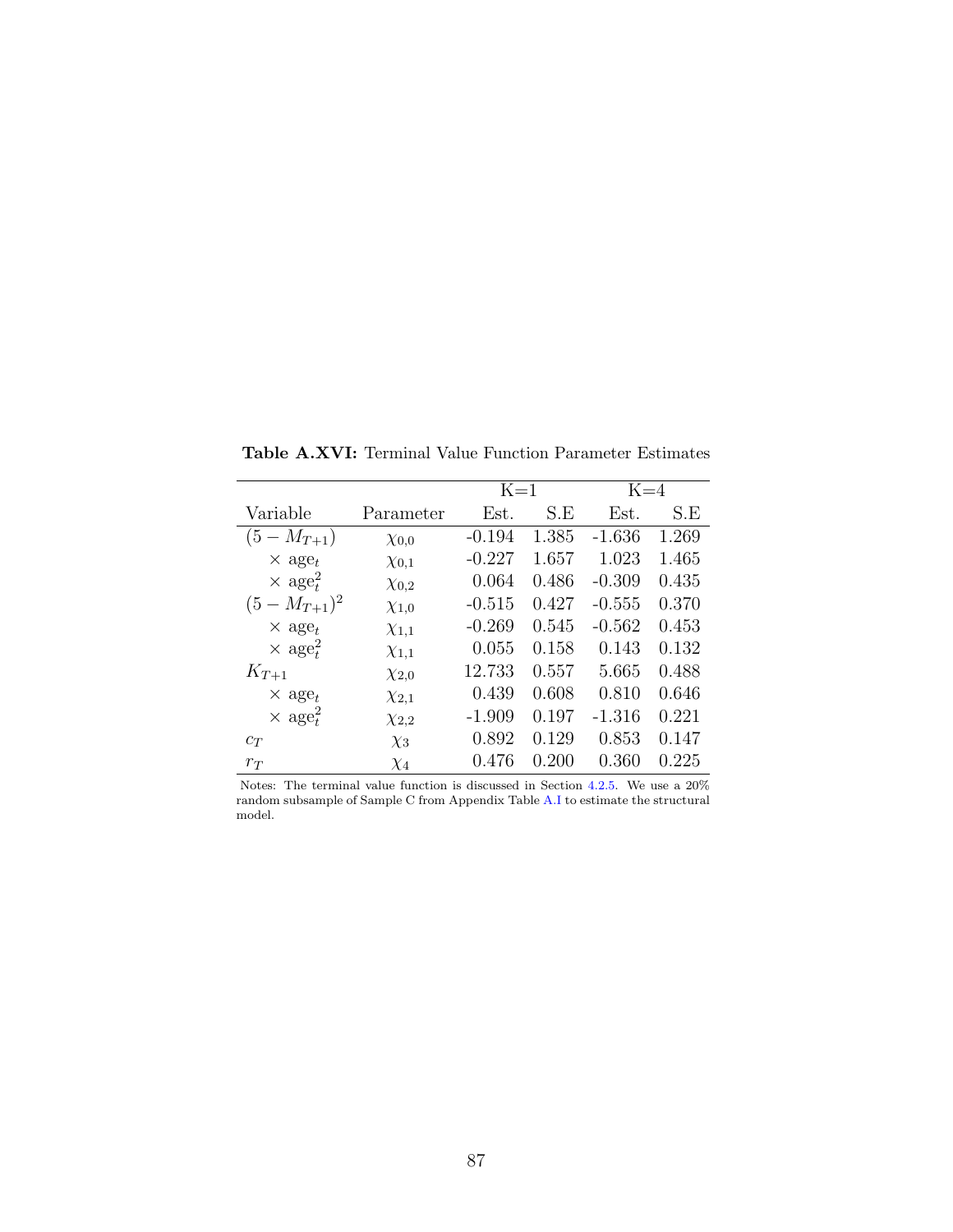**Table A.XVI:** Terminal Value Function Parameter Estimates

| | | K=1 | | K=4 | |
|---|---|---|---|---|---|
| Variable | Parameter | Est. | S.E | Est. | S.E |
| $(5 - M_{T+1})$ | $\chi_{0,0}$ | -0.194 | 1.385 | -1.636 | 1.269 |
| $\times$ age$_t$ | $\chi_{0,1}$ | -0.227 | 1.657 | 1.023 | 1.465 |
| $\times$ age$_t^2$ | $\chi_{0,2}$ | 0.064 | 0.486 | -0.309 | 0.435 |
| $(5 - M_{T+1})^2$ | $\chi_{1,0}$ | -0.515 | 0.427 | -0.555 | 0.370 |
| $\times$ age$_t$ | $\chi_{1,1}$ | -0.269 | 0.545 | -0.562 | 0.453 |
| $\times$ age$_t^2$ | $\chi_{1,1}$ | 0.055 | 0.158 | 0.143 | 0.132 |
| $K_{T+1}$ | $\chi_{2,0}$ | 12.733 | 0.557 | 5.665 | 0.488 |
| $\times$ age$_t$ | $\chi_{2,1}$ | 0.439 | 0.608 | 0.810 | 0.646 |
| $\times$ age$_t^2$ | $\chi_{2,2}$ | -1.909 | 0.197 | -1.316 | 0.221 |
| $c_T$ | $\chi_3$ | 0.892 | 0.129 | 0.853 | 0.147 |
| $r_T$ | $\chi_4$ | 0.476 | 0.200 | 0.360 | 0.225 |

Notes: The terminal value function is discussed in Section 4.2.5. We use a 20% random subsample of Sample C from Appendix Table A.I to estimate the structural model.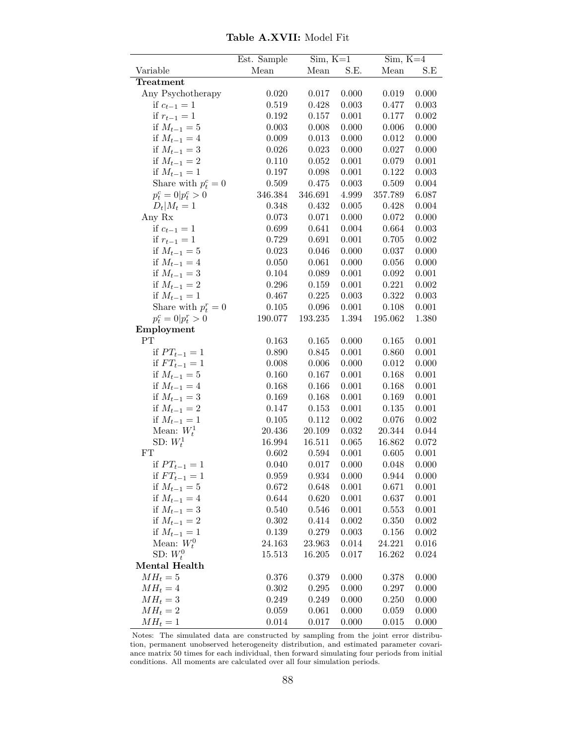**Table A.XVII:** Model Fit

| Variable | Est. Sample Mean | Sim, K=1 Mean | Sim, K=1 S.E. | Sim, K=4 Mean | Sim, K=4 S.E |
|---|---|---|---|---|---|
| **Treatment** | | | | | |
| Any Psychotherapy | 0.020 | 0.017 | 0.000 | 0.019 | 0.000 |
| if $c_{t-1} = 1$ | 0.519 | 0.428 | 0.003 | 0.477 | 0.003 |
| if $r_{t-1} = 1$ | 0.192 | 0.157 | 0.001 | 0.177 | 0.002 |
| if $M_{t-1} = 5$ | 0.003 | 0.008 | 0.000 | 0.006 | 0.000 |
| if $M_{t-1} = 4$ | 0.009 | 0.013 | 0.000 | 0.012 | 0.000 |
| if $M_{t-1} = 3$ | 0.026 | 0.023 | 0.000 | 0.027 | 0.000 |
| if $M_{t-1} = 2$ | 0.110 | 0.052 | 0.001 | 0.079 | 0.001 |
| if $M_{t-1} = 1$ | 0.197 | 0.098 | 0.001 | 0.122 | 0.003 |
| Share with $p^c_t = 0$ | 0.509 | 0.475 | 0.003 | 0.509 | 0.004 |
| $p^c_t = 0 \vert p^c_t > 0$ | 346.384 | 346.691 | 4.999 | 357.789 | 6.087 |
| $D_t \vert M_t = 1$ | 0.348 | 0.432 | 0.005 | 0.428 | 0.004 |
| Any Rx | 0.073 | 0.071 | 0.000 | 0.072 | 0.000 |
| if $c_{t-1} = 1$ | 0.699 | 0.641 | 0.004 | 0.664 | 0.003 |
| if $r_{t-1} = 1$ | 0.729 | 0.691 | 0.001 | 0.705 | 0.002 |
| if $M_{t-1} = 5$ | 0.023 | 0.046 | 0.000 | 0.037 | 0.000 |
| if $M_{t-1} = 4$ | 0.050 | 0.061 | 0.000 | 0.056 | 0.000 |
| if $M_{t-1} = 3$ | 0.104 | 0.089 | 0.001 | 0.092 | 0.001 |
| if $M_{t-1} = 2$ | 0.296 | 0.159 | 0.001 | 0.221 | 0.002 |
| if $M_{t-1} = 1$ | 0.467 | 0.225 | 0.003 | 0.322 | 0.003 |
| Share with $p^r_t = 0$ | 0.105 | 0.096 | 0.001 | 0.108 | 0.001 |
| $p^c_t = 0 \vert p^r_t > 0$ | 190.077 | 193.235 | 1.394 | 195.062 | 1.380 |
| **Employment** | | | | | |
| PT | 0.163 | 0.165 | 0.000 | 0.165 | 0.001 |
| if $PT_{t-1} = 1$ | 0.890 | 0.845 | 0.001 | 0.860 | 0.001 |
| if $FT_{t-1} = 1$ | 0.008 | 0.006 | 0.000 | 0.012 | 0.000 |
| if $M_{t-1} = 5$ | 0.160 | 0.167 | 0.001 | 0.168 | 0.001 |
| if $M_{t-1} = 4$ | 0.168 | 0.166 | 0.001 | 0.168 | 0.001 |
| if $M_{t-1} = 3$ | 0.169 | 0.168 | 0.001 | 0.169 | 0.001 |
| if $M_{t-1} = 2$ | 0.147 | 0.153 | 0.001 | 0.135 | 0.001 |
| if $M_{t-1} = 1$ | 0.105 | 0.112 | 0.002 | 0.076 | 0.002 |
| Mean: $W^1_t$ | 20.436 | 20.109 | 0.032 | 20.344 | 0.044 |
| SD: $W^1_t$ | 16.994 | 16.511 | 0.065 | 16.862 | 0.072 |
| FT | 0.602 | 0.594 | 0.001 | 0.605 | 0.001 |
| if $PT_{t-1} = 1$ | 0.040 | 0.017 | 0.000 | 0.048 | 0.000 |
| if $FT_{t-1} = 1$ | 0.959 | 0.934 | 0.000 | 0.944 | 0.000 |
| if $M_{t-1} = 5$ | 0.672 | 0.648 | 0.001 | 0.671 | 0.001 |
| if $M_{t-1} = 4$ | 0.644 | 0.620 | 0.001 | 0.637 | 0.001 |
| if $M_{t-1} = 3$ | 0.540 | 0.546 | 0.001 | 0.553 | 0.001 |
| if $M_{t-1} = 2$ | 0.302 | 0.414 | 0.002 | 0.350 | 0.002 |
| if $M_{t-1} = 1$ | 0.139 | 0.279 | 0.003 | 0.156 | 0.002 |
| Mean: $W^0_t$ | 24.163 | 23.963 | 0.014 | 24.221 | 0.016 |
| SD: $W^0_t$ | 15.513 | 16.205 | 0.017 | 16.262 | 0.024 |
| **Mental Health** | | | | | |
| $MH_t = 5$ | 0.376 | 0.379 | 0.000 | 0.378 | 0.000 |
| $MH_t = 4$ | 0.302 | 0.295 | 0.000 | 0.297 | 0.000 |
| $MH_t = 3$ | 0.249 | 0.249 | 0.000 | 0.250 | 0.000 |
| $MH_t = 2$ | 0.059 | 0.061 | 0.000 | 0.059 | 0.000 |
| $MH_t = 1$ | 0.014 | 0.017 | 0.000 | 0.015 | 0.000 |

Notes: The simulated data are constructed by sampling from the joint error distribution, permanent unobserved heterogeneity distribution, and estimated parameter covariance matrix 50 times for each individual, then forward simulating four periods from initial conditions. All moments are calculated over all four simulation periods.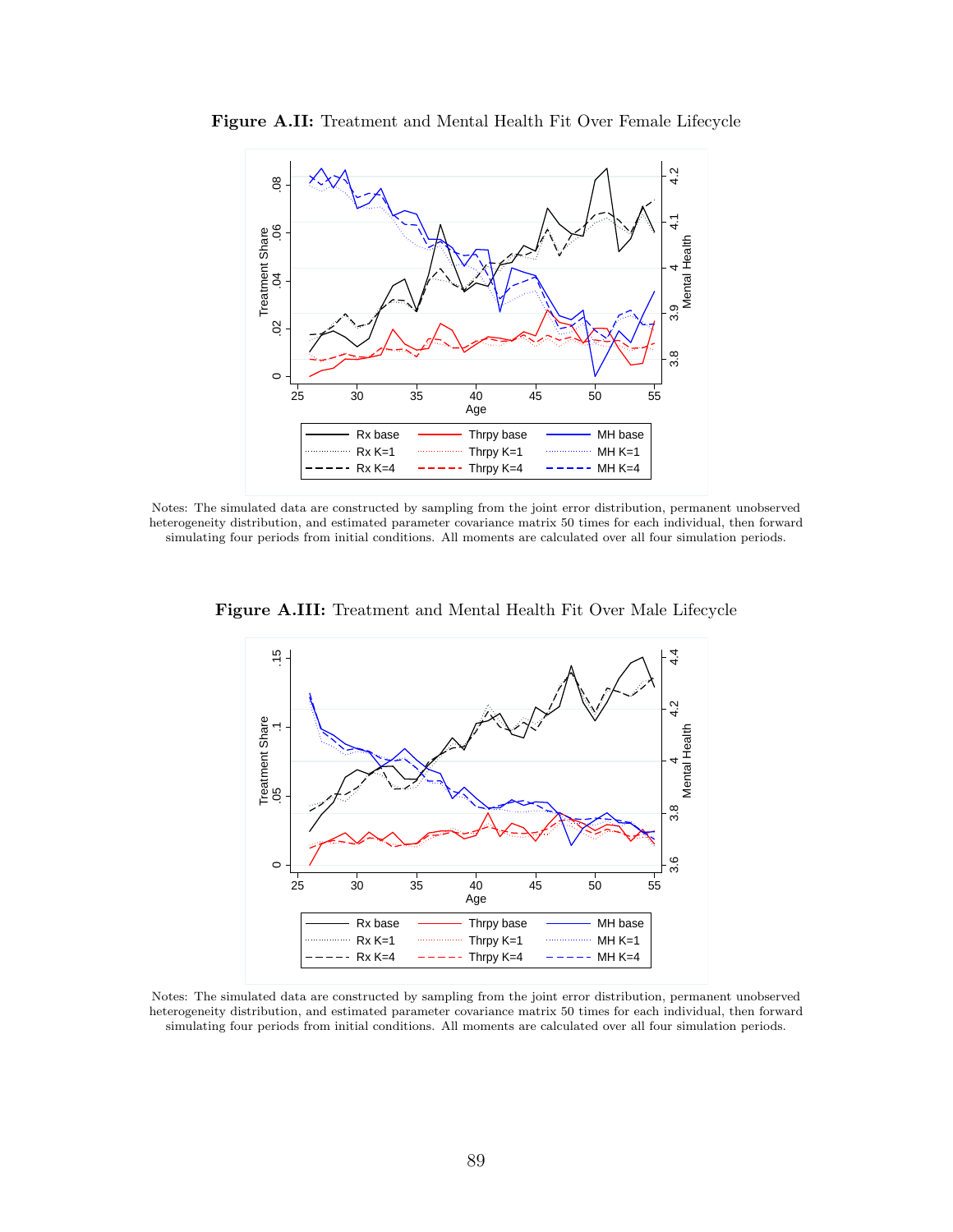**Figure A.II:** Treatment and Mental Health Fit Over Female Lifecycle

Notes: The simulated data are constructed by sampling from the joint error distribution, permanent unobserved heterogeneity distribution, and estimated parameter covariance matrix 50 times for each individual, then forward simulating four periods from initial conditions. All moments are calculated over all four simulation periods.

**Figure A.III:** Treatment and Mental Health Fit Over Male Lifecycle

Notes: The simulated data are constructed by sampling from the joint error distribution, permanent unobserved heterogeneity distribution, and estimated parameter covariance matrix 50 times for each individual, then forward simulating four periods from initial conditions. All moments are calculated over all four simulation periods.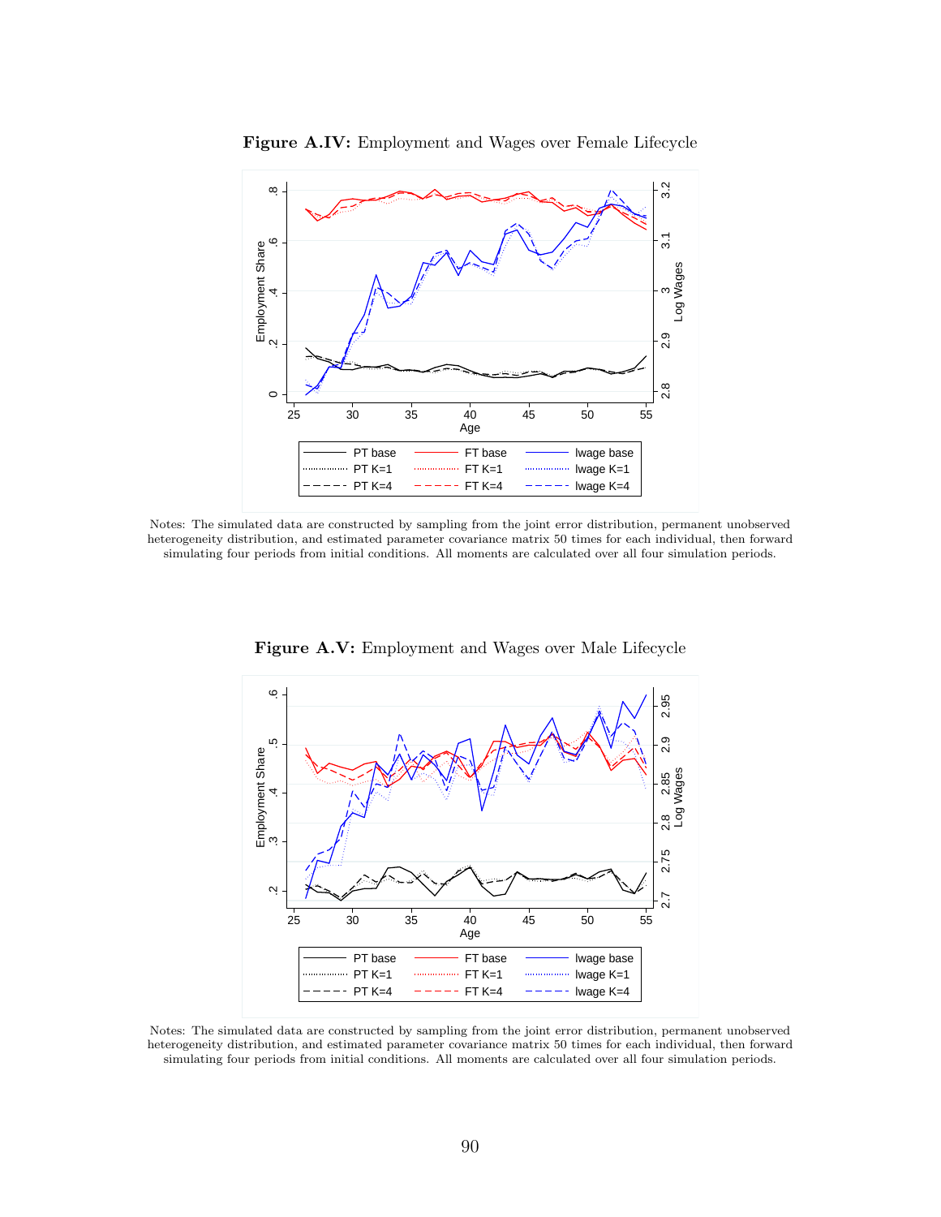**Figure A.IV:** Employment and Wages over Female Lifecycle

Notes: The simulated data are constructed by sampling from the joint error distribution, permanent unobserved heterogeneity distribution, and estimated parameter covariance matrix 50 times for each individual, then forward simulating four periods from initial conditions. All moments are calculated over all four simulation periods.

**Figure A.V:** Employment and Wages over Male Lifecycle

Notes: The simulated data are constructed by sampling from the joint error distribution, permanent unobserved heterogeneity distribution, and estimated parameter covariance matrix 50 times for each individual, then forward simulating four periods from initial conditions. All moments are calculated over all four simulation periods.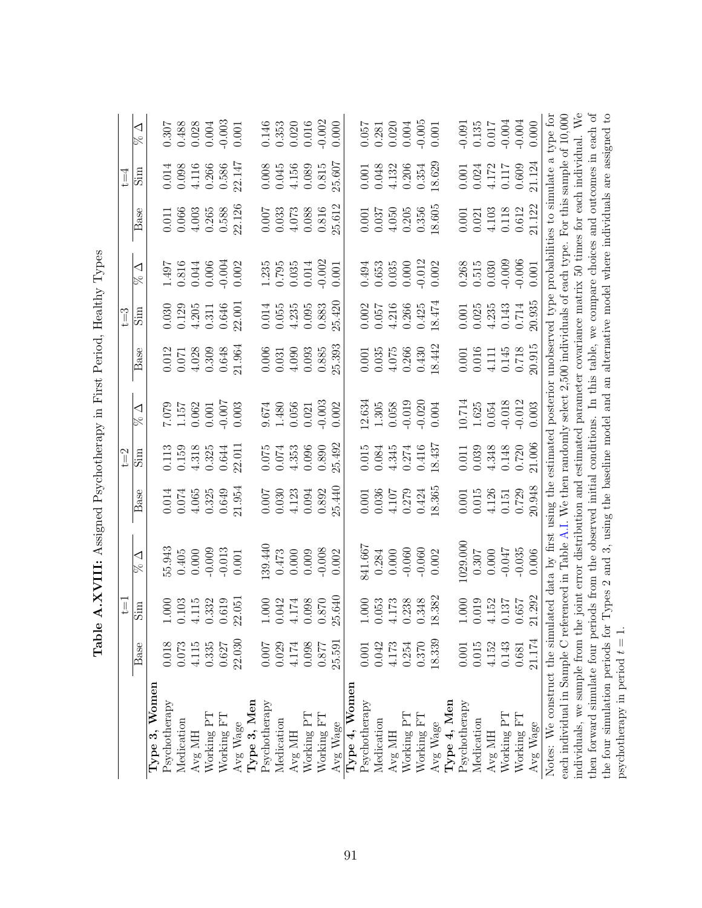**Table A.XVIII:** Assigned Psychotherapy in First Period, Healthy Types

| | t=1 | | | t=2 | | | t=3 | | | t=4 | | |
|---|---|---|---|---|---|---|---|---|---|---|---|---|
| | Base | Sim | % Δ | Base | Sim | % Δ | Base | Sim | % Δ | Base | Sim | % Δ |
| **Type 3, Women** | | | | | | | | | | | | |
| Psychotherapy | 0.018 | 1.000 | 55.943 | 0.014 | 0.113 | 7.079 | 0.012 | 0.030 | 1.497 | 0.011 | 0.014 | 0.307 |
| Medication | 0.073 | 0.103 | 0.405 | 0.074 | 0.159 | 1.157 | 0.071 | 0.129 | 0.816 | 0.066 | 0.098 | 0.488 |
| Avg MH | 4.115 | 4.115 | 0.000 | 4.065 | 4.318 | 0.062 | 4.028 | 4.205 | 0.044 | 4.003 | 4.116 | 0.028 |
| Working PT | 0.335 | 0.332 | -0.009 | 0.325 | 0.325 | 0.001 | 0.309 | 0.311 | 0.006 | 0.265 | 0.266 | 0.004 |
| Working FT | 0.627 | 0.619 | -0.013 | 0.649 | 0.644 | -0.007 | 0.648 | 0.646 | -0.004 | 0.588 | 0.586 | -0.003 |
| Avg Wage | 22.030 | 22.051 | 0.001 | 21.954 | 22.011 | 0.003 | 21.964 | 22.001 | 0.002 | 22.126 | 22.147 | 0.001 |
| **Type 3, Men** | | | | | | | | | | | | |
| Psychotherapy | 0.007 | 1.000 | 139.440 | 0.007 | 0.075 | 9.674 | 0.006 | 0.014 | 1.235 | 0.007 | 0.008 | 0.146 |
| Medication | 0.029 | 0.042 | 0.473 | 0.030 | 0.074 | 1.480 | 0.031 | 0.055 | 0.795 | 0.033 | 0.045 | 0.353 |
| Avg MH | 4.174 | 4.174 | 0.000 | 4.123 | 4.353 | 0.056 | 4.090 | 4.235 | 0.035 | 4.073 | 4.156 | 0.020 |
| Working PT | 0.098 | 0.098 | 0.009 | 0.094 | 0.096 | 0.021 | 0.093 | 0.095 | 0.014 | 0.088 | 0.089 | 0.016 |
| Working FT | 0.877 | 0.870 | -0.008 | 0.892 | 0.890 | -0.003 | 0.885 | 0.883 | -0.002 | 0.816 | 0.815 | -0.002 |
| Avg Wage | 25.591 | 25.640 | 0.002 | 25.440 | 25.492 | 0.002 | 25.393 | 25.420 | 0.001 | 25.612 | 25.607 | 0.000 |
| **Type 4, Women** | | | | | | | | | | | | |
| Psychotherapy | 0.001 | 1.000 | 841.667 | 0.001 | 0.015 | 12.634 | 0.001 | 0.002 | 0.494 | 0.001 | 0.001 | 0.057 |
| Medication | 0.042 | 0.053 | 0.284 | 0.036 | 0.084 | 1.305 | 0.035 | 0.057 | 0.653 | 0.037 | 0.048 | 0.281 |
| Avg MH | 4.173 | 4.173 | 0.000 | 4.107 | 4.345 | 0.058 | 4.075 | 4.216 | 0.035 | 4.050 | 4.132 | 0.020 |
| Working PT | 0.254 | 0.238 | -0.060 | 0.279 | 0.274 | -0.019 | 0.266 | 0.266 | 0.000 | 0.205 | 0.206 | 0.004 |
| Working FT | 0.370 | 0.348 | -0.060 | 0.424 | 0.416 | -0.020 | 0.430 | 0.425 | -0.012 | 0.356 | 0.354 | -0.005 |
| Avg Wage | 18.339 | 18.382 | 0.002 | 18.365 | 18.437 | 0.004 | 18.442 | 18.474 | 0.002 | 18.605 | 18.629 | 0.001 |
| **Type 4, Men** | | | | | | | | | | | | |
| Psychotherapy | 0.001 | 1.000 | 1029.000 | 0.001 | 0.011 | 10.714 | 0.001 | 0.001 | 0.268 | 0.001 | 0.001 | -0.091 |
| Medication | 0.015 | 0.019 | 0.307 | 0.015 | 0.039 | 1.625 | 0.016 | 0.025 | 0.515 | 0.021 | 0.024 | 0.135 |
| Avg MH | 4.152 | 4.152 | 0.000 | 4.126 | 4.348 | 0.054 | 4.111 | 4.235 | 0.030 | 4.103 | 4.172 | 0.017 |
| Working PT | 0.143 | 0.137 | -0.047 | 0.151 | 0.148 | -0.018 | 0.145 | 0.143 | -0.009 | 0.118 | 0.117 | -0.004 |
| Working FT | 0.681 | 0.657 | -0.035 | 0.729 | 0.720 | -0.012 | 0.718 | 0.714 | -0.006 | 0.612 | 0.609 | -0.004 |
| Avg Wage | 21.174 | 21.292 | 0.006 | 20.948 | 21.006 | 0.003 | 20.915 | 20.935 | 0.001 | 21.122 | 21.124 | 0.000 |

Notes: We construct the simulated data by first using the estimated posterior unobserved type probabilities to simulate a type for each individual in Sample C referenced in Table A.I. We then randomly select 2,500 individuals of each type. For this sample of 10,000 individuals, we sample from the joint error distribution and estimated parameter covariance matrix 50 times for each individual. We then forward simulate four periods from the observed initial conditions. In this table, we compare choices and outcomes in each of the four simulation periods for Types 2 and 3, using the baseline model and an alternative model where individuals are assigned to psychotherapy in period $t = 1$.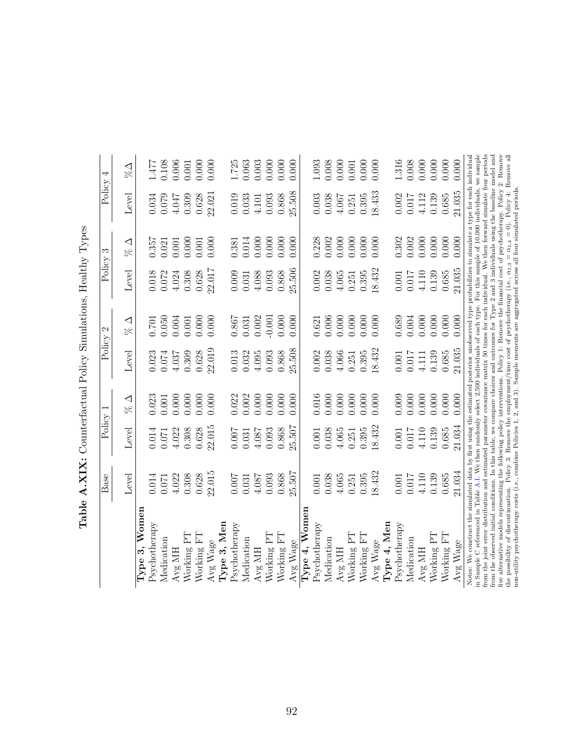**Table A.XIX:** Counterfactual Policy Simulations, Healthy Types

| | Base | Policy 1 | | Policy 2 | | Policy 3 | | Policy 4 | |
|---|---|---|---|---|---|---|---|---|---|
| | Level | Level | % $\Delta$ | Level | % $\Delta$ | Level | % $\Delta$ | Level | % $\Delta$ |
| **Type 3, Women** | | | | | | | | | |
| Psychotherapy | 0.014 | 0.014 | 0.023 | 0.023 | 0.701 | 0.018 | 0.357 | 0.034 | 1.477 |
| Medication | 0.071 | 0.071 | 0.001 | 0.074 | 0.050 | 0.072 | 0.021 | 0.079 | 0.108 |
| Avg MH | 4.022 | 4.022 | 0.000 | 4.037 | 0.004 | 4.024 | 0.001 | 4.047 | 0.006 |
| Working PT | 0.308 | 0.308 | 0.000 | 0.309 | 0.001 | 0.308 | 0.000 | 0.309 | 0.001 |
| Working FT | 0.628 | 0.628 | 0.000 | 0.628 | 0.000 | 0.628 | 0.001 | 0.628 | 0.000 |
| Avg Wage | 22.015 | 22.015 | 0.000 | 22.019 | 0.000 | 22.017 | 0.000 | 22.021 | 0.000 |
| **Type 3, Men** | | | | | | | | | |
| Psychotherapy | 0.007 | 0.007 | 0.022 | 0.013 | 0.867 | 0.009 | 0.381 | 0.019 | 1.725 |
| Medication | 0.031 | 0.031 | 0.002 | 0.032 | 0.031 | 0.031 | 0.014 | 0.033 | 0.063 |
| Avg MH | 4.087 | 4.087 | 0.000 | 4.095 | 0.002 | 4.088 | 0.000 | 4.101 | 0.003 |
| Working PT | 0.093 | 0.093 | 0.000 | 0.093 | -0.001 | 0.093 | 0.000 | 0.093 | 0.000 |
| Working FT | 0.868 | 0.868 | 0.000 | 0.868 | 0.000 | 0.868 | 0.000 | 0.868 | 0.000 |
| Avg Wage | 25.507 | 25.507 | 0.000 | 25.508 | 0.000 | 25.506 | 0.000 | 25.508 | 0.000 |
| **Type 4, Women** | | | | | | | | | |
| Psychotherapy | 0.001 | 0.001 | 0.016 | 0.002 | 0.621 | 0.002 | 0.228 | 0.003 | 1.093 |
| Medication | 0.038 | 0.038 | 0.000 | 0.038 | 0.006 | 0.038 | 0.002 | 0.038 | 0.008 |
| Avg MH | 4.065 | 4.065 | 0.000 | 4.066 | 0.000 | 4.065 | 0.000 | 4.067 | 0.000 |
| Working PT | 0.251 | 0.251 | 0.000 | 0.251 | 0.000 | 0.251 | 0.000 | 0.251 | 0.001 |
| Working FT | 0.395 | 0.395 | 0.000 | 0.395 | 0.000 | 0.395 | 0.000 | 0.395 | 0.000 |
| Avg Wage | 18.432 | 18.432 | 0.000 | 18.432 | 0.000 | 18.432 | 0.000 | 18.433 | 0.000 |
| **Type 4, Men** | | | | | | | | | |
| Psychotherapy | 0.001 | 0.001 | 0.009 | 0.001 | 0.689 | 0.001 | 0.302 | 0.002 | 1.316 |
| Medication | 0.017 | 0.017 | 0.000 | 0.017 | 0.004 | 0.017 | 0.002 | 0.017 | 0.008 |
| Avg MH | 4.110 | 4.110 | 0.000 | 4.111 | 0.000 | 4.110 | 0.000 | 4.112 | 0.000 |
| Working PT | 0.139 | 0.139 | 0.000 | 0.139 | 0.000 | 0.139 | 0.000 | 0.139 | 0.000 |
| Working FT | 0.685 | 0.685 | 0.000 | 0.685 | 0.000 | 0.685 | 0.000 | 0.685 | 0.000 |
| Avg Wage | 21.034 | 21.034 | 0.000 | 21.035 | 0.000 | 21.035 | 0.000 | 21.035 | 0.000 |

Notes: We construct the simulated data by first using the estimated posterior unobserved type probabilities to simulate a type for each individual in Sample C referenced in Table A.1. We then randomly select 2,500 individuals of each type. For this sample of 10,000 individuals, we sample from the joint error distribution and estimated parameter covariance matrix 50 times for each individual. We then forward simulate four periods from the observed initial conditions. In this table, we compare choices and outcomes for Type 2 and 3 individuals using the baseline model and five alternative models representing the following policy interventions. Policy 1: Remove the financial cost of psychotherapy. Policy 2: Remove the possibility of discontinuation. Policy 3: Remove the employment/time cost of psychotherapy (i.e., $\alpha_{1,3} = \alpha_{1,4} = 0$). Policy 4: Remove all non-utility psychotherapy costs (i.e., combine Policies 1, 2, and 3). Sample moments are aggregated across all four simulated periods.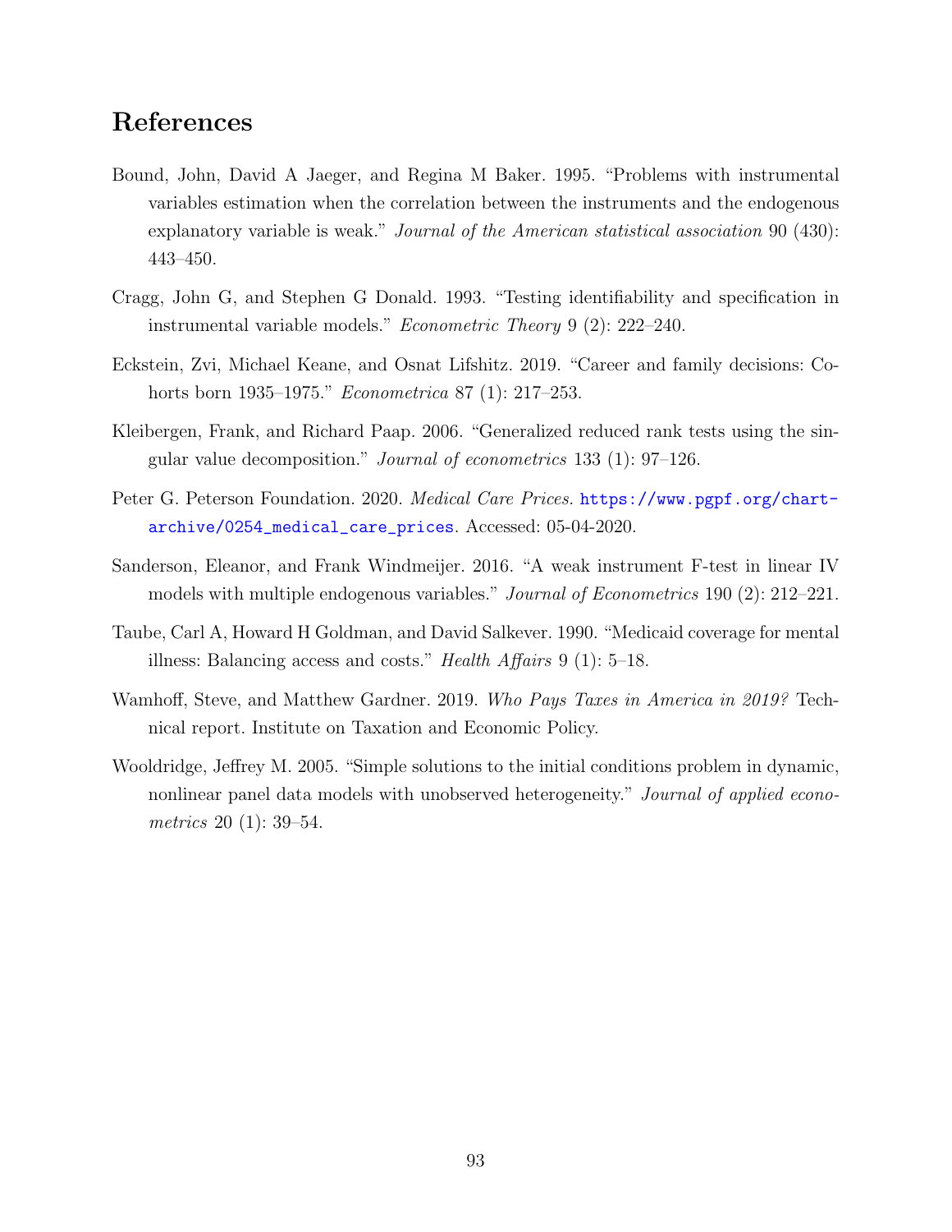# References

Bound, John, David A Jaeger, and Regina M Baker. 1995. "Problems with instrumental variables estimation when the correlation between the instruments and the endogenous explanatory variable is weak." *Journal of the American statistical association* 90 (430): 443–450.

Cragg, John G, and Stephen G Donald. 1993. "Testing identifiability and specification in instrumental variable models." *Econometric Theory* 9 (2): 222–240.

Eckstein, Zvi, Michael Keane, and Osnat Lifshitz. 2019. "Career and family decisions: Cohorts born 1935–1975." *Econometrica* 87 (1): 217–253.

Kleibergen, Frank, and Richard Paap. 2006. "Generalized reduced rank tests using the singular value decomposition." *Journal of econometrics* 133 (1): 97–126.

Peter G. Peterson Foundation. 2020. *Medical Care Prices.* https://www.pgpf.org/chart-archive/0254_medical_care_prices. Accessed: 05-04-2020.

Sanderson, Eleanor, and Frank Windmeijer. 2016. "A weak instrument F-test in linear IV models with multiple endogenous variables." *Journal of Econometrics* 190 (2): 212–221.

Taube, Carl A, Howard H Goldman, and David Salkever. 1990. "Medicaid coverage for mental illness: Balancing access and costs." *Health Affairs* 9 (1): 5–18.

Wamhoff, Steve, and Matthew Gardner. 2019. *Who Pays Taxes in America in 2019?* Technical report. Institute on Taxation and Economic Policy.

Wooldridge, Jeffrey M. 2005. "Simple solutions to the initial conditions problem in dynamic, nonlinear panel data models with unobserved heterogeneity." *Journal of applied econometrics* 20 (1): 39–54.